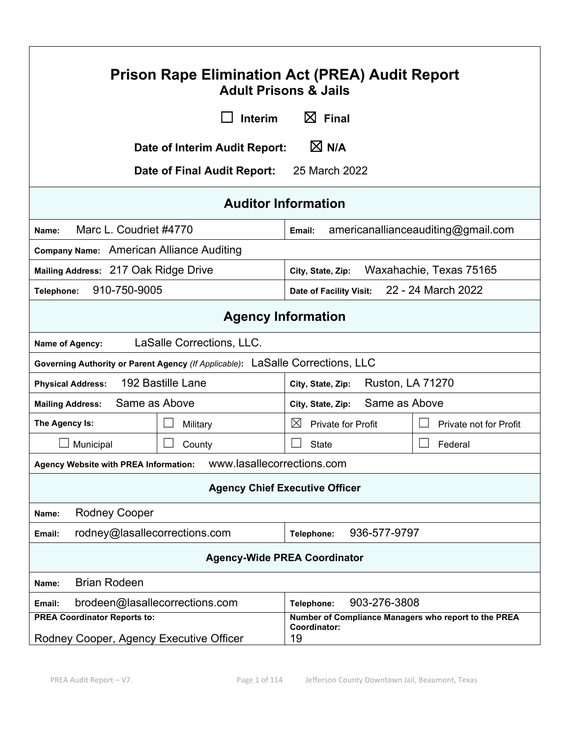# Prison Rape Elimination Act (PREA) Audit Report

## Adult Prisons & Jails

☐ Interim ☒ Final

**Date of Interim Audit Report:** ☒ N/A

**Date of Final Audit Report:** 25 March 2022

## Auditor Information

| | |
|---|---|
| **Name:** Marc L. Coudriet #4770 | **Email:** americanallianceauditing@gmail.com |
| **Company Name:** American Alliance Auditing | |
| **Mailing Address:** 217 Oak Ridge Drive | **City, State, Zip:** Waxahachie, Texas 75165 |
| **Telephone:** 910-750-9005 | **Date of Facility Visit:** 22 - 24 March 2022 |

## Agency Information

| | | | |
|---|---|---|---|
| **Name of Agency:** LaSalle Corrections, LLC. | | | |
| **Governing Authority or Parent Agency** *(If Applicable)*: LaSalle Corrections, LLC | | | |
| **Physical Address:** 192 Bastille Lane | | **City, State, Zip:** Ruston, LA 71270 | |
| **Mailing Address:** Same as Above | | **City, State, Zip:** Same as Above | |
| **The Agency Is:** | ☐ Military | ☒ Private for Profit | ☐ Private not for Profit |
| ☐ Municipal | ☐ County | ☐ State | ☐ Federal |
| **Agency Website with PREA Information:** www.lasallecorrections.com | | | |

### Agency Chief Executive Officer

| | |
|---|---|
| **Name:** Rodney Cooper | |
| **Email:** rodney@lasallecorrections.com | **Telephone:** 936-577-9797 |

### Agency-Wide PREA Coordinator

| | |
|---|---|
| **Name:** Brian Rodeen | |
| **Email:** brodeen@lasallecorrections.com | **Telephone:** 903-276-3808 |
| **PREA Coordinator Reports to:** Rodney Cooper, Agency Executive Officer | **Number of Compliance Managers who report to the PREA Coordinator:** 19 |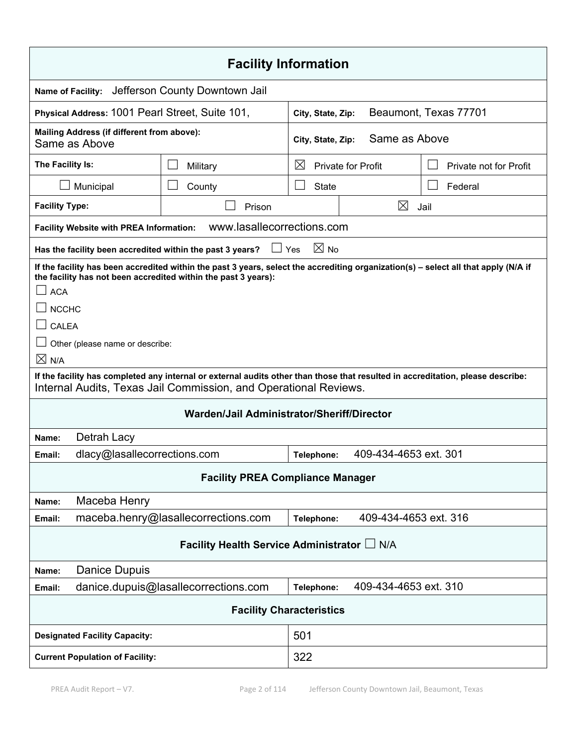## Facility Information

| | | | |
|---|---|---|---|
| **Name of Facility:** Jefferson County Downtown Jail | | | |
| **Physical Address:** 1001 Pearl Street, Suite 101, | | **City, State, Zip:** Beaumont, Texas 77701 | |
| **Mailing Address (if different from above):** Same as Above | | **City, State, Zip:** Same as Above | |
| **The Facility Is:** | ☐ Military | ☒ Private for Profit | ☐ Private not for Profit |
| ☐ Municipal | ☐ County | ☐ State | ☐ Federal |
| **Facility Type:** | ☐ Prison | ☒ Jail | |
| **Facility Website with PREA Information:** www.lasallecorrections.com | | | |
| **Has the facility been accredited within the past 3 years?** ☐ Yes ☒ No | | | |

**If the facility has been accredited within the past 3 years, select the accrediting organization(s) – select all that apply (N/A if the facility has not been accredited within the past 3 years):**

- ☐ ACA
- ☐ NCCHC
- ☐ CALEA
- ☐ Other (please name or describe:
- ☒ N/A

**If the facility has completed any internal or external audits other than those that resulted in accreditation, please describe:**
Internal Audits, Texas Jail Commission, and Operational Reviews.

### Warden/Jail Administrator/Sheriff/Director

| | | | |
|---|---|---|---|
| **Name:** | Detrah Lacy | | |
| **Email:** | dlacy@lasallecorrections.com | **Telephone:** | 409-434-4653 ext. 301 |

### Facility PREA Compliance Manager

| | | | |
|---|---|---|---|
| **Name:** | Maceba Henry | | |
| **Email:** | maceba.henry@lasallecorrections.com | **Telephone:** | 409-434-4653 ext. 316 |

### Facility Health Service Administrator ☐ N/A

| | | | |
|---|---|---|---|
| **Name:** | Danice Dupuis | | |
| **Email:** | danice.dupuis@lasallecorrections.com | **Telephone:** | 409-434-4653 ext. 310 |

### Facility Characteristics

| | |
|---|---|
| **Designated Facility Capacity:** | 501 |
| **Current Population of Facility:** | 322 |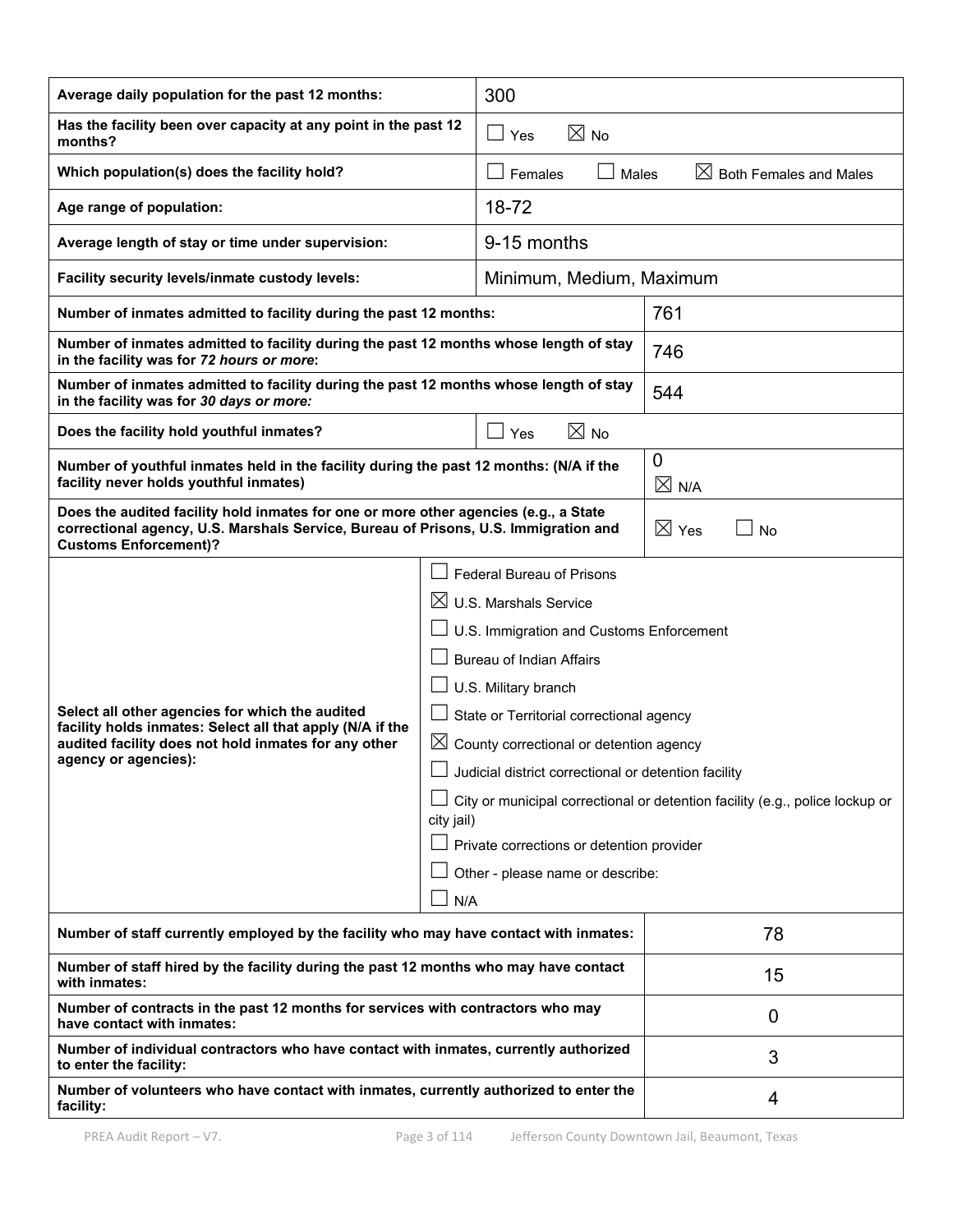| | |
|---|---|
| **Average daily population for the past 12 months:** | 300 |
| **Has the facility been over capacity at any point in the past 12 months?** | ☐ Yes ☒ No |
| **Which population(s) does the facility hold?** | ☐ Females ☐ Males ☒ Both Females and Males |
| **Age range of population:** | 18-72 |
| **Average length of stay or time under supervision:** | 9-15 months |
| **Facility security levels/inmate custody levels:** | Minimum, Medium, Maximum |
| **Number of inmates admitted to facility during the past 12 months:** | 761 |
| **Number of inmates admitted to facility during the past 12 months whose length of stay in the facility was for *72 hours or more*:** | 746 |
| **Number of inmates admitted to facility during the past 12 months whose length of stay in the facility was for *30 days or more:*** | 544 |
| **Does the facility hold youthful inmates?** | ☐ Yes ☒ No |
| **Number of youthful inmates held in the facility during the past 12 months: (N/A if the facility never holds youthful inmates)** | 0 ☒ N/A |
| **Does the audited facility hold inmates for one or more other agencies (e.g., a State correctional agency, U.S. Marshals Service, Bureau of Prisons, U.S. Immigration and Customs Enforcement)?** | ☒ Yes ☐ No |
| **Select all other agencies for which the audited facility holds inmates: Select all that apply (N/A if the audited facility does not hold inmates for any other agency or agencies):** | ☐ Federal Bureau of Prisons<br>☒ U.S. Marshals Service<br>☐ U.S. Immigration and Customs Enforcement<br>☐ Bureau of Indian Affairs<br>☐ U.S. Military branch<br>☐ State or Territorial correctional agency<br>☒ County correctional or detention agency<br>☐ Judicial district correctional or detention facility<br>☐ City or municipal correctional or detention facility (e.g., police lockup or city jail)<br>☐ Private corrections or detention provider<br>☐ Other - please name or describe:<br>☐ N/A |
| **Number of staff currently employed by the facility who may have contact with inmates:** | 78 |
| **Number of staff hired by the facility during the past 12 months who may have contact with inmates:** | 15 |
| **Number of contracts in the past 12 months for services with contractors who may have contact with inmates:** | 0 |
| **Number of individual contractors who have contact with inmates, currently authorized to enter the facility:** | 3 |
| **Number of volunteers who have contact with inmates, currently authorized to enter the facility:** | 4 |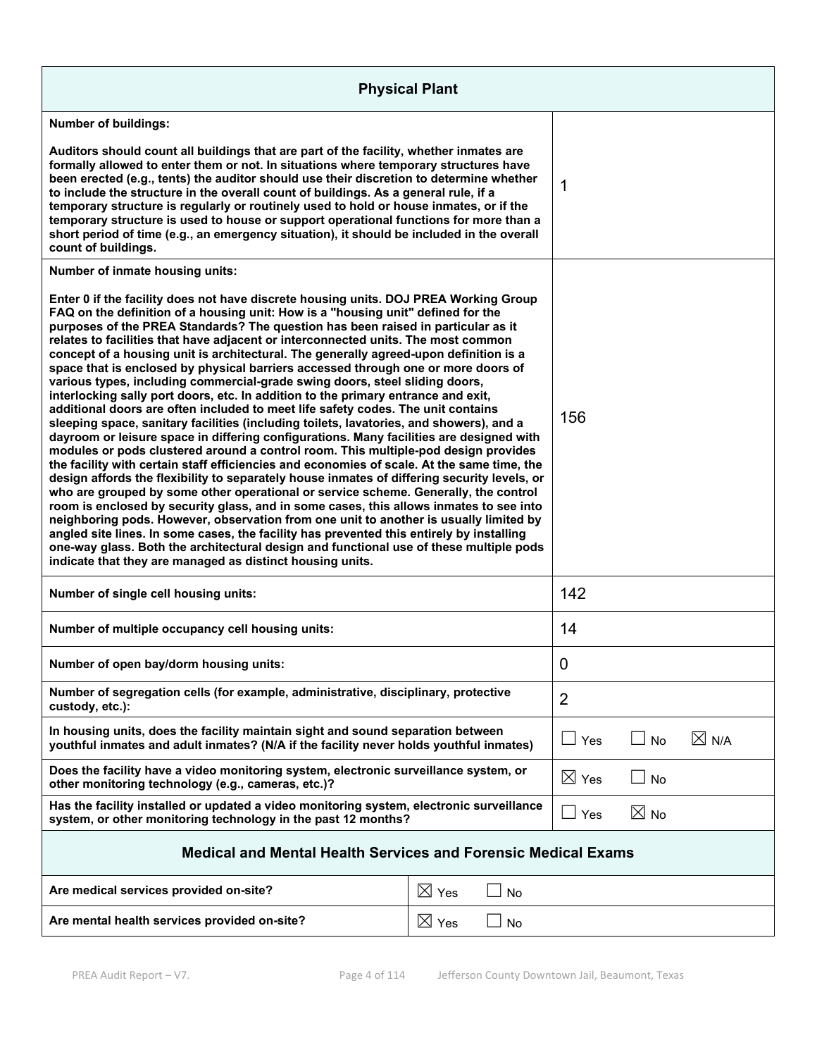## Physical Plant

| Field | Response |
|---|---|
| **Number of buildings:**<br><br>**Auditors should count all buildings that are part of the facility, whether inmates are formally allowed to enter them or not. In situations where temporary structures have been erected (e.g., tents) the auditor should use their discretion to determine whether to include the structure in the overall count of buildings. As a general rule, if a temporary structure is regularly or routinely used to hold or house inmates, or if the temporary structure is used to house or support operational functions for more than a short period of time (e.g., an emergency situation), it should be included in the overall count of buildings.** | 1 |
| **Number of inmate housing units:**<br><br>**Enter 0 if the facility does not have discrete housing units. DOJ PREA Working Group FAQ on the definition of a housing unit: How is a "housing unit" defined for the purposes of the PREA Standards? The question has been raised in particular as it relates to facilities that have adjacent or interconnected units. The most common concept of a housing unit is architectural. The generally agreed-upon definition is a space that is enclosed by physical barriers accessed through one or more doors of various types, including commercial-grade swing doors, steel sliding doors, interlocking sally port doors, etc. In addition to the primary entrance and exit, additional doors are often included to meet life safety codes. The unit contains sleeping space, sanitary facilities (including toilets, lavatories, and showers), and a dayroom or leisure space in differing configurations. Many facilities are designed with modules or pods clustered around a control room. This multiple-pod design provides the facility with certain staff efficiencies and economies of scale. At the same time, the design affords the flexibility to separately house inmates of differing security levels, or who are grouped by some other operational or service scheme. Generally, the control room is enclosed by security glass, and in some cases, this allows inmates to see into neighboring pods. However, observation from one unit to another is usually limited by angled site lines. In some cases, the facility has prevented this entirely by installing one-way glass. Both the architectural design and functional use of these multiple pods indicate that they are managed as distinct housing units.** | 156 |
| **Number of single cell housing units:** | 142 |
| **Number of multiple occupancy cell housing units:** | 14 |
| **Number of open bay/dorm housing units:** | 0 |
| **Number of segregation cells (for example, administrative, disciplinary, protective custody, etc.):** | 2 |
| **In housing units, does the facility maintain sight and sound separation between youthful inmates and adult inmates? (N/A if the facility never holds youthful inmates)** | ☐ Yes ☐ No ☒ N/A |
| **Does the facility have a video monitoring system, electronic surveillance system, or other monitoring technology (e.g., cameras, etc.)?** | ☒ Yes ☐ No |
| **Has the facility installed or updated a video monitoring system, electronic surveillance system, or other monitoring technology in the past 12 months?** | ☐ Yes ☒ No |

## Medical and Mental Health Services and Forensic Medical Exams

| Field | Response |
|---|---|
| **Are medical services provided on-site?** | ☒ Yes ☐ No |
| **Are mental health services provided on-site?** | ☒ Yes ☐ No |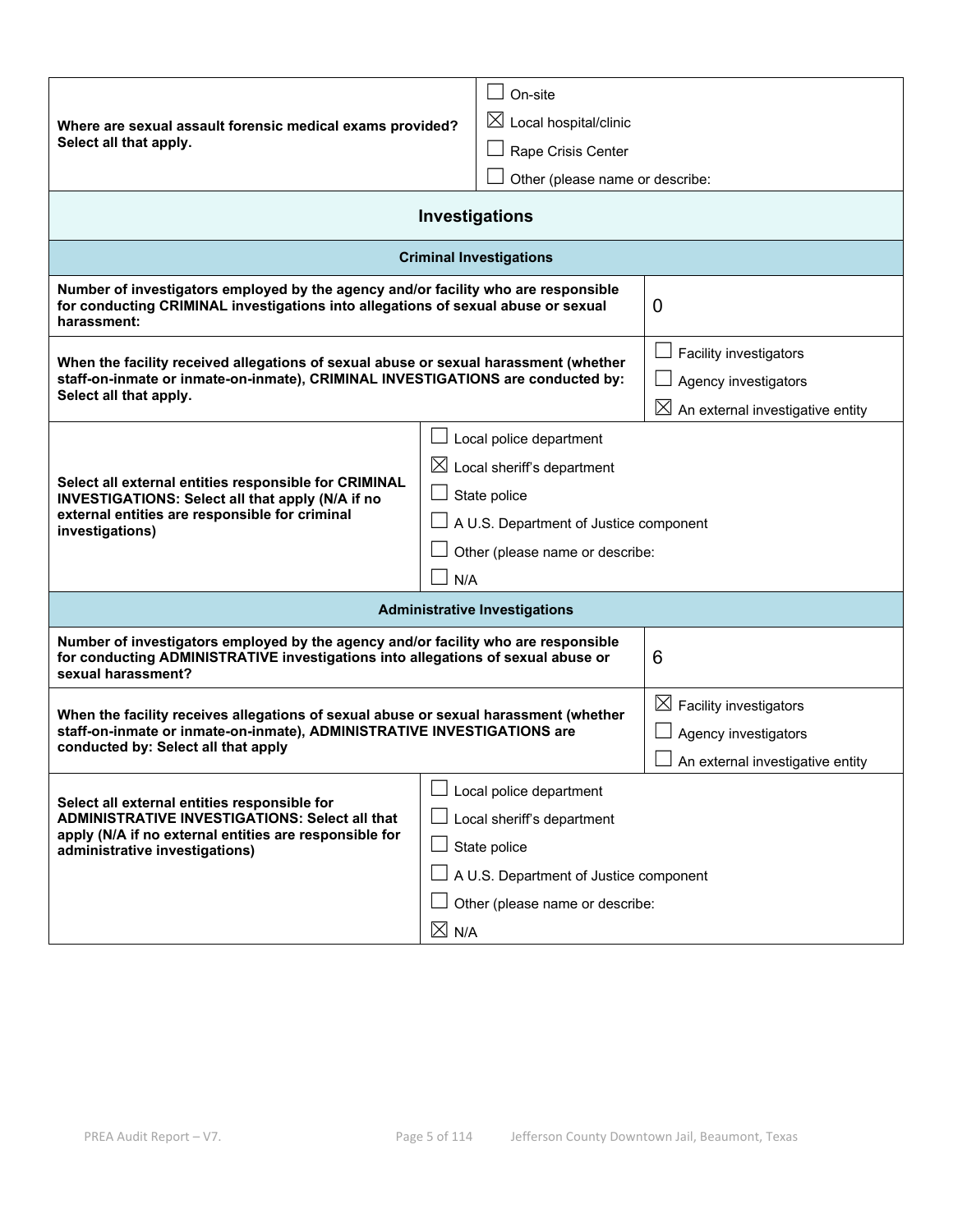| Where are sexual assault forensic medical exams provided? Select all that apply. | ☐ On-site<br>☒ Local hospital/clinic<br>☐ Rape Crisis Center<br>☐ Other (please name or describe: |
|---|---|

## Investigations

### Criminal Investigations

| Number of investigators employed by the agency and/or facility who are responsible for conducting CRIMINAL investigations into allegations of sexual abuse or sexual harassment: | 0 |
|---|---|
| When the facility received allegations of sexual abuse or sexual harassment (whether staff-on-inmate or inmate-on-inmate), CRIMINAL INVESTIGATIONS are conducted by: Select all that apply. | ☐ Facility investigators<br>☐ Agency investigators<br>☒ An external investigative entity |
| Select all external entities responsible for CRIMINAL INVESTIGATIONS: Select all that apply (N/A if no external entities are responsible for criminal investigations) | ☐ Local police department<br>☒ Local sheriff's department<br>☐ State police<br>☐ A U.S. Department of Justice component<br>☐ Other (please name or describe:<br>☐ N/A |

### Administrative Investigations

| Number of investigators employed by the agency and/or facility who are responsible for conducting ADMINISTRATIVE investigations into allegations of sexual abuse or sexual harassment? | 6 |
|---|---|
| When the facility receives allegations of sexual abuse or sexual harassment (whether staff-on-inmate or inmate-on-inmate), ADMINISTRATIVE INVESTIGATIONS are conducted by: Select all that apply | ☒ Facility investigators<br>☐ Agency investigators<br>☐ An external investigative entity |
| Select all external entities responsible for ADMINISTRATIVE INVESTIGATIONS: Select all that apply (N/A if no external entities are responsible for administrative investigations) | ☐ Local police department<br>☐ Local sheriff's department<br>☐ State police<br>☐ A U.S. Department of Justice component<br>☐ Other (please name or describe:<br>☒ N/A |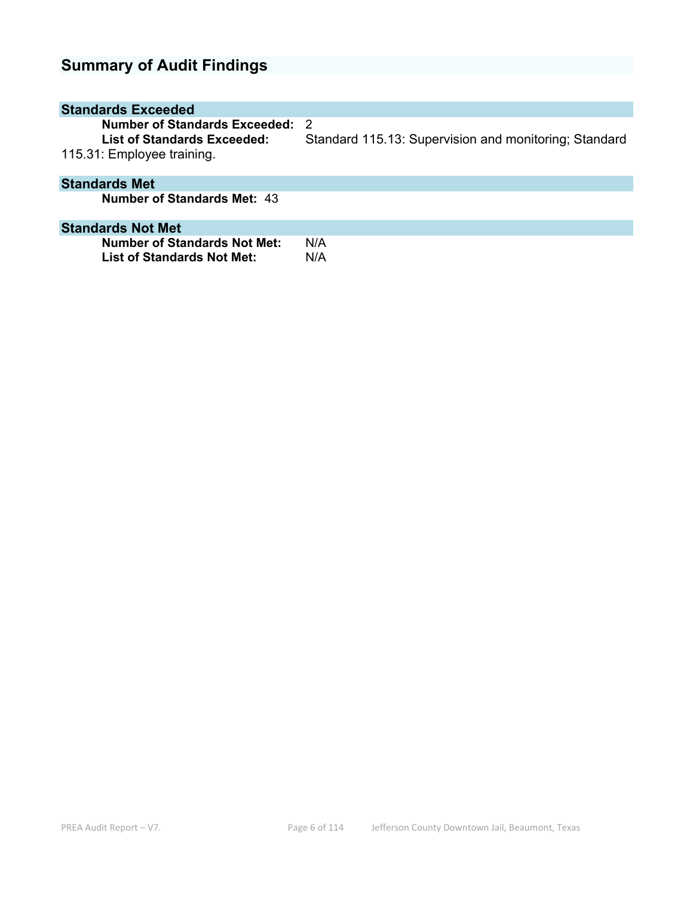## Summary of Audit Findings

### Standards Exceeded

**Number of Standards Exceeded:** 2

**List of Standards Exceeded:** Standard 115.13: Supervision and monitoring; Standard 115.31: Employee training.

### Standards Met

**Number of Standards Met:** 43

### Standards Not Met

**Number of Standards Not Met:** N/A

**List of Standards Not Met:** N/A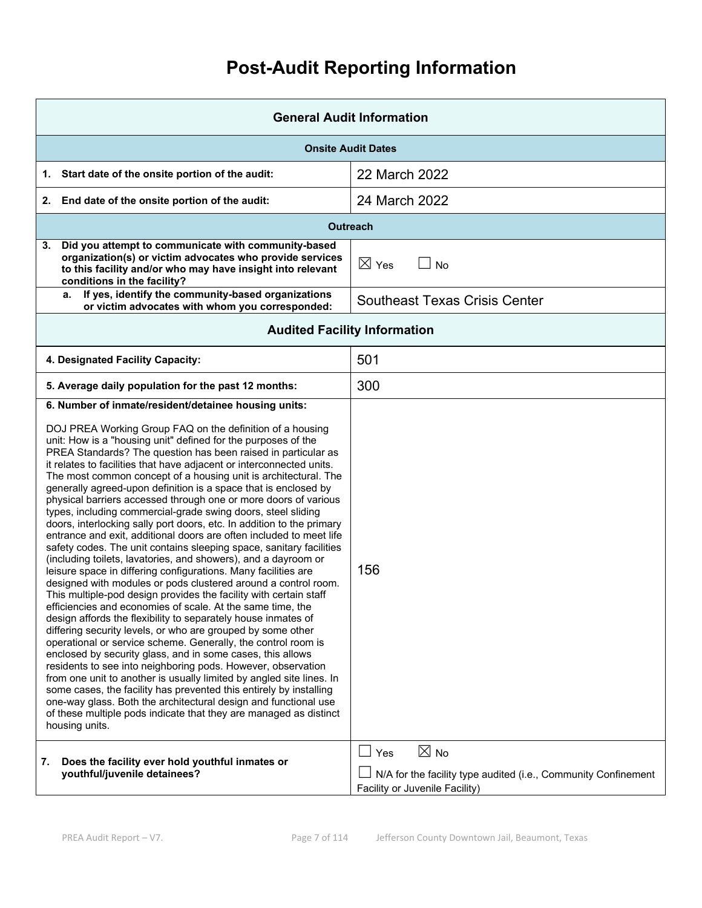# Post-Audit Reporting Information

| General Audit Information | |
|---|---|
| **Onsite Audit Dates** | |
| **1. Start date of the onsite portion of the audit:** | 22 March 2022 |
| **2. End date of the onsite portion of the audit:** | 24 March 2022 |
| **Outreach** | |
| **3. Did you attempt to communicate with community-based organization(s) or victim advocates who provide services to this facility and/or who may have insight into relevant conditions in the facility?** | ☒ Yes ☐ No |
| **a. If yes, identify the community-based organizations or victim advocates with whom you corresponded:** | Southeast Texas Crisis Center |
| **Audited Facility Information** | |
| **4. Designated Facility Capacity:** | 501 |
| **5. Average daily population for the past 12 months:** | 300 |
| **6. Number of inmate/resident/detainee housing units:** <br><br> DOJ PREA Working Group FAQ on the definition of a housing unit: How is a "housing unit" defined for the purposes of the PREA Standards? The question has been raised in particular as it relates to facilities that have adjacent or interconnected units. The most common concept of a housing unit is architectural. The generally agreed-upon definition is a space that is enclosed by physical barriers accessed through one or more doors of various types, including commercial-grade swing doors, steel sliding doors, interlocking sally port doors, etc. In addition to the primary entrance and exit, additional doors are often included to meet life safety codes. The unit contains sleeping space, sanitary facilities (including toilets, lavatories, and showers), and a dayroom or leisure space in differing configurations. Many facilities are designed with modules or pods clustered around a control room. This multiple-pod design provides the facility with certain staff efficiencies and economies of scale. At the same time, the design affords the flexibility to separately house inmates of differing security levels, or who are grouped by some other operational or service scheme. Generally, the control room is enclosed by security glass, and in some cases, this allows residents to see into neighboring pods. However, observation from one unit to another is usually limited by angled site lines. In some cases, the facility has prevented this entirely by installing one-way glass. Both the architectural design and functional use of these multiple pods indicate that they are managed as distinct housing units. | 156 |
| **7. Does the facility ever hold youthful inmates or youthful/juvenile detainees?** | ☐ Yes ☒ No <br><br> ☐ N/A for the facility type audited (i.e., Community Confinement Facility or Juvenile Facility) |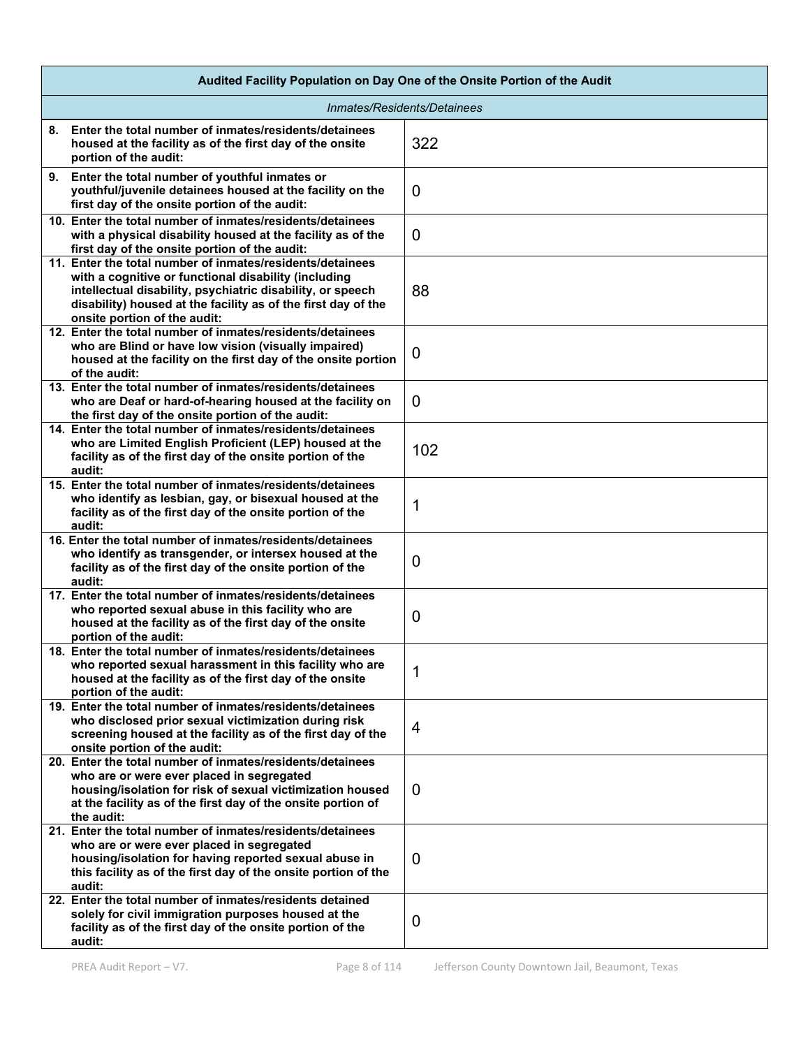| Audited Facility Population on Day One of the Onsite Portion of the Audit | |
|---|---|
| *Inmates/Residents/Detainees* | |
| **8. Enter the total number of inmates/residents/detainees housed at the facility as of the first day of the onsite portion of the audit:** | 322 |
| **9. Enter the total number of youthful inmates or youthful/juvenile detainees housed at the facility on the first day of the onsite portion of the audit:** | 0 |
| **10. Enter the total number of inmates/residents/detainees with a physical disability housed at the facility as of the first day of the onsite portion of the audit:** | 0 |
| **11. Enter the total number of inmates/residents/detainees with a cognitive or functional disability (including intellectual disability, psychiatric disability, or speech disability) housed at the facility as of the first day of the onsite portion of the audit:** | 88 |
| **12. Enter the total number of inmates/residents/detainees who are Blind or have low vision (visually impaired) housed at the facility on the first day of the onsite portion of the audit:** | 0 |
| **13. Enter the total number of inmates/residents/detainees who are Deaf or hard-of-hearing housed at the facility on the first day of the onsite portion of the audit:** | 0 |
| **14. Enter the total number of inmates/residents/detainees who are Limited English Proficient (LEP) housed at the facility as of the first day of the onsite portion of the audit:** | 102 |
| **15. Enter the total number of inmates/residents/detainees who identify as lesbian, gay, or bisexual housed at the facility as of the first day of the onsite portion of the audit:** | 1 |
| **16. Enter the total number of inmates/residents/detainees who identify as transgender, or intersex housed at the facility as of the first day of the onsite portion of the audit:** | 0 |
| **17. Enter the total number of inmates/residents/detainees who reported sexual abuse in this facility who are housed at the facility as of the first day of the onsite portion of the audit:** | 0 |
| **18. Enter the total number of inmates/residents/detainees who reported sexual harassment in this facility who are housed at the facility as of the first day of the onsite portion of the audit:** | 1 |
| **19. Enter the total number of inmates/residents/detainees who disclosed prior sexual victimization during risk screening housed at the facility as of the first day of the onsite portion of the audit:** | 4 |
| **20. Enter the total number of inmates/residents/detainees who are or were ever placed in segregated housing/isolation for risk of sexual victimization housed at the facility as of the first day of the onsite portion of the audit:** | 0 |
| **21. Enter the total number of inmates/residents/detainees who are or were ever placed in segregated housing/isolation for having reported sexual abuse in this facility as of the first day of the onsite portion of the audit:** | 0 |
| **22. Enter the total number of inmates/residents detained solely for civil immigration purposes housed at the facility as of the first day of the onsite portion of the audit:** | 0 |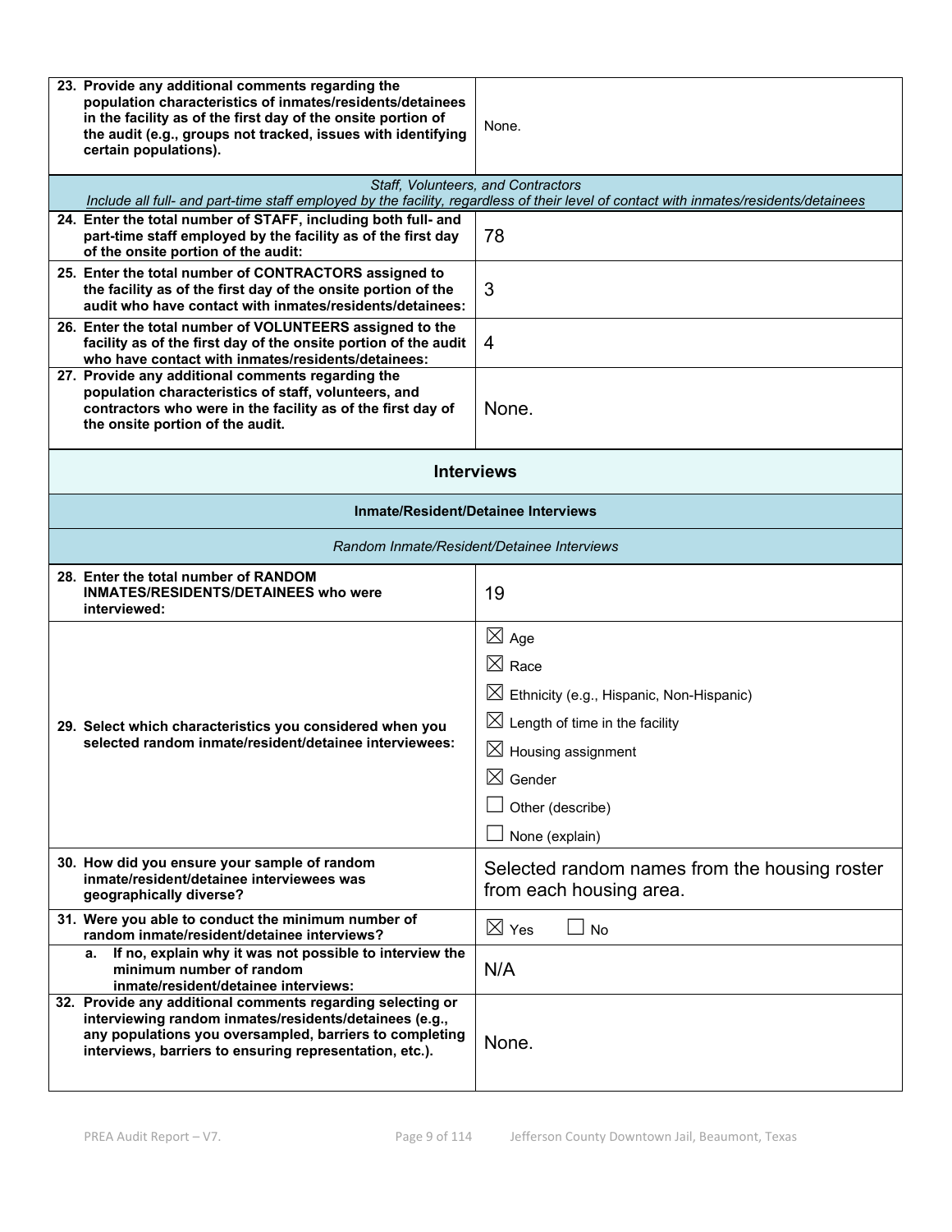| | |
|---|---|
| **23. Provide any additional comments regarding the population characteristics of inmates/residents/detainees in the facility as of the first day of the onsite portion of the audit (e.g., groups not tracked, issues with identifying certain populations).** | None. |

| *Staff, Volunteers, and Contractors* <br> *Include all full- and part-time staff employed by the facility, regardless of their level of contact with inmates/residents/detainees* | |
|---|---|
| **24. Enter the total number of STAFF, including both full- and part-time staff employed by the facility as of the first day of the onsite portion of the audit:** | 78 |
| **25. Enter the total number of CONTRACTORS assigned to the facility as of the first day of the onsite portion of the audit who have contact with inmates/residents/detainees:** | 3 |
| **26. Enter the total number of VOLUNTEERS assigned to the facility as of the first day of the onsite portion of the audit who have contact with inmates/residents/detainees:** | 4 |
| **27. Provide any additional comments regarding the population characteristics of staff, volunteers, and contractors who were in the facility as of the first day of the onsite portion of the audit.** | None. |

## Interviews

### Inmate/Resident/Detainee Interviews

*Random Inmate/Resident/Detainee Interviews*

| | |
|---|---|
| **28. Enter the total number of RANDOM INMATES/RESIDENTS/DETAINEES who were interviewed:** | 19 |
| **29. Select which characteristics you considered when you selected random inmate/resident/detainee interviewees:** | ☒ Age <br> ☒ Race <br> ☒ Ethnicity (e.g., Hispanic, Non-Hispanic) <br> ☒ Length of time in the facility <br> ☒ Housing assignment <br> ☒ Gender <br> ☐ Other (describe) <br> ☐ None (explain) |
| **30. How did you ensure your sample of random inmate/resident/detainee interviewees was geographically diverse?** | Selected random names from the housing roster from each housing area. |
| **31. Were you able to conduct the minimum number of random inmate/resident/detainee interviews?** | ☒ Yes ☐ No |
| **a. If no, explain why it was not possible to interview the minimum number of random inmate/resident/detainee interviews:** | N/A |
| **32. Provide any additional comments regarding selecting or interviewing random inmates/residents/detainees (e.g., any populations you oversampled, barriers to completing interviews, barriers to ensuring representation, etc.).** | None. |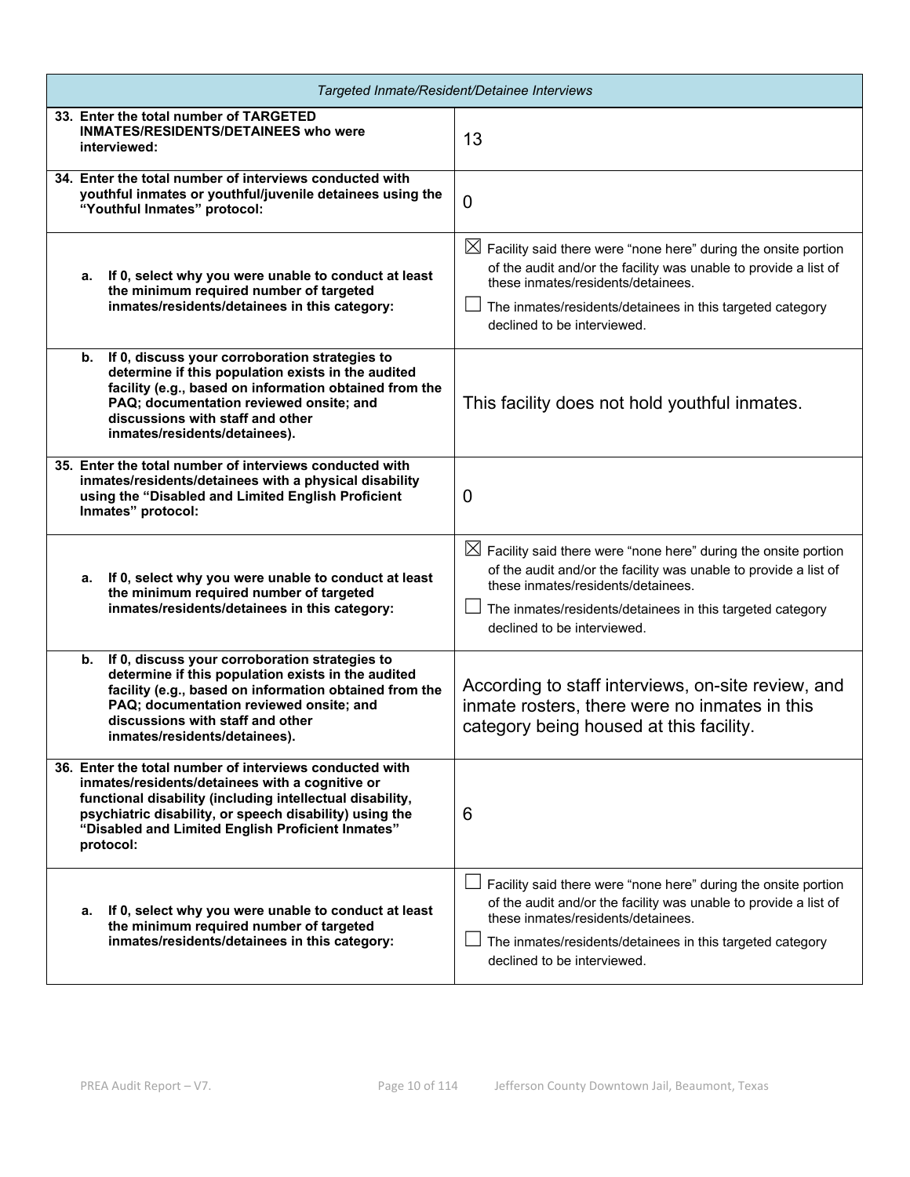| Targeted Inmate/Resident/Detainee Interviews | |
|---|---|
| **33. Enter the total number of TARGETED INMATES/RESIDENTS/DETAINEES who were interviewed:** | 13 |
| **34. Enter the total number of interviews conducted with youthful inmates or youthful/juvenile detainees using the "Youthful Inmates" protocol:** | 0 |
| **a. If 0, select why you were unable to conduct at least the minimum required number of targeted inmates/residents/detainees in this category:** | ☒ Facility said there were "none here" during the onsite portion of the audit and/or the facility was unable to provide a list of these inmates/residents/detainees.<br>☐ The inmates/residents/detainees in this targeted category declined to be interviewed. |
| **b. If 0, discuss your corroboration strategies to determine if this population exists in the audited facility (e.g., based on information obtained from the PAQ; documentation reviewed onsite; and discussions with staff and other inmates/residents/detainees).** | This facility does not hold youthful inmates. |
| **35. Enter the total number of interviews conducted with inmates/residents/detainees with a physical disability using the "Disabled and Limited English Proficient Inmates" protocol:** | 0 |
| **a. If 0, select why you were unable to conduct at least the minimum required number of targeted inmates/residents/detainees in this category:** | ☒ Facility said there were "none here" during the onsite portion of the audit and/or the facility was unable to provide a list of these inmates/residents/detainees.<br>☐ The inmates/residents/detainees in this targeted category declined to be interviewed. |
| **b. If 0, discuss your corroboration strategies to determine if this population exists in the audited facility (e.g., based on information obtained from the PAQ; documentation reviewed onsite; and discussions with staff and other inmates/residents/detainees).** | According to staff interviews, on-site review, and inmate rosters, there were no inmates in this category being housed at this facility. |
| **36. Enter the total number of interviews conducted with inmates/residents/detainees with a cognitive or functional disability (including intellectual disability, psychiatric disability, or speech disability) using the "Disabled and Limited English Proficient Inmates" protocol:** | 6 |
| **a. If 0, select why you were unable to conduct at least the minimum required number of targeted inmates/residents/detainees in this category:** | ☐ Facility said there were "none here" during the onsite portion of the audit and/or the facility was unable to provide a list of these inmates/residents/detainees.<br>☐ The inmates/residents/detainees in this targeted category declined to be interviewed. |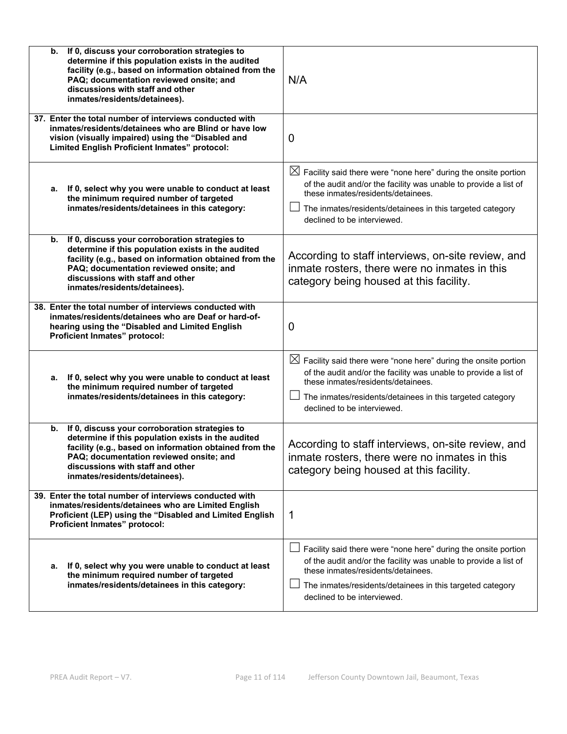| | |
|---|---|
| **b. If 0, discuss your corroboration strategies to determine if this population exists in the audited facility (e.g., based on information obtained from the PAQ; documentation reviewed onsite; and discussions with staff and other inmates/residents/detainees).** | N/A |
| **37. Enter the total number of interviews conducted with inmates/residents/detainees who are Blind or have low vision (visually impaired) using the "Disabled and Limited English Proficient Inmates" protocol:** | 0 |
| **a. If 0, select why you were unable to conduct at least the minimum required number of targeted inmates/residents/detainees in this category:** | ☒ Facility said there were "none here" during the onsite portion of the audit and/or the facility was unable to provide a list of these inmates/residents/detainees.<br>☐ The inmates/residents/detainees in this targeted category declined to be interviewed. |
| **b. If 0, discuss your corroboration strategies to determine if this population exists in the audited facility (e.g., based on information obtained from the PAQ; documentation reviewed onsite; and discussions with staff and other inmates/residents/detainees).** | According to staff interviews, on-site review, and inmate rosters, there were no inmates in this category being housed at this facility. |
| **38. Enter the total number of interviews conducted with inmates/residents/detainees who are Deaf or hard-of-hearing using the "Disabled and Limited English Proficient Inmates" protocol:** | 0 |
| **a. If 0, select why you were unable to conduct at least the minimum required number of targeted inmates/residents/detainees in this category:** | ☒ Facility said there were "none here" during the onsite portion of the audit and/or the facility was unable to provide a list of these inmates/residents/detainees.<br>☐ The inmates/residents/detainees in this targeted category declined to be interviewed. |
| **b. If 0, discuss your corroboration strategies to determine if this population exists in the audited facility (e.g., based on information obtained from the PAQ; documentation reviewed onsite; and discussions with staff and other inmates/residents/detainees).** | According to staff interviews, on-site review, and inmate rosters, there were no inmates in this category being housed at this facility. |
| **39. Enter the total number of interviews conducted with inmates/residents/detainees who are Limited English Proficient (LEP) using the "Disabled and Limited English Proficient Inmates" protocol:** | 1 |
| **a. If 0, select why you were unable to conduct at least the minimum required number of targeted inmates/residents/detainees in this category:** | ☐ Facility said there were "none here" during the onsite portion of the audit and/or the facility was unable to provide a list of these inmates/residents/detainees.<br>☐ The inmates/residents/detainees in this targeted category declined to be interviewed. |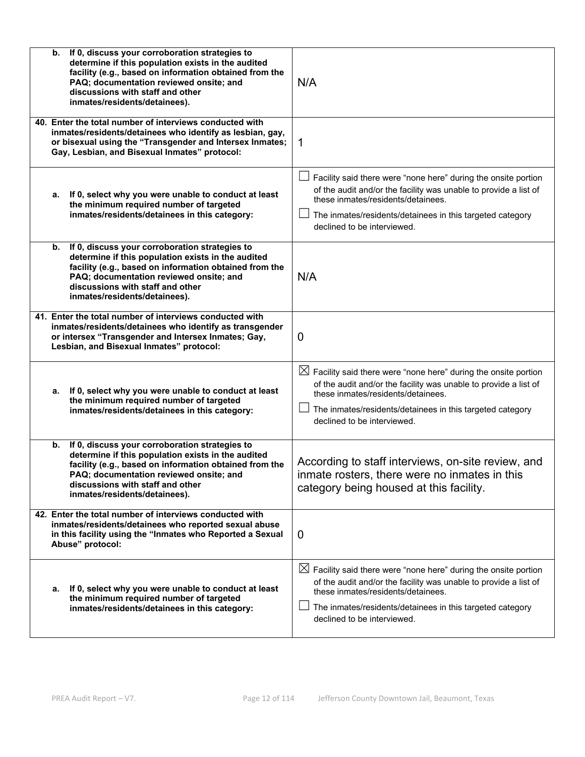| | |
|---|---|
| **b. If 0, discuss your corroboration strategies to determine if this population exists in the audited facility (e.g., based on information obtained from the PAQ; documentation reviewed onsite; and discussions with staff and other inmates/residents/detainees).** | N/A |
| **40. Enter the total number of interviews conducted with inmates/residents/detainees who identify as lesbian, gay, or bisexual using the "Transgender and Intersex Inmates; Gay, Lesbian, and Bisexual Inmates" protocol:** | 1 |
| **a. If 0, select why you were unable to conduct at least the minimum required number of targeted inmates/residents/detainees in this category:** | ☐ Facility said there were "none here" during the onsite portion of the audit and/or the facility was unable to provide a list of these inmates/residents/detainees.<br>☐ The inmates/residents/detainees in this targeted category declined to be interviewed. |
| **b. If 0, discuss your corroboration strategies to determine if this population exists in the audited facility (e.g., based on information obtained from the PAQ; documentation reviewed onsite; and discussions with staff and other inmates/residents/detainees).** | N/A |
| **41. Enter the total number of interviews conducted with inmates/residents/detainees who identify as transgender or intersex "Transgender and Intersex Inmates; Gay, Lesbian, and Bisexual Inmates" protocol:** | 0 |
| **a. If 0, select why you were unable to conduct at least the minimum required number of targeted inmates/residents/detainees in this category:** | ☒ Facility said there were "none here" during the onsite portion of the audit and/or the facility was unable to provide a list of these inmates/residents/detainees.<br>☐ The inmates/residents/detainees in this targeted category declined to be interviewed. |
| **b. If 0, discuss your corroboration strategies to determine if this population exists in the audited facility (e.g., based on information obtained from the PAQ; documentation reviewed onsite; and discussions with staff and other inmates/residents/detainees).** | According to staff interviews, on-site review, and inmate rosters, there were no inmates in this category being housed at this facility. |
| **42. Enter the total number of interviews conducted with inmates/residents/detainees who reported sexual abuse in this facility using the "Inmates who Reported a Sexual Abuse" protocol:** | 0 |
| **a. If 0, select why you were unable to conduct at least the minimum required number of targeted inmates/residents/detainees in this category:** | ☒ Facility said there were "none here" during the onsite portion of the audit and/or the facility was unable to provide a list of these inmates/residents/detainees.<br>☐ The inmates/residents/detainees in this targeted category declined to be interviewed. |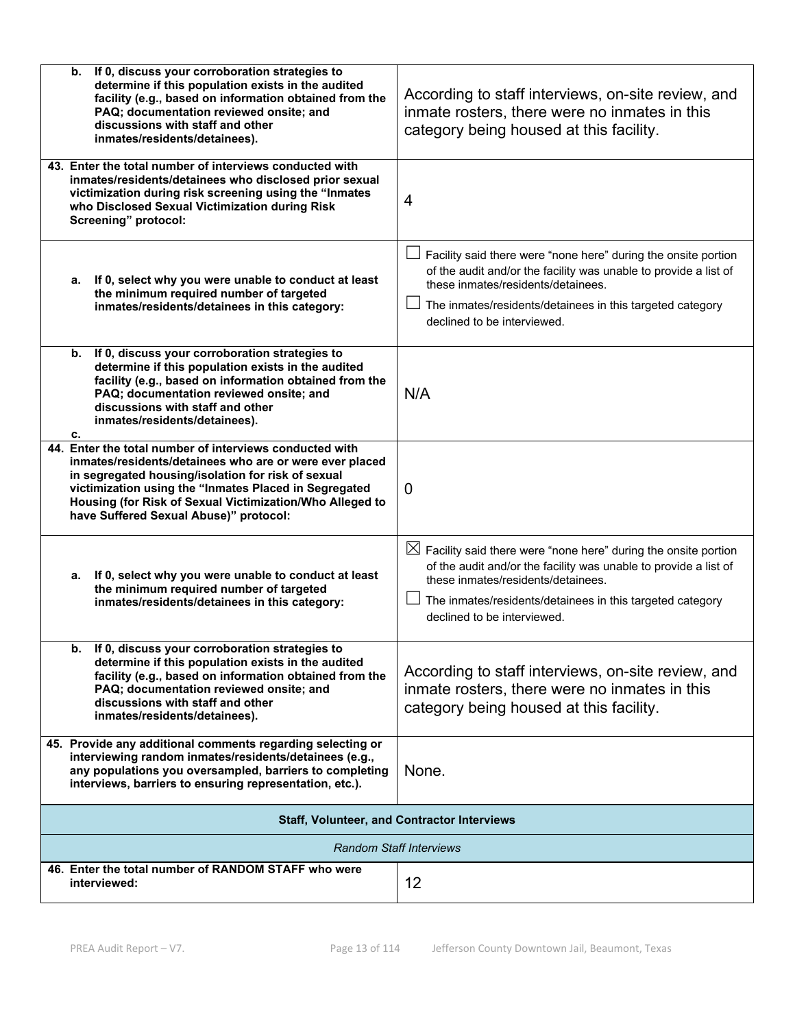| | |
|---|---|
| **b. If 0, discuss your corroboration strategies to determine if this population exists in the audited facility (e.g., based on information obtained from the PAQ; documentation reviewed onsite; and discussions with staff and other inmates/residents/detainees).** | According to staff interviews, on-site review, and inmate rosters, there were no inmates in this category being housed at this facility. |
| **43. Enter the total number of interviews conducted with inmates/residents/detainees who disclosed prior sexual victimization during risk screening using the "Inmates who Disclosed Sexual Victimization during Risk Screening" protocol:** | 4 |
| **a. If 0, select why you were unable to conduct at least the minimum required number of targeted inmates/residents/detainees in this category:** | ☐ Facility said there were "none here" during the onsite portion of the audit and/or the facility was unable to provide a list of these inmates/residents/detainees.<br>☐ The inmates/residents/detainees in this targeted category declined to be interviewed. |
| **b. If 0, discuss your corroboration strategies to determine if this population exists in the audited facility (e.g., based on information obtained from the PAQ; documentation reviewed onsite; and discussions with staff and other inmates/residents/detainees).**<br>**c.** | N/A |
| **44. Enter the total number of interviews conducted with inmates/residents/detainees who are or were ever placed in segregated housing/isolation for risk of sexual victimization using the "Inmates Placed in Segregated Housing (for Risk of Sexual Victimization/Who Alleged to have Suffered Sexual Abuse)" protocol:** | 0 |
| **a. If 0, select why you were unable to conduct at least the minimum required number of targeted inmates/residents/detainees in this category:** | ☒ Facility said there were "none here" during the onsite portion of the audit and/or the facility was unable to provide a list of these inmates/residents/detainees.<br>☐ The inmates/residents/detainees in this targeted category declined to be interviewed. |
| **b. If 0, discuss your corroboration strategies to determine if this population exists in the audited facility (e.g., based on information obtained from the PAQ; documentation reviewed onsite; and discussions with staff and other inmates/residents/detainees).** | According to staff interviews, on-site review, and inmate rosters, there were no inmates in this category being housed at this facility. |
| **45. Provide any additional comments regarding selecting or interviewing random inmates/residents/detainees (e.g., any populations you oversampled, barriers to completing interviews, barriers to ensuring representation, etc.).** | None. |
| **Staff, Volunteer, and Contractor Interviews** | |
| *Random Staff Interviews* | |
| **46. Enter the total number of RANDOM STAFF who were interviewed:** | 12 |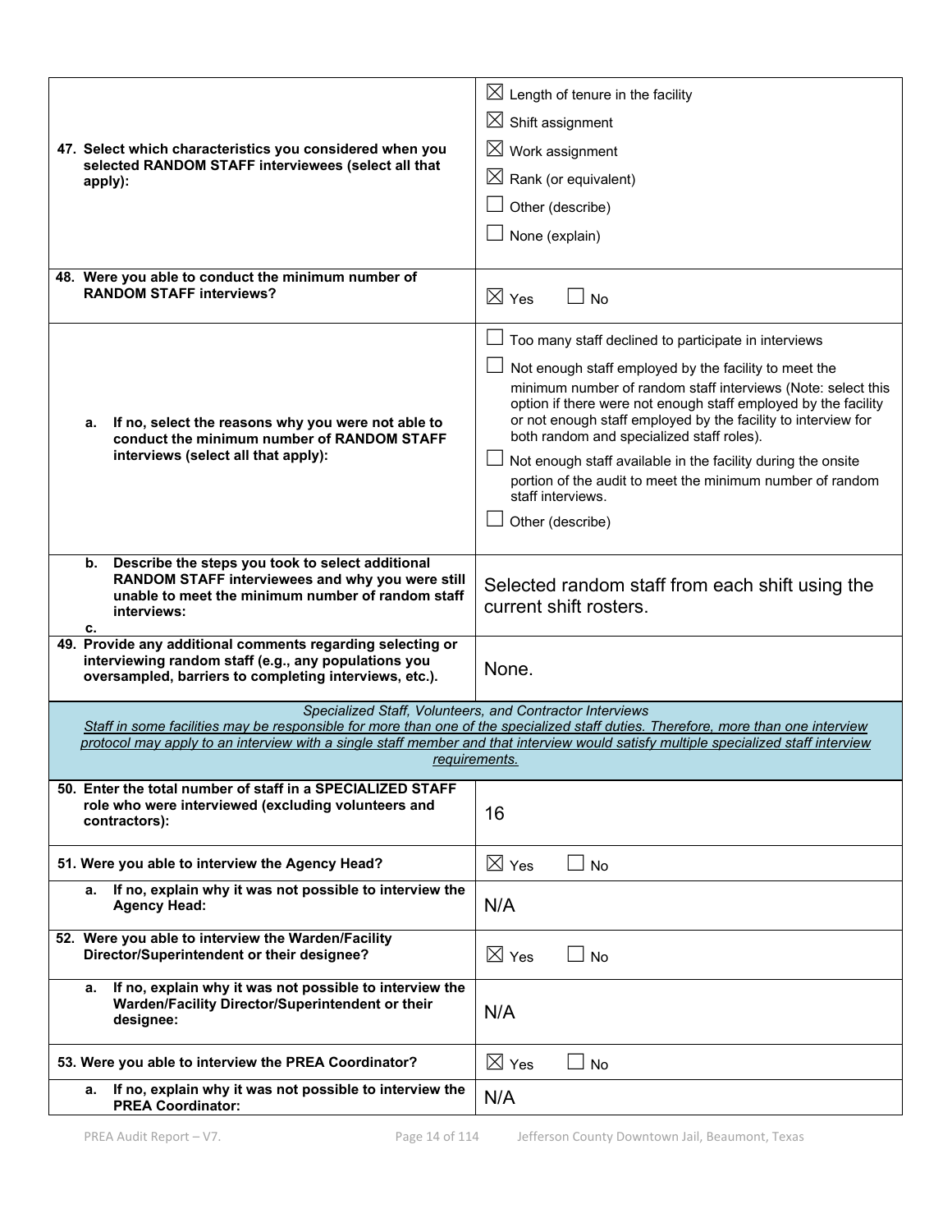| | |
|---|---|
| **47. Select which characteristics you considered when you selected RANDOM STAFF interviewees (select all that apply):** | ☒ Length of tenure in the facility<br>☒ Shift assignment<br>☒ Work assignment<br>☒ Rank (or equivalent)<br>☐ Other (describe)<br>☐ None (explain) |
| **48. Were you able to conduct the minimum number of RANDOM STAFF interviews?** | ☒ Yes ☐ No |
| **a. If no, select the reasons why you were not able to conduct the minimum number of RANDOM STAFF interviews (select all that apply):** | ☐ Too many staff declined to participate in interviews<br>☐ Not enough staff employed by the facility to meet the minimum number of random staff interviews (Note: select this option if there were not enough staff employed by the facility or not enough staff employed by the facility to interview for both random and specialized staff roles).<br>☐ Not enough staff available in the facility during the onsite portion of the audit to meet the minimum number of random staff interviews.<br>☐ Other (describe) |
| **b. Describe the steps you took to select additional RANDOM STAFF interviewees and why you were still unable to meet the minimum number of random staff interviews:**<br>**c.** | Selected random staff from each shift using the current shift rosters. |
| **49. Provide any additional comments regarding selecting or interviewing random staff (e.g., any populations you oversampled, barriers to completing interviews, etc.).** | None. |

*Specialized Staff, Volunteers, and Contractor Interviews*

*Staff in some facilities may be responsible for more than one of the specialized staff duties. Therefore, more than one interview protocol may apply to an interview with a single staff member and that interview would satisfy multiple specialized staff interview requirements.*

| | |
|---|---|
| **50. Enter the total number of staff in a SPECIALIZED STAFF role who were interviewed (excluding volunteers and contractors):** | 16 |
| **51. Were you able to interview the Agency Head?** | ☒ Yes ☐ No |
| **a. If no, explain why it was not possible to interview the Agency Head:** | N/A |
| **52. Were you able to interview the Warden/Facility Director/Superintendent or their designee?** | ☒ Yes ☐ No |
| **a. If no, explain why it was not possible to interview the Warden/Facility Director/Superintendent or their designee:** | N/A |
| **53. Were you able to interview the PREA Coordinator?** | ☒ Yes ☐ No |
| **a. If no, explain why it was not possible to interview the PREA Coordinator:** | N/A |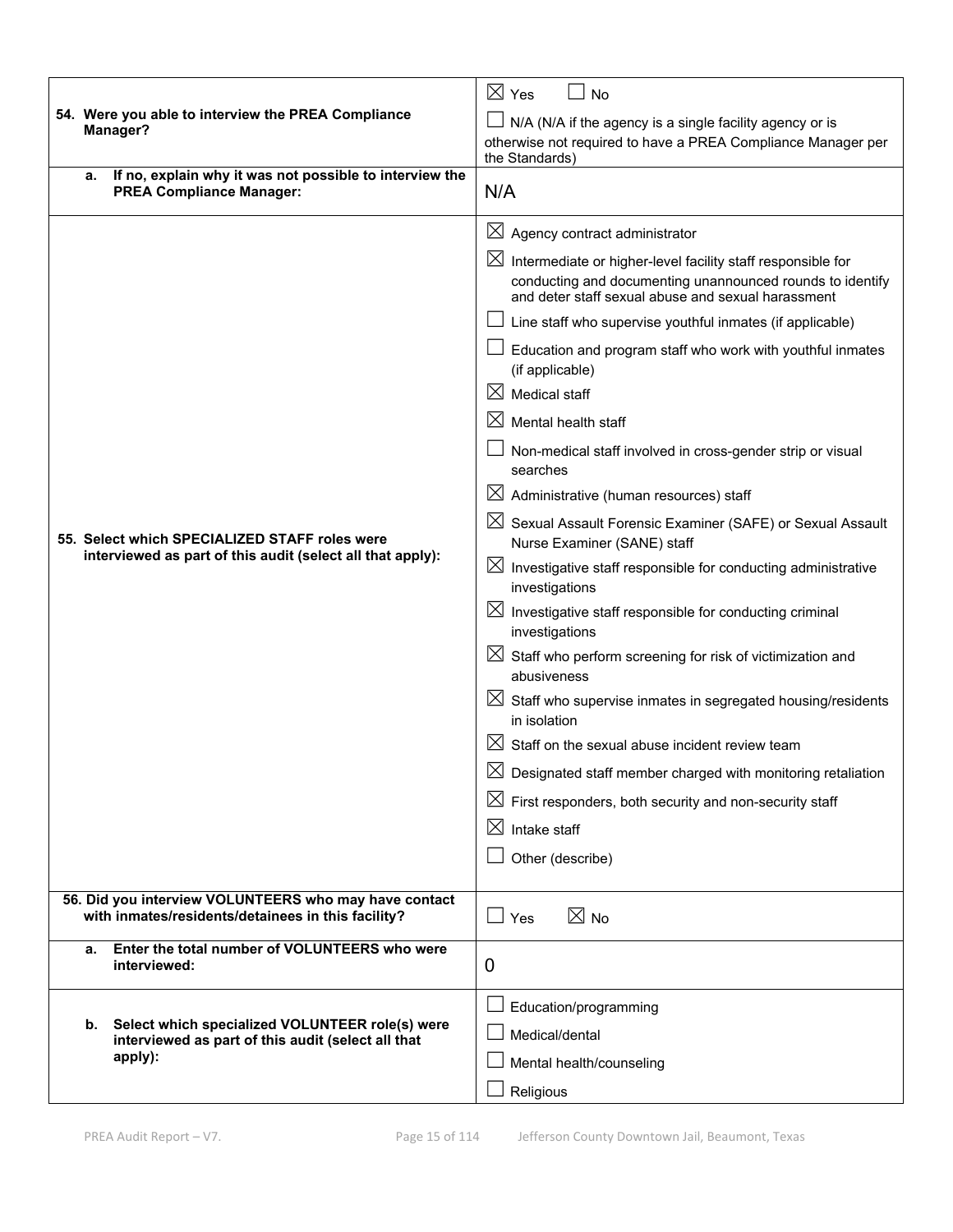| | |
|---|---|
| **54. Were you able to interview the PREA Compliance Manager?** | ☒ Yes ☐ No<br>☐ N/A (N/A if the agency is a single facility agency or is otherwise not required to have a PREA Compliance Manager per the Standards) |
| **a. If no, explain why it was not possible to interview the PREA Compliance Manager:** | N/A |
| **55. Select which SPECIALIZED STAFF roles were interviewed as part of this audit (select all that apply):** | ☒ Agency contract administrator<br>☒ Intermediate or higher-level facility staff responsible for conducting and documenting unannounced rounds to identify and deter staff sexual abuse and sexual harassment<br>☐ Line staff who supervise youthful inmates (if applicable)<br>☐ Education and program staff who work with youthful inmates (if applicable)<br>☒ Medical staff<br>☒ Mental health staff<br>☐ Non-medical staff involved in cross-gender strip or visual searches<br>☒ Administrative (human resources) staff<br>☒ Sexual Assault Forensic Examiner (SAFE) or Sexual Assault Nurse Examiner (SANE) staff<br>☒ Investigative staff responsible for conducting administrative investigations<br>☒ Investigative staff responsible for conducting criminal investigations<br>☒ Staff who perform screening for risk of victimization and abusiveness<br>☒ Staff who supervise inmates in segregated housing/residents in isolation<br>☒ Staff on the sexual abuse incident review team<br>☒ Designated staff member charged with monitoring retaliation<br>☒ First responders, both security and non-security staff<br>☒ Intake staff<br>☐ Other (describe) |
| **56. Did you interview VOLUNTEERS who may have contact with inmates/residents/detainees in this facility?** | ☐ Yes ☒ No |
| **a. Enter the total number of VOLUNTEERS who were interviewed:** | 0 |
| **b. Select which specialized VOLUNTEER role(s) were interviewed as part of this audit (select all that apply):** | ☐ Education/programming<br>☐ Medical/dental<br>☐ Mental health/counseling<br>☐ Religious |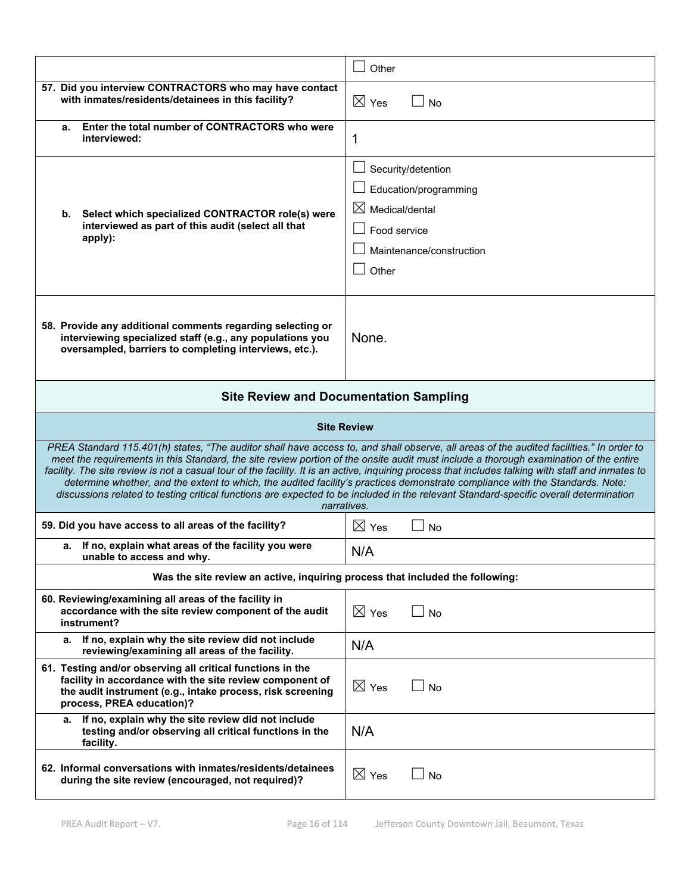| | |
|---|---|
| | ☐ Other |
| **57. Did you interview CONTRACTORS who may have contact with inmates/residents/detainees in this facility?** | ☒ Yes ☐ No |
| **a. Enter the total number of CONTRACTORS who were interviewed:** | 1 |
| **b. Select which specialized CONTRACTOR role(s) were interviewed as part of this audit (select all that apply):** | ☐ Security/detention<br>☐ Education/programming<br>☒ Medical/dental<br>☐ Food service<br>☐ Maintenance/construction<br>☐ Other |
| **58. Provide any additional comments regarding selecting or interviewing specialized staff (e.g., any populations you oversampled, barriers to completing interviews, etc.).** | None. |

## Site Review and Documentation Sampling

### Site Review

*PREA Standard 115.401(h) states, "The auditor shall have access to, and shall observe, all areas of the audited facilities." In order to meet the requirements in this Standard, the site review portion of the onsite audit must include a thorough examination of the entire facility. The site review is not a casual tour of the facility. It is an active, inquiring process that includes talking with staff and inmates to determine whether, and the extent to which, the audited facility's practices demonstrate compliance with the Standards. Note: discussions related to testing critical functions are expected to be included in the relevant Standard-specific overall determination narratives.*

| | |
|---|---|
| **59. Did you have access to all areas of the facility?** | ☒ Yes ☐ No |
| **a. If no, explain what areas of the facility you were unable to access and why.** | N/A |
| **Was the site review an active, inquiring process that included the following:** | |
| **60. Reviewing/examining all areas of the facility in accordance with the site review component of the audit instrument?** | ☒ Yes ☐ No |
| **a. If no, explain why the site review did not include reviewing/examining all areas of the facility.** | N/A |
| **61. Testing and/or observing all critical functions in the facility in accordance with the site review component of the audit instrument (e.g., intake process, risk screening process, PREA education)?** | ☒ Yes ☐ No |
| **a. If no, explain why the site review did not include testing and/or observing all critical functions in the facility.** | N/A |
| **62. Informal conversations with inmates/residents/detainees during the site review (encouraged, not required)?** | ☒ Yes ☐ No |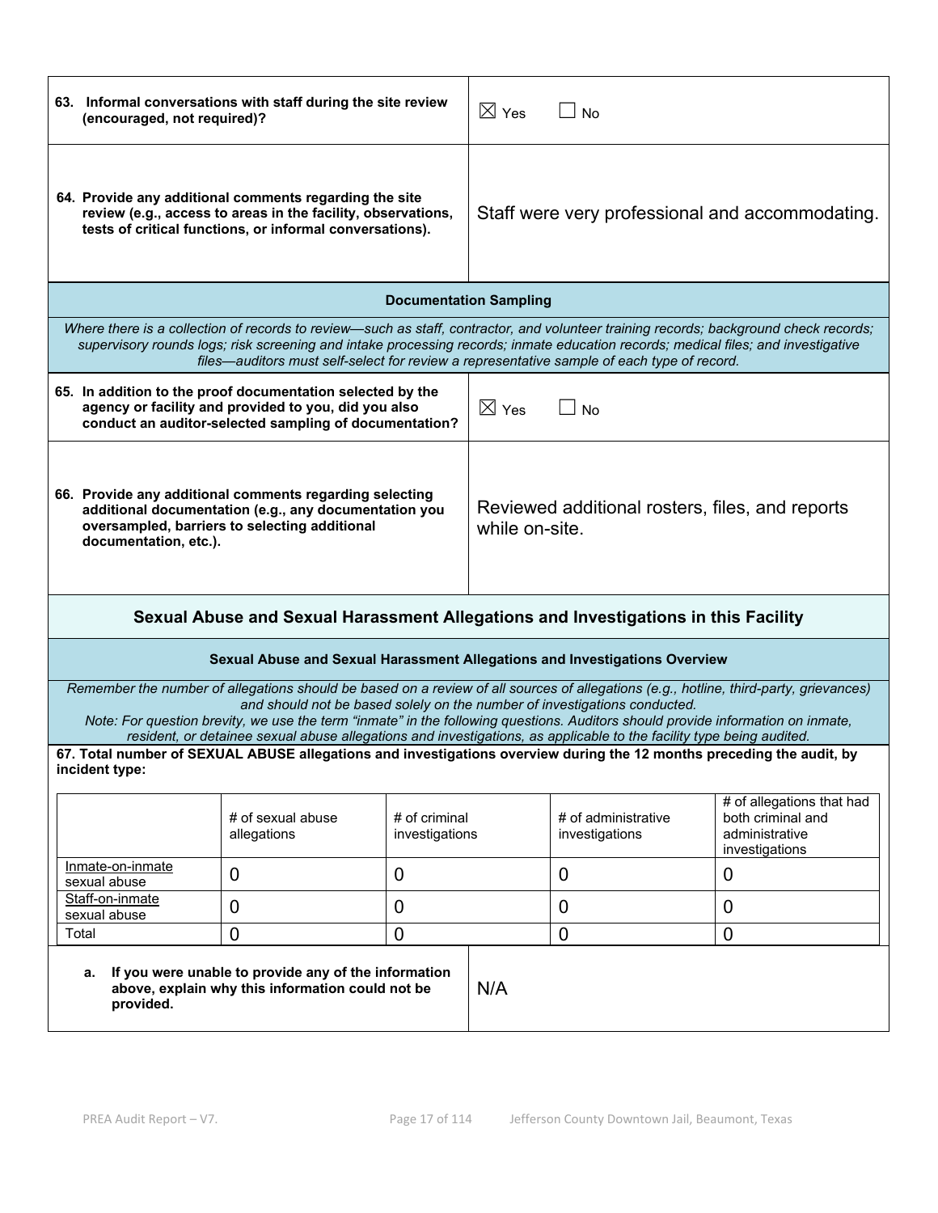| | |
|---|---|
| **63. Informal conversations with staff during the site review (encouraged, not required)?** | ☒ Yes ☐ No |
| **64. Provide any additional comments regarding the site review (e.g., access to areas in the facility, observations, tests of critical functions, or informal conversations).** | Staff were very professional and accommodating. |

### Documentation Sampling

*Where there is a collection of records to review—such as staff, contractor, and volunteer training records; background check records; supervisory rounds logs; risk screening and intake processing records; inmate education records; medical files; and investigative files—auditors must self-select for review a representative sample of each type of record.*

| | |
|---|---|
| **65. In addition to the proof documentation selected by the agency or facility and provided to you, did you also conduct an auditor-selected sampling of documentation?** | ☒ Yes ☐ No |
| **66. Provide any additional comments regarding selecting additional documentation (e.g., any documentation you oversampled, barriers to selecting additional documentation, etc.).** | Reviewed additional rosters, files, and reports while on-site. |

## Sexual Abuse and Sexual Harassment Allegations and Investigations in this Facility

### Sexual Abuse and Sexual Harassment Allegations and Investigations Overview

*Remember the number of allegations should be based on a review of all sources of allegations (e.g., hotline, third-party, grievances) and should not be based solely on the number of investigations conducted.*
*Note: For question brevity, we use the term "inmate" in the following questions. Auditors should provide information on inmate, resident, or detainee sexual abuse allegations and investigations, as applicable to the facility type being audited.*

**67. Total number of SEXUAL ABUSE allegations and investigations overview during the 12 months preceding the audit, by incident type:**

| | # of sexual abuse allegations | # of criminal investigations | # of administrative investigations | # of allegations that had both criminal and administrative investigations |
|---|---|---|---|---|
| Inmate-on-inmate sexual abuse | 0 | 0 | 0 | 0 |
| Staff-on-inmate sexual abuse | 0 | 0 | 0 | 0 |
| Total | 0 | 0 | 0 | 0 |

| | |
|---|---|
| **a. If you were unable to provide any of the information above, explain why this information could not be provided.** | N/A |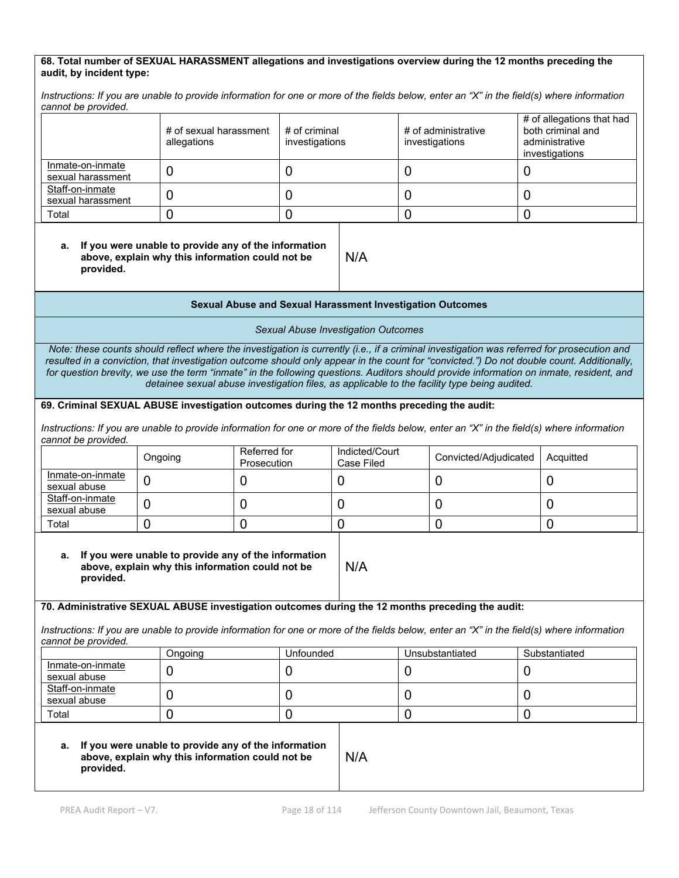**68. Total number of SEXUAL HARASSMENT allegations and investigations overview during the 12 months preceding the audit, by incident type:**

*Instructions: If you are unable to provide information for one or more of the fields below, enter an "X" in the field(s) where information cannot be provided.*

| | # of sexual harassment allegations | # of criminal investigations | # of administrative investigations | # of allegations that had both criminal and administrative investigations |
|---|---|---|---|---|
| Inmate-on-inmate sexual harassment | 0 | 0 | 0 | 0 |
| Staff-on-inmate sexual harassment | 0 | 0 | 0 | 0 |
| Total | 0 | 0 | 0 | 0 |

| **a. If you were unable to provide any of the information above, explain why this information could not be provided.** | N/A |
|---|---|

**Sexual Abuse and Sexual Harassment Investigation Outcomes**

*Sexual Abuse Investigation Outcomes*

*Note: these counts should reflect where the investigation is currently (i.e., if a criminal investigation was referred for prosecution and resulted in a conviction, that investigation outcome should only appear in the count for "convicted.") Do not double count. Additionally, for question brevity, we use the term "inmate" in the following questions. Auditors should provide information on inmate, resident, and detainee sexual abuse investigation files, as applicable to the facility type being audited.*

**69. Criminal SEXUAL ABUSE investigation outcomes during the 12 months preceding the audit:**

*Instructions: If you are unable to provide information for one or more of the fields below, enter an "X" in the field(s) where information cannot be provided.*

| | Ongoing | Referred for Prosecution | Indicted/Court Case Filed | Convicted/Adjudicated | Acquitted |
|---|---|---|---|---|---|
| Inmate-on-inmate sexual abuse | 0 | 0 | 0 | 0 | 0 |
| Staff-on-inmate sexual abuse | 0 | 0 | 0 | 0 | 0 |
| Total | 0 | 0 | 0 | 0 | 0 |

| **a. If you were unable to provide any of the information above, explain why this information could not be provided.** | N/A |
|---|---|

**70. Administrative SEXUAL ABUSE investigation outcomes during the 12 months preceding the audit:**

*Instructions: If you are unable to provide information for one or more of the fields below, enter an "X" in the field(s) where information cannot be provided.*

| | Ongoing | Unfounded | Unsubstantiated | Substantiated |
|---|---|---|---|---|
| Inmate-on-inmate sexual abuse | 0 | 0 | 0 | 0 |
| Staff-on-inmate sexual abuse | 0 | 0 | 0 | 0 |
| Total | 0 | 0 | 0 | 0 |

| **a. If you were unable to provide any of the information above, explain why this information could not be provided.** | N/A |
|---|---|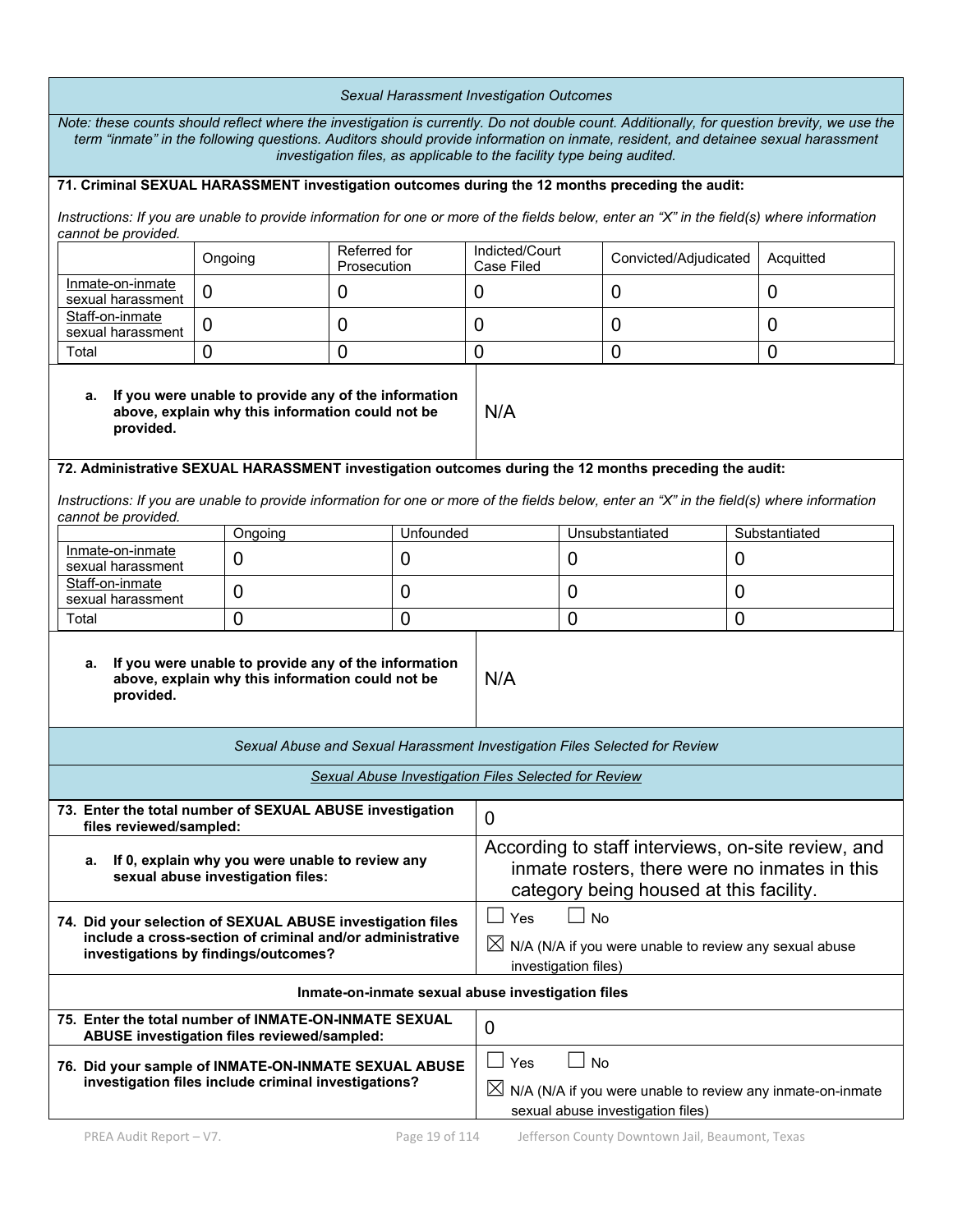*Sexual Harassment Investigation Outcomes*

*Note: these counts should reflect where the investigation is currently. Do not double count. Additionally, for question brevity, we use the term "inmate" in the following questions. Auditors should provide information on inmate, resident, and detainee sexual harassment investigation files, as applicable to the facility type being audited.*

**71. Criminal SEXUAL HARASSMENT investigation outcomes during the 12 months preceding the audit:**

*Instructions: If you are unable to provide information for one or more of the fields below, enter an "X" in the field(s) where information cannot be provided.*

| | Ongoing | Referred for Prosecution | Indicted/Court Case Filed | Convicted/Adjudicated | Acquitted |
|---|---|---|---|---|---|
| Inmate-on-inmate sexual harassment | 0 | 0 | 0 | 0 | 0 |
| Staff-on-inmate sexual harassment | 0 | 0 | 0 | 0 | 0 |
| Total | 0 | 0 | 0 | 0 | 0 |

| | |
|---|---|
| **a. If you were unable to provide any of the information above, explain why this information could not be provided.** | N/A |

**72. Administrative SEXUAL HARASSMENT investigation outcomes during the 12 months preceding the audit:**

*Instructions: If you are unable to provide information for one or more of the fields below, enter an "X" in the field(s) where information cannot be provided.*

| | Ongoing | Unfounded | Unsubstantiated | Substantiated |
|---|---|---|---|---|
| Inmate-on-inmate sexual harassment | 0 | 0 | 0 | 0 |
| Staff-on-inmate sexual harassment | 0 | 0 | 0 | 0 |
| Total | 0 | 0 | 0 | 0 |

| | |
|---|---|
| **a. If you were unable to provide any of the information above, explain why this information could not be provided.** | N/A |

*Sexual Abuse and Sexual Harassment Investigation Files Selected for Review*

*Sexual Abuse Investigation Files Selected for Review*

| | |
|---|---|
| **73. Enter the total number of SEXUAL ABUSE investigation files reviewed/sampled:** | 0 |
| **a. If 0, explain why you were unable to review any sexual abuse investigation files:** | According to staff interviews, on-site review, and inmate rosters, there were no inmates in this category being housed at this facility. |
| **74. Did your selection of SEXUAL ABUSE investigation files include a cross-section of criminal and/or administrative investigations by findings/outcomes?** | ☐ Yes ☐ No<br>☒ N/A (N/A if you were unable to review any sexual abuse investigation files) |

**Inmate-on-inmate sexual abuse investigation files**

| | |
|---|---|
| **75. Enter the total number of INMATE-ON-INMATE SEXUAL ABUSE investigation files reviewed/sampled:** | 0 |
| **76. Did your sample of INMATE-ON-INMATE SEXUAL ABUSE investigation files include criminal investigations?** | ☐ Yes ☐ No<br>☒ N/A (N/A if you were unable to review any inmate-on-inmate sexual abuse investigation files) |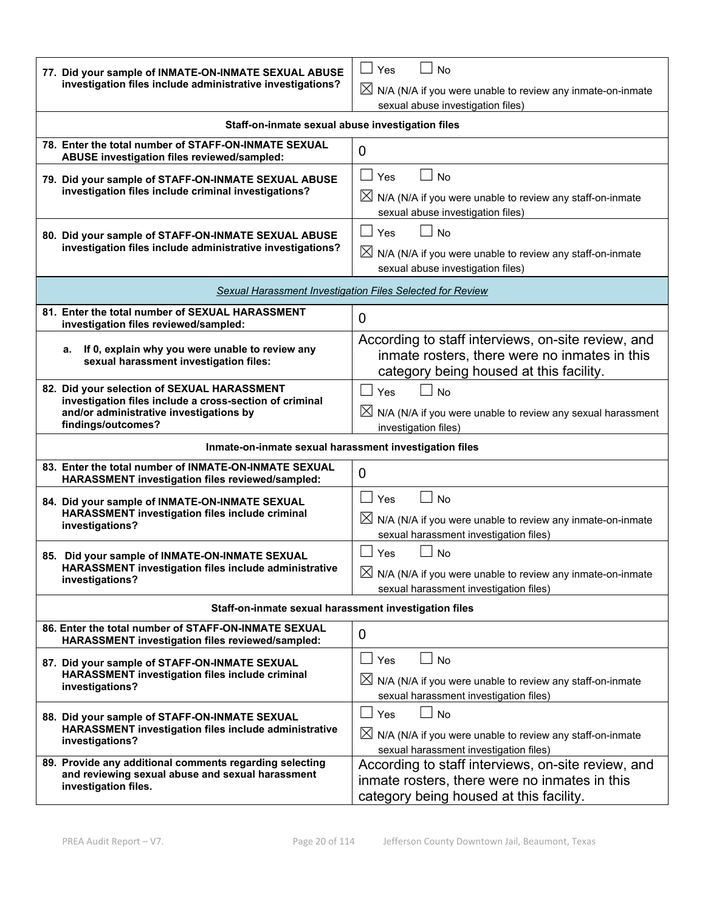| | |
|---|---|
| **77. Did your sample of INMATE-ON-INMATE SEXUAL ABUSE investigation files include administrative investigations?** | ☐ Yes ☐ No<br>☒ N/A (N/A if you were unable to review any inmate-on-inmate sexual abuse investigation files) |
| **Staff-on-inmate sexual abuse investigation files** | |
| **78. Enter the total number of STAFF-ON-INMATE SEXUAL ABUSE investigation files reviewed/sampled:** | 0 |
| **79. Did your sample of STAFF-ON-INMATE SEXUAL ABUSE investigation files include criminal investigations?** | ☐ Yes ☐ No<br>☒ N/A (N/A if you were unable to review any staff-on-inmate sexual abuse investigation files) |
| **80. Did your sample of STAFF-ON-INMATE SEXUAL ABUSE investigation files include administrative investigations?** | ☐ Yes ☐ No<br>☒ N/A (N/A if you were unable to review any staff-on-inmate sexual abuse investigation files) |
| *Sexual Harassment Investigation Files Selected for Review* | |
| **81. Enter the total number of SEXUAL HARASSMENT investigation files reviewed/sampled:** | 0 |
| **a. If 0, explain why you were unable to review any sexual harassment investigation files:** | According to staff interviews, on-site review, and inmate rosters, there were no inmates in this category being housed at this facility. |
| **82. Did your selection of SEXUAL HARASSMENT investigation files include a cross-section of criminal and/or administrative investigations by findings/outcomes?** | ☐ Yes ☐ No<br>☒ N/A (N/A if you were unable to review any sexual harassment investigation files) |
| **Inmate-on-inmate sexual harassment investigation files** | |
| **83. Enter the total number of INMATE-ON-INMATE SEXUAL HARASSMENT investigation files reviewed/sampled:** | 0 |
| **84. Did your sample of INMATE-ON-INMATE SEXUAL HARASSMENT investigation files include criminal investigations?** | ☐ Yes ☐ No<br>☒ N/A (N/A if you were unable to review any inmate-on-inmate sexual harassment investigation files) |
| **85. Did your sample of INMATE-ON-INMATE SEXUAL HARASSMENT investigation files include administrative investigations?** | ☐ Yes ☐ No<br>☒ N/A (N/A if you were unable to review any inmate-on-inmate sexual harassment investigation files) |
| **Staff-on-inmate sexual harassment investigation files** | |
| **86. Enter the total number of STAFF-ON-INMATE SEXUAL HARASSMENT investigation files reviewed/sampled:** | 0 |
| **87. Did your sample of STAFF-ON-INMATE SEXUAL HARASSMENT investigation files include criminal investigations?** | ☐ Yes ☐ No<br>☒ N/A (N/A if you were unable to review any staff-on-inmate sexual harassment investigation files) |
| **88. Did your sample of STAFF-ON-INMATE SEXUAL HARASSMENT investigation files include administrative investigations?** | ☐ Yes ☐ No<br>☒ N/A (N/A if you were unable to review any staff-on-inmate sexual harassment investigation files) |
| **89. Provide any additional comments regarding selecting and reviewing sexual abuse and sexual harassment investigation files.** | According to staff interviews, on-site review, and inmate rosters, there were no inmates in this category being housed at this facility. |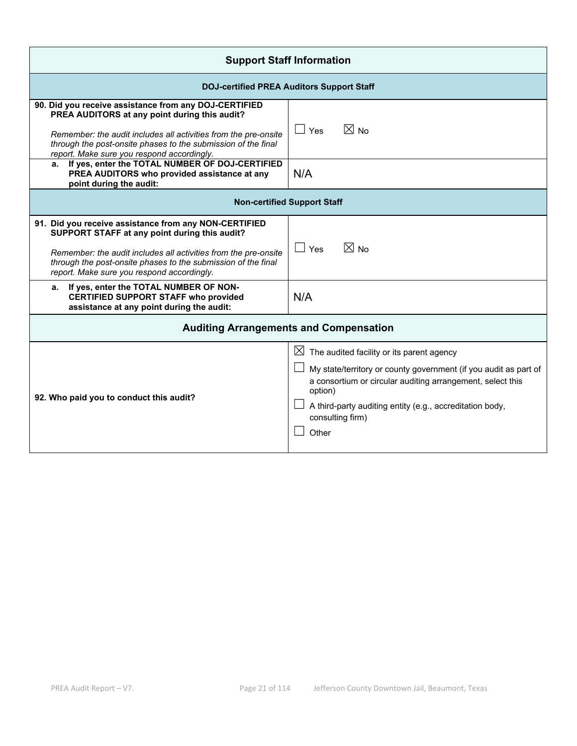## Support Staff Information

### DOJ-certified PREA Auditors Support Staff

| Question | Response |
|---|---|
| **90. Did you receive assistance from any DOJ-CERTIFIED PREA AUDITORS at any point during this audit?**<br><br>*Remember: the audit includes all activities from the pre-onsite through the post-onsite phases to the submission of the final report. Make sure you respond accordingly.* | ☐ Yes ☒ No |
| **a. If yes, enter the TOTAL NUMBER OF DOJ-CERTIFIED PREA AUDITORS who provided assistance at any point during the audit:** | N/A |

### Non-certified Support Staff

| Question | Response |
|---|---|
| **91. Did you receive assistance from any NON-CERTIFIED SUPPORT STAFF at any point during this audit?**<br><br>*Remember: the audit includes all activities from the pre-onsite through the post-onsite phases to the submission of the final report. Make sure you respond accordingly.* | ☐ Yes ☒ No |
| **a. If yes, enter the TOTAL NUMBER OF NON-CERTIFIED SUPPORT STAFF who provided assistance at any point during the audit:** | N/A |

## Auditing Arrangements and Compensation

| Question | Response |
|---|---|
| **92. Who paid you to conduct this audit?** | ☒ The audited facility or its parent agency<br>☐ My state/territory or county government (if you audit as part of a consortium or circular auditing arrangement, select this option)<br>☐ A third-party auditing entity (e.g., accreditation body, consulting firm)<br>☐ Other |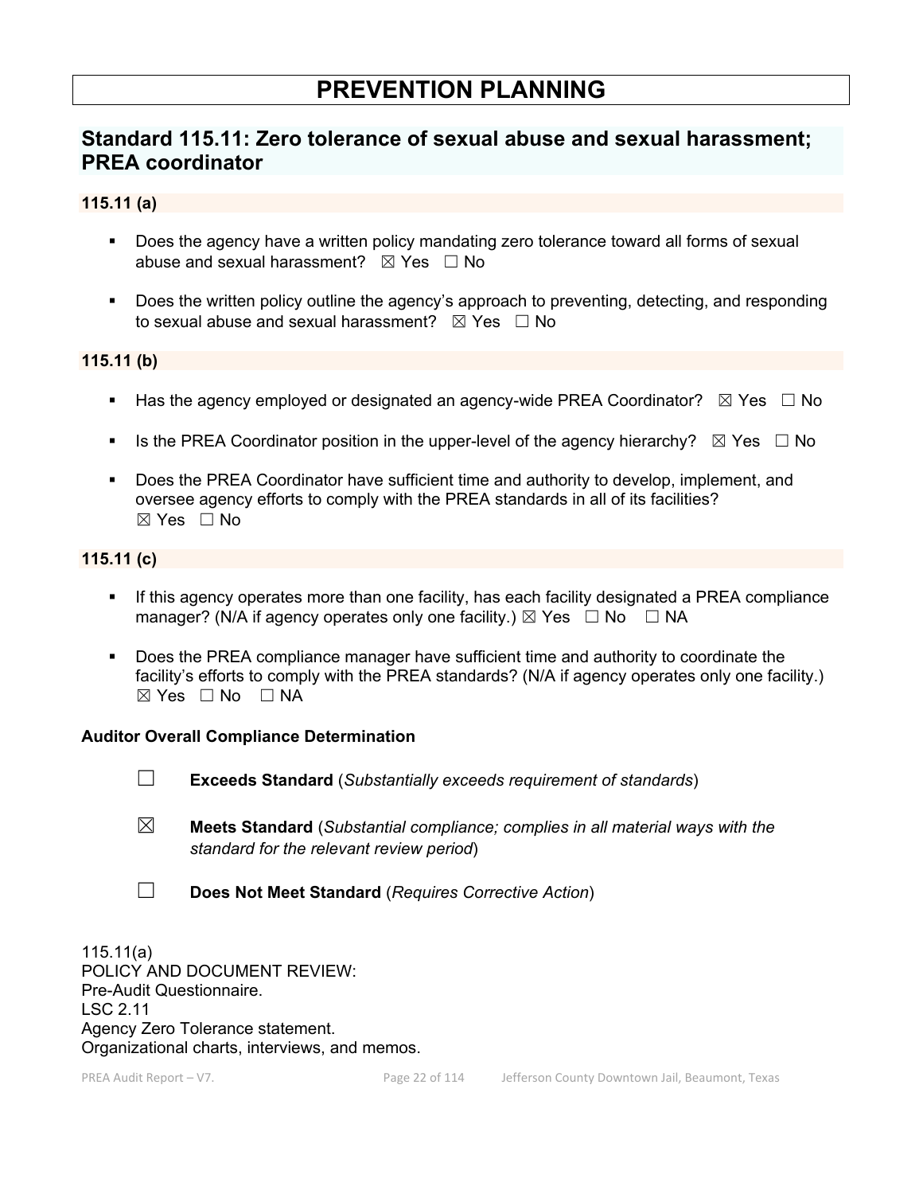# PREVENTION PLANNING

## Standard 115.11: Zero tolerance of sexual abuse and sexual harassment; PREA coordinator

### 115.11 (a)

- Does the agency have a written policy mandating zero tolerance toward all forms of sexual abuse and sexual harassment? ☒ Yes ☐ No

- Does the written policy outline the agency's approach to preventing, detecting, and responding to sexual abuse and sexual harassment? ☒ Yes ☐ No

### 115.11 (b)

- Has the agency employed or designated an agency-wide PREA Coordinator? ☒ Yes ☐ No

- Is the PREA Coordinator position in the upper-level of the agency hierarchy? ☒ Yes ☐ No

- Does the PREA Coordinator have sufficient time and authority to develop, implement, and oversee agency efforts to comply with the PREA standards in all of its facilities? ☒ Yes ☐ No

### 115.11 (c)

- If this agency operates more than one facility, has each facility designated a PREA compliance manager? (N/A if agency operates only one facility.) ☒ Yes ☐ No ☐ NA

- Does the PREA compliance manager have sufficient time and authority to coordinate the facility's efforts to comply with the PREA standards? (N/A if agency operates only one facility.) ☒ Yes ☐ No ☐ NA

**Auditor Overall Compliance Determination**

☐ **Exceeds Standard** (*Substantially exceeds requirement of standards*)

☒ **Meets Standard** (*Substantial compliance; complies in all material ways with the standard for the relevant review period*)

☐ **Does Not Meet Standard** (*Requires Corrective Action*)

115.11(a)
POLICY AND DOCUMENT REVIEW:
Pre-Audit Questionnaire.
LSC 2.11
Agency Zero Tolerance statement.
Organizational charts, interviews, and memos.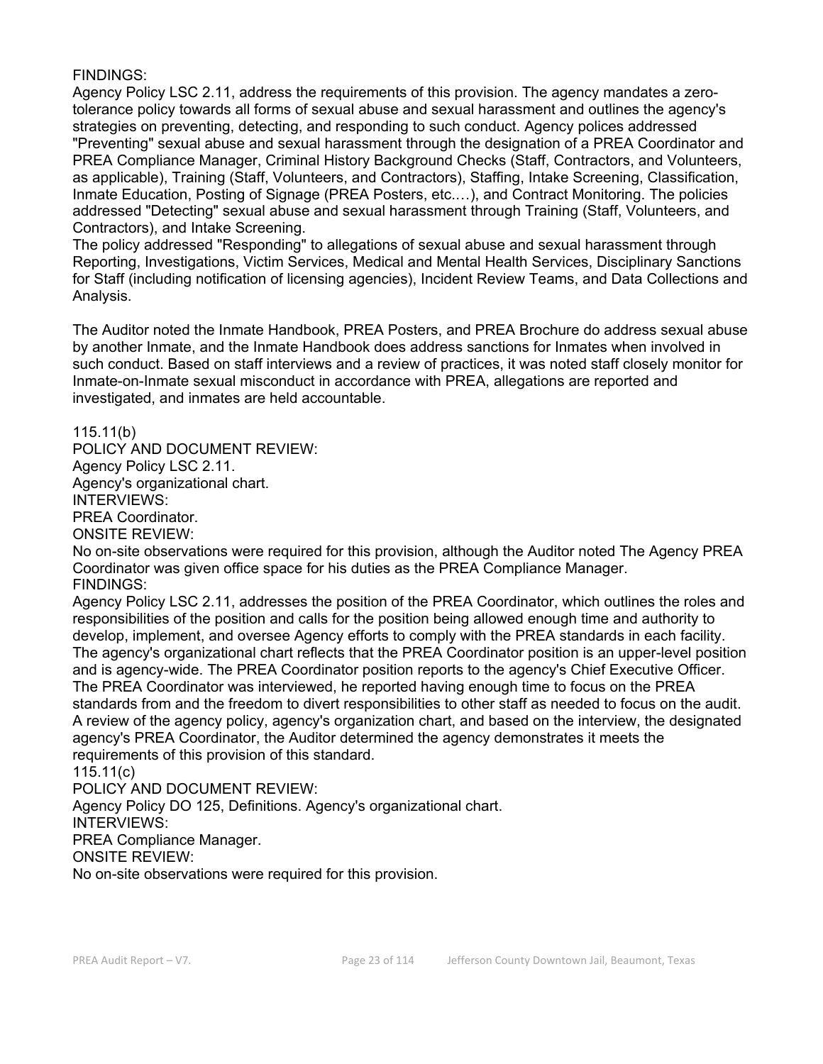FINDINGS:
Agency Policy LSC 2.11, address the requirements of this provision. The agency mandates a zero-tolerance policy towards all forms of sexual abuse and sexual harassment and outlines the agency's strategies on preventing, detecting, and responding to such conduct. Agency polices addressed "Preventing" sexual abuse and sexual harassment through the designation of a PREA Coordinator and PREA Compliance Manager, Criminal History Background Checks (Staff, Contractors, and Volunteers, as applicable), Training (Staff, Volunteers, and Contractors), Staffing, Intake Screening, Classification, Inmate Education, Posting of Signage (PREA Posters, etc.…), and Contract Monitoring. The policies addressed "Detecting" sexual abuse and sexual harassment through Training (Staff, Volunteers, and Contractors), and Intake Screening.
The policy addressed "Responding" to allegations of sexual abuse and sexual harassment through Reporting, Investigations, Victim Services, Medical and Mental Health Services, Disciplinary Sanctions for Staff (including notification of licensing agencies), Incident Review Teams, and Data Collections and Analysis.

The Auditor noted the Inmate Handbook, PREA Posters, and PREA Brochure do address sexual abuse by another Inmate, and the Inmate Handbook does address sanctions for Inmates when involved in such conduct. Based on staff interviews and a review of practices, it was noted staff closely monitor for Inmate-on-Inmate sexual misconduct in accordance with PREA, allegations are reported and investigated, and inmates are held accountable.

115.11(b)
POLICY AND DOCUMENT REVIEW:
Agency Policy LSC 2.11.
Agency's organizational chart.
INTERVIEWS:
PREA Coordinator.
ONSITE REVIEW:
No on-site observations were required for this provision, although the Auditor noted The Agency PREA Coordinator was given office space for his duties as the PREA Compliance Manager.
FINDINGS:
Agency Policy LSC 2.11, addresses the position of the PREA Coordinator, which outlines the roles and responsibilities of the position and calls for the position being allowed enough time and authority to develop, implement, and oversee Agency efforts to comply with the PREA standards in each facility. The agency's organizational chart reflects that the PREA Coordinator position is an upper-level position and is agency-wide. The PREA Coordinator position reports to the agency's Chief Executive Officer. The PREA Coordinator was interviewed, he reported having enough time to focus on the PREA standards from and the freedom to divert responsibilities to other staff as needed to focus on the audit. A review of the agency policy, agency's organization chart, and based on the interview, the designated agency's PREA Coordinator, the Auditor determined the agency demonstrates it meets the requirements of this provision of this standard.
115.11(c)
POLICY AND DOCUMENT REVIEW:
Agency Policy DO 125, Definitions. Agency's organizational chart.
INTERVIEWS:
PREA Compliance Manager.
ONSITE REVIEW:
No on-site observations were required for this provision.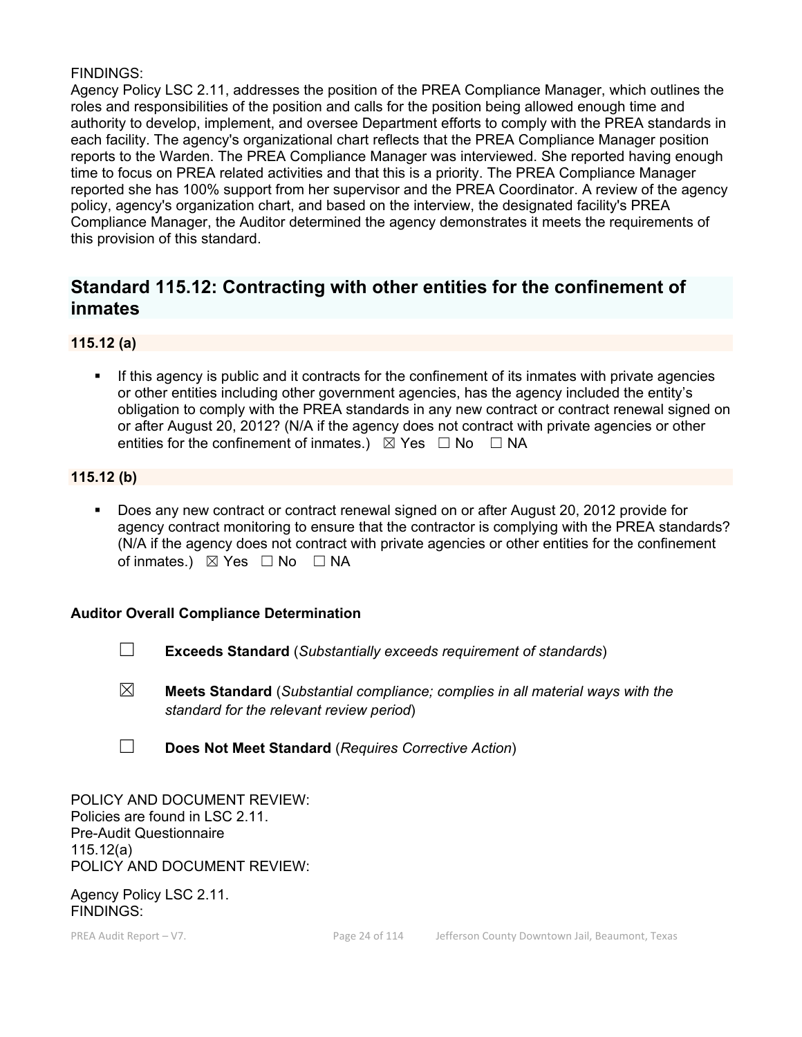FINDINGS:
Agency Policy LSC 2.11, addresses the position of the PREA Compliance Manager, which outlines the roles and responsibilities of the position and calls for the position being allowed enough time and authority to develop, implement, and oversee Department efforts to comply with the PREA standards in each facility. The agency's organizational chart reflects that the PREA Compliance Manager position reports to the Warden. The PREA Compliance Manager was interviewed. She reported having enough time to focus on PREA related activities and that this is a priority. The PREA Compliance Manager reported she has 100% support from her supervisor and the PREA Coordinator. A review of the agency policy, agency's organization chart, and based on the interview, the designated facility's PREA Compliance Manager, the Auditor determined the agency demonstrates it meets the requirements of this provision of this standard.

## Standard 115.12: Contracting with other entities for the confinement of inmates

### 115.12 (a)

- If this agency is public and it contracts for the confinement of its inmates with private agencies or other entities including other government agencies, has the agency included the entity's obligation to comply with the PREA standards in any new contract or contract renewal signed on or after August 20, 2012? (N/A if the agency does not contract with private agencies or other entities for the confinement of inmates.) ☒ Yes ☐ No ☐ NA

### 115.12 (b)

- Does any new contract or contract renewal signed on or after August 20, 2012 provide for agency contract monitoring to ensure that the contractor is complying with the PREA standards? (N/A if the agency does not contract with private agencies or other entities for the confinement of inmates.) ☒ Yes ☐ No ☐ NA

**Auditor Overall Compliance Determination**

☐ **Exceeds Standard** (*Substantially exceeds requirement of standards*)

☒ **Meets Standard** (*Substantial compliance; complies in all material ways with the standard for the relevant review period*)

☐ **Does Not Meet Standard** (*Requires Corrective Action*)

POLICY AND DOCUMENT REVIEW:
Policies are found in LSC 2.11.
Pre-Audit Questionnaire
115.12(a)
POLICY AND DOCUMENT REVIEW:

Agency Policy LSC 2.11.
FINDINGS: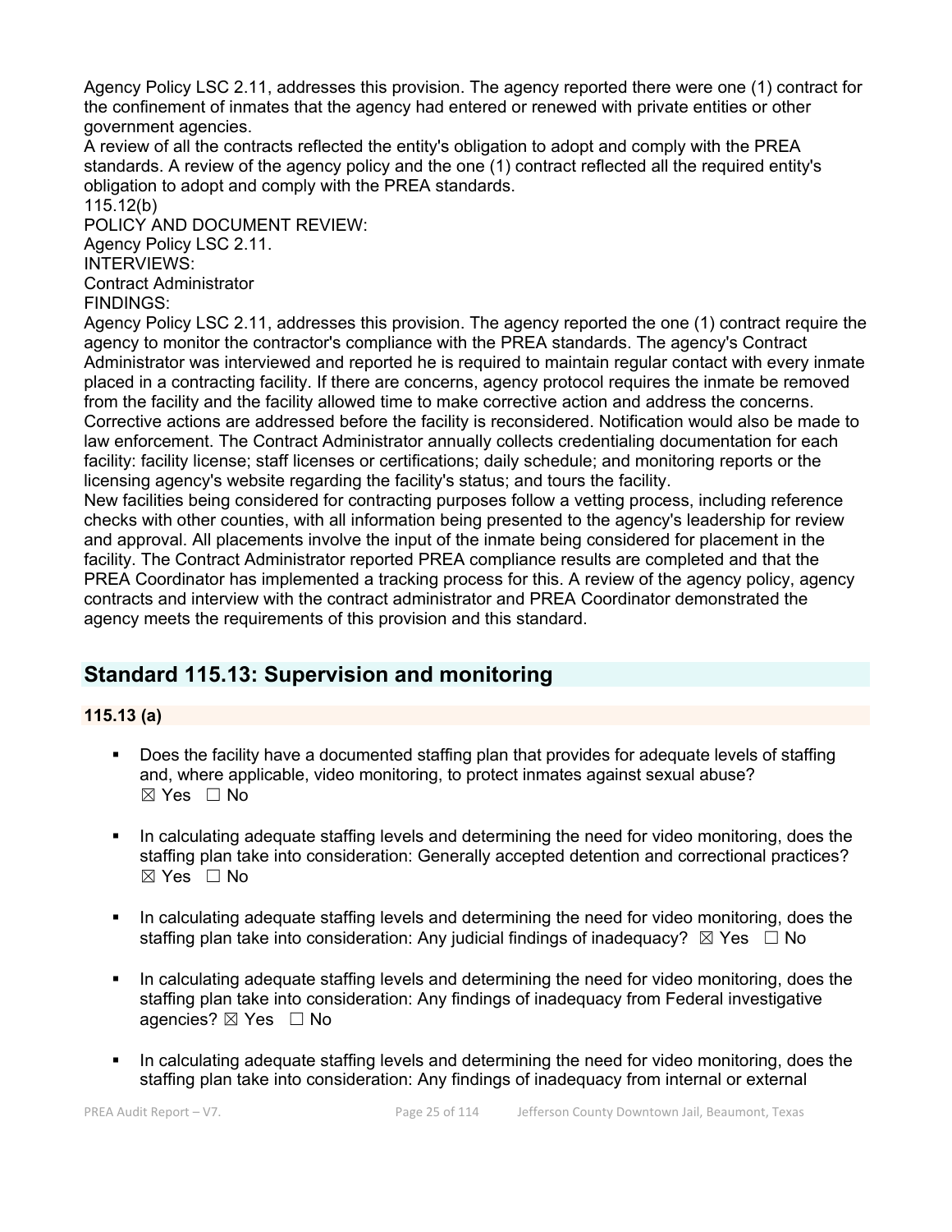Agency Policy LSC 2.11, addresses this provision. The agency reported there were one (1) contract for the confinement of inmates that the agency had entered or renewed with private entities or other government agencies.

A review of all the contracts reflected the entity's obligation to adopt and comply with the PREA standards. A review of the agency policy and the one (1) contract reflected all the required entity's obligation to adopt and comply with the PREA standards.

115.12(b)

POLICY AND DOCUMENT REVIEW:

Agency Policy LSC 2.11.

INTERVIEWS:

Contract Administrator

FINDINGS:

Agency Policy LSC 2.11, addresses this provision. The agency reported the one (1) contract require the agency to monitor the contractor's compliance with the PREA standards. The agency's Contract Administrator was interviewed and reported he is required to maintain regular contact with every inmate placed in a contracting facility. If there are concerns, agency protocol requires the inmate be removed from the facility and the facility allowed time to make corrective action and address the concerns. Corrective actions are addressed before the facility is reconsidered. Notification would also be made to law enforcement. The Contract Administrator annually collects credentialing documentation for each facility: facility license; staff licenses or certifications; daily schedule; and monitoring reports or the licensing agency's website regarding the facility's status; and tours the facility.

New facilities being considered for contracting purposes follow a vetting process, including reference checks with other counties, with all information being presented to the agency's leadership for review and approval. All placements involve the input of the inmate being considered for placement in the facility. The Contract Administrator reported PREA compliance results are completed and that the PREA Coordinator has implemented a tracking process for this. A review of the agency policy, agency contracts and interview with the contract administrator and PREA Coordinator demonstrated the agency meets the requirements of this provision and this standard.

## Standard 115.13: Supervision and monitoring

### 115.13 (a)

- Does the facility have a documented staffing plan that provides for adequate levels of staffing and, where applicable, video monitoring, to protect inmates against sexual abuse? ☒ Yes ☐ No
- In calculating adequate staffing levels and determining the need for video monitoring, does the staffing plan take into consideration: Generally accepted detention and correctional practices? ☒ Yes ☐ No
- In calculating adequate staffing levels and determining the need for video monitoring, does the staffing plan take into consideration: Any judicial findings of inadequacy? ☒ Yes ☐ No
- In calculating adequate staffing levels and determining the need for video monitoring, does the staffing plan take into consideration: Any findings of inadequacy from Federal investigative agencies? ☒ Yes ☐ No
- In calculating adequate staffing levels and determining the need for video monitoring, does the staffing plan take into consideration: Any findings of inadequacy from internal or external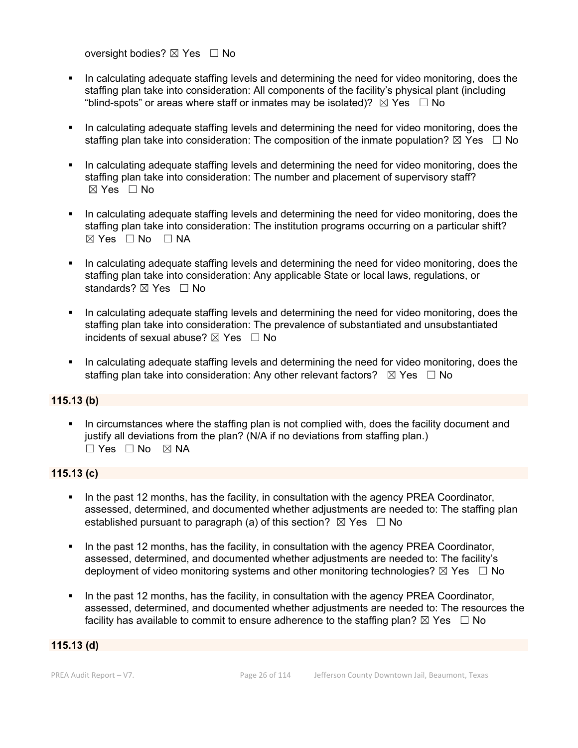oversight bodies? ☒ Yes ☐ No

- In calculating adequate staffing levels and determining the need for video monitoring, does the staffing plan take into consideration: All components of the facility's physical plant (including "blind-spots" or areas where staff or inmates may be isolated)? ☒ Yes ☐ No
- In calculating adequate staffing levels and determining the need for video monitoring, does the staffing plan take into consideration: The composition of the inmate population? ☒ Yes ☐ No
- In calculating adequate staffing levels and determining the need for video monitoring, does the staffing plan take into consideration: The number and placement of supervisory staff? ☒ Yes ☐ No
- In calculating adequate staffing levels and determining the need for video monitoring, does the staffing plan take into consideration: The institution programs occurring on a particular shift? ☒ Yes ☐ No ☐ NA
- In calculating adequate staffing levels and determining the need for video monitoring, does the staffing plan take into consideration: Any applicable State or local laws, regulations, or standards? ☒ Yes ☐ No
- In calculating adequate staffing levels and determining the need for video monitoring, does the staffing plan take into consideration: The prevalence of substantiated and unsubstantiated incidents of sexual abuse? ☒ Yes ☐ No
- In calculating adequate staffing levels and determining the need for video monitoring, does the staffing plan take into consideration: Any other relevant factors? ☒ Yes ☐ No

**115.13 (b)**

- In circumstances where the staffing plan is not complied with, does the facility document and justify all deviations from the plan? (N/A if no deviations from staffing plan.) ☐ Yes ☐ No ☒ NA

**115.13 (c)**

- In the past 12 months, has the facility, in consultation with the agency PREA Coordinator, assessed, determined, and documented whether adjustments are needed to: The staffing plan established pursuant to paragraph (a) of this section? ☒ Yes ☐ No
- In the past 12 months, has the facility, in consultation with the agency PREA Coordinator, assessed, determined, and documented whether adjustments are needed to: The facility's deployment of video monitoring systems and other monitoring technologies? ☒ Yes ☐ No
- In the past 12 months, has the facility, in consultation with the agency PREA Coordinator, assessed, determined, and documented whether adjustments are needed to: The resources the facility has available to commit to ensure adherence to the staffing plan? ☒ Yes ☐ No

**115.13 (d)**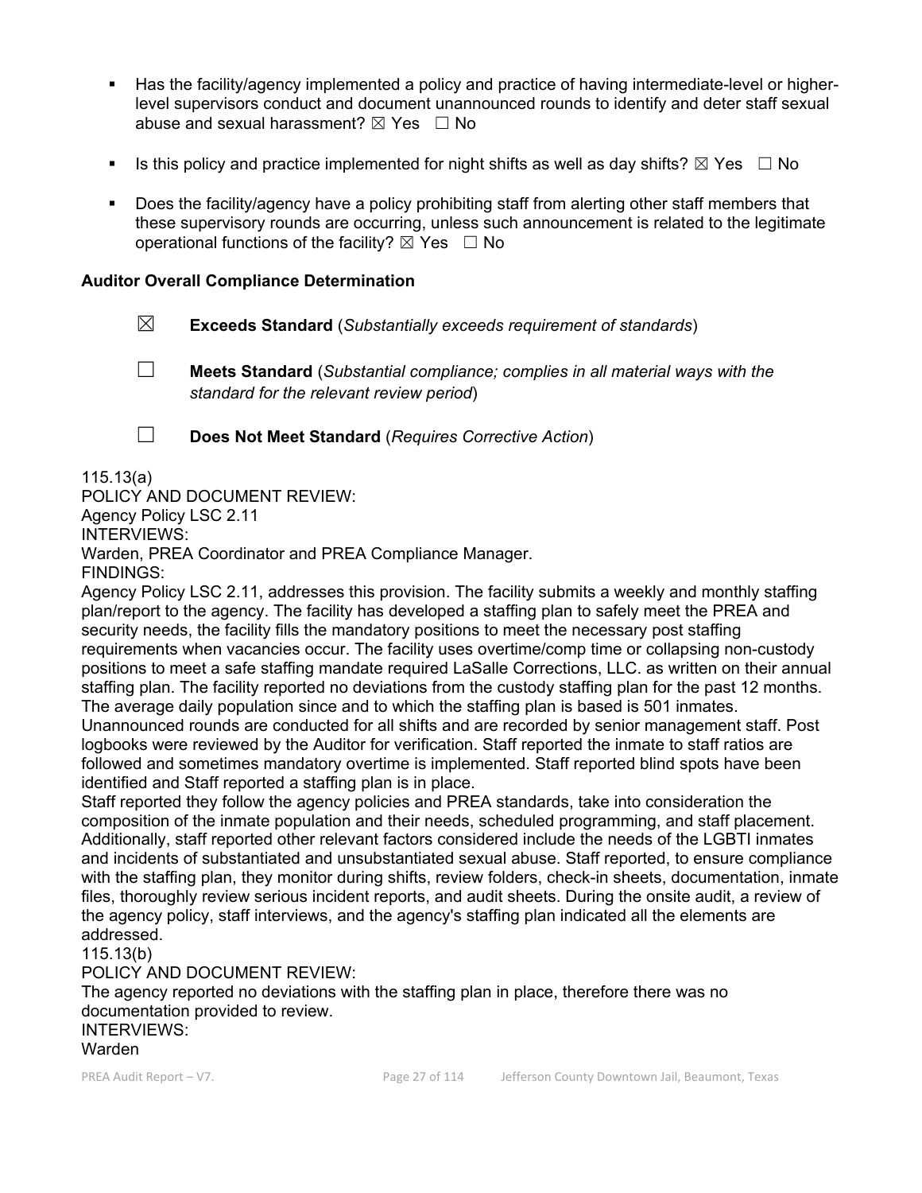- Has the facility/agency implemented a policy and practice of having intermediate-level or higher-level supervisors conduct and document unannounced rounds to identify and deter staff sexual abuse and sexual harassment? ☒ Yes ☐ No

- Is this policy and practice implemented for night shifts as well as day shifts? ☒ Yes ☐ No

- Does the facility/agency have a policy prohibiting staff from alerting other staff members that these supervisory rounds are occurring, unless such announcement is related to the legitimate operational functions of the facility? ☒ Yes ☐ No

**Auditor Overall Compliance Determination**

☒ **Exceeds Standard** (*Substantially exceeds requirement of standards*)

☐ **Meets Standard** (*Substantial compliance; complies in all material ways with the standard for the relevant review period*)

☐ **Does Not Meet Standard** (*Requires Corrective Action*)

115.13(a)
POLICY AND DOCUMENT REVIEW:
Agency Policy LSC 2.11
INTERVIEWS:
Warden, PREA Coordinator and PREA Compliance Manager.
FINDINGS:
Agency Policy LSC 2.11, addresses this provision. The facility submits a weekly and monthly staffing plan/report to the agency. The facility has developed a staffing plan to safely meet the PREA and security needs, the facility fills the mandatory positions to meet the necessary post staffing requirements when vacancies occur. The facility uses overtime/comp time or collapsing non-custody positions to meet a safe staffing mandate required LaSalle Corrections, LLC. as written on their annual staffing plan. The facility reported no deviations from the custody staffing plan for the past 12 months. The average daily population since and to which the staffing plan is based is 501 inmates. Unannounced rounds are conducted for all shifts and are recorded by senior management staff. Post logbooks were reviewed by the Auditor for verification. Staff reported the inmate to staff ratios are followed and sometimes mandatory overtime is implemented. Staff reported blind spots have been identified and Staff reported a staffing plan is in place.
Staff reported they follow the agency policies and PREA standards, take into consideration the composition of the inmate population and their needs, scheduled programming, and staff placement. Additionally, staff reported other relevant factors considered include the needs of the LGBTI inmates and incidents of substantiated and unsubstantiated sexual abuse. Staff reported, to ensure compliance with the staffing plan, they monitor during shifts, review folders, check-in sheets, documentation, inmate files, thoroughly review serious incident reports, and audit sheets. During the onsite audit, a review of the agency policy, staff interviews, and the agency's staffing plan indicated all the elements are addressed.
115.13(b)
POLICY AND DOCUMENT REVIEW:
The agency reported no deviations with the staffing plan in place, therefore there was no documentation provided to review.
INTERVIEWS:
Warden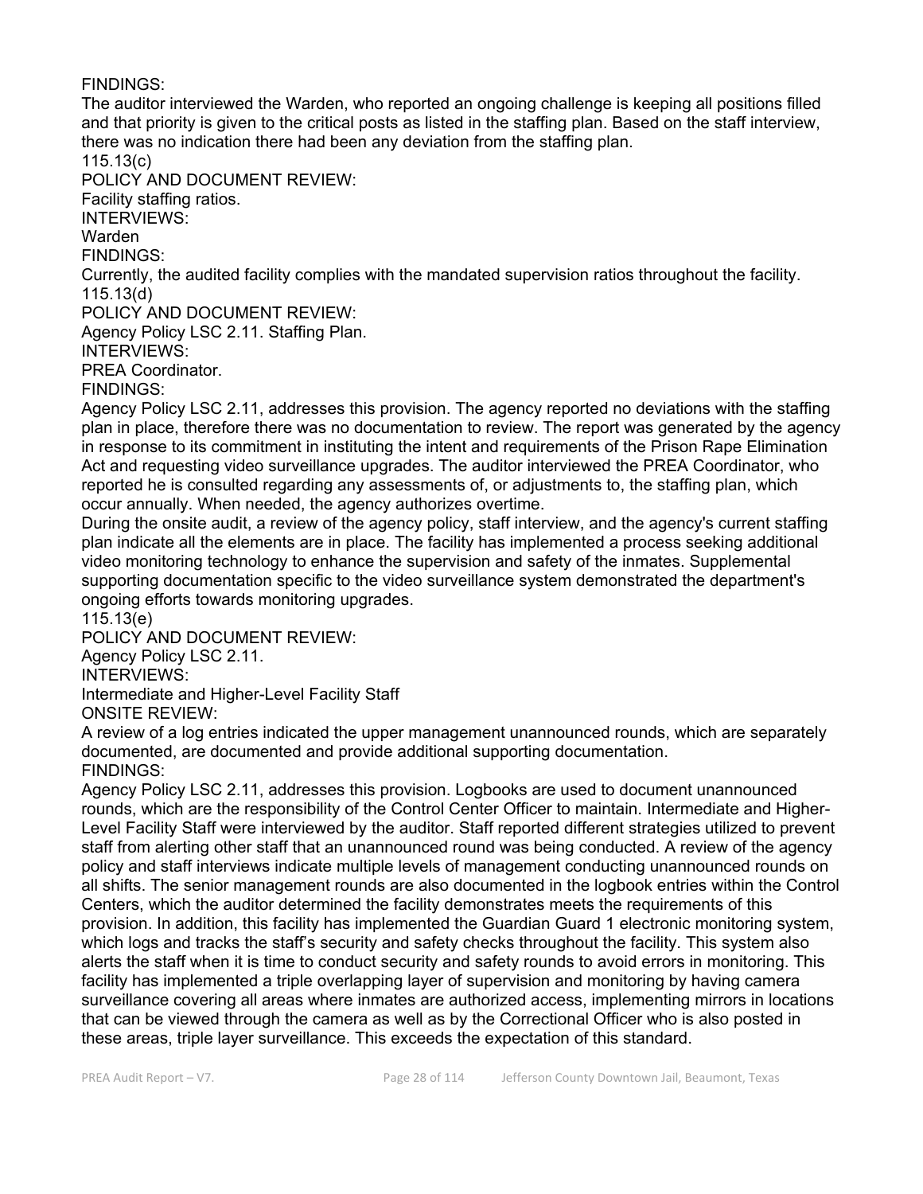FINDINGS:

The auditor interviewed the Warden, who reported an ongoing challenge is keeping all positions filled and that priority is given to the critical posts as listed in the staffing plan. Based on the staff interview, there was no indication there had been any deviation from the staffing plan.

115.13(c)

POLICY AND DOCUMENT REVIEW:

Facility staffing ratios.

INTERVIEWS:

Warden

FINDINGS:

Currently, the audited facility complies with the mandated supervision ratios throughout the facility.

115.13(d)

POLICY AND DOCUMENT REVIEW:

Agency Policy LSC 2.11. Staffing Plan.

INTERVIEWS:

PREA Coordinator.

FINDINGS:

Agency Policy LSC 2.11, addresses this provision. The agency reported no deviations with the staffing plan in place, therefore there was no documentation to review. The report was generated by the agency in response to its commitment in instituting the intent and requirements of the Prison Rape Elimination Act and requesting video surveillance upgrades. The auditor interviewed the PREA Coordinator, who reported he is consulted regarding any assessments of, or adjustments to, the staffing plan, which occur annually. When needed, the agency authorizes overtime.

During the onsite audit, a review of the agency policy, staff interview, and the agency's current staffing plan indicate all the elements are in place. The facility has implemented a process seeking additional video monitoring technology to enhance the supervision and safety of the inmates. Supplemental supporting documentation specific to the video surveillance system demonstrated the department's ongoing efforts towards monitoring upgrades.

115.13(e)

POLICY AND DOCUMENT REVIEW:

Agency Policy LSC 2.11.

INTERVIEWS:

Intermediate and Higher-Level Facility Staff

ONSITE REVIEW:

A review of a log entries indicated the upper management unannounced rounds, which are separately documented, are documented and provide additional supporting documentation.

FINDINGS:

Agency Policy LSC 2.11, addresses this provision. Logbooks are used to document unannounced rounds, which are the responsibility of the Control Center Officer to maintain. Intermediate and Higher-Level Facility Staff were interviewed by the auditor. Staff reported different strategies utilized to prevent staff from alerting other staff that an unannounced round was being conducted. A review of the agency policy and staff interviews indicate multiple levels of management conducting unannounced rounds on all shifts. The senior management rounds are also documented in the logbook entries within the Control Centers, which the auditor determined the facility demonstrates meets the requirements of this provision. In addition, this facility has implemented the Guardian Guard 1 electronic monitoring system, which logs and tracks the staff's security and safety checks throughout the facility. This system also alerts the staff when it is time to conduct security and safety rounds to avoid errors in monitoring. This facility has implemented a triple overlapping layer of supervision and monitoring by having camera surveillance covering all areas where inmates are authorized access, implementing mirrors in locations that can be viewed through the camera as well as by the Correctional Officer who is also posted in these areas, triple layer surveillance. This exceeds the expectation of this standard.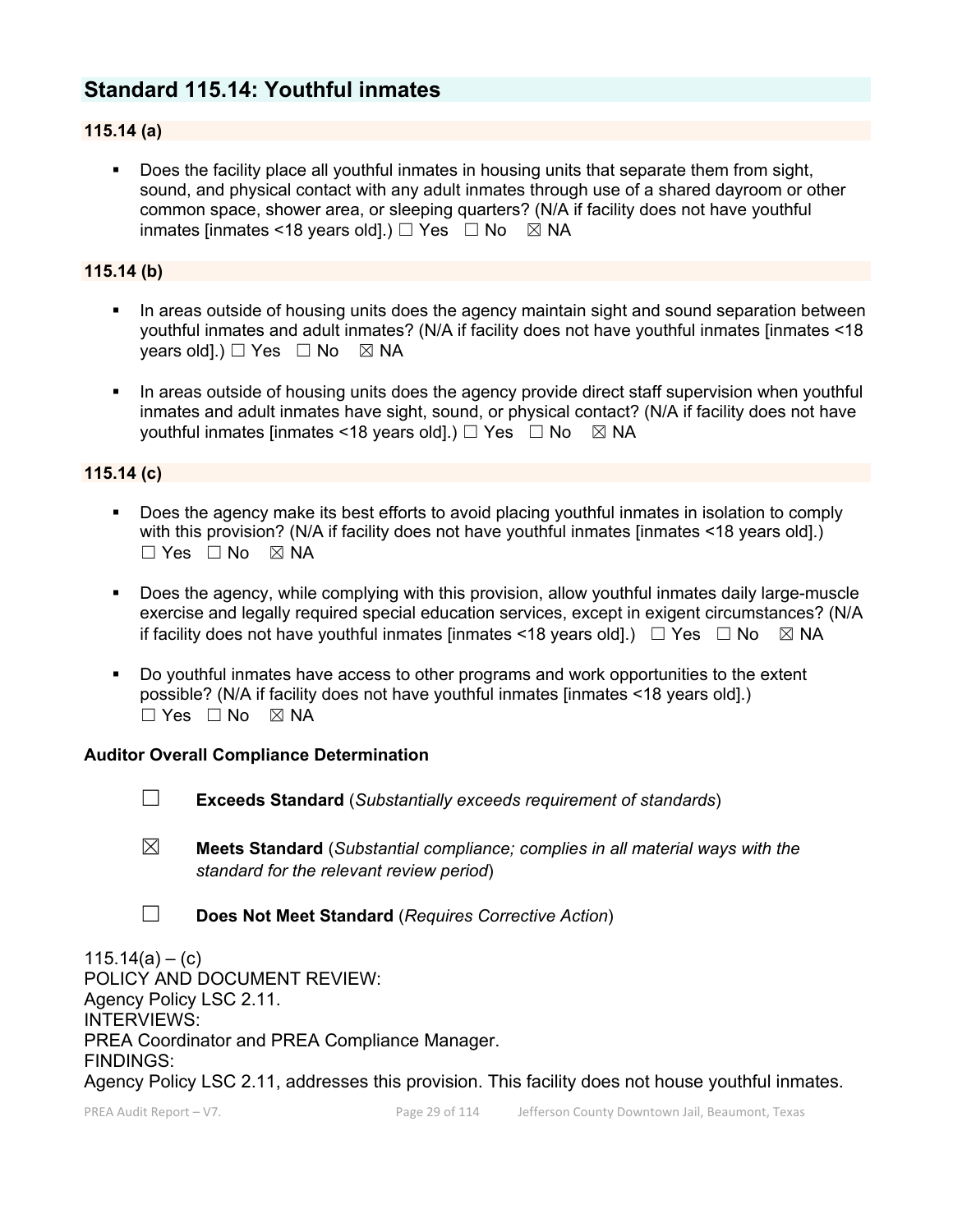## Standard 115.14: Youthful inmates

### 115.14 (a)

- Does the facility place all youthful inmates in housing units that separate them from sight, sound, and physical contact with any adult inmates through use of a shared dayroom or other common space, shower area, or sleeping quarters? (N/A if facility does not have youthful inmates [inmates <18 years old].) ☐ Yes ☐ No ☒ NA

### 115.14 (b)

- In areas outside of housing units does the agency maintain sight and sound separation between youthful inmates and adult inmates? (N/A if facility does not have youthful inmates [inmates <18 years old].) ☐ Yes ☐ No ☒ NA
- In areas outside of housing units does the agency provide direct staff supervision when youthful inmates and adult inmates have sight, sound, or physical contact? (N/A if facility does not have youthful inmates [inmates <18 years old].) ☐ Yes ☐ No ☒ NA

### 115.14 (c)

- Does the agency make its best efforts to avoid placing youthful inmates in isolation to comply with this provision? (N/A if facility does not have youthful inmates [inmates <18 years old].) ☐ Yes ☐ No ☒ NA
- Does the agency, while complying with this provision, allow youthful inmates daily large-muscle exercise and legally required special education services, except in exigent circumstances? (N/A if facility does not have youthful inmates [inmates <18 years old].) ☐ Yes ☐ No ☒ NA
- Do youthful inmates have access to other programs and work opportunities to the extent possible? (N/A if facility does not have youthful inmates [inmates <18 years old].) ☐ Yes ☐ No ☒ NA

**Auditor Overall Compliance Determination**

☐ **Exceeds Standard** (*Substantially exceeds requirement of standards*)

☒ **Meets Standard** (*Substantial compliance; complies in all material ways with the standard for the relevant review period*)

☐ **Does Not Meet Standard** (*Requires Corrective Action*)

115.14(a) – (c)
POLICY AND DOCUMENT REVIEW:
Agency Policy LSC 2.11.
INTERVIEWS:
PREA Coordinator and PREA Compliance Manager.
FINDINGS:
Agency Policy LSC 2.11, addresses this provision. This facility does not house youthful inmates.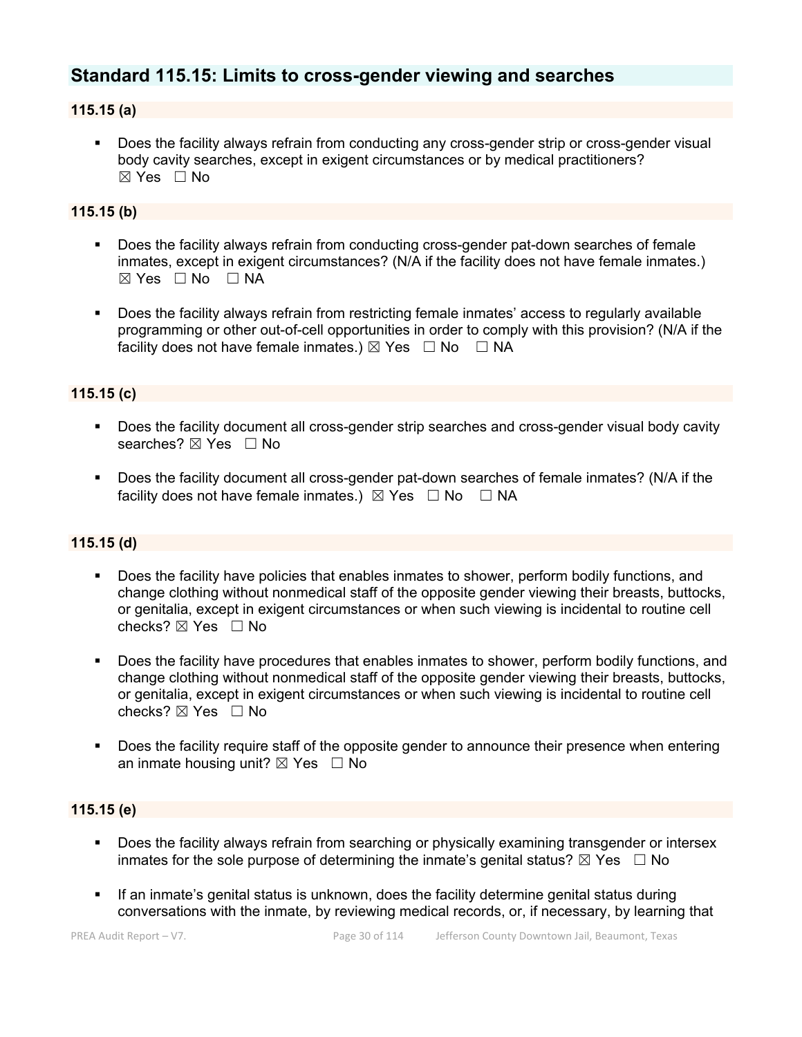## Standard 115.15: Limits to cross-gender viewing and searches

### 115.15 (a)

- Does the facility always refrain from conducting any cross-gender strip or cross-gender visual body cavity searches, except in exigent circumstances or by medical practitioners? ☒ Yes ☐ No

### 115.15 (b)

- Does the facility always refrain from conducting cross-gender pat-down searches of female inmates, except in exigent circumstances? (N/A if the facility does not have female inmates.) ☒ Yes ☐ No ☐ NA

- Does the facility always refrain from restricting female inmates' access to regularly available programming or other out-of-cell opportunities in order to comply with this provision? (N/A if the facility does not have female inmates.) ☒ Yes ☐ No ☐ NA

### 115.15 (c)

- Does the facility document all cross-gender strip searches and cross-gender visual body cavity searches? ☒ Yes ☐ No

- Does the facility document all cross-gender pat-down searches of female inmates? (N/A if the facility does not have female inmates.) ☒ Yes ☐ No ☐ NA

### 115.15 (d)

- Does the facility have policies that enables inmates to shower, perform bodily functions, and change clothing without nonmedical staff of the opposite gender viewing their breasts, buttocks, or genitalia, except in exigent circumstances or when such viewing is incidental to routine cell checks? ☒ Yes ☐ No

- Does the facility have procedures that enables inmates to shower, perform bodily functions, and change clothing without nonmedical staff of the opposite gender viewing their breasts, buttocks, or genitalia, except in exigent circumstances or when such viewing is incidental to routine cell checks? ☒ Yes ☐ No

- Does the facility require staff of the opposite gender to announce their presence when entering an inmate housing unit? ☒ Yes ☐ No

### 115.15 (e)

- Does the facility always refrain from searching or physically examining transgender or intersex inmates for the sole purpose of determining the inmate's genital status? ☒ Yes ☐ No

- If an inmate's genital status is unknown, does the facility determine genital status during conversations with the inmate, by reviewing medical records, or, if necessary, by learning that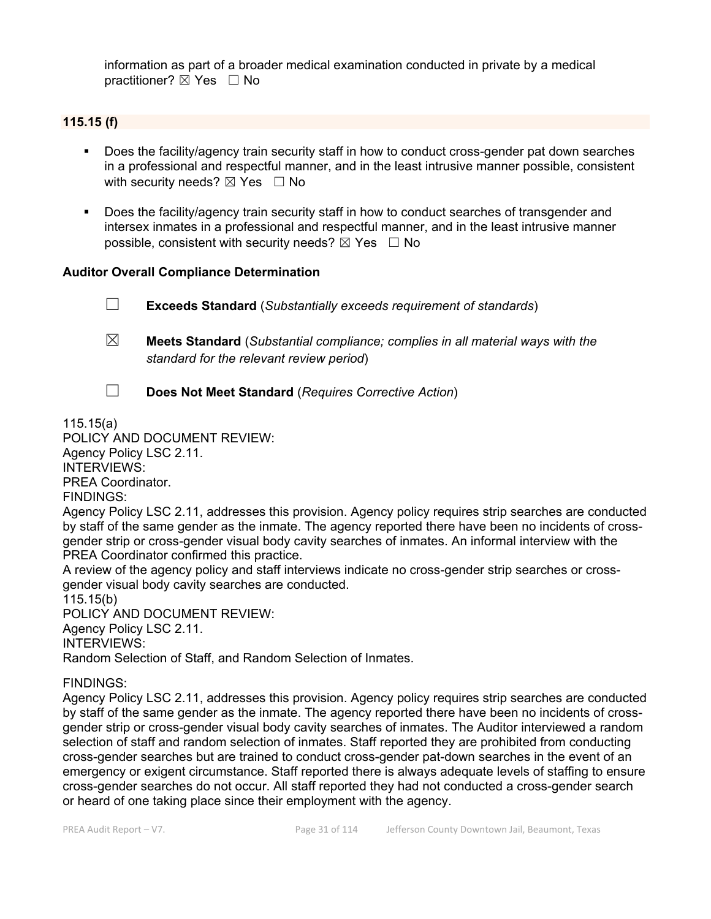information as part of a broader medical examination conducted in private by a medical practitioner? ☒ Yes ☐ No

**115.15 (f)**

- Does the facility/agency train security staff in how to conduct cross-gender pat down searches in a professional and respectful manner, and in the least intrusive manner possible, consistent with security needs? ☒ Yes ☐ No
- Does the facility/agency train security staff in how to conduct searches of transgender and intersex inmates in a professional and respectful manner, and in the least intrusive manner possible, consistent with security needs? ☒ Yes ☐ No

**Auditor Overall Compliance Determination**

☐ **Exceeds Standard** (*Substantially exceeds requirement of standards*)

☒ **Meets Standard** (*Substantial compliance; complies in all material ways with the standard for the relevant review period*)

☐ **Does Not Meet Standard** (*Requires Corrective Action*)

115.15(a)
POLICY AND DOCUMENT REVIEW:
Agency Policy LSC 2.11.
INTERVIEWS:
PREA Coordinator.
FINDINGS:
Agency Policy LSC 2.11, addresses this provision. Agency policy requires strip searches are conducted by staff of the same gender as the inmate. The agency reported there have been no incidents of cross-gender strip or cross-gender visual body cavity searches of inmates. An informal interview with the PREA Coordinator confirmed this practice.
A review of the agency policy and staff interviews indicate no cross-gender strip searches or cross-gender visual body cavity searches are conducted.
115.15(b)
POLICY AND DOCUMENT REVIEW:
Agency Policy LSC 2.11.
INTERVIEWS:
Random Selection of Staff, and Random Selection of Inmates.

FINDINGS:
Agency Policy LSC 2.11, addresses this provision. Agency policy requires strip searches are conducted by staff of the same gender as the inmate. The agency reported there have been no incidents of cross-gender strip or cross-gender visual body cavity searches of inmates. The Auditor interviewed a random selection of staff and random selection of inmates. Staff reported they are prohibited from conducting cross-gender searches but are trained to conduct cross-gender pat-down searches in the event of an emergency or exigent circumstance. Staff reported there is always adequate levels of staffing to ensure cross-gender searches do not occur. All staff reported they had not conducted a cross-gender search or heard of one taking place since their employment with the agency.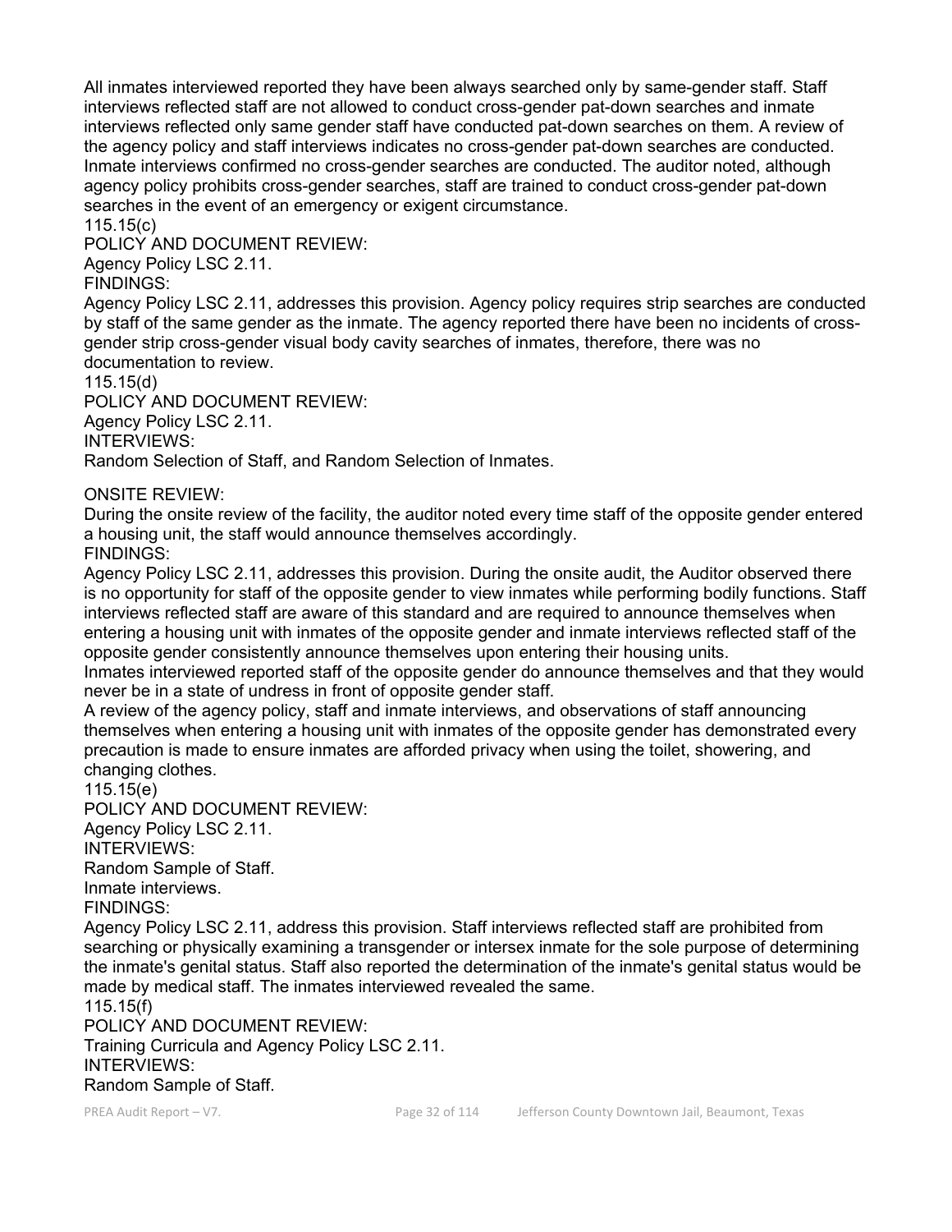All inmates interviewed reported they have been always searched only by same-gender staff. Staff interviews reflected staff are not allowed to conduct cross-gender pat-down searches and inmate interviews reflected only same gender staff have conducted pat-down searches on them. A review of the agency policy and staff interviews indicates no cross-gender pat-down searches are conducted. Inmate interviews confirmed no cross-gender searches are conducted. The auditor noted, although agency policy prohibits cross-gender searches, staff are trained to conduct cross-gender pat-down searches in the event of an emergency or exigent circumstance.

115.15(c)

POLICY AND DOCUMENT REVIEW:

Agency Policy LSC 2.11.

FINDINGS:

Agency Policy LSC 2.11, addresses this provision. Agency policy requires strip searches are conducted by staff of the same gender as the inmate. The agency reported there have been no incidents of cross-gender strip cross-gender visual body cavity searches of inmates, therefore, there was no documentation to review.

115.15(d)

POLICY AND DOCUMENT REVIEW:

Agency Policy LSC 2.11.

INTERVIEWS:

Random Selection of Staff, and Random Selection of Inmates.

ONSITE REVIEW:

During the onsite review of the facility, the auditor noted every time staff of the opposite gender entered a housing unit, the staff would announce themselves accordingly.

FINDINGS:

Agency Policy LSC 2.11, addresses this provision. During the onsite audit, the Auditor observed there is no opportunity for staff of the opposite gender to view inmates while performing bodily functions. Staff interviews reflected staff are aware of this standard and are required to announce themselves when entering a housing unit with inmates of the opposite gender and inmate interviews reflected staff of the opposite gender consistently announce themselves upon entering their housing units.

Inmates interviewed reported staff of the opposite gender do announce themselves and that they would never be in a state of undress in front of opposite gender staff.

A review of the agency policy, staff and inmate interviews, and observations of staff announcing themselves when entering a housing unit with inmates of the opposite gender has demonstrated every precaution is made to ensure inmates are afforded privacy when using the toilet, showering, and changing clothes.

115.15(e)

POLICY AND DOCUMENT REVIEW:

Agency Policy LSC 2.11.

INTERVIEWS:

Random Sample of Staff.

Inmate interviews.

FINDINGS:

Agency Policy LSC 2.11, address this provision. Staff interviews reflected staff are prohibited from searching or physically examining a transgender or intersex inmate for the sole purpose of determining the inmate's genital status. Staff also reported the determination of the inmate's genital status would be made by medical staff. The inmates interviewed revealed the same.

115.15(f)

POLICY AND DOCUMENT REVIEW:

Training Curricula and Agency Policy LSC 2.11.

INTERVIEWS:

Random Sample of Staff.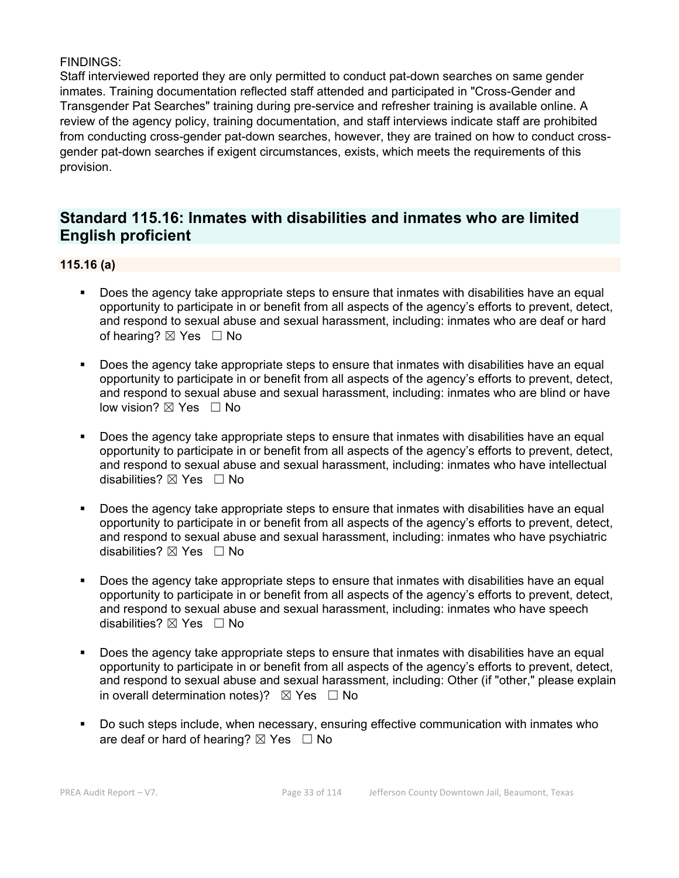FINDINGS:
Staff interviewed reported they are only permitted to conduct pat-down searches on same gender inmates. Training documentation reflected staff attended and participated in "Cross-Gender and Transgender Pat Searches" training during pre-service and refresher training is available online. A review of the agency policy, training documentation, and staff interviews indicate staff are prohibited from conducting cross-gender pat-down searches, however, they are trained on how to conduct cross-gender pat-down searches if exigent circumstances, exists, which meets the requirements of this provision.

## Standard 115.16: Inmates with disabilities and inmates who are limited English proficient

### 115.16 (a)

- Does the agency take appropriate steps to ensure that inmates with disabilities have an equal opportunity to participate in or benefit from all aspects of the agency's efforts to prevent, detect, and respond to sexual abuse and sexual harassment, including: inmates who are deaf or hard of hearing? ☒ Yes ☐ No

- Does the agency take appropriate steps to ensure that inmates with disabilities have an equal opportunity to participate in or benefit from all aspects of the agency's efforts to prevent, detect, and respond to sexual abuse and sexual harassment, including: inmates who are blind or have low vision? ☒ Yes ☐ No

- Does the agency take appropriate steps to ensure that inmates with disabilities have an equal opportunity to participate in or benefit from all aspects of the agency's efforts to prevent, detect, and respond to sexual abuse and sexual harassment, including: inmates who have intellectual disabilities? ☒ Yes ☐ No

- Does the agency take appropriate steps to ensure that inmates with disabilities have an equal opportunity to participate in or benefit from all aspects of the agency's efforts to prevent, detect, and respond to sexual abuse and sexual harassment, including: inmates who have psychiatric disabilities? ☒ Yes ☐ No

- Does the agency take appropriate steps to ensure that inmates with disabilities have an equal opportunity to participate in or benefit from all aspects of the agency's efforts to prevent, detect, and respond to sexual abuse and sexual harassment, including: inmates who have speech disabilities? ☒ Yes ☐ No

- Does the agency take appropriate steps to ensure that inmates with disabilities have an equal opportunity to participate in or benefit from all aspects of the agency's efforts to prevent, detect, and respond to sexual abuse and sexual harassment, including: Other (if "other," please explain in overall determination notes)? ☒ Yes ☐ No

- Do such steps include, when necessary, ensuring effective communication with inmates who are deaf or hard of hearing? ☒ Yes ☐ No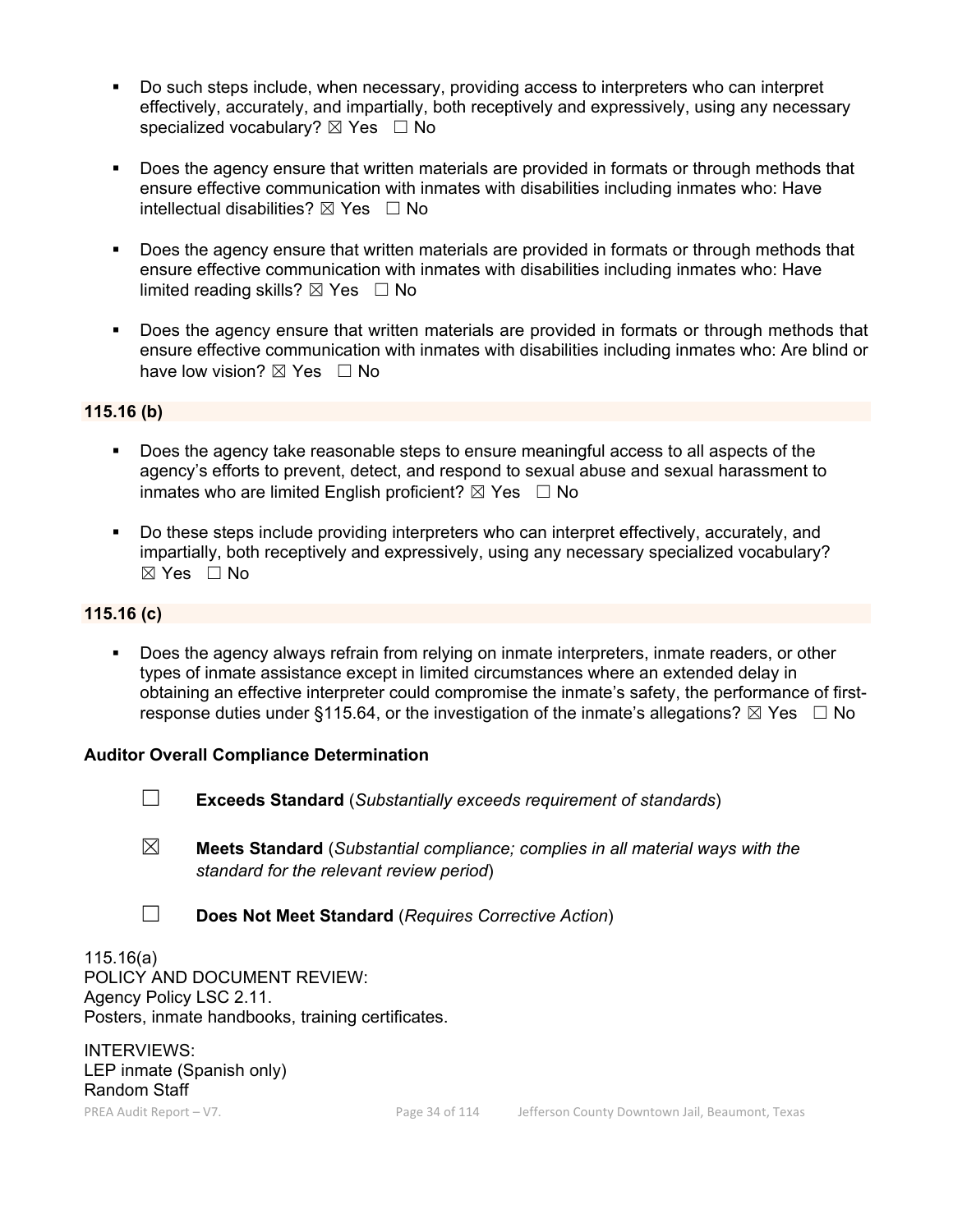- Do such steps include, when necessary, providing access to interpreters who can interpret effectively, accurately, and impartially, both receptively and expressively, using any necessary specialized vocabulary? ☒ Yes ☐ No

- Does the agency ensure that written materials are provided in formats or through methods that ensure effective communication with inmates with disabilities including inmates who: Have intellectual disabilities? ☒ Yes ☐ No

- Does the agency ensure that written materials are provided in formats or through methods that ensure effective communication with inmates with disabilities including inmates who: Have limited reading skills? ☒ Yes ☐ No

- Does the agency ensure that written materials are provided in formats or through methods that ensure effective communication with inmates with disabilities including inmates who: Are blind or have low vision? ☒ Yes ☐ No

**115.16 (b)**

- Does the agency take reasonable steps to ensure meaningful access to all aspects of the agency's efforts to prevent, detect, and respond to sexual abuse and sexual harassment to inmates who are limited English proficient? ☒ Yes ☐ No

- Do these steps include providing interpreters who can interpret effectively, accurately, and impartially, both receptively and expressively, using any necessary specialized vocabulary? ☒ Yes ☐ No

**115.16 (c)**

- Does the agency always refrain from relying on inmate interpreters, inmate readers, or other types of inmate assistance except in limited circumstances where an extended delay in obtaining an effective interpreter could compromise the inmate's safety, the performance of first-response duties under §115.64, or the investigation of the inmate's allegations? ☒ Yes ☐ No

**Auditor Overall Compliance Determination**

☐ **Exceeds Standard** (*Substantially exceeds requirement of standards*)

☒ **Meets Standard** (*Substantial compliance; complies in all material ways with the standard for the relevant review period*)

☐ **Does Not Meet Standard** (*Requires Corrective Action*)

115.16(a)
POLICY AND DOCUMENT REVIEW:
Agency Policy LSC 2.11.
Posters, inmate handbooks, training certificates.

INTERVIEWS:
LEP inmate (Spanish only)
Random Staff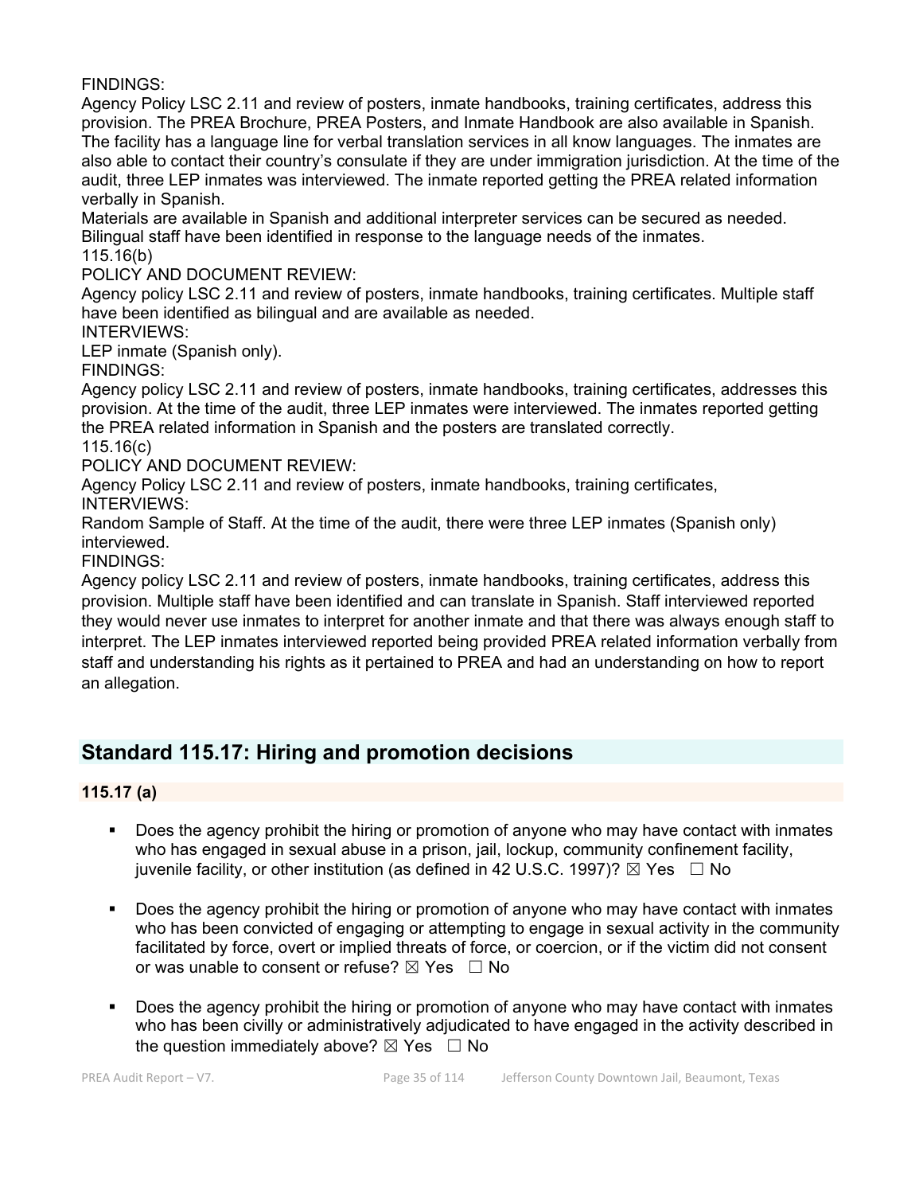FINDINGS:
Agency Policy LSC 2.11 and review of posters, inmate handbooks, training certificates, address this provision. The PREA Brochure, PREA Posters, and Inmate Handbook are also available in Spanish. The facility has a language line for verbal translation services in all know languages. The inmates are also able to contact their country's consulate if they are under immigration jurisdiction. At the time of the audit, three LEP inmates was interviewed. The inmate reported getting the PREA related information verbally in Spanish.
Materials are available in Spanish and additional interpreter services can be secured as needed. Bilingual staff have been identified in response to the language needs of the inmates.
115.16(b)
POLICY AND DOCUMENT REVIEW:
Agency policy LSC 2.11 and review of posters, inmate handbooks, training certificates. Multiple staff have been identified as bilingual and are available as needed.
INTERVIEWS:
LEP inmate (Spanish only).
FINDINGS:
Agency policy LSC 2.11 and review of posters, inmate handbooks, training certificates, addresses this provision. At the time of the audit, three LEP inmates were interviewed. The inmates reported getting the PREA related information in Spanish and the posters are translated correctly.
115.16(c)
POLICY AND DOCUMENT REVIEW:
Agency Policy LSC 2.11 and review of posters, inmate handbooks, training certificates,
INTERVIEWS:
Random Sample of Staff. At the time of the audit, there were three LEP inmates (Spanish only) interviewed.
FINDINGS:
Agency policy LSC 2.11 and review of posters, inmate handbooks, training certificates, address this provision. Multiple staff have been identified and can translate in Spanish. Staff interviewed reported they would never use inmates to interpret for another inmate and that there was always enough staff to interpret. The LEP inmates interviewed reported being provided PREA related information verbally from staff and understanding his rights as it pertained to PREA and had an understanding on how to report an allegation.

## Standard 115.17: Hiring and promotion decisions

### 115.17 (a)

- Does the agency prohibit the hiring or promotion of anyone who may have contact with inmates who has engaged in sexual abuse in a prison, jail, lockup, community confinement facility, juvenile facility, or other institution (as defined in 42 U.S.C. 1997)? ☒ Yes ☐ No
- Does the agency prohibit the hiring or promotion of anyone who may have contact with inmates who has been convicted of engaging or attempting to engage in sexual activity in the community facilitated by force, overt or implied threats of force, or coercion, or if the victim did not consent or was unable to consent or refuse? ☒ Yes ☐ No
- Does the agency prohibit the hiring or promotion of anyone who may have contact with inmates who has been civilly or administratively adjudicated to have engaged in the activity described in the question immediately above? ☒ Yes ☐ No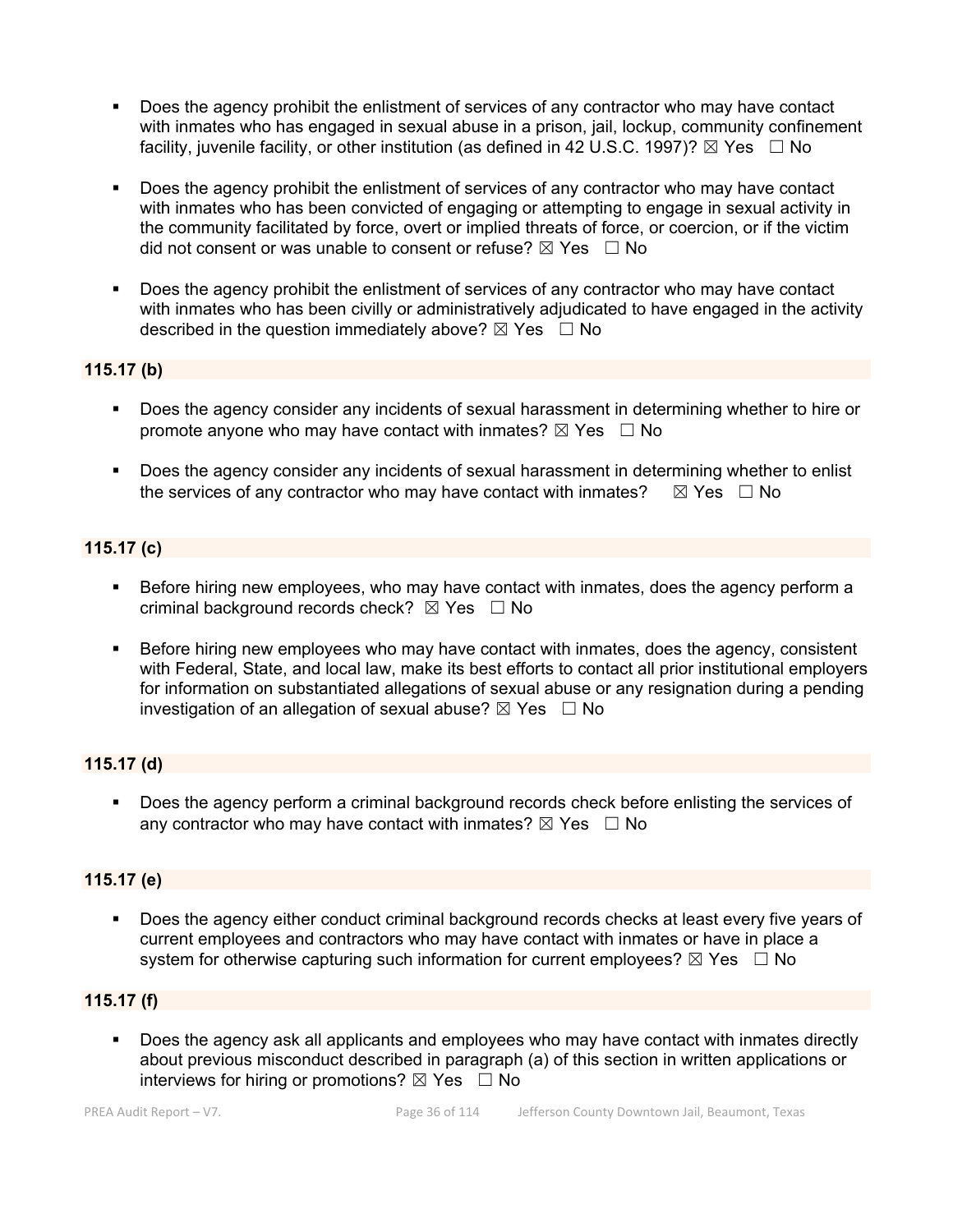- Does the agency prohibit the enlistment of services of any contractor who may have contact with inmates who has engaged in sexual abuse in a prison, jail, lockup, community confinement facility, juvenile facility, or other institution (as defined in 42 U.S.C. 1997)? ☒ Yes ☐ No

- Does the agency prohibit the enlistment of services of any contractor who may have contact with inmates who has been convicted of engaging or attempting to engage in sexual activity in the community facilitated by force, overt or implied threats of force, or coercion, or if the victim did not consent or was unable to consent or refuse? ☒ Yes ☐ No

- Does the agency prohibit the enlistment of services of any contractor who may have contact with inmates who has been civilly or administratively adjudicated to have engaged in the activity described in the question immediately above? ☒ Yes ☐ No

**115.17 (b)**

- Does the agency consider any incidents of sexual harassment in determining whether to hire or promote anyone who may have contact with inmates? ☒ Yes ☐ No

- Does the agency consider any incidents of sexual harassment in determining whether to enlist the services of any contractor who may have contact with inmates? ☒ Yes ☐ No

**115.17 (c)**

- Before hiring new employees, who may have contact with inmates, does the agency perform a criminal background records check? ☒ Yes ☐ No

- Before hiring new employees who may have contact with inmates, does the agency, consistent with Federal, State, and local law, make its best efforts to contact all prior institutional employers for information on substantiated allegations of sexual abuse or any resignation during a pending investigation of an allegation of sexual abuse? ☒ Yes ☐ No

**115.17 (d)**

- Does the agency perform a criminal background records check before enlisting the services of any contractor who may have contact with inmates? ☒ Yes ☐ No

**115.17 (e)**

- Does the agency either conduct criminal background records checks at least every five years of current employees and contractors who may have contact with inmates or have in place a system for otherwise capturing such information for current employees? ☒ Yes ☐ No

**115.17 (f)**

- Does the agency ask all applicants and employees who may have contact with inmates directly about previous misconduct described in paragraph (a) of this section in written applications or interviews for hiring or promotions? ☒ Yes ☐ No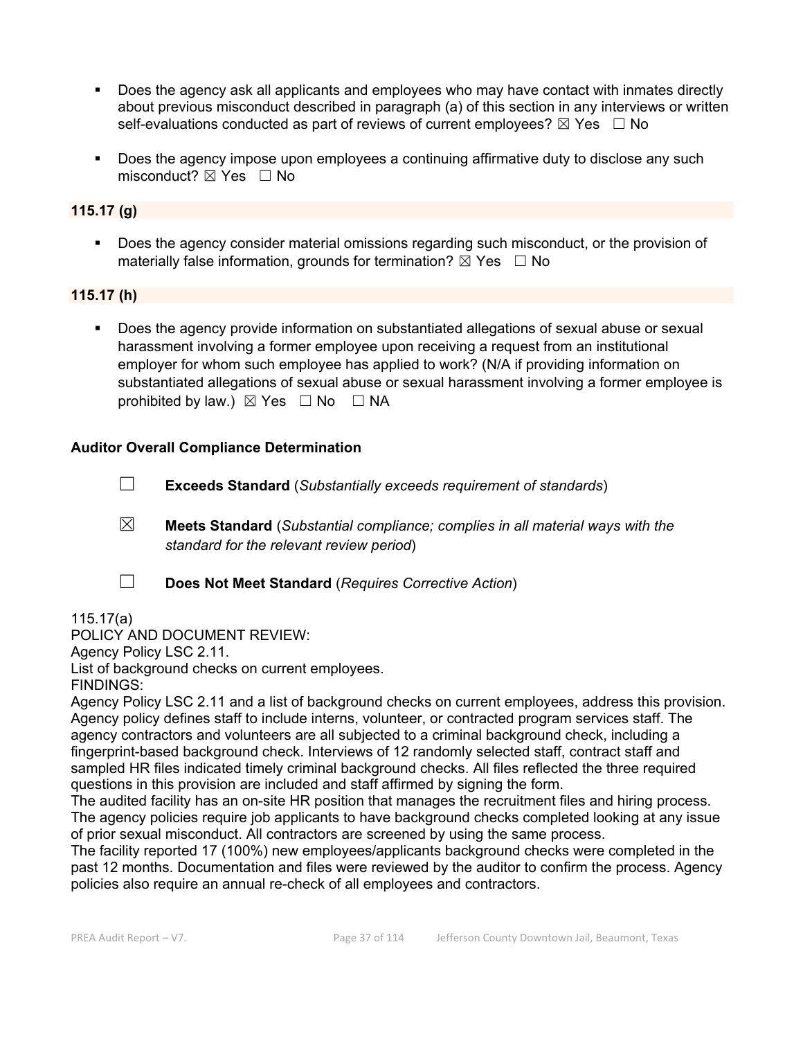- Does the agency ask all applicants and employees who may have contact with inmates directly about previous misconduct described in paragraph (a) of this section in any interviews or written self-evaluations conducted as part of reviews of current employees? ☒ Yes ☐ No

- Does the agency impose upon employees a continuing affirmative duty to disclose any such misconduct? ☒ Yes ☐ No

**115.17 (g)**

- Does the agency consider material omissions regarding such misconduct, or the provision of materially false information, grounds for termination? ☒ Yes ☐ No

**115.17 (h)**

- Does the agency provide information on substantiated allegations of sexual abuse or sexual harassment involving a former employee upon receiving a request from an institutional employer for whom such employee has applied to work? (N/A if providing information on substantiated allegations of sexual abuse or sexual harassment involving a former employee is prohibited by law.) ☒ Yes ☐ No ☐ NA

**Auditor Overall Compliance Determination**

☐ **Exceeds Standard** (*Substantially exceeds requirement of standards*)

☒ **Meets Standard** (*Substantial compliance; complies in all material ways with the standard for the relevant review period*)

☐ **Does Not Meet Standard** (*Requires Corrective Action*)

115.17(a)
POLICY AND DOCUMENT REVIEW:
Agency Policy LSC 2.11.
List of background checks on current employees.
FINDINGS:
Agency Policy LSC 2.11 and a list of background checks on current employees, address this provision. Agency policy defines staff to include interns, volunteer, or contracted program services staff. The agency contractors and volunteers are all subjected to a criminal background check, including a fingerprint-based background check. Interviews of 12 randomly selected staff, contract staff and sampled HR files indicated timely criminal background checks. All files reflected the three required questions in this provision are included and staff affirmed by signing the form.
The audited facility has an on-site HR position that manages the recruitment files and hiring process. The agency policies require job applicants to have background checks completed looking at any issue of prior sexual misconduct. All contractors are screened by using the same process.
The facility reported 17 (100%) new employees/applicants background checks were completed in the past 12 months. Documentation and files were reviewed by the auditor to confirm the process. Agency policies also require an annual re-check of all employees and contractors.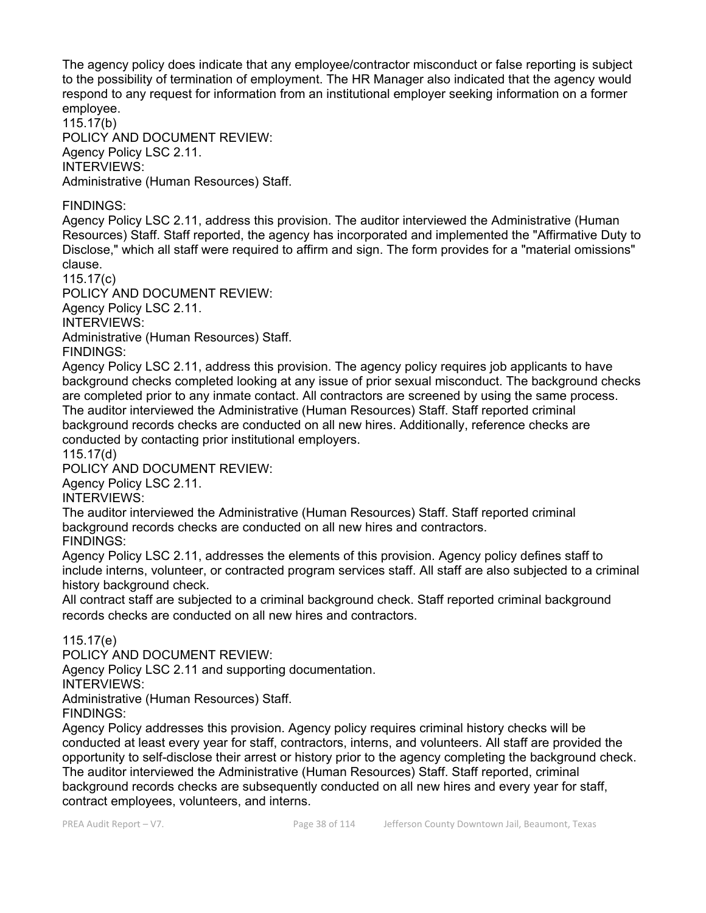The agency policy does indicate that any employee/contractor misconduct or false reporting is subject to the possibility of termination of employment. The HR Manager also indicated that the agency would respond to any request for information from an institutional employer seeking information on a former employee.

115.17(b)
POLICY AND DOCUMENT REVIEW:
Agency Policy LSC 2.11.
INTERVIEWS:
Administrative (Human Resources) Staff.

FINDINGS:
Agency Policy LSC 2.11, address this provision. The auditor interviewed the Administrative (Human Resources) Staff. Staff reported, the agency has incorporated and implemented the "Affirmative Duty to Disclose," which all staff were required to affirm and sign. The form provides for a "material omissions" clause.

115.17(c)
POLICY AND DOCUMENT REVIEW:
Agency Policy LSC 2.11.
INTERVIEWS:
Administrative (Human Resources) Staff.
FINDINGS:
Agency Policy LSC 2.11, address this provision. The agency policy requires job applicants to have background checks completed looking at any issue of prior sexual misconduct. The background checks are completed prior to any inmate contact. All contractors are screened by using the same process. The auditor interviewed the Administrative (Human Resources) Staff. Staff reported criminal background records checks are conducted on all new hires. Additionally, reference checks are conducted by contacting prior institutional employers.

115.17(d)
POLICY AND DOCUMENT REVIEW:
Agency Policy LSC 2.11.
INTERVIEWS:
The auditor interviewed the Administrative (Human Resources) Staff. Staff reported criminal background records checks are conducted on all new hires and contractors.
FINDINGS:
Agency Policy LSC 2.11, addresses the elements of this provision. Agency policy defines staff to include interns, volunteer, or contracted program services staff. All staff are also subjected to a criminal history background check.
All contract staff are subjected to a criminal background check. Staff reported criminal background records checks are conducted on all new hires and contractors.

115.17(e)
POLICY AND DOCUMENT REVIEW:
Agency Policy LSC 2.11 and supporting documentation.
INTERVIEWS:
Administrative (Human Resources) Staff.
FINDINGS:
Agency Policy addresses this provision. Agency policy requires criminal history checks will be conducted at least every year for staff, contractors, interns, and volunteers. All staff are provided the opportunity to self-disclose their arrest or history prior to the agency completing the background check. The auditor interviewed the Administrative (Human Resources) Staff. Staff reported, criminal background records checks are subsequently conducted on all new hires and every year for staff, contract employees, volunteers, and interns.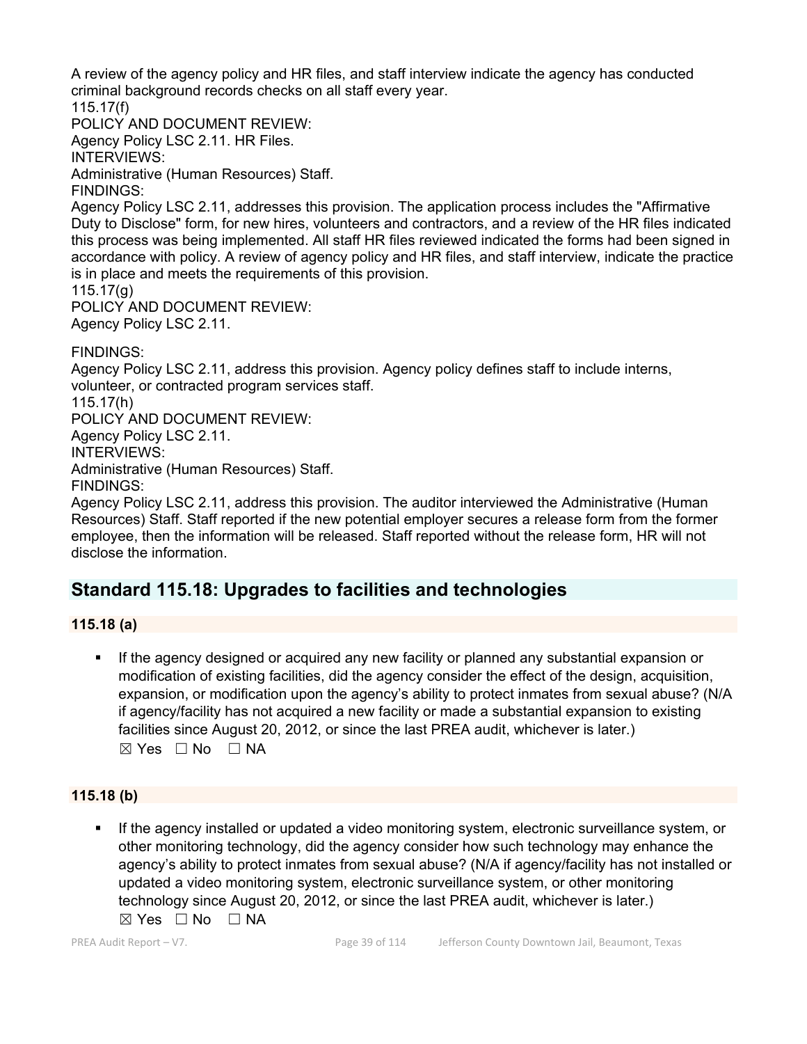A review of the agency policy and HR files, and staff interview indicate the agency has conducted criminal background records checks on all staff every year.

115.17(f)

POLICY AND DOCUMENT REVIEW:

Agency Policy LSC 2.11. HR Files.

INTERVIEWS:

Administrative (Human Resources) Staff.

FINDINGS:

Agency Policy LSC 2.11, addresses this provision. The application process includes the "Affirmative Duty to Disclose" form, for new hires, volunteers and contractors, and a review of the HR files indicated this process was being implemented. All staff HR files reviewed indicated the forms had been signed in accordance with policy. A review of agency policy and HR files, and staff interview, indicate the practice is in place and meets the requirements of this provision.

115.17(g)

POLICY AND DOCUMENT REVIEW:

Agency Policy LSC 2.11.

FINDINGS:

Agency Policy LSC 2.11, address this provision. Agency policy defines staff to include interns, volunteer, or contracted program services staff.

115.17(h)

POLICY AND DOCUMENT REVIEW:

Agency Policy LSC 2.11.

INTERVIEWS:

Administrative (Human Resources) Staff.

FINDINGS:

Agency Policy LSC 2.11, address this provision. The auditor interviewed the Administrative (Human Resources) Staff. Staff reported if the new potential employer secures a release form from the former employee, then the information will be released. Staff reported without the release form, HR will not disclose the information.

## Standard 115.18: Upgrades to facilities and technologies

### 115.18 (a)

- If the agency designed or acquired any new facility or planned any substantial expansion or modification of existing facilities, did the agency consider the effect of the design, acquisition, expansion, or modification upon the agency's ability to protect inmates from sexual abuse? (N/A if agency/facility has not acquired a new facility or made a substantial expansion to existing facilities since August 20, 2012, or since the last PREA audit, whichever is later.)
  ☒ Yes ☐ No ☐ NA

### 115.18 (b)

- If the agency installed or updated a video monitoring system, electronic surveillance system, or other monitoring technology, did the agency consider how such technology may enhance the agency's ability to protect inmates from sexual abuse? (N/A if agency/facility has not installed or updated a video monitoring system, electronic surveillance system, or other monitoring technology since August 20, 2012, or since the last PREA audit, whichever is later.)
  ☒ Yes ☐ No ☐ NA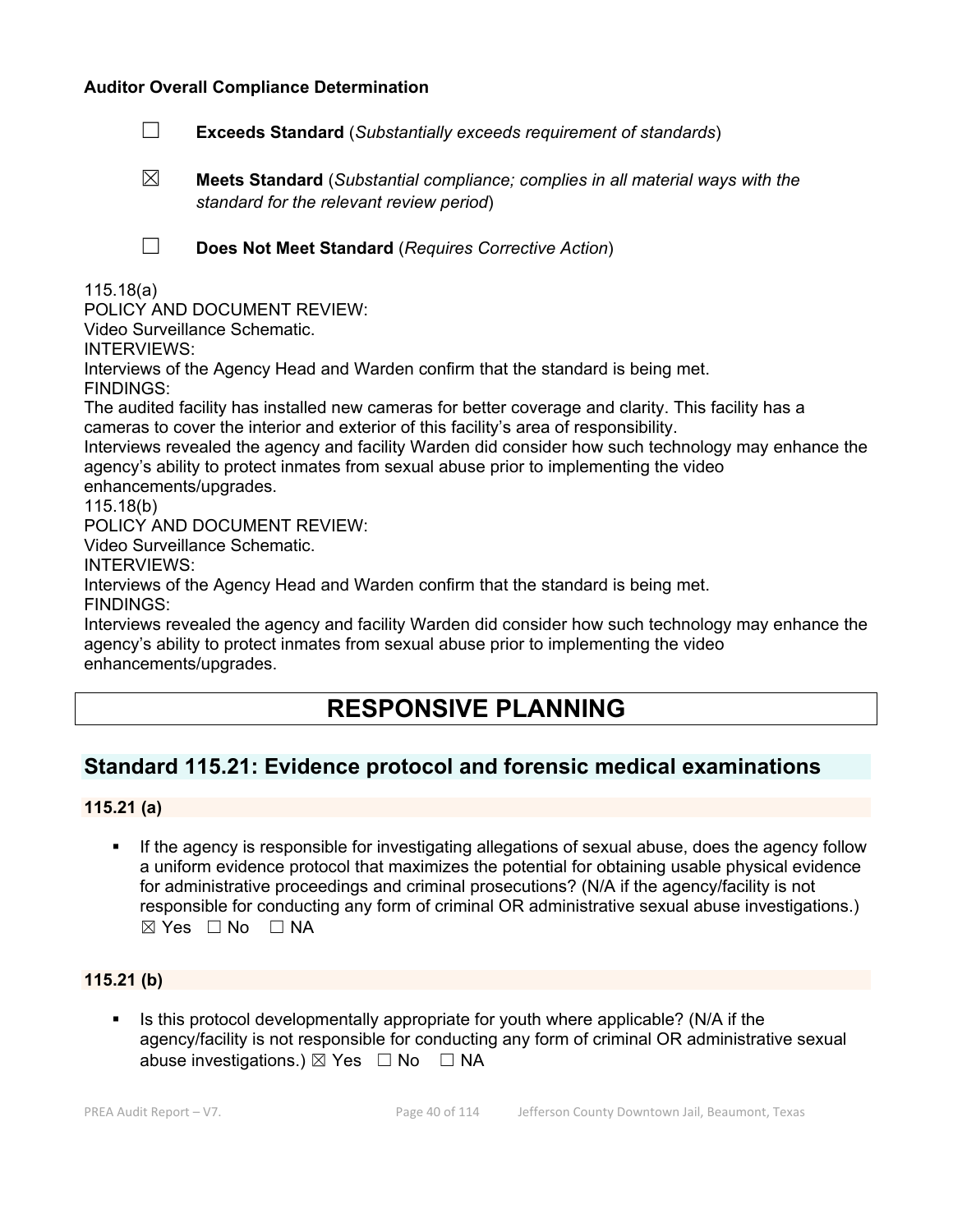**Auditor Overall Compliance Determination**

☐ **Exceeds Standard** (*Substantially exceeds requirement of standards*)

☒ **Meets Standard** (*Substantial compliance; complies in all material ways with the standard for the relevant review period*)

☐ **Does Not Meet Standard** (*Requires Corrective Action*)

115.18(a)
POLICY AND DOCUMENT REVIEW:
Video Surveillance Schematic.
INTERVIEWS:
Interviews of the Agency Head and Warden confirm that the standard is being met.
FINDINGS:
The audited facility has installed new cameras for better coverage and clarity. This facility has a cameras to cover the interior and exterior of this facility's area of responsibility.
Interviews revealed the agency and facility Warden did consider how such technology may enhance the agency's ability to protect inmates from sexual abuse prior to implementing the video enhancements/upgrades.
115.18(b)
POLICY AND DOCUMENT REVIEW:
Video Surveillance Schematic.
INTERVIEWS:
Interviews of the Agency Head and Warden confirm that the standard is being met.
FINDINGS:
Interviews revealed the agency and facility Warden did consider how such technology may enhance the agency's ability to protect inmates from sexual abuse prior to implementing the video enhancements/upgrades.

# RESPONSIVE PLANNING

## Standard 115.21: Evidence protocol and forensic medical examinations

### 115.21 (a)

- If the agency is responsible for investigating allegations of sexual abuse, does the agency follow a uniform evidence protocol that maximizes the potential for obtaining usable physical evidence for administrative proceedings and criminal prosecutions? (N/A if the agency/facility is not responsible for conducting any form of criminal OR administrative sexual abuse investigations.) ☒ Yes ☐ No ☐ NA

### 115.21 (b)

- Is this protocol developmentally appropriate for youth where applicable? (N/A if the agency/facility is not responsible for conducting any form of criminal OR administrative sexual abuse investigations.) ☒ Yes ☐ No ☐ NA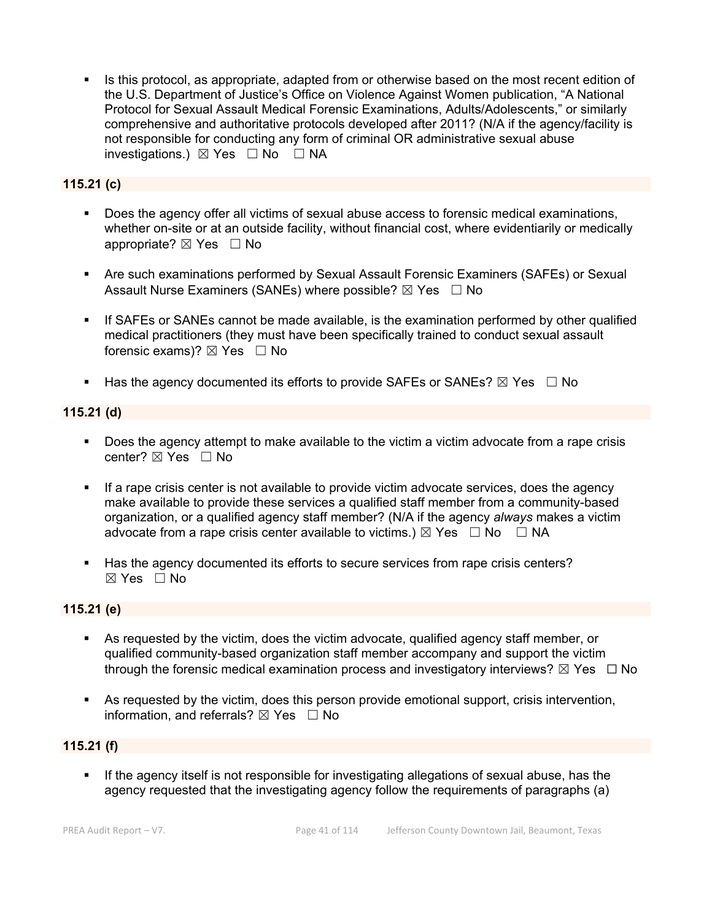- Is this protocol, as appropriate, adapted from or otherwise based on the most recent edition of the U.S. Department of Justice's Office on Violence Against Women publication, "A National Protocol for Sexual Assault Medical Forensic Examinations, Adults/Adolescents," or similarly comprehensive and authoritative protocols developed after 2011? (N/A if the agency/facility is not responsible for conducting any form of criminal OR administrative sexual abuse investigations.) ☒ Yes ☐ No ☐ NA

### 115.21 (c)

- Does the agency offer all victims of sexual abuse access to forensic medical examinations, whether on-site or at an outside facility, without financial cost, where evidentiarily or medically appropriate? ☒ Yes ☐ No

- Are such examinations performed by Sexual Assault Forensic Examiners (SAFEs) or Sexual Assault Nurse Examiners (SANEs) where possible? ☒ Yes ☐ No

- If SAFEs or SANEs cannot be made available, is the examination performed by other qualified medical practitioners (they must have been specifically trained to conduct sexual assault forensic exams)? ☒ Yes ☐ No

- Has the agency documented its efforts to provide SAFEs or SANEs? ☒ Yes ☐ No

### 115.21 (d)

- Does the agency attempt to make available to the victim a victim advocate from a rape crisis center? ☒ Yes ☐ No

- If a rape crisis center is not available to provide victim advocate services, does the agency make available to provide these services a qualified staff member from a community-based organization, or a qualified agency staff member? (N/A if the agency *always* makes a victim advocate from a rape crisis center available to victims.) ☒ Yes ☐ No ☐ NA

- Has the agency documented its efforts to secure services from rape crisis centers? ☒ Yes ☐ No

### 115.21 (e)

- As requested by the victim, does the victim advocate, qualified agency staff member, or qualified community-based organization staff member accompany and support the victim through the forensic medical examination process and investigatory interviews? ☒ Yes ☐ No

- As requested by the victim, does this person provide emotional support, crisis intervention, information, and referrals? ☒ Yes ☐ No

### 115.21 (f)

- If the agency itself is not responsible for investigating allegations of sexual abuse, has the agency requested that the investigating agency follow the requirements of paragraphs (a)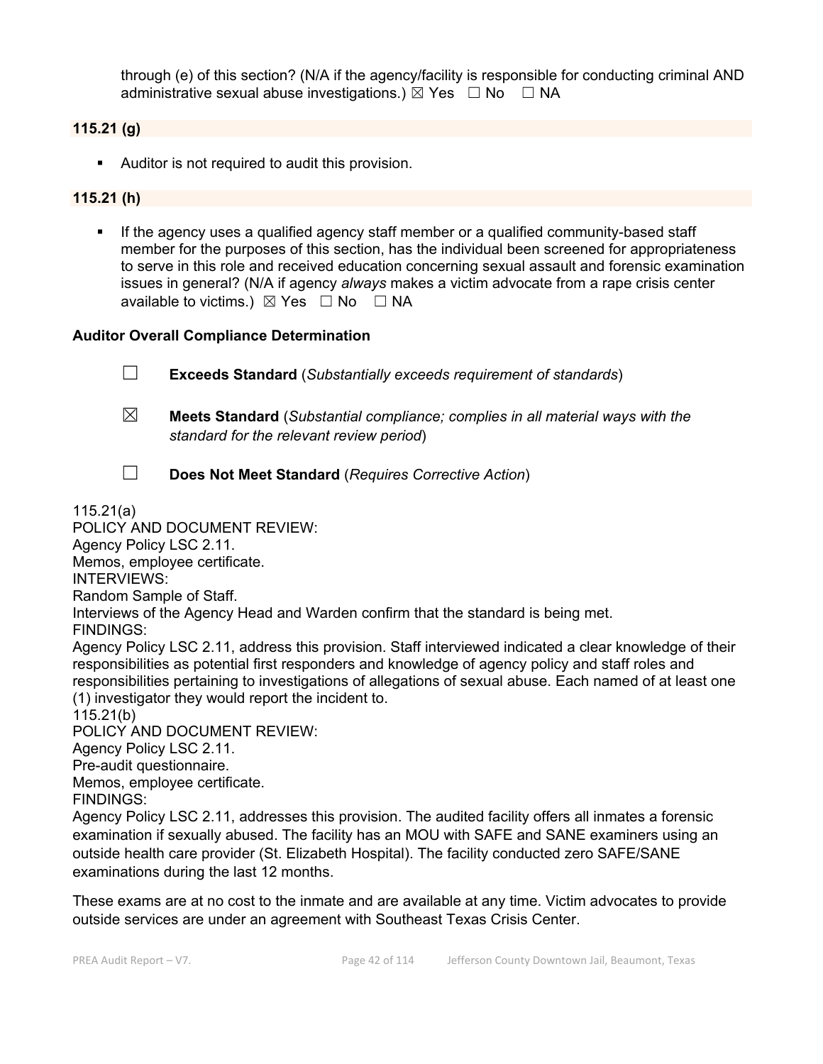through (e) of this section? (N/A if the agency/facility is responsible for conducting criminal AND administrative sexual abuse investigations.) ☒ Yes ☐ No ☐ NA

**115.21 (g)**

- Auditor is not required to audit this provision.

**115.21 (h)**

- If the agency uses a qualified agency staff member or a qualified community-based staff member for the purposes of this section, has the individual been screened for appropriateness to serve in this role and received education concerning sexual assault and forensic examination issues in general? (N/A if agency *always* makes a victim advocate from a rape crisis center available to victims.) ☒ Yes ☐ No ☐ NA

**Auditor Overall Compliance Determination**

☐ **Exceeds Standard** (*Substantially exceeds requirement of standards*)

☒ **Meets Standard** (*Substantial compliance; complies in all material ways with the standard for the relevant review period*)

☐ **Does Not Meet Standard** (*Requires Corrective Action*)

115.21(a)
POLICY AND DOCUMENT REVIEW:
Agency Policy LSC 2.11.
Memos, employee certificate.
INTERVIEWS:
Random Sample of Staff.
Interviews of the Agency Head and Warden confirm that the standard is being met.
FINDINGS:
Agency Policy LSC 2.11, address this provision. Staff interviewed indicated a clear knowledge of their responsibilities as potential first responders and knowledge of agency policy and staff roles and responsibilities pertaining to investigations of allegations of sexual abuse. Each named of at least one (1) investigator they would report the incident to.
115.21(b)
POLICY AND DOCUMENT REVIEW:
Agency Policy LSC 2.11.
Pre-audit questionnaire.
Memos, employee certificate.
FINDINGS:
Agency Policy LSC 2.11, addresses this provision. The audited facility offers all inmates a forensic examination if sexually abused. The facility has an MOU with SAFE and SANE examiners using an outside health care provider (St. Elizabeth Hospital). The facility conducted zero SAFE/SANE examinations during the last 12 months.

These exams are at no cost to the inmate and are available at any time. Victim advocates to provide outside services are under an agreement with Southeast Texas Crisis Center.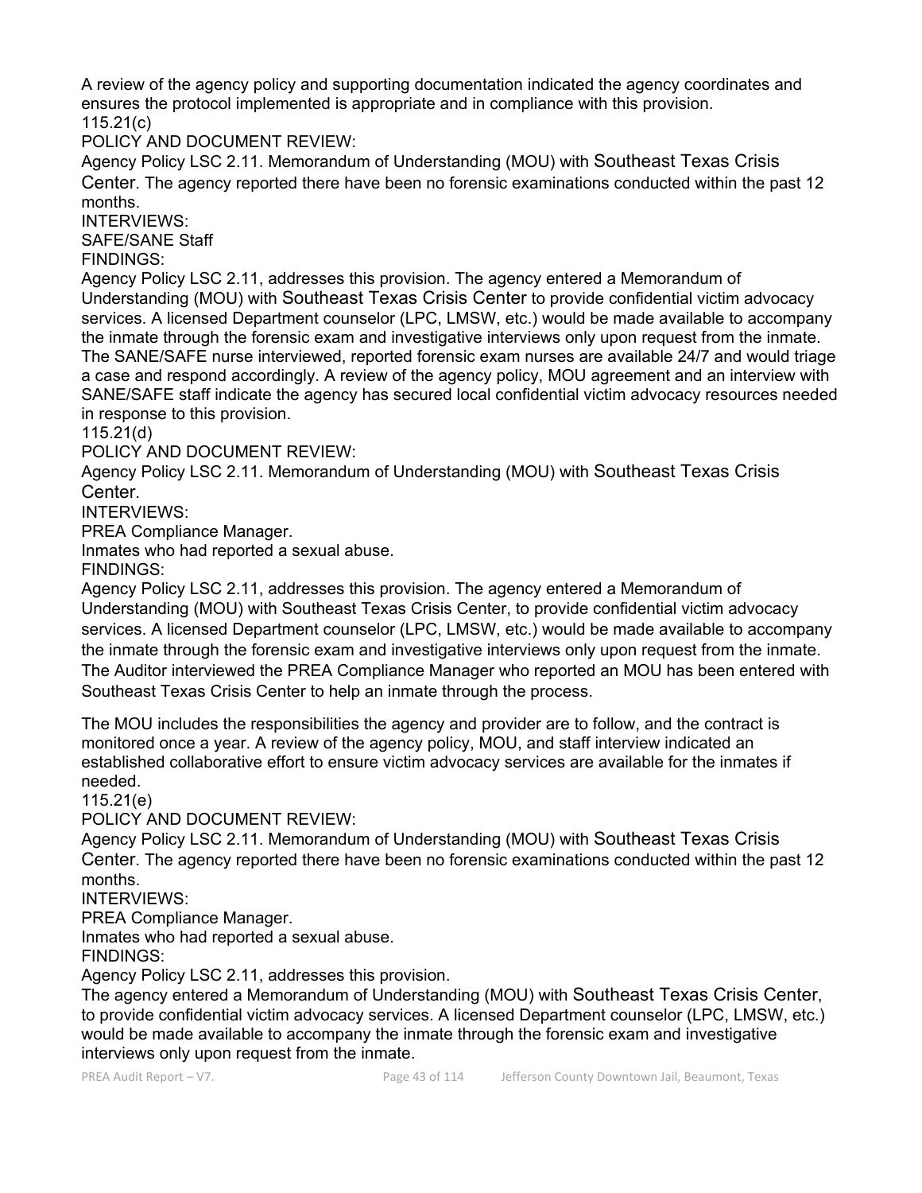A review of the agency policy and supporting documentation indicated the agency coordinates and ensures the protocol implemented is appropriate and in compliance with this provision.

115.21(c)

POLICY AND DOCUMENT REVIEW:

Agency Policy LSC 2.11. Memorandum of Understanding (MOU) with Southeast Texas Crisis Center. The agency reported there have been no forensic examinations conducted within the past 12 months.

INTERVIEWS:

SAFE/SANE Staff

FINDINGS:

Agency Policy LSC 2.11, addresses this provision. The agency entered a Memorandum of Understanding (MOU) with Southeast Texas Crisis Center to provide confidential victim advocacy services. A licensed Department counselor (LPC, LMSW, etc.) would be made available to accompany the inmate through the forensic exam and investigative interviews only upon request from the inmate. The SANE/SAFE nurse interviewed, reported forensic exam nurses are available 24/7 and would triage a case and respond accordingly. A review of the agency policy, MOU agreement and an interview with SANE/SAFE staff indicate the agency has secured local confidential victim advocacy resources needed in response to this provision.

115.21(d)

POLICY AND DOCUMENT REVIEW:

Agency Policy LSC 2.11. Memorandum of Understanding (MOU) with Southeast Texas Crisis Center.

INTERVIEWS:

PREA Compliance Manager.

Inmates who had reported a sexual abuse.

FINDINGS:

Agency Policy LSC 2.11, addresses this provision. The agency entered a Memorandum of Understanding (MOU) with Southeast Texas Crisis Center, to provide confidential victim advocacy services. A licensed Department counselor (LPC, LMSW, etc.) would be made available to accompany the inmate through the forensic exam and investigative interviews only upon request from the inmate. The Auditor interviewed the PREA Compliance Manager who reported an MOU has been entered with Southeast Texas Crisis Center to help an inmate through the process.

The MOU includes the responsibilities the agency and provider are to follow, and the contract is monitored once a year. A review of the agency policy, MOU, and staff interview indicated an established collaborative effort to ensure victim advocacy services are available for the inmates if needed.

115.21(e)

POLICY AND DOCUMENT REVIEW:

Agency Policy LSC 2.11. Memorandum of Understanding (MOU) with Southeast Texas Crisis Center. The agency reported there have been no forensic examinations conducted within the past 12 months.

INTERVIEWS:

PREA Compliance Manager.

Inmates who had reported a sexual abuse.

FINDINGS:

Agency Policy LSC 2.11, addresses this provision.

The agency entered a Memorandum of Understanding (MOU) with Southeast Texas Crisis Center, to provide confidential victim advocacy services. A licensed Department counselor (LPC, LMSW, etc.) would be made available to accompany the inmate through the forensic exam and investigative interviews only upon request from the inmate.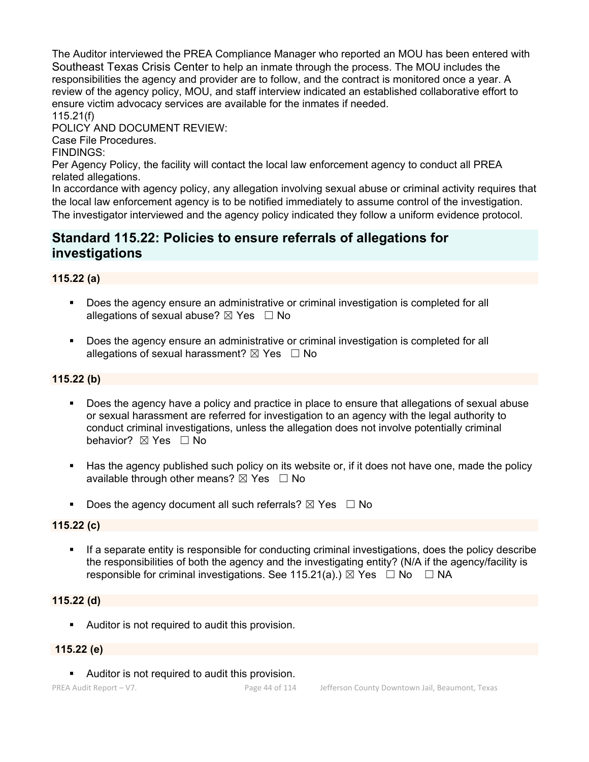The Auditor interviewed the PREA Compliance Manager who reported an MOU has been entered with Southeast Texas Crisis Center to help an inmate through the process. The MOU includes the responsibilities the agency and provider are to follow, and the contract is monitored once a year. A review of the agency policy, MOU, and staff interview indicated an established collaborative effort to ensure victim advocacy services are available for the inmates if needed.
115.21(f)
POLICY AND DOCUMENT REVIEW:
Case File Procedures.
FINDINGS:
Per Agency Policy, the facility will contact the local law enforcement agency to conduct all PREA related allegations.
In accordance with agency policy, any allegation involving sexual abuse or criminal activity requires that the local law enforcement agency is to be notified immediately to assume control of the investigation. The investigator interviewed and the agency policy indicated they follow a uniform evidence protocol.

## Standard 115.22: Policies to ensure referrals of allegations for investigations

**115.22 (a)**

- Does the agency ensure an administrative or criminal investigation is completed for all allegations of sexual abuse? ☒ Yes ☐ No
- Does the agency ensure an administrative or criminal investigation is completed for all allegations of sexual harassment? ☒ Yes ☐ No

**115.22 (b)**

- Does the agency have a policy and practice in place to ensure that allegations of sexual abuse or sexual harassment are referred for investigation to an agency with the legal authority to conduct criminal investigations, unless the allegation does not involve potentially criminal behavior? ☒ Yes ☐ No
- Has the agency published such policy on its website or, if it does not have one, made the policy available through other means? ☒ Yes ☐ No
- Does the agency document all such referrals? ☒ Yes ☐ No

**115.22 (c)**

- If a separate entity is responsible for conducting criminal investigations, does the policy describe the responsibilities of both the agency and the investigating entity? (N/A if the agency/facility is responsible for criminal investigations. See 115.21(a).) ☒ Yes ☐ No ☐ NA

**115.22 (d)**

- Auditor is not required to audit this provision.

**115.22 (e)**

- Auditor is not required to audit this provision.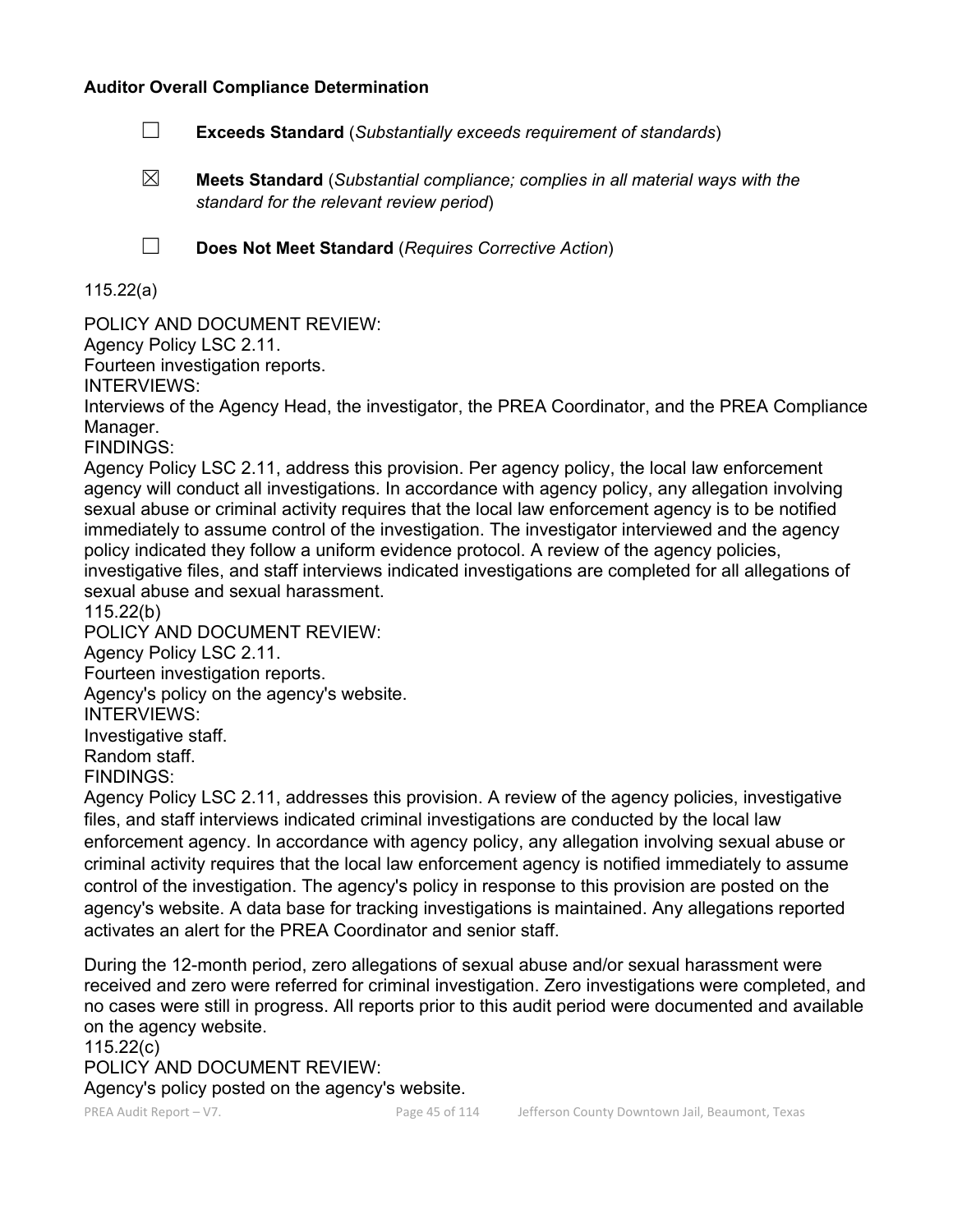**Auditor Overall Compliance Determination**

☐ **Exceeds Standard** (*Substantially exceeds requirement of standards*)

☒ **Meets Standard** (*Substantial compliance; complies in all material ways with the standard for the relevant review period*)

☐ **Does Not Meet Standard** (*Requires Corrective Action*)

115.22(a)

POLICY AND DOCUMENT REVIEW:
Agency Policy LSC 2.11.
Fourteen investigation reports.
INTERVIEWS:
Interviews of the Agency Head, the investigator, the PREA Coordinator, and the PREA Compliance Manager.
FINDINGS:
Agency Policy LSC 2.11, address this provision. Per agency policy, the local law enforcement agency will conduct all investigations. In accordance with agency policy, any allegation involving sexual abuse or criminal activity requires that the local law enforcement agency is to be notified immediately to assume control of the investigation. The investigator interviewed and the agency policy indicated they follow a uniform evidence protocol. A review of the agency policies, investigative files, and staff interviews indicated investigations are completed for all allegations of sexual abuse and sexual harassment.
115.22(b)
POLICY AND DOCUMENT REVIEW:
Agency Policy LSC 2.11.
Fourteen investigation reports.
Agency's policy on the agency's website.
INTERVIEWS:
Investigative staff.
Random staff.
FINDINGS:
Agency Policy LSC 2.11, addresses this provision. A review of the agency policies, investigative files, and staff interviews indicated criminal investigations are conducted by the local law enforcement agency. In accordance with agency policy, any allegation involving sexual abuse or criminal activity requires that the local law enforcement agency is notified immediately to assume control of the investigation. The agency's policy in response to this provision are posted on the agency's website. A data base for tracking investigations is maintained. Any allegations reported activates an alert for the PREA Coordinator and senior staff.

During the 12-month period, zero allegations of sexual abuse and/or sexual harassment were received and zero were referred for criminal investigation. Zero investigations were completed, and no cases were still in progress. All reports prior to this audit period were documented and available on the agency website.
115.22(c)
POLICY AND DOCUMENT REVIEW:
Agency's policy posted on the agency's website.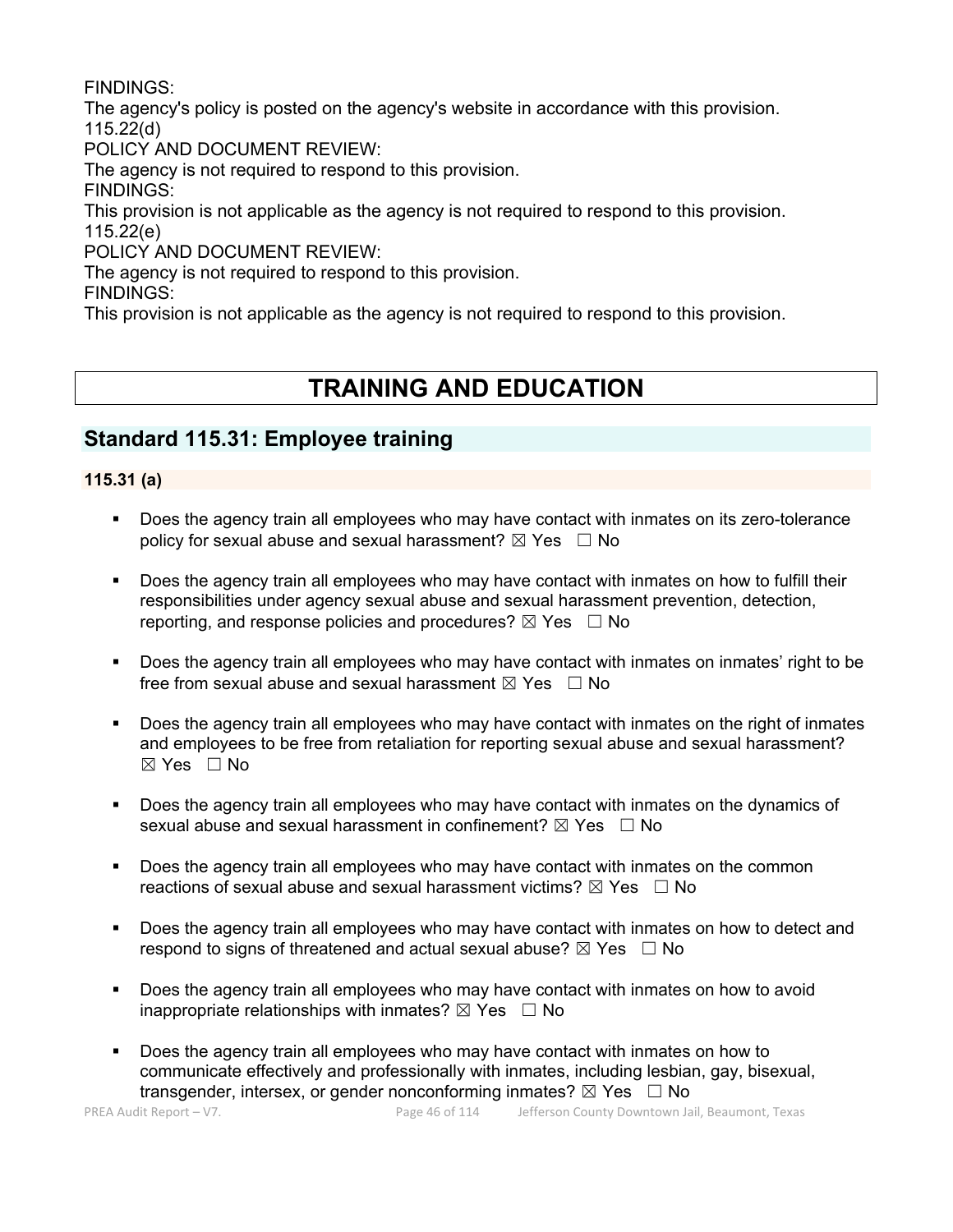FINDINGS:
The agency's policy is posted on the agency's website in accordance with this provision.
115.22(d)
POLICY AND DOCUMENT REVIEW:
The agency is not required to respond to this provision.
FINDINGS:
This provision is not applicable as the agency is not required to respond to this provision.
115.22(e)
POLICY AND DOCUMENT REVIEW:
The agency is not required to respond to this provision.
FINDINGS:
This provision is not applicable as the agency is not required to respond to this provision.

# TRAINING AND EDUCATION

## Standard 115.31: Employee training

### 115.31 (a)

- Does the agency train all employees who may have contact with inmates on its zero-tolerance policy for sexual abuse and sexual harassment? ☒ Yes ☐ No
- Does the agency train all employees who may have contact with inmates on how to fulfill their responsibilities under agency sexual abuse and sexual harassment prevention, detection, reporting, and response policies and procedures? ☒ Yes ☐ No
- Does the agency train all employees who may have contact with inmates on inmates' right to be free from sexual abuse and sexual harassment ☒ Yes ☐ No
- Does the agency train all employees who may have contact with inmates on the right of inmates and employees to be free from retaliation for reporting sexual abuse and sexual harassment? ☒ Yes ☐ No
- Does the agency train all employees who may have contact with inmates on the dynamics of sexual abuse and sexual harassment in confinement? ☒ Yes ☐ No
- Does the agency train all employees who may have contact with inmates on the common reactions of sexual abuse and sexual harassment victims? ☒ Yes ☐ No
- Does the agency train all employees who may have contact with inmates on how to detect and respond to signs of threatened and actual sexual abuse? ☒ Yes ☐ No
- Does the agency train all employees who may have contact with inmates on how to avoid inappropriate relationships with inmates? ☒ Yes ☐ No
- Does the agency train all employees who may have contact with inmates on how to communicate effectively and professionally with inmates, including lesbian, gay, bisexual, transgender, intersex, or gender nonconforming inmates? ☒ Yes ☐ No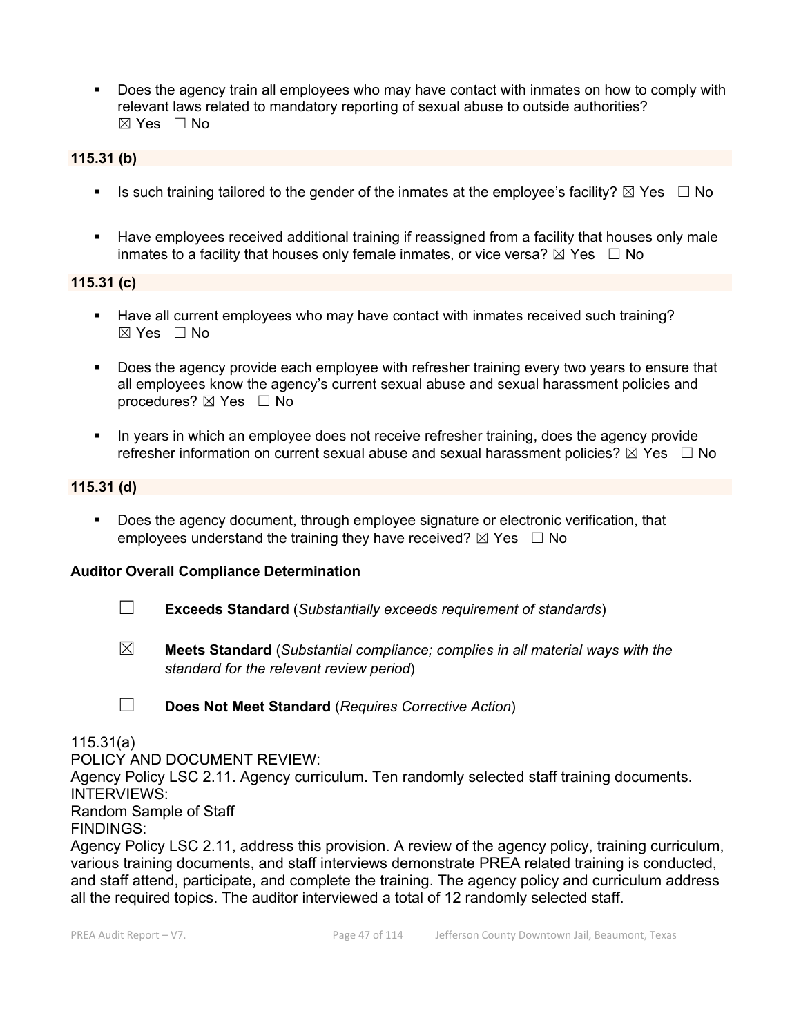- Does the agency train all employees who may have contact with inmates on how to comply with relevant laws related to mandatory reporting of sexual abuse to outside authorities?
  ☒ Yes ☐ No

**115.31 (b)**

- Is such training tailored to the gender of the inmates at the employee's facility? ☒ Yes ☐ No

- Have employees received additional training if reassigned from a facility that houses only male inmates to a facility that houses only female inmates, or vice versa? ☒ Yes ☐ No

**115.31 (c)**

- Have all current employees who may have contact with inmates received such training?
  ☒ Yes ☐ No

- Does the agency provide each employee with refresher training every two years to ensure that all employees know the agency's current sexual abuse and sexual harassment policies and procedures? ☒ Yes ☐ No

- In years in which an employee does not receive refresher training, does the agency provide refresher information on current sexual abuse and sexual harassment policies? ☒ Yes ☐ No

**115.31 (d)**

- Does the agency document, through employee signature or electronic verification, that employees understand the training they have received? ☒ Yes ☐ No

**Auditor Overall Compliance Determination**

☐ **Exceeds Standard** (*Substantially exceeds requirement of standards*)

☒ **Meets Standard** (*Substantial compliance; complies in all material ways with the standard for the relevant review period*)

☐ **Does Not Meet Standard** (*Requires Corrective Action*)

115.31(a)
POLICY AND DOCUMENT REVIEW:
Agency Policy LSC 2.11. Agency curriculum. Ten randomly selected staff training documents.
INTERVIEWS:
Random Sample of Staff
FINDINGS:
Agency Policy LSC 2.11, address this provision. A review of the agency policy, training curriculum, various training documents, and staff interviews demonstrate PREA related training is conducted, and staff attend, participate, and complete the training. The agency policy and curriculum address all the required topics. The auditor interviewed a total of 12 randomly selected staff.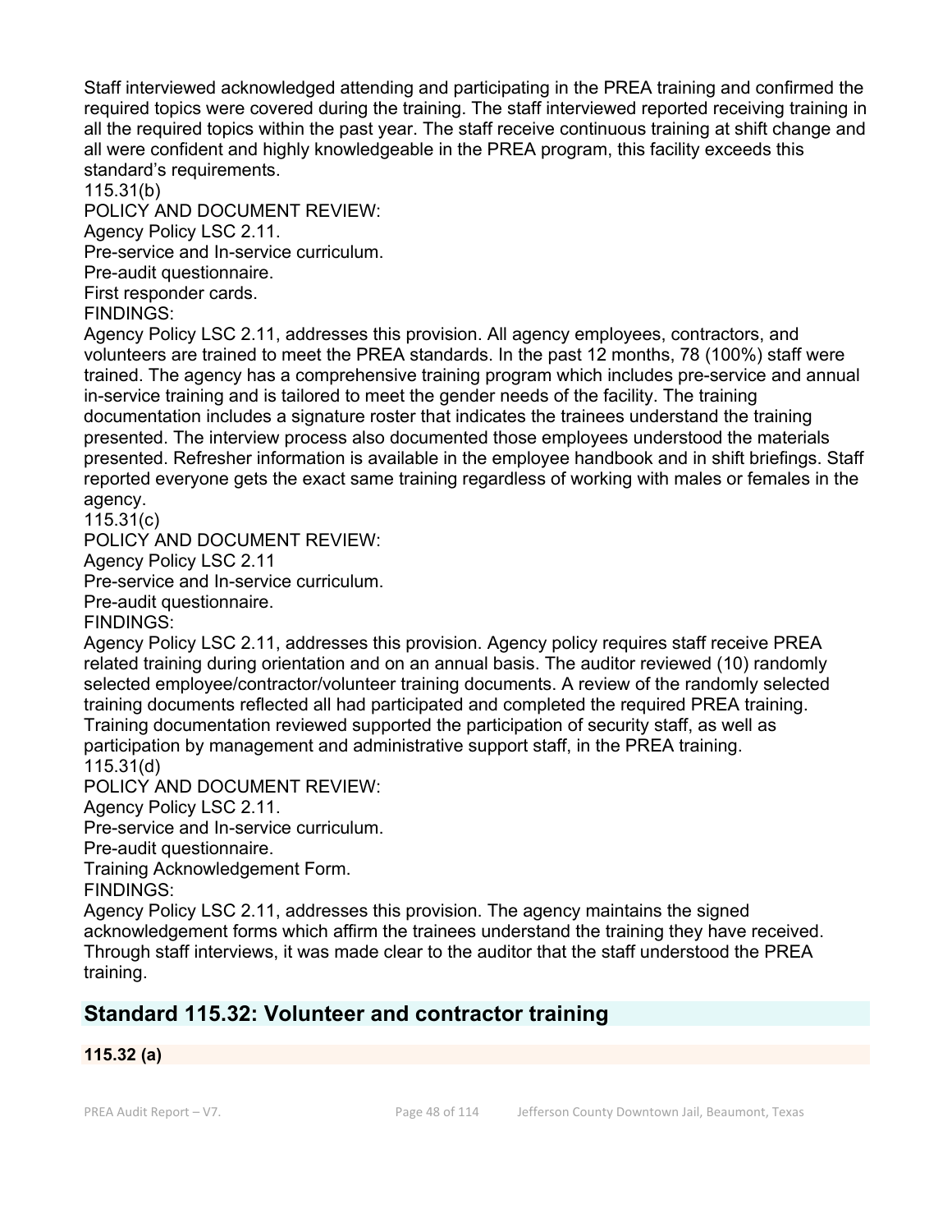Staff interviewed acknowledged attending and participating in the PREA training and confirmed the required topics were covered during the training. The staff interviewed reported receiving training in all the required topics within the past year. The staff receive continuous training at shift change and all were confident and highly knowledgeable in the PREA program, this facility exceeds this standard's requirements.

115.31(b)

POLICY AND DOCUMENT REVIEW:

Agency Policy LSC 2.11.

Pre-service and In-service curriculum.

Pre-audit questionnaire.

First responder cards.

FINDINGS:

Agency Policy LSC 2.11, addresses this provision. All agency employees, contractors, and volunteers are trained to meet the PREA standards. In the past 12 months, 78 (100%) staff were trained. The agency has a comprehensive training program which includes pre-service and annual in-service training and is tailored to meet the gender needs of the facility. The training documentation includes a signature roster that indicates the trainees understand the training presented. The interview process also documented those employees understood the materials presented. Refresher information is available in the employee handbook and in shift briefings. Staff reported everyone gets the exact same training regardless of working with males or females in the agency.

115.31(c)

POLICY AND DOCUMENT REVIEW:

Agency Policy LSC 2.11

Pre-service and In-service curriculum.

Pre-audit questionnaire.

FINDINGS:

Agency Policy LSC 2.11, addresses this provision. Agency policy requires staff receive PREA related training during orientation and on an annual basis. The auditor reviewed (10) randomly selected employee/contractor/volunteer training documents. A review of the randomly selected training documents reflected all had participated and completed the required PREA training. Training documentation reviewed supported the participation of security staff, as well as participation by management and administrative support staff, in the PREA training.

115.31(d)

POLICY AND DOCUMENT REVIEW:

Agency Policy LSC 2.11.

Pre-service and In-service curriculum.

Pre-audit questionnaire.

Training Acknowledgement Form.

FINDINGS:

Agency Policy LSC 2.11, addresses this provision. The agency maintains the signed acknowledgement forms which affirm the trainees understand the training they have received. Through staff interviews, it was made clear to the auditor that the staff understood the PREA training.

## Standard 115.32: Volunteer and contractor training

**115.32 (a)**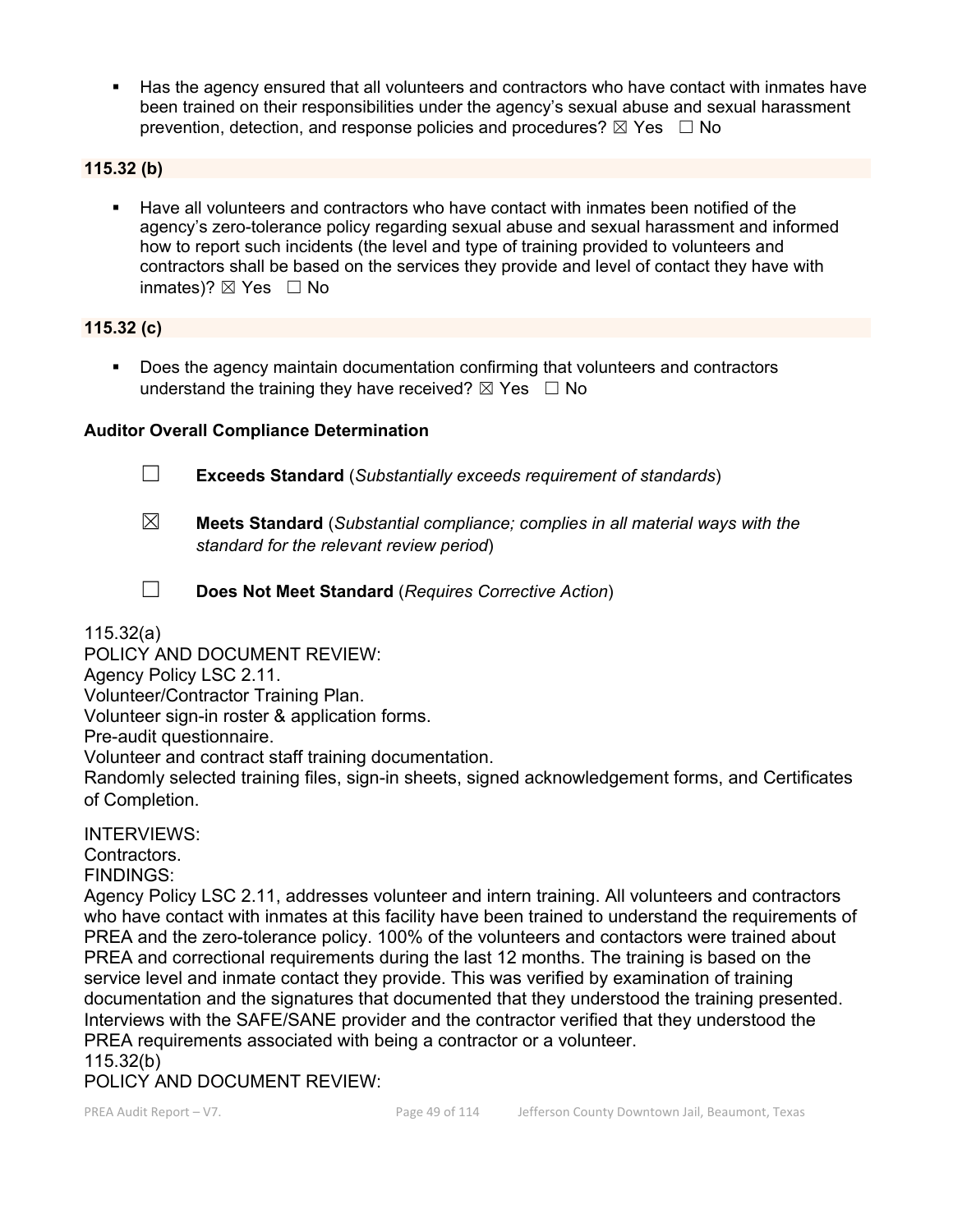- Has the agency ensured that all volunteers and contractors who have contact with inmates have been trained on their responsibilities under the agency's sexual abuse and sexual harassment prevention, detection, and response policies and procedures? ☒ Yes ☐ No

**115.32 (b)**

- Have all volunteers and contractors who have contact with inmates been notified of the agency's zero-tolerance policy regarding sexual abuse and sexual harassment and informed how to report such incidents (the level and type of training provided to volunteers and contractors shall be based on the services they provide and level of contact they have with inmates)? ☒ Yes ☐ No

**115.32 (c)**

- Does the agency maintain documentation confirming that volunteers and contractors understand the training they have received? ☒ Yes ☐ No

**Auditor Overall Compliance Determination**

☐ **Exceeds Standard** (*Substantially exceeds requirement of standards*)

☒ **Meets Standard** (*Substantial compliance; complies in all material ways with the standard for the relevant review period*)

☐ **Does Not Meet Standard** (*Requires Corrective Action*)

115.32(a)
POLICY AND DOCUMENT REVIEW:
Agency Policy LSC 2.11.
Volunteer/Contractor Training Plan.
Volunteer sign-in roster & application forms.
Pre-audit questionnaire.
Volunteer and contract staff training documentation.
Randomly selected training files, sign-in sheets, signed acknowledgement forms, and Certificates of Completion.

INTERVIEWS:
Contractors.
FINDINGS:
Agency Policy LSC 2.11, addresses volunteer and intern training. All volunteers and contractors who have contact with inmates at this facility have been trained to understand the requirements of PREA and the zero-tolerance policy. 100% of the volunteers and contactors were trained about PREA and correctional requirements during the last 12 months. The training is based on the service level and inmate contact they provide. This was verified by examination of training documentation and the signatures that documented that they understood the training presented. Interviews with the SAFE/SANE provider and the contractor verified that they understood the PREA requirements associated with being a contractor or a volunteer.
115.32(b)
POLICY AND DOCUMENT REVIEW: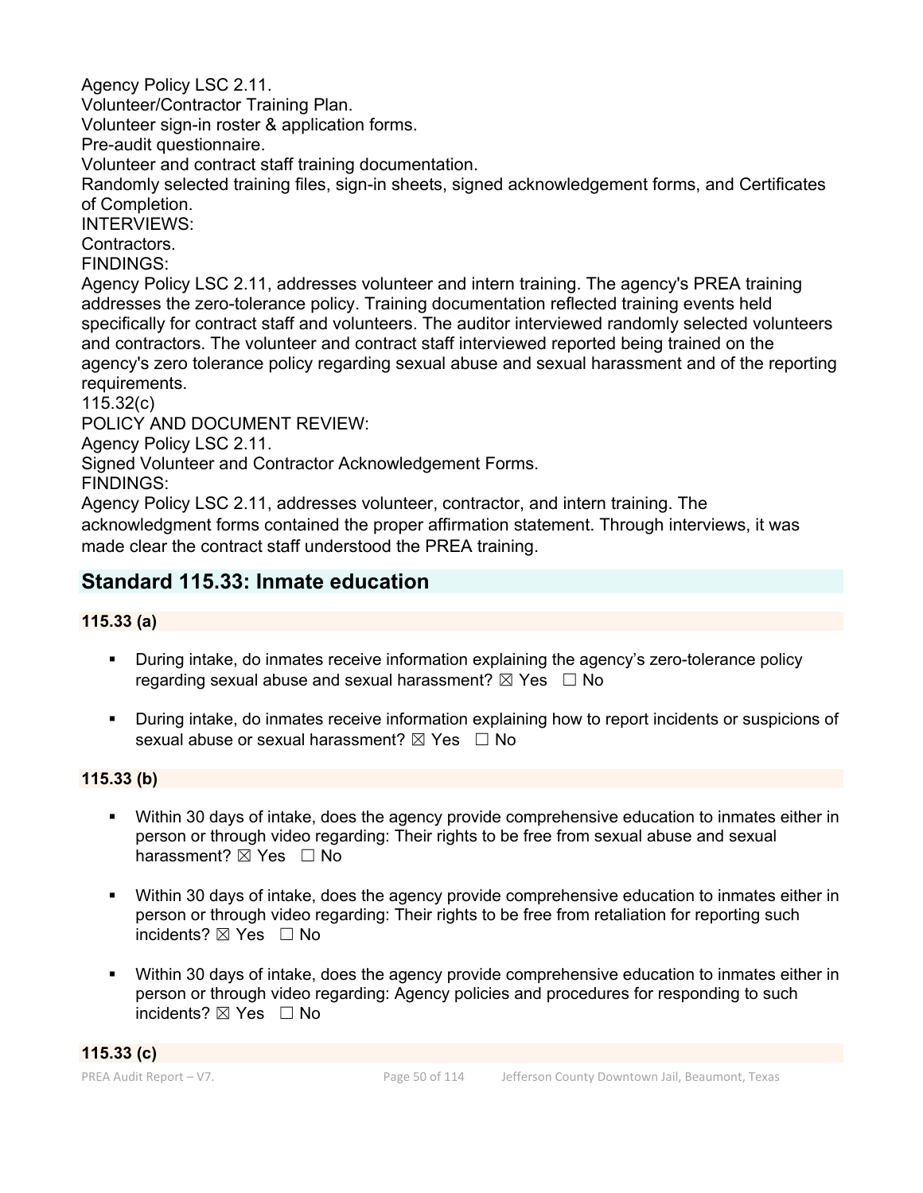Agency Policy LSC 2.11.
Volunteer/Contractor Training Plan.
Volunteer sign-in roster & application forms.
Pre-audit questionnaire.
Volunteer and contract staff training documentation.
Randomly selected training files, sign-in sheets, signed acknowledgement forms, and Certificates of Completion.
INTERVIEWS:
Contractors.
FINDINGS:
Agency Policy LSC 2.11, addresses volunteer and intern training. The agency's PREA training addresses the zero-tolerance policy. Training documentation reflected training events held specifically for contract staff and volunteers. The auditor interviewed randomly selected volunteers and contractors. The volunteer and contract staff interviewed reported being trained on the agency's zero tolerance policy regarding sexual abuse and sexual harassment and of the reporting requirements.
115.32(c)
POLICY AND DOCUMENT REVIEW:
Agency Policy LSC 2.11.
Signed Volunteer and Contractor Acknowledgement Forms.
FINDINGS:
Agency Policy LSC 2.11, addresses volunteer, contractor, and intern training. The acknowledgment forms contained the proper affirmation statement. Through interviews, it was made clear the contract staff understood the PREA training.

## Standard 115.33: Inmate education

**115.33 (a)**

- During intake, do inmates receive information explaining the agency's zero-tolerance policy regarding sexual abuse and sexual harassment? ☒ Yes ☐ No
- During intake, do inmates receive information explaining how to report incidents or suspicions of sexual abuse or sexual harassment? ☒ Yes ☐ No

**115.33 (b)**

- Within 30 days of intake, does the agency provide comprehensive education to inmates either in person or through video regarding: Their rights to be free from sexual abuse and sexual harassment? ☒ Yes ☐ No
- Within 30 days of intake, does the agency provide comprehensive education to inmates either in person or through video regarding: Their rights to be free from retaliation for reporting such incidents? ☒ Yes ☐ No
- Within 30 days of intake, does the agency provide comprehensive education to inmates either in person or through video regarding: Agency policies and procedures for responding to such incidents? ☒ Yes ☐ No

**115.33 (c)**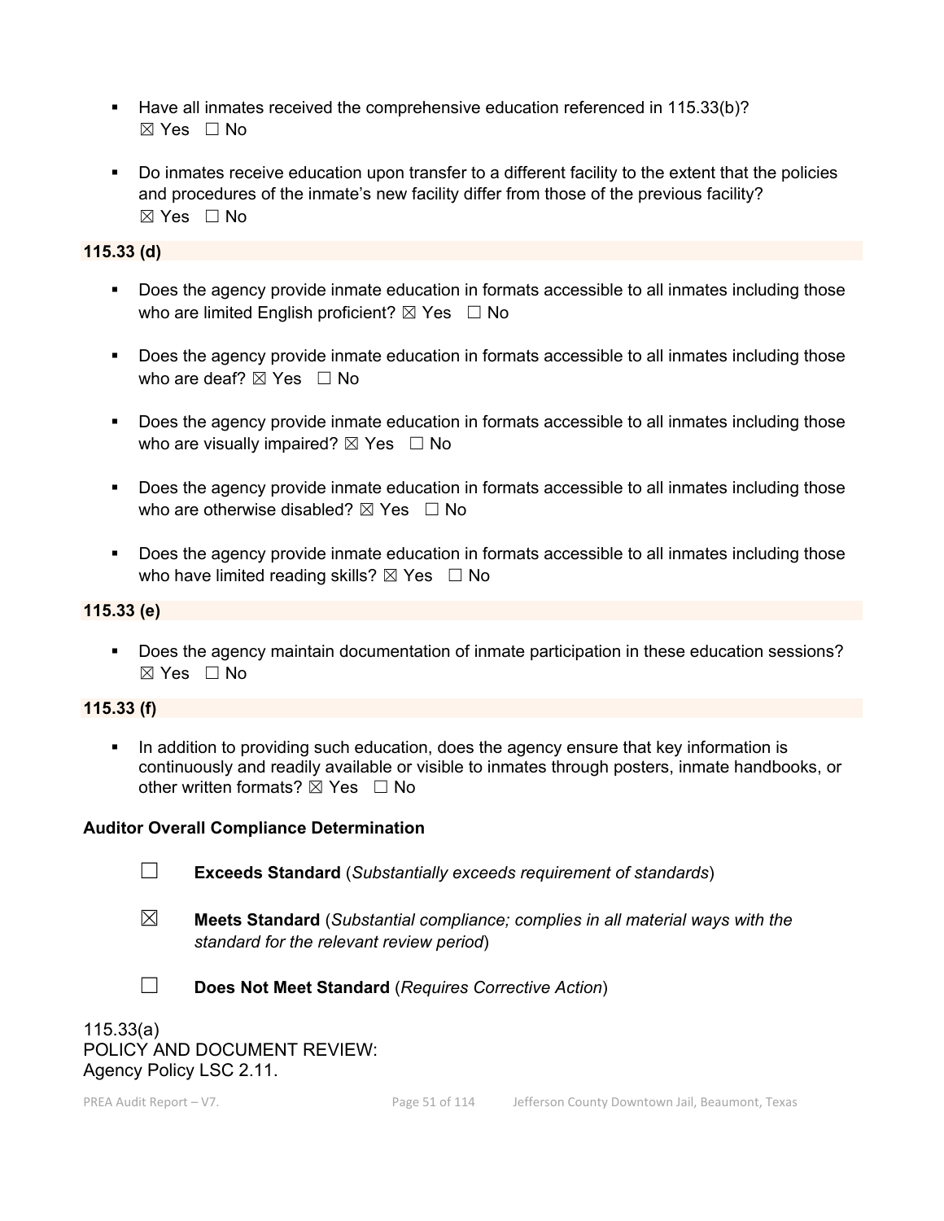- Have all inmates received the comprehensive education referenced in 115.33(b)?
  ☒ Yes ☐ No

- Do inmates receive education upon transfer to a different facility to the extent that the policies and procedures of the inmate's new facility differ from those of the previous facility?
  ☒ Yes ☐ No

**115.33 (d)**

- Does the agency provide inmate education in formats accessible to all inmates including those who are limited English proficient? ☒ Yes ☐ No

- Does the agency provide inmate education in formats accessible to all inmates including those who are deaf? ☒ Yes ☐ No

- Does the agency provide inmate education in formats accessible to all inmates including those who are visually impaired? ☒ Yes ☐ No

- Does the agency provide inmate education in formats accessible to all inmates including those who are otherwise disabled? ☒ Yes ☐ No

- Does the agency provide inmate education in formats accessible to all inmates including those who have limited reading skills? ☒ Yes ☐ No

**115.33 (e)**

- Does the agency maintain documentation of inmate participation in these education sessions?
  ☒ Yes ☐ No

**115.33 (f)**

- In addition to providing such education, does the agency ensure that key information is continuously and readily available or visible to inmates through posters, inmate handbooks, or other written formats? ☒ Yes ☐ No

**Auditor Overall Compliance Determination**

☐ **Exceeds Standard** (*Substantially exceeds requirement of standards*)

☒ **Meets Standard** (*Substantial compliance; complies in all material ways with the standard for the relevant review period*)

☐ **Does Not Meet Standard** (*Requires Corrective Action*)

115.33(a)
POLICY AND DOCUMENT REVIEW:
Agency Policy LSC 2.11.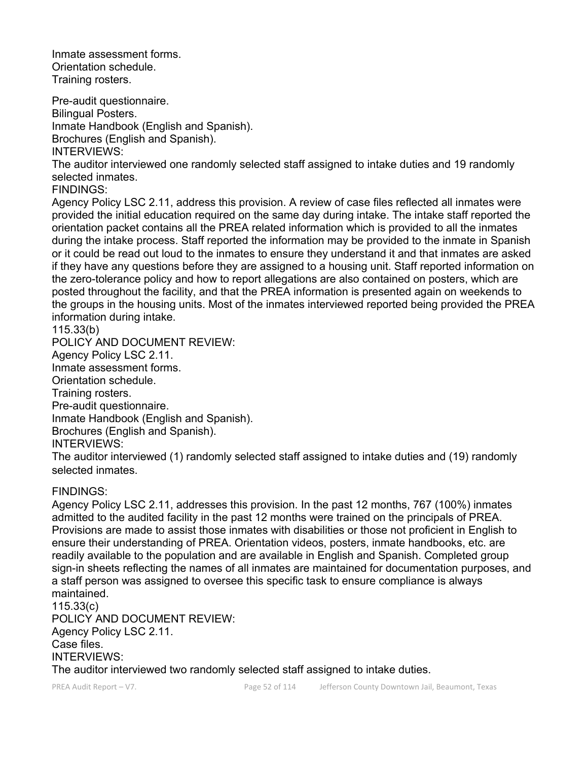Inmate assessment forms.
Orientation schedule.
Training rosters.

Pre-audit questionnaire.
Bilingual Posters.
Inmate Handbook (English and Spanish).
Brochures (English and Spanish).
INTERVIEWS:
The auditor interviewed one randomly selected staff assigned to intake duties and 19 randomly selected inmates.
FINDINGS:
Agency Policy LSC 2.11, address this provision. A review of case files reflected all inmates were provided the initial education required on the same day during intake. The intake staff reported the orientation packet contains all the PREA related information which is provided to all the inmates during the intake process. Staff reported the information may be provided to the inmate in Spanish or it could be read out loud to the inmates to ensure they understand it and that inmates are asked if they have any questions before they are assigned to a housing unit. Staff reported information on the zero-tolerance policy and how to report allegations are also contained on posters, which are posted throughout the facility, and that the PREA information is presented again on weekends to the groups in the housing units. Most of the inmates interviewed reported being provided the PREA information during intake.
115.33(b)
POLICY AND DOCUMENT REVIEW:
Agency Policy LSC 2.11.
Inmate assessment forms.
Orientation schedule.
Training rosters.
Pre-audit questionnaire.
Inmate Handbook (English and Spanish).
Brochures (English and Spanish).
INTERVIEWS:
The auditor interviewed (1) randomly selected staff assigned to intake duties and (19) randomly selected inmates.

FINDINGS:
Agency Policy LSC 2.11, addresses this provision. In the past 12 months, 767 (100%) inmates admitted to the audited facility in the past 12 months were trained on the principals of PREA. Provisions are made to assist those inmates with disabilities or those not proficient in English to ensure their understanding of PREA. Orientation videos, posters, inmate handbooks, etc. are readily available to the population and are available in English and Spanish. Completed group sign-in sheets reflecting the names of all inmates are maintained for documentation purposes, and a staff person was assigned to oversee this specific task to ensure compliance is always maintained.
115.33(c)
POLICY AND DOCUMENT REVIEW:
Agency Policy LSC 2.11.
Case files.
INTERVIEWS:
The auditor interviewed two randomly selected staff assigned to intake duties.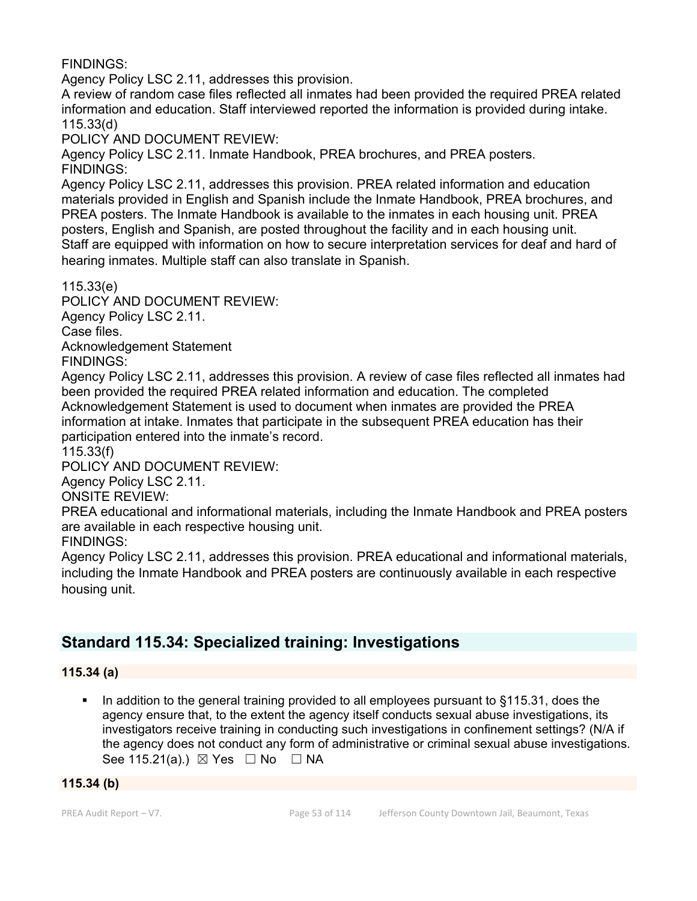FINDINGS:
Agency Policy LSC 2.11, addresses this provision.
A review of random case files reflected all inmates had been provided the required PREA related information and education. Staff interviewed reported the information is provided during intake.
115.33(d)
POLICY AND DOCUMENT REVIEW:
Agency Policy LSC 2.11. Inmate Handbook, PREA brochures, and PREA posters.
FINDINGS:
Agency Policy LSC 2.11, addresses this provision. PREA related information and education materials provided in English and Spanish include the Inmate Handbook, PREA brochures, and PREA posters. The Inmate Handbook is available to the inmates in each housing unit. PREA posters, English and Spanish, are posted throughout the facility and in each housing unit.
Staff are equipped with information on how to secure interpretation services for deaf and hard of hearing inmates. Multiple staff can also translate in Spanish.

115.33(e)
POLICY AND DOCUMENT REVIEW:
Agency Policy LSC 2.11.
Case files.
Acknowledgement Statement
FINDINGS:
Agency Policy LSC 2.11, addresses this provision. A review of case files reflected all inmates had been provided the required PREA related information and education. The completed Acknowledgement Statement is used to document when inmates are provided the PREA information at intake. Inmates that participate in the subsequent PREA education has their participation entered into the inmate's record.
115.33(f)
POLICY AND DOCUMENT REVIEW:
Agency Policy LSC 2.11.
ONSITE REVIEW:
PREA educational and informational materials, including the Inmate Handbook and PREA posters are available in each respective housing unit.
FINDINGS:
Agency Policy LSC 2.11, addresses this provision. PREA educational and informational materials, including the Inmate Handbook and PREA posters are continuously available in each respective housing unit.

## Standard 115.34: Specialized training: Investigations

### 115.34 (a)

- In addition to the general training provided to all employees pursuant to §115.31, does the agency ensure that, to the extent the agency itself conducts sexual abuse investigations, its investigators receive training in conducting such investigations in confinement settings? (N/A if the agency does not conduct any form of administrative or criminal sexual abuse investigations. See 115.21(a).) ☒ Yes ☐ No ☐ NA

### 115.34 (b)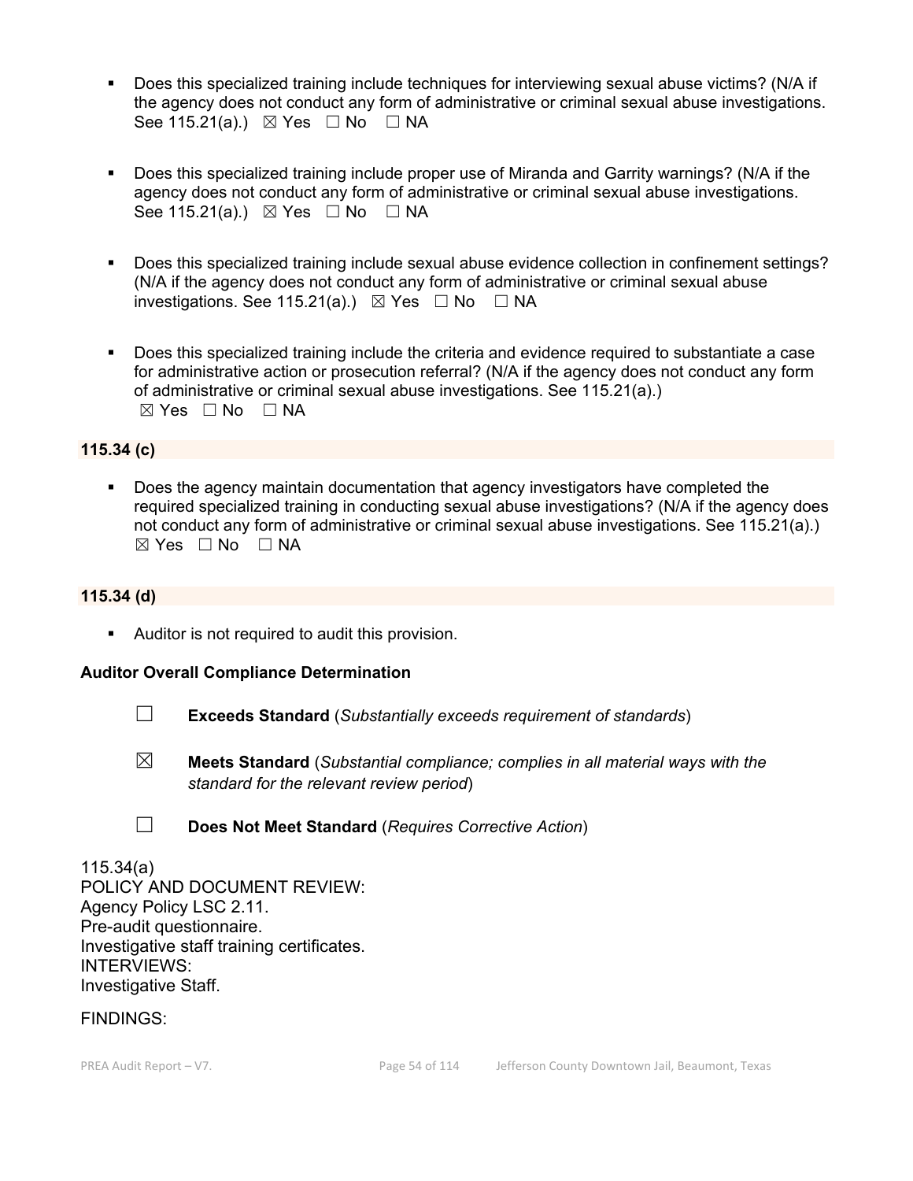- Does this specialized training include techniques for interviewing sexual abuse victims? (N/A if the agency does not conduct any form of administrative or criminal sexual abuse investigations. See 115.21(a).) ☒ Yes ☐ No ☐ NA

- Does this specialized training include proper use of Miranda and Garrity warnings? (N/A if the agency does not conduct any form of administrative or criminal sexual abuse investigations. See 115.21(a).) ☒ Yes ☐ No ☐ NA

- Does this specialized training include sexual abuse evidence collection in confinement settings? (N/A if the agency does not conduct any form of administrative or criminal sexual abuse investigations. See 115.21(a).) ☒ Yes ☐ No ☐ NA

- Does this specialized training include the criteria and evidence required to substantiate a case for administrative action or prosecution referral? (N/A if the agency does not conduct any form of administrative or criminal sexual abuse investigations. See 115.21(a).) ☒ Yes ☐ No ☐ NA

**115.34 (c)**

- Does the agency maintain documentation that agency investigators have completed the required specialized training in conducting sexual abuse investigations? (N/A if the agency does not conduct any form of administrative or criminal sexual abuse investigations. See 115.21(a).) ☒ Yes ☐ No ☐ NA

**115.34 (d)**

- Auditor is not required to audit this provision.

**Auditor Overall Compliance Determination**

☐ **Exceeds Standard** (*Substantially exceeds requirement of standards*)

☒ **Meets Standard** (*Substantial compliance; complies in all material ways with the standard for the relevant review period*)

☐ **Does Not Meet Standard** (*Requires Corrective Action*)

115.34(a)
POLICY AND DOCUMENT REVIEW:
Agency Policy LSC 2.11.
Pre-audit questionnaire.
Investigative staff training certificates.
INTERVIEWS:
Investigative Staff.

FINDINGS: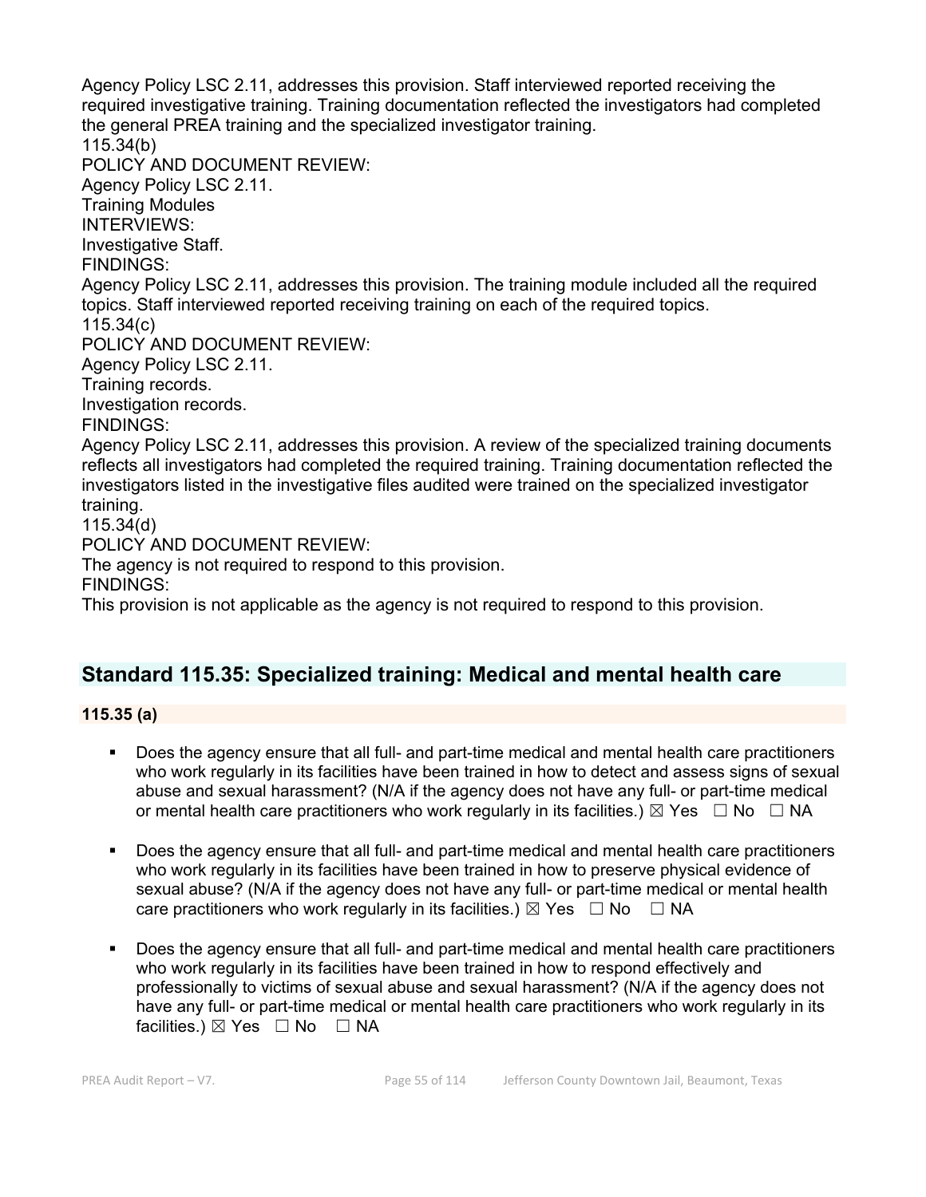Agency Policy LSC 2.11, addresses this provision. Staff interviewed reported receiving the required investigative training. Training documentation reflected the investigators had completed the general PREA training and the specialized investigator training.

115.34(b)

POLICY AND DOCUMENT REVIEW:

Agency Policy LSC 2.11.

Training Modules

INTERVIEWS:

Investigative Staff.

FINDINGS:

Agency Policy LSC 2.11, addresses this provision. The training module included all the required topics. Staff interviewed reported receiving training on each of the required topics.

115.34(c)

POLICY AND DOCUMENT REVIEW:

Agency Policy LSC 2.11.

Training records.

Investigation records.

FINDINGS:

Agency Policy LSC 2.11, addresses this provision. A review of the specialized training documents reflects all investigators had completed the required training. Training documentation reflected the investigators listed in the investigative files audited were trained on the specialized investigator training.

115.34(d)

POLICY AND DOCUMENT REVIEW:

The agency is not required to respond to this provision.

FINDINGS:

This provision is not applicable as the agency is not required to respond to this provision.

## Standard 115.35: Specialized training: Medical and mental health care

### 115.35 (a)

- Does the agency ensure that all full- and part-time medical and mental health care practitioners who work regularly in its facilities have been trained in how to detect and assess signs of sexual abuse and sexual harassment? (N/A if the agency does not have any full- or part-time medical or mental health care practitioners who work regularly in its facilities.) ☒ Yes ☐ No ☐ NA
- Does the agency ensure that all full- and part-time medical and mental health care practitioners who work regularly in its facilities have been trained in how to preserve physical evidence of sexual abuse? (N/A if the agency does not have any full- or part-time medical or mental health care practitioners who work regularly in its facilities.) ☒ Yes ☐ No ☐ NA
- Does the agency ensure that all full- and part-time medical and mental health care practitioners who work regularly in its facilities have been trained in how to respond effectively and professionally to victims of sexual abuse and sexual harassment? (N/A if the agency does not have any full- or part-time medical or mental health care practitioners who work regularly in its facilities.) ☒ Yes ☐ No ☐ NA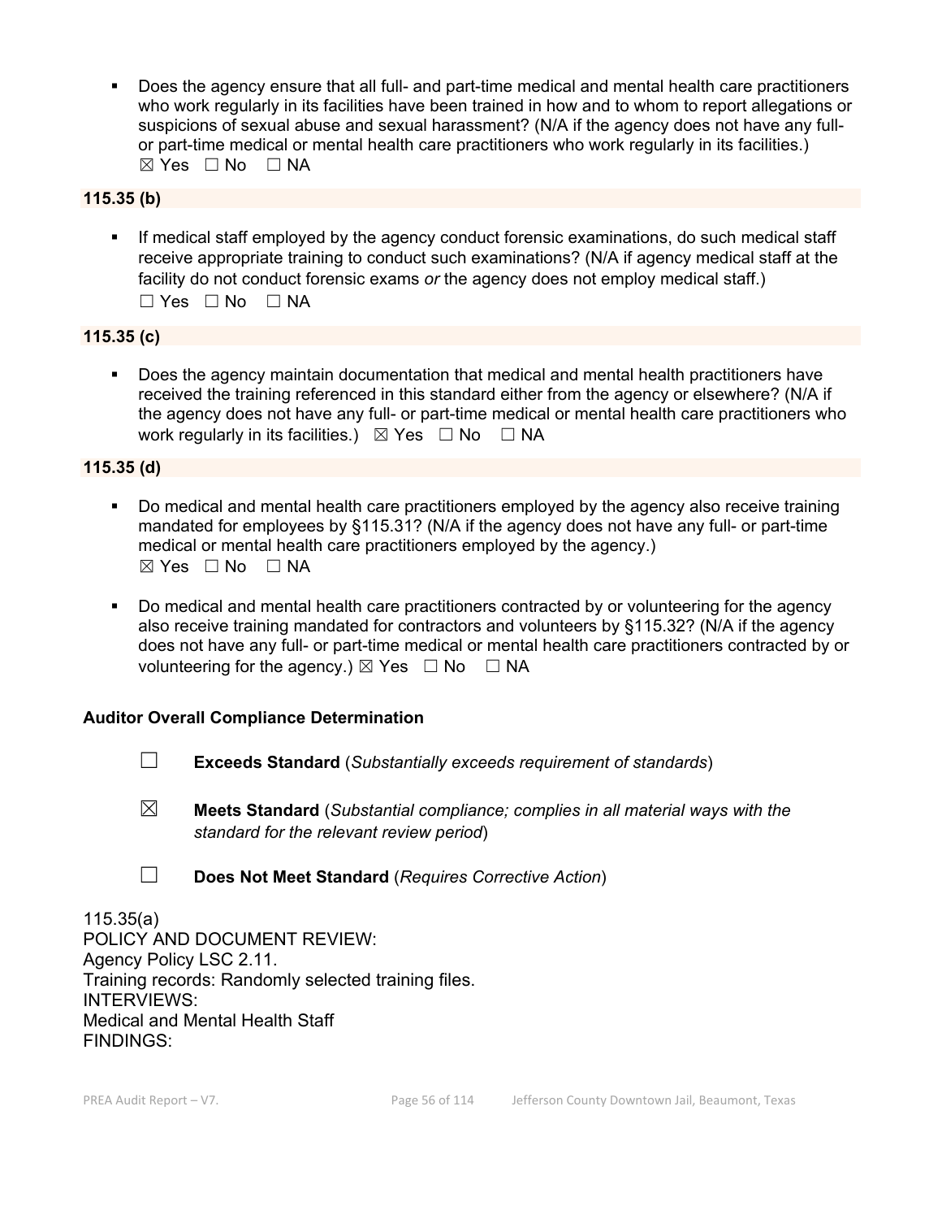- Does the agency ensure that all full- and part-time medical and mental health care practitioners who work regularly in its facilities have been trained in how and to whom to report allegations or suspicions of sexual abuse and sexual harassment? (N/A if the agency does not have any full- or part-time medical or mental health care practitioners who work regularly in its facilities.)
  ☒ Yes ☐ No ☐ NA

**115.35 (b)**

- If medical staff employed by the agency conduct forensic examinations, do such medical staff receive appropriate training to conduct such examinations? (N/A if agency medical staff at the facility do not conduct forensic exams *or* the agency does not employ medical staff.)
  ☐ Yes ☐ No ☐ NA

**115.35 (c)**

- Does the agency maintain documentation that medical and mental health practitioners have received the training referenced in this standard either from the agency or elsewhere? (N/A if the agency does not have any full- or part-time medical or mental health care practitioners who work regularly in its facilities.) ☒ Yes ☐ No ☐ NA

**115.35 (d)**

- Do medical and mental health care practitioners employed by the agency also receive training mandated for employees by §115.31? (N/A if the agency does not have any full- or part-time medical or mental health care practitioners employed by the agency.)
  ☒ Yes ☐ No ☐ NA

- Do medical and mental health care practitioners contracted by or volunteering for the agency also receive training mandated for contractors and volunteers by §115.32? (N/A if the agency does not have any full- or part-time medical or mental health care practitioners contracted by or volunteering for the agency.) ☒ Yes ☐ No ☐ NA

**Auditor Overall Compliance Determination**

☐ **Exceeds Standard** (*Substantially exceeds requirement of standards*)

☒ **Meets Standard** (*Substantial compliance; complies in all material ways with the standard for the relevant review period*)

☐ **Does Not Meet Standard** (*Requires Corrective Action*)

115.35(a)
POLICY AND DOCUMENT REVIEW:
Agency Policy LSC 2.11.
Training records: Randomly selected training files.
INTERVIEWS:
Medical and Mental Health Staff
FINDINGS: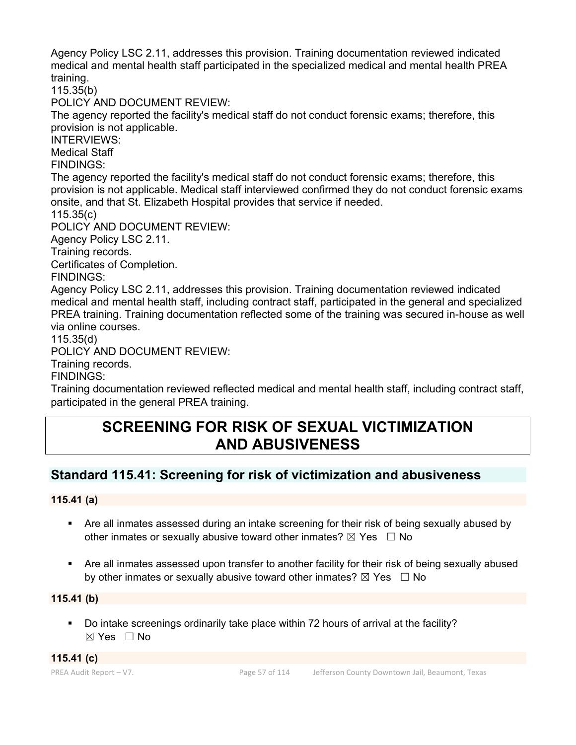Agency Policy LSC 2.11, addresses this provision. Training documentation reviewed indicated medical and mental health staff participated in the specialized medical and mental health PREA training.

115.35(b)

POLICY AND DOCUMENT REVIEW:

The agency reported the facility's medical staff do not conduct forensic exams; therefore, this provision is not applicable.

INTERVIEWS:

Medical Staff

FINDINGS:

The agency reported the facility's medical staff do not conduct forensic exams; therefore, this provision is not applicable. Medical staff interviewed confirmed they do not conduct forensic exams onsite, and that St. Elizabeth Hospital provides that service if needed.

115.35(c)

POLICY AND DOCUMENT REVIEW:

Agency Policy LSC 2.11.

Training records.

Certificates of Completion.

FINDINGS:

Agency Policy LSC 2.11, addresses this provision. Training documentation reviewed indicated medical and mental health staff, including contract staff, participated in the general and specialized PREA training. Training documentation reflected some of the training was secured in-house as well via online courses.

115.35(d)

POLICY AND DOCUMENT REVIEW:

Training records.

FINDINGS:

Training documentation reviewed reflected medical and mental health staff, including contract staff, participated in the general PREA training.

# SCREENING FOR RISK OF SEXUAL VICTIMIZATION AND ABUSIVENESS

## Standard 115.41: Screening for risk of victimization and abusiveness

**115.41 (a)**

- Are all inmates assessed during an intake screening for their risk of being sexually abused by other inmates or sexually abusive toward other inmates? ☒ Yes ☐ No
- Are all inmates assessed upon transfer to another facility for their risk of being sexually abused by other inmates or sexually abusive toward other inmates? ☒ Yes ☐ No

**115.41 (b)**

- Do intake screenings ordinarily take place within 72 hours of arrival at the facility? ☒ Yes ☐ No

**115.41 (c)**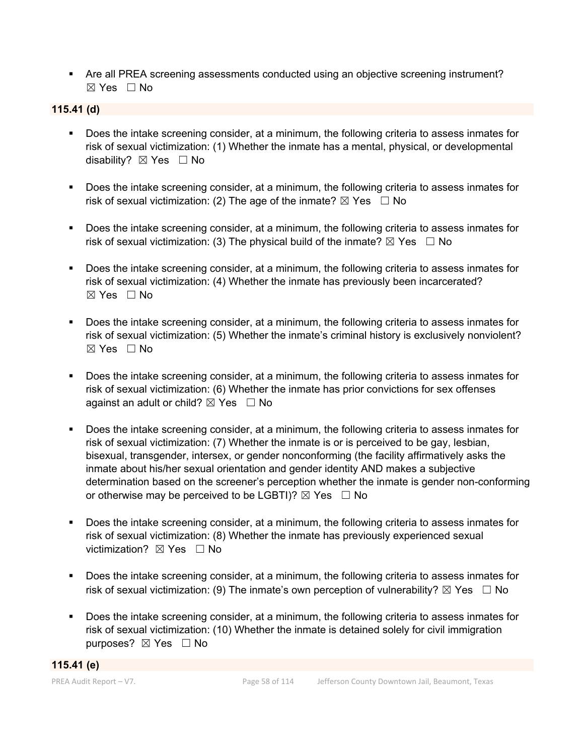- Are all PREA screening assessments conducted using an objective screening instrument? ☒ Yes ☐ No

**115.41 (d)**

- Does the intake screening consider, at a minimum, the following criteria to assess inmates for risk of sexual victimization: (1) Whether the inmate has a mental, physical, or developmental disability? ☒ Yes ☐ No

- Does the intake screening consider, at a minimum, the following criteria to assess inmates for risk of sexual victimization: (2) The age of the inmate? ☒ Yes ☐ No

- Does the intake screening consider, at a minimum, the following criteria to assess inmates for risk of sexual victimization: (3) The physical build of the inmate? ☒ Yes ☐ No

- Does the intake screening consider, at a minimum, the following criteria to assess inmates for risk of sexual victimization: (4) Whether the inmate has previously been incarcerated? ☒ Yes ☐ No

- Does the intake screening consider, at a minimum, the following criteria to assess inmates for risk of sexual victimization: (5) Whether the inmate's criminal history is exclusively nonviolent? ☒ Yes ☐ No

- Does the intake screening consider, at a minimum, the following criteria to assess inmates for risk of sexual victimization: (6) Whether the inmate has prior convictions for sex offenses against an adult or child? ☒ Yes ☐ No

- Does the intake screening consider, at a minimum, the following criteria to assess inmates for risk of sexual victimization: (7) Whether the inmate is or is perceived to be gay, lesbian, bisexual, transgender, intersex, or gender nonconforming (the facility affirmatively asks the inmate about his/her sexual orientation and gender identity AND makes a subjective determination based on the screener's perception whether the inmate is gender non-conforming or otherwise may be perceived to be LGBTI)? ☒ Yes ☐ No

- Does the intake screening consider, at a minimum, the following criteria to assess inmates for risk of sexual victimization: (8) Whether the inmate has previously experienced sexual victimization? ☒ Yes ☐ No

- Does the intake screening consider, at a minimum, the following criteria to assess inmates for risk of sexual victimization: (9) The inmate's own perception of vulnerability? ☒ Yes ☐ No

- Does the intake screening consider, at a minimum, the following criteria to assess inmates for risk of sexual victimization: (10) Whether the inmate is detained solely for civil immigration purposes? ☒ Yes ☐ No

**115.41 (e)**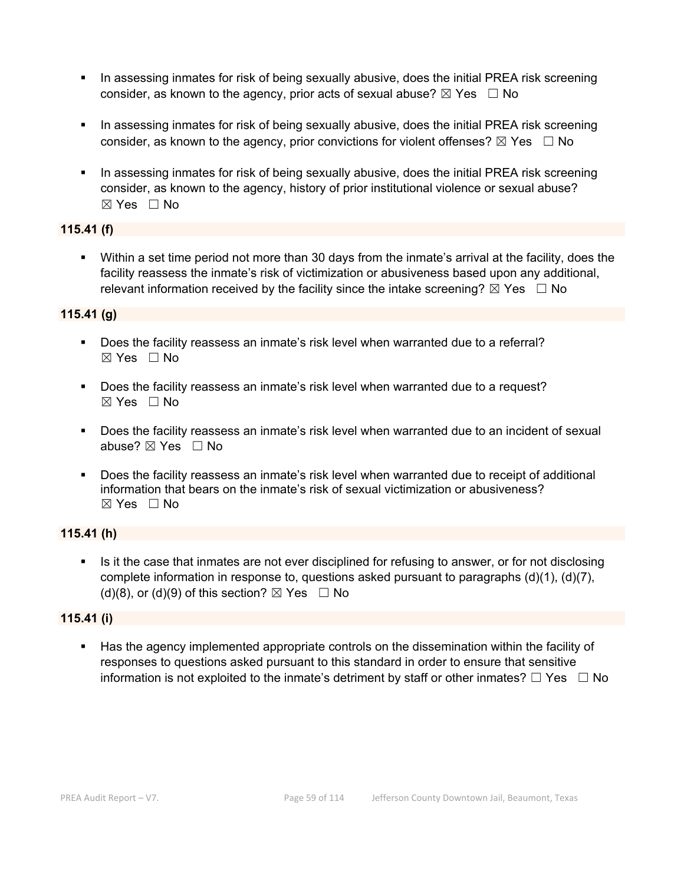- In assessing inmates for risk of being sexually abusive, does the initial PREA risk screening consider, as known to the agency, prior acts of sexual abuse? ☒ Yes ☐ No

- In assessing inmates for risk of being sexually abusive, does the initial PREA risk screening consider, as known to the agency, prior convictions for violent offenses? ☒ Yes ☐ No

- In assessing inmates for risk of being sexually abusive, does the initial PREA risk screening consider, as known to the agency, history of prior institutional violence or sexual abuse? ☒ Yes ☐ No

**115.41 (f)**

- Within a set time period not more than 30 days from the inmate's arrival at the facility, does the facility reassess the inmate's risk of victimization or abusiveness based upon any additional, relevant information received by the facility since the intake screening? ☒ Yes ☐ No

**115.41 (g)**

- Does the facility reassess an inmate's risk level when warranted due to a referral? ☒ Yes ☐ No

- Does the facility reassess an inmate's risk level when warranted due to a request? ☒ Yes ☐ No

- Does the facility reassess an inmate's risk level when warranted due to an incident of sexual abuse? ☒ Yes ☐ No

- Does the facility reassess an inmate's risk level when warranted due to receipt of additional information that bears on the inmate's risk of sexual victimization or abusiveness? ☒ Yes ☐ No

**115.41 (h)**

- Is it the case that inmates are not ever disciplined for refusing to answer, or for not disclosing complete information in response to, questions asked pursuant to paragraphs (d)(1), (d)(7), (d)(8), or (d)(9) of this section? ☒ Yes ☐ No

**115.41 (i)**

- Has the agency implemented appropriate controls on the dissemination within the facility of responses to questions asked pursuant to this standard in order to ensure that sensitive information is not exploited to the inmate's detriment by staff or other inmates? ☐ Yes ☐ No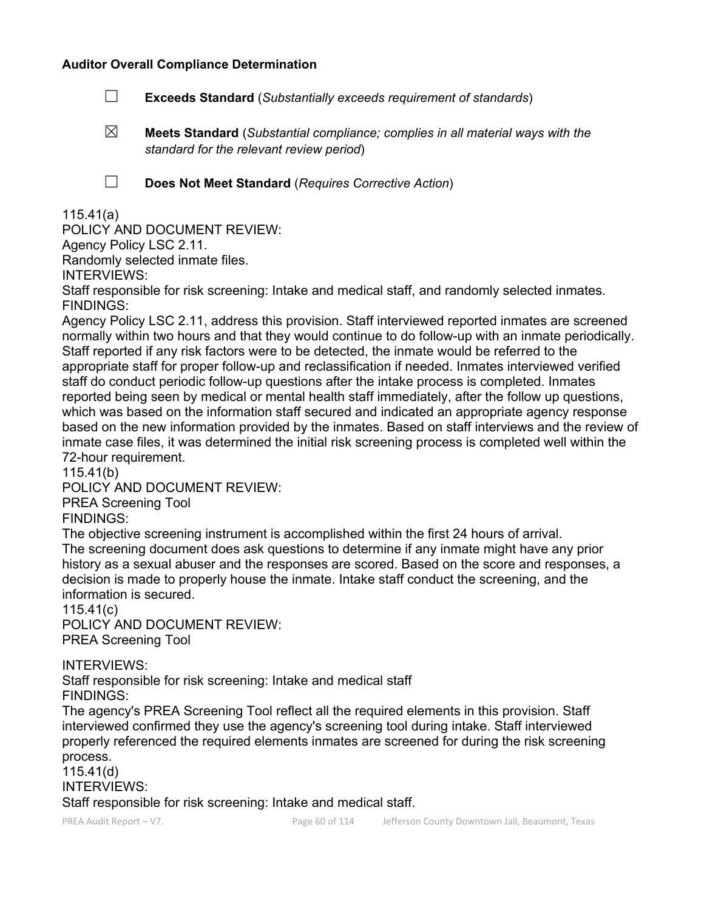**Auditor Overall Compliance Determination**

☐ **Exceeds Standard** (*Substantially exceeds requirement of standards*)

☒ **Meets Standard** (*Substantial compliance; complies in all material ways with the standard for the relevant review period*)

☐ **Does Not Meet Standard** (*Requires Corrective Action*)

115.41(a)
POLICY AND DOCUMENT REVIEW:
Agency Policy LSC 2.11.
Randomly selected inmate files.
INTERVIEWS:
Staff responsible for risk screening: Intake and medical staff, and randomly selected inmates.
FINDINGS:
Agency Policy LSC 2.11, address this provision. Staff interviewed reported inmates are screened normally within two hours and that they would continue to do follow-up with an inmate periodically. Staff reported if any risk factors were to be detected, the inmate would be referred to the appropriate staff for proper follow-up and reclassification if needed. Inmates interviewed verified staff do conduct periodic follow-up questions after the intake process is completed. Inmates reported being seen by medical or mental health staff immediately, after the follow up questions, which was based on the information staff secured and indicated an appropriate agency response based on the new information provided by the inmates. Based on staff interviews and the review of inmate case files, it was determined the initial risk screening process is completed well within the 72-hour requirement.
115.41(b)
POLICY AND DOCUMENT REVIEW:
PREA Screening Tool
FINDINGS:
The objective screening instrument is accomplished within the first 24 hours of arrival.
The screening document does ask questions to determine if any inmate might have any prior history as a sexual abuser and the responses are scored. Based on the score and responses, a decision is made to properly house the inmate. Intake staff conduct the screening, and the information is secured.
115.41(c)
POLICY AND DOCUMENT REVIEW:
PREA Screening Tool

INTERVIEWS:
Staff responsible for risk screening: Intake and medical staff
FINDINGS:
The agency's PREA Screening Tool reflect all the required elements in this provision. Staff interviewed confirmed they use the agency's screening tool during intake. Staff interviewed properly referenced the required elements inmates are screened for during the risk screening process.
115.41(d)
INTERVIEWS:
Staff responsible for risk screening: Intake and medical staff.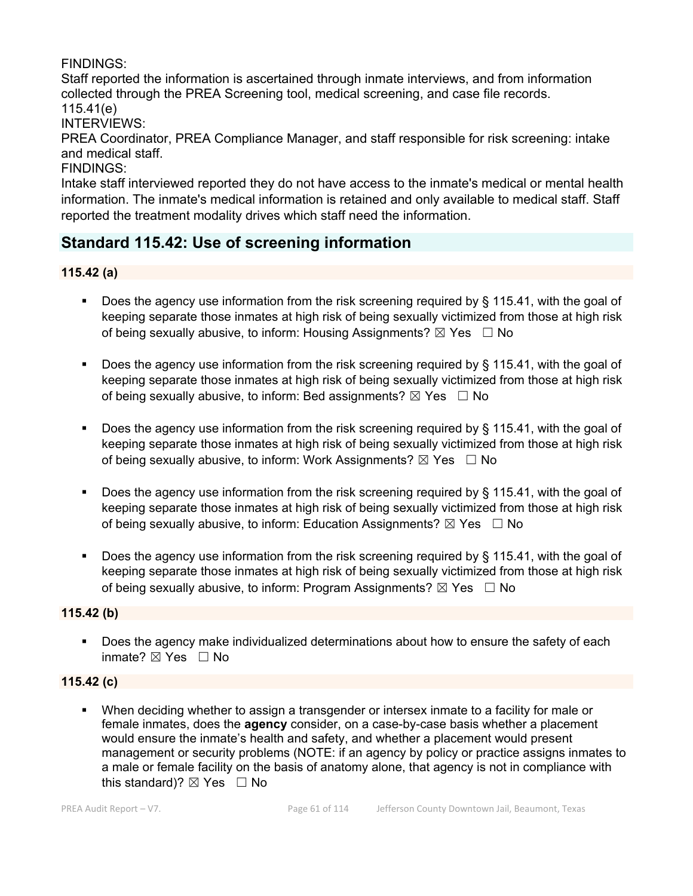FINDINGS:
Staff reported the information is ascertained through inmate interviews, and from information collected through the PREA Screening tool, medical screening, and case file records.
115.41(e)
INTERVIEWS:
PREA Coordinator, PREA Compliance Manager, and staff responsible for risk screening: intake and medical staff.
FINDINGS:
Intake staff interviewed reported they do not have access to the inmate's medical or mental health information. The inmate's medical information is retained and only available to medical staff. Staff reported the treatment modality drives which staff need the information.

## Standard 115.42: Use of screening information

### 115.42 (a)

- Does the agency use information from the risk screening required by § 115.41, with the goal of keeping separate those inmates at high risk of being sexually victimized from those at high risk of being sexually abusive, to inform: Housing Assignments? ☒ Yes ☐ No
- Does the agency use information from the risk screening required by § 115.41, with the goal of keeping separate those inmates at high risk of being sexually victimized from those at high risk of being sexually abusive, to inform: Bed assignments? ☒ Yes ☐ No
- Does the agency use information from the risk screening required by § 115.41, with the goal of keeping separate those inmates at high risk of being sexually victimized from those at high risk of being sexually abusive, to inform: Work Assignments? ☒ Yes ☐ No
- Does the agency use information from the risk screening required by § 115.41, with the goal of keeping separate those inmates at high risk of being sexually victimized from those at high risk of being sexually abusive, to inform: Education Assignments? ☒ Yes ☐ No
- Does the agency use information from the risk screening required by § 115.41, with the goal of keeping separate those inmates at high risk of being sexually victimized from those at high risk of being sexually abusive, to inform: Program Assignments? ☒ Yes ☐ No

### 115.42 (b)

- Does the agency make individualized determinations about how to ensure the safety of each inmate? ☒ Yes ☐ No

### 115.42 (c)

- When deciding whether to assign a transgender or intersex inmate to a facility for male or female inmates, does the **agency** consider, on a case-by-case basis whether a placement would ensure the inmate's health and safety, and whether a placement would present management or security problems (NOTE: if an agency by policy or practice assigns inmates to a male or female facility on the basis of anatomy alone, that agency is not in compliance with this standard)? ☒ Yes ☐ No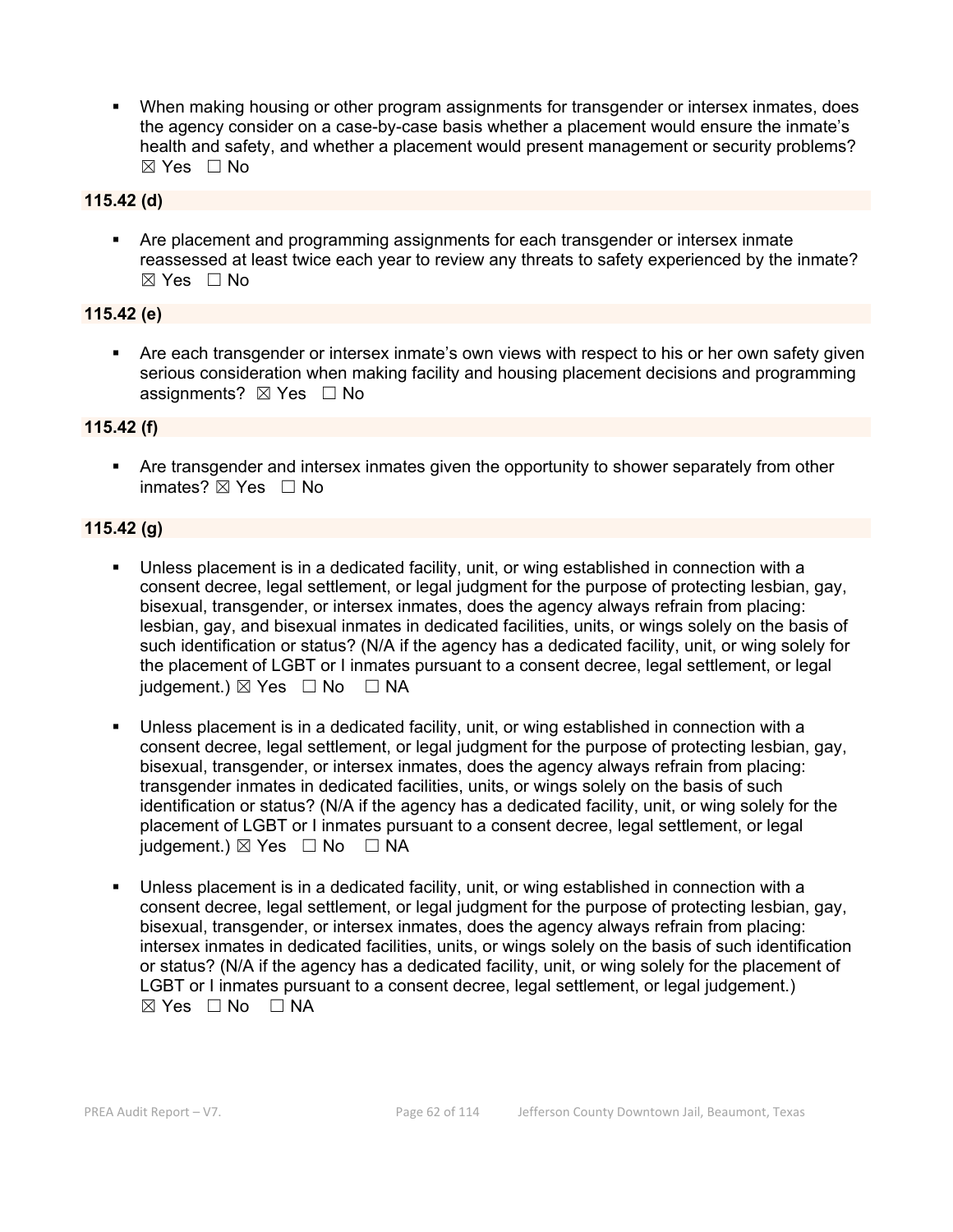- When making housing or other program assignments for transgender or intersex inmates, does the agency consider on a case-by-case basis whether a placement would ensure the inmate's health and safety, and whether a placement would present management or security problems? ☒ Yes ☐ No

**115.42 (d)**

- Are placement and programming assignments for each transgender or intersex inmate reassessed at least twice each year to review any threats to safety experienced by the inmate? ☒ Yes ☐ No

**115.42 (e)**

- Are each transgender or intersex inmate's own views with respect to his or her own safety given serious consideration when making facility and housing placement decisions and programming assignments? ☒ Yes ☐ No

**115.42 (f)**

- Are transgender and intersex inmates given the opportunity to shower separately from other inmates? ☒ Yes ☐ No

**115.42 (g)**

- Unless placement is in a dedicated facility, unit, or wing established in connection with a consent decree, legal settlement, or legal judgment for the purpose of protecting lesbian, gay, bisexual, transgender, or intersex inmates, does the agency always refrain from placing: lesbian, gay, and bisexual inmates in dedicated facilities, units, or wings solely on the basis of such identification or status? (N/A if the agency has a dedicated facility, unit, or wing solely for the placement of LGBT or I inmates pursuant to a consent decree, legal settlement, or legal judgement.) ☒ Yes ☐ No ☐ NA

- Unless placement is in a dedicated facility, unit, or wing established in connection with a consent decree, legal settlement, or legal judgment for the purpose of protecting lesbian, gay, bisexual, transgender, or intersex inmates, does the agency always refrain from placing: transgender inmates in dedicated facilities, units, or wings solely on the basis of such identification or status? (N/A if the agency has a dedicated facility, unit, or wing solely for the placement of LGBT or I inmates pursuant to a consent decree, legal settlement, or legal judgement.) ☒ Yes ☐ No ☐ NA

- Unless placement is in a dedicated facility, unit, or wing established in connection with a consent decree, legal settlement, or legal judgment for the purpose of protecting lesbian, gay, bisexual, transgender, or intersex inmates, does the agency always refrain from placing: intersex inmates in dedicated facilities, units, or wings solely on the basis of such identification or status? (N/A if the agency has a dedicated facility, unit, or wing solely for the placement of LGBT or I inmates pursuant to a consent decree, legal settlement, or legal judgement.) ☒ Yes ☐ No ☐ NA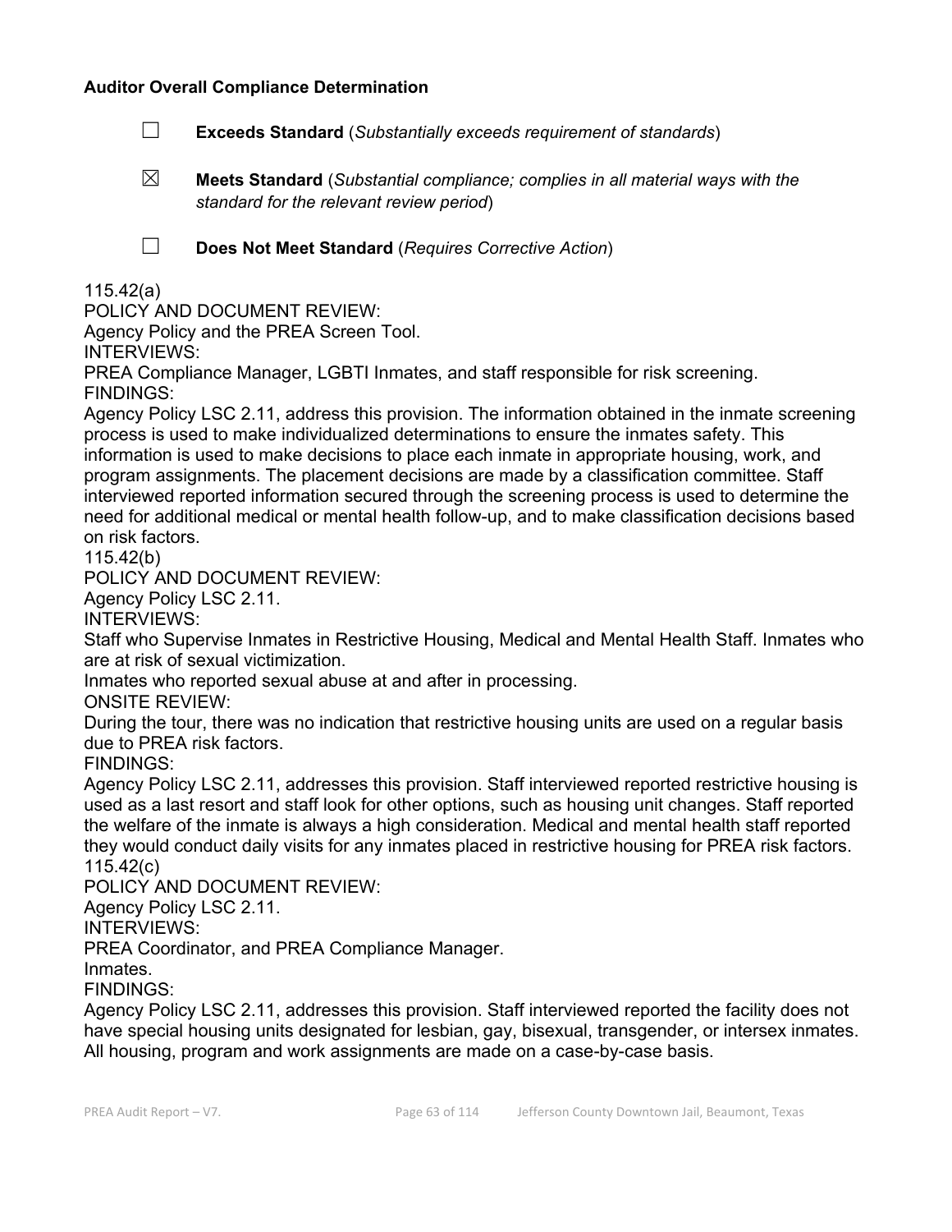**Auditor Overall Compliance Determination**

☐ **Exceeds Standard** (*Substantially exceeds requirement of standards*)

☒ **Meets Standard** (*Substantial compliance; complies in all material ways with the standard for the relevant review period*)

☐ **Does Not Meet Standard** (*Requires Corrective Action*)

115.42(a)
POLICY AND DOCUMENT REVIEW:
Agency Policy and the PREA Screen Tool.
INTERVIEWS:
PREA Compliance Manager, LGBTI Inmates, and staff responsible for risk screening.
FINDINGS:
Agency Policy LSC 2.11, address this provision. The information obtained in the inmate screening process is used to make individualized determinations to ensure the inmates safety. This information is used to make decisions to place each inmate in appropriate housing, work, and program assignments. The placement decisions are made by a classification committee. Staff interviewed reported information secured through the screening process is used to determine the need for additional medical or mental health follow-up, and to make classification decisions based on risk factors.
115.42(b)
POLICY AND DOCUMENT REVIEW:
Agency Policy LSC 2.11.
INTERVIEWS:
Staff who Supervise Inmates in Restrictive Housing, Medical and Mental Health Staff. Inmates who are at risk of sexual victimization.
Inmates who reported sexual abuse at and after in processing.
ONSITE REVIEW:
During the tour, there was no indication that restrictive housing units are used on a regular basis due to PREA risk factors.
FINDINGS:
Agency Policy LSC 2.11, addresses this provision. Staff interviewed reported restrictive housing is used as a last resort and staff look for other options, such as housing unit changes. Staff reported the welfare of the inmate is always a high consideration. Medical and mental health staff reported they would conduct daily visits for any inmates placed in restrictive housing for PREA risk factors.
115.42(c)
POLICY AND DOCUMENT REVIEW:
Agency Policy LSC 2.11.
INTERVIEWS:
PREA Coordinator, and PREA Compliance Manager.
Inmates.
FINDINGS:
Agency Policy LSC 2.11, addresses this provision. Staff interviewed reported the facility does not have special housing units designated for lesbian, gay, bisexual, transgender, or intersex inmates. All housing, program and work assignments are made on a case-by-case basis.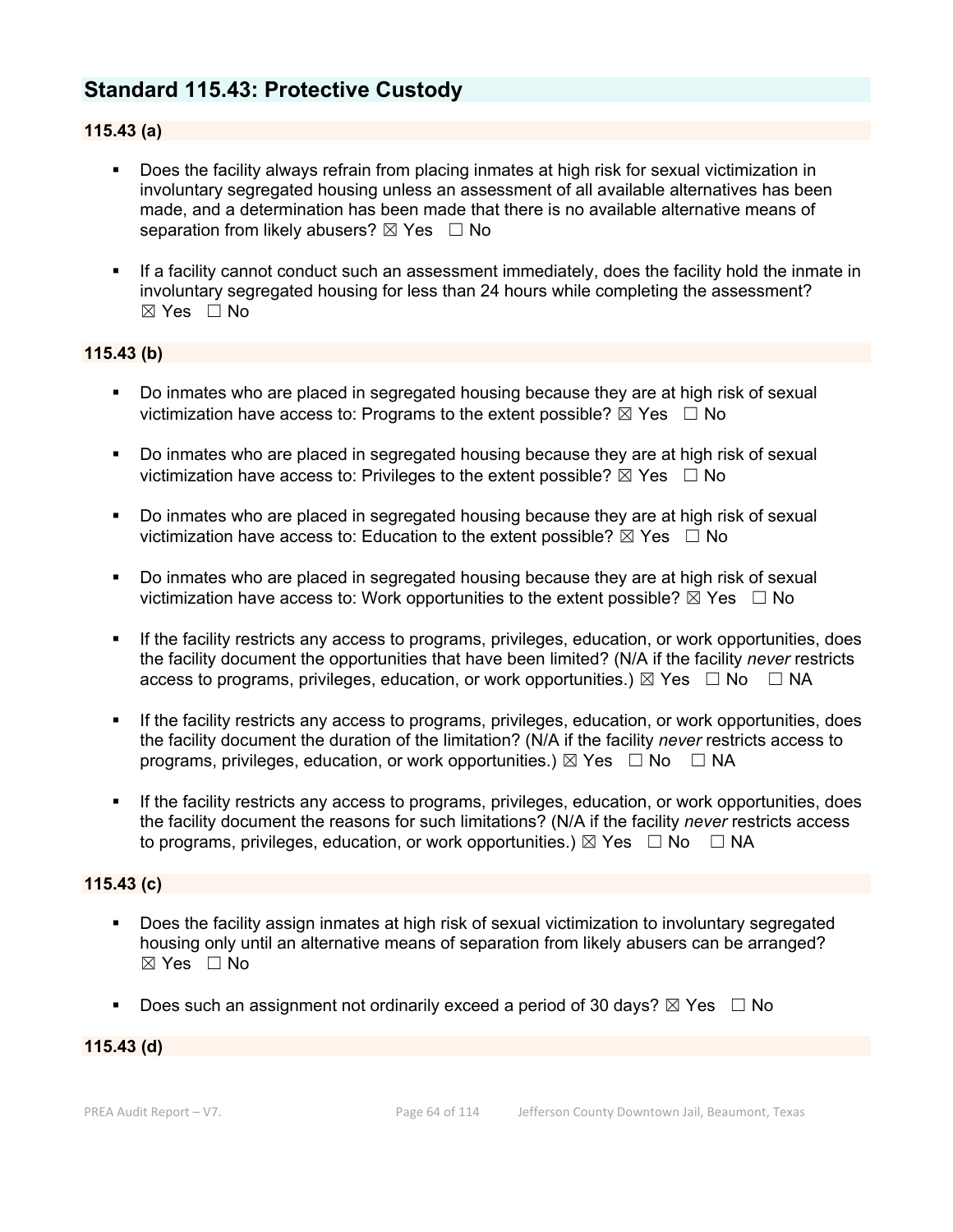## Standard 115.43: Protective Custody

### 115.43 (a)

- Does the facility always refrain from placing inmates at high risk for sexual victimization in involuntary segregated housing unless an assessment of all available alternatives has been made, and a determination has been made that there is no available alternative means of separation from likely abusers? ☒ Yes ☐ No

- If a facility cannot conduct such an assessment immediately, does the facility hold the inmate in involuntary segregated housing for less than 24 hours while completing the assessment? ☒ Yes ☐ No

### 115.43 (b)

- Do inmates who are placed in segregated housing because they are at high risk of sexual victimization have access to: Programs to the extent possible? ☒ Yes ☐ No

- Do inmates who are placed in segregated housing because they are at high risk of sexual victimization have access to: Privileges to the extent possible? ☒ Yes ☐ No

- Do inmates who are placed in segregated housing because they are at high risk of sexual victimization have access to: Education to the extent possible? ☒ Yes ☐ No

- Do inmates who are placed in segregated housing because they are at high risk of sexual victimization have access to: Work opportunities to the extent possible? ☒ Yes ☐ No

- If the facility restricts any access to programs, privileges, education, or work opportunities, does the facility document the opportunities that have been limited? (N/A if the facility *never* restricts access to programs, privileges, education, or work opportunities.) ☒ Yes ☐ No ☐ NA

- If the facility restricts any access to programs, privileges, education, or work opportunities, does the facility document the duration of the limitation? (N/A if the facility *never* restricts access to programs, privileges, education, or work opportunities.) ☒ Yes ☐ No ☐ NA

- If the facility restricts any access to programs, privileges, education, or work opportunities, does the facility document the reasons for such limitations? (N/A if the facility *never* restricts access to programs, privileges, education, or work opportunities.) ☒ Yes ☐ No ☐ NA

### 115.43 (c)

- Does the facility assign inmates at high risk of sexual victimization to involuntary segregated housing only until an alternative means of separation from likely abusers can be arranged? ☒ Yes ☐ No

- Does such an assignment not ordinarily exceed a period of 30 days? ☒ Yes ☐ No

### 115.43 (d)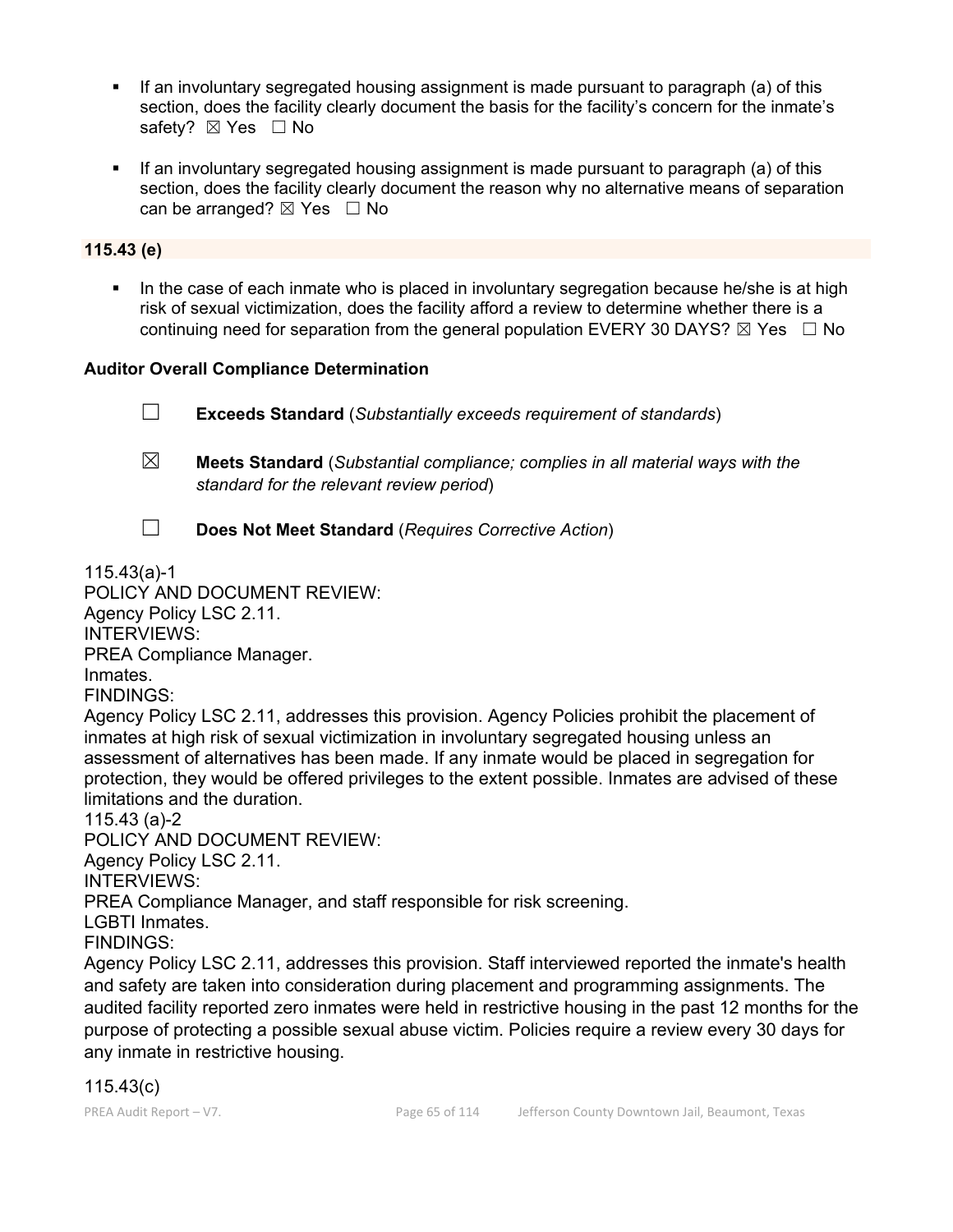- If an involuntary segregated housing assignment is made pursuant to paragraph (a) of this section, does the facility clearly document the basis for the facility's concern for the inmate's safety? ☒ Yes ☐ No

- If an involuntary segregated housing assignment is made pursuant to paragraph (a) of this section, does the facility clearly document the reason why no alternative means of separation can be arranged? ☒ Yes ☐ No

**115.43 (e)**

- In the case of each inmate who is placed in involuntary segregation because he/she is at high risk of sexual victimization, does the facility afford a review to determine whether there is a continuing need for separation from the general population EVERY 30 DAYS? ☒ Yes ☐ No

**Auditor Overall Compliance Determination**

☐ **Exceeds Standard** (*Substantially exceeds requirement of standards*)

☒ **Meets Standard** (*Substantial compliance; complies in all material ways with the standard for the relevant review period*)

☐ **Does Not Meet Standard** (*Requires Corrective Action*)

115.43(a)-1
POLICY AND DOCUMENT REVIEW:
Agency Policy LSC 2.11.
INTERVIEWS:
PREA Compliance Manager.
Inmates.
FINDINGS:
Agency Policy LSC 2.11, addresses this provision. Agency Policies prohibit the placement of inmates at high risk of sexual victimization in involuntary segregated housing unless an assessment of alternatives has been made. If any inmate would be placed in segregation for protection, they would be offered privileges to the extent possible. Inmates are advised of these limitations and the duration.
115.43 (a)-2
POLICY AND DOCUMENT REVIEW:
Agency Policy LSC 2.11.
INTERVIEWS:
PREA Compliance Manager, and staff responsible for risk screening.
LGBTI Inmates.
FINDINGS:
Agency Policy LSC 2.11, addresses this provision. Staff interviewed reported the inmate's health and safety are taken into consideration during placement and programming assignments. The audited facility reported zero inmates were held in restrictive housing in the past 12 months for the purpose of protecting a possible sexual abuse victim. Policies require a review every 30 days for any inmate in restrictive housing.

115.43(c)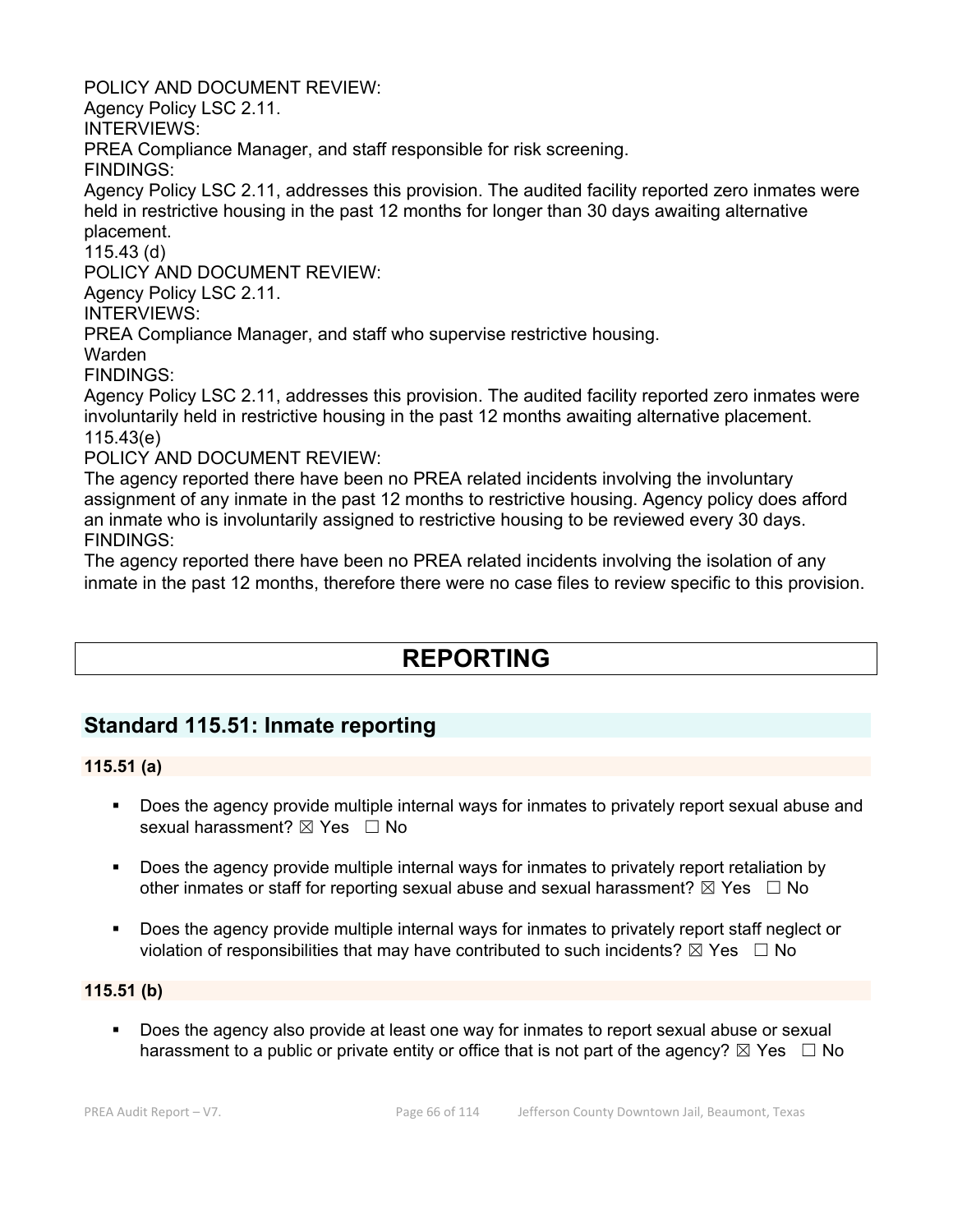POLICY AND DOCUMENT REVIEW:
Agency Policy LSC 2.11.
INTERVIEWS:
PREA Compliance Manager, and staff responsible for risk screening.
FINDINGS:
Agency Policy LSC 2.11, addresses this provision. The audited facility reported zero inmates were held in restrictive housing in the past 12 months for longer than 30 days awaiting alternative placement.
115.43 (d)
POLICY AND DOCUMENT REVIEW:
Agency Policy LSC 2.11.
INTERVIEWS:
PREA Compliance Manager, and staff who supervise restrictive housing.
Warden
FINDINGS:
Agency Policy LSC 2.11, addresses this provision. The audited facility reported zero inmates were involuntarily held in restrictive housing in the past 12 months awaiting alternative placement.
115.43(e)
POLICY AND DOCUMENT REVIEW:
The agency reported there have been no PREA related incidents involving the involuntary assignment of any inmate in the past 12 months to restrictive housing. Agency policy does afford an inmate who is involuntarily assigned to restrictive housing to be reviewed every 30 days.
FINDINGS:
The agency reported there have been no PREA related incidents involving the isolation of any inmate in the past 12 months, therefore there were no case files to review specific to this provision.

# REPORTING

## Standard 115.51: Inmate reporting

### 115.51 (a)

- Does the agency provide multiple internal ways for inmates to privately report sexual abuse and sexual harassment? ☒ Yes ☐ No
- Does the agency provide multiple internal ways for inmates to privately report retaliation by other inmates or staff for reporting sexual abuse and sexual harassment? ☒ Yes ☐ No
- Does the agency provide multiple internal ways for inmates to privately report staff neglect or violation of responsibilities that may have contributed to such incidents? ☒ Yes ☐ No

### 115.51 (b)

- Does the agency also provide at least one way for inmates to report sexual abuse or sexual harassment to a public or private entity or office that is not part of the agency? ☒ Yes ☐ No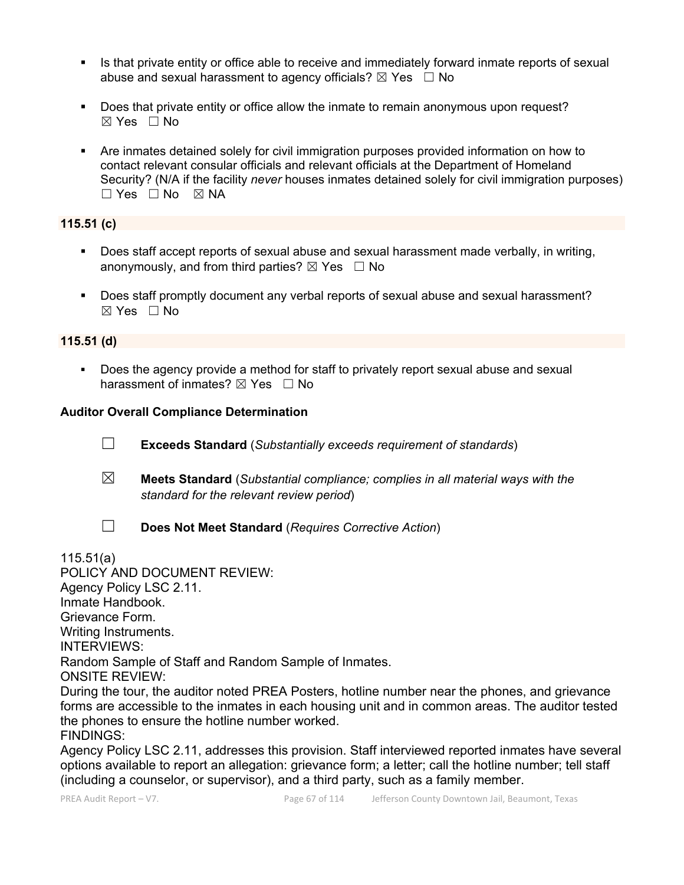- Is that private entity or office able to receive and immediately forward inmate reports of sexual abuse and sexual harassment to agency officials? ☒ Yes ☐ No

- Does that private entity or office allow the inmate to remain anonymous upon request? ☒ Yes ☐ No

- Are inmates detained solely for civil immigration purposes provided information on how to contact relevant consular officials and relevant officials at the Department of Homeland Security? (N/A if the facility *never* houses inmates detained solely for civil immigration purposes) ☐ Yes ☐ No ☒ NA

**115.51 (c)**

- Does staff accept reports of sexual abuse and sexual harassment made verbally, in writing, anonymously, and from third parties? ☒ Yes ☐ No

- Does staff promptly document any verbal reports of sexual abuse and sexual harassment? ☒ Yes ☐ No

**115.51 (d)**

- Does the agency provide a method for staff to privately report sexual abuse and sexual harassment of inmates? ☒ Yes ☐ No

**Auditor Overall Compliance Determination**

☐ **Exceeds Standard** (*Substantially exceeds requirement of standards*)

☒ **Meets Standard** (*Substantial compliance; complies in all material ways with the standard for the relevant review period*)

☐ **Does Not Meet Standard** (*Requires Corrective Action*)

115.51(a)
POLICY AND DOCUMENT REVIEW:
Agency Policy LSC 2.11.
Inmate Handbook.
Grievance Form.
Writing Instruments.
INTERVIEWS:
Random Sample of Staff and Random Sample of Inmates.
ONSITE REVIEW:
During the tour, the auditor noted PREA Posters, hotline number near the phones, and grievance forms are accessible to the inmates in each housing unit and in common areas. The auditor tested the phones to ensure the hotline number worked.
FINDINGS:
Agency Policy LSC 2.11, addresses this provision. Staff interviewed reported inmates have several options available to report an allegation: grievance form; a letter; call the hotline number; tell staff (including a counselor, or supervisor), and a third party, such as a family member.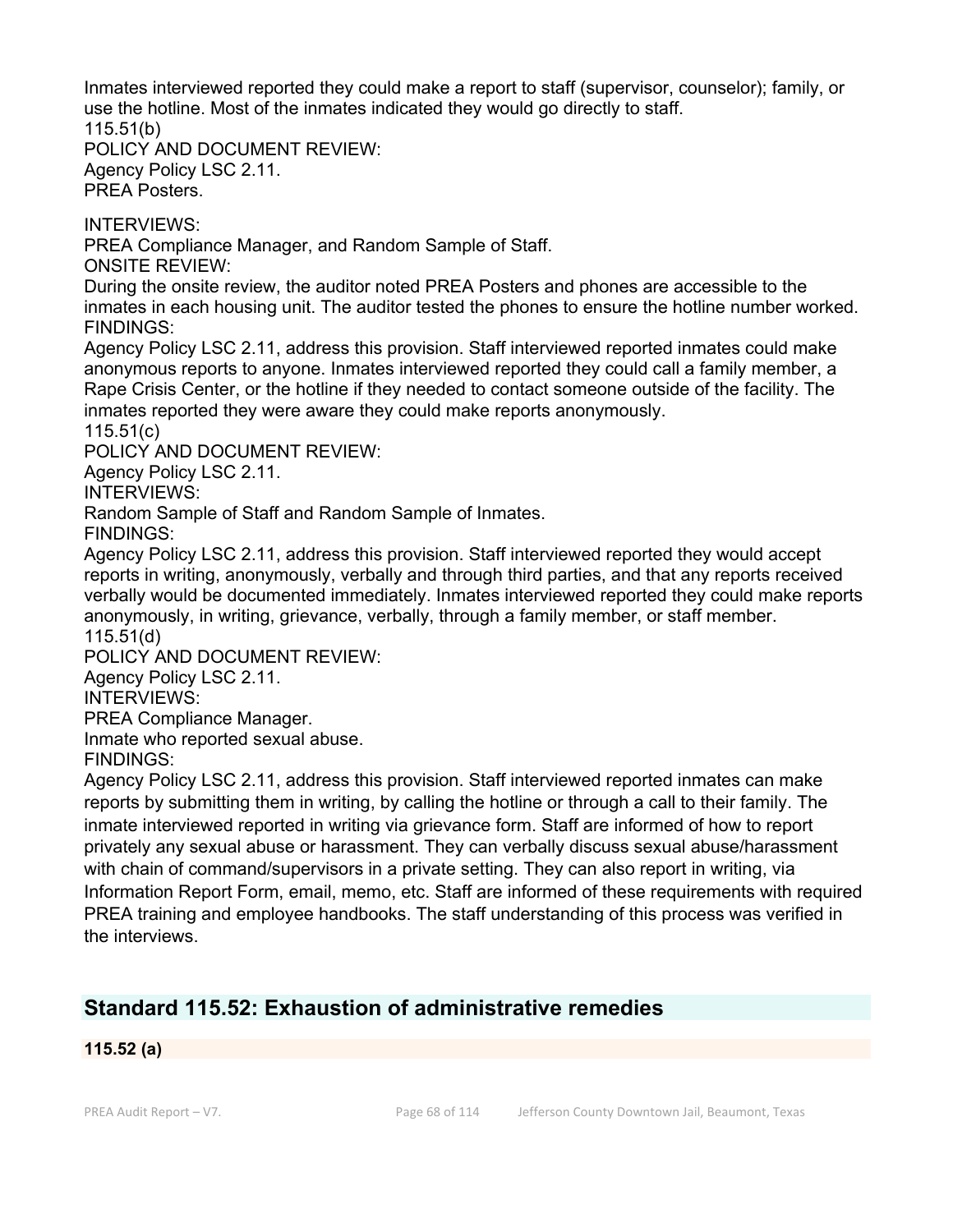Inmates interviewed reported they could make a report to staff (supervisor, counselor); family, or use the hotline. Most of the inmates indicated they would go directly to staff.

115.51(b)

POLICY AND DOCUMENT REVIEW:

Agency Policy LSC 2.11.

PREA Posters.

INTERVIEWS:

PREA Compliance Manager, and Random Sample of Staff.

ONSITE REVIEW:

During the onsite review, the auditor noted PREA Posters and phones are accessible to the inmates in each housing unit. The auditor tested the phones to ensure the hotline number worked.

FINDINGS:

Agency Policy LSC 2.11, address this provision. Staff interviewed reported inmates could make anonymous reports to anyone. Inmates interviewed reported they could call a family member, a Rape Crisis Center, or the hotline if they needed to contact someone outside of the facility. The inmates reported they were aware they could make reports anonymously.

115.51(c)

POLICY AND DOCUMENT REVIEW:

Agency Policy LSC 2.11.

INTERVIEWS:

Random Sample of Staff and Random Sample of Inmates.

FINDINGS:

Agency Policy LSC 2.11, address this provision. Staff interviewed reported they would accept reports in writing, anonymously, verbally and through third parties, and that any reports received verbally would be documented immediately. Inmates interviewed reported they could make reports anonymously, in writing, grievance, verbally, through a family member, or staff member.

115.51(d)

POLICY AND DOCUMENT REVIEW:

Agency Policy LSC 2.11.

INTERVIEWS:

PREA Compliance Manager.

Inmate who reported sexual abuse.

FINDINGS:

Agency Policy LSC 2.11, address this provision. Staff interviewed reported inmates can make reports by submitting them in writing, by calling the hotline or through a call to their family. The inmate interviewed reported in writing via grievance form. Staff are informed of how to report privately any sexual abuse or harassment. They can verbally discuss sexual abuse/harassment with chain of command/supervisors in a private setting. They can also report in writing, via Information Report Form, email, memo, etc. Staff are informed of these requirements with required PREA training and employee handbooks. The staff understanding of this process was verified in the interviews.

## Standard 115.52: Exhaustion of administrative remedies

**115.52 (a)**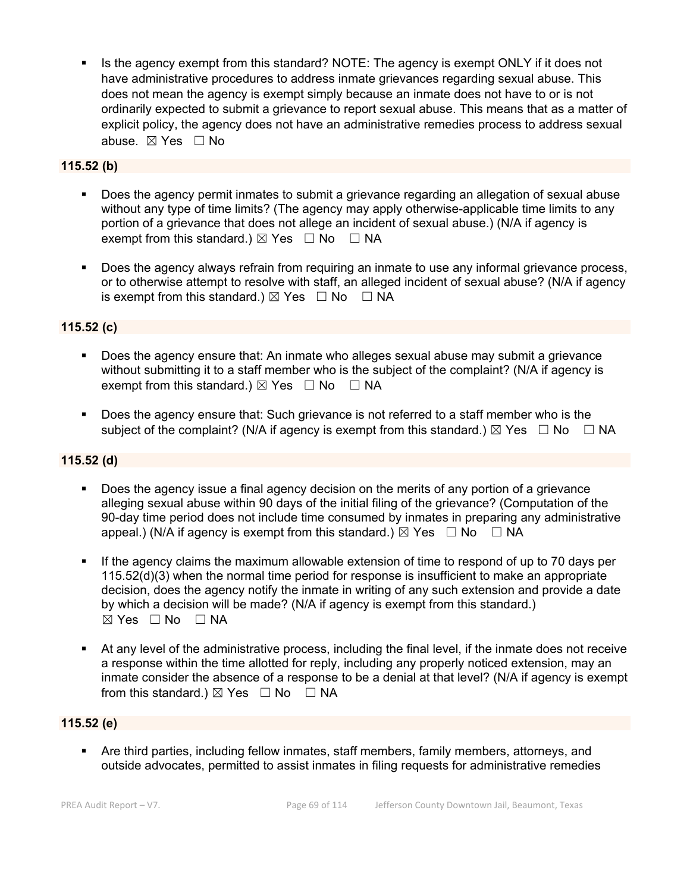- Is the agency exempt from this standard? NOTE: The agency is exempt ONLY if it does not have administrative procedures to address inmate grievances regarding sexual abuse. This does not mean the agency is exempt simply because an inmate does not have to or is not ordinarily expected to submit a grievance to report sexual abuse. This means that as a matter of explicit policy, the agency does not have an administrative remedies process to address sexual abuse. ☒ Yes ☐ No

**115.52 (b)**

- Does the agency permit inmates to submit a grievance regarding an allegation of sexual abuse without any type of time limits? (The agency may apply otherwise-applicable time limits to any portion of a grievance that does not allege an incident of sexual abuse.) (N/A if agency is exempt from this standard.) ☒ Yes ☐ No ☐ NA

- Does the agency always refrain from requiring an inmate to use any informal grievance process, or to otherwise attempt to resolve with staff, an alleged incident of sexual abuse? (N/A if agency is exempt from this standard.) ☒ Yes ☐ No ☐ NA

**115.52 (c)**

- Does the agency ensure that: An inmate who alleges sexual abuse may submit a grievance without submitting it to a staff member who is the subject of the complaint? (N/A if agency is exempt from this standard.) ☒ Yes ☐ No ☐ NA

- Does the agency ensure that: Such grievance is not referred to a staff member who is the subject of the complaint? (N/A if agency is exempt from this standard.) ☒ Yes ☐ No ☐ NA

**115.52 (d)**

- Does the agency issue a final agency decision on the merits of any portion of a grievance alleging sexual abuse within 90 days of the initial filing of the grievance? (Computation of the 90-day time period does not include time consumed by inmates in preparing any administrative appeal.) (N/A if agency is exempt from this standard.) ☒ Yes ☐ No ☐ NA

- If the agency claims the maximum allowable extension of time to respond of up to 70 days per 115.52(d)(3) when the normal time period for response is insufficient to make an appropriate decision, does the agency notify the inmate in writing of any such extension and provide a date by which a decision will be made? (N/A if agency is exempt from this standard.) ☒ Yes ☐ No ☐ NA

- At any level of the administrative process, including the final level, if the inmate does not receive a response within the time allotted for reply, including any properly noticed extension, may an inmate consider the absence of a response to be a denial at that level? (N/A if agency is exempt from this standard.) ☒ Yes ☐ No ☐ NA

**115.52 (e)**

- Are third parties, including fellow inmates, staff members, family members, attorneys, and outside advocates, permitted to assist inmates in filing requests for administrative remedies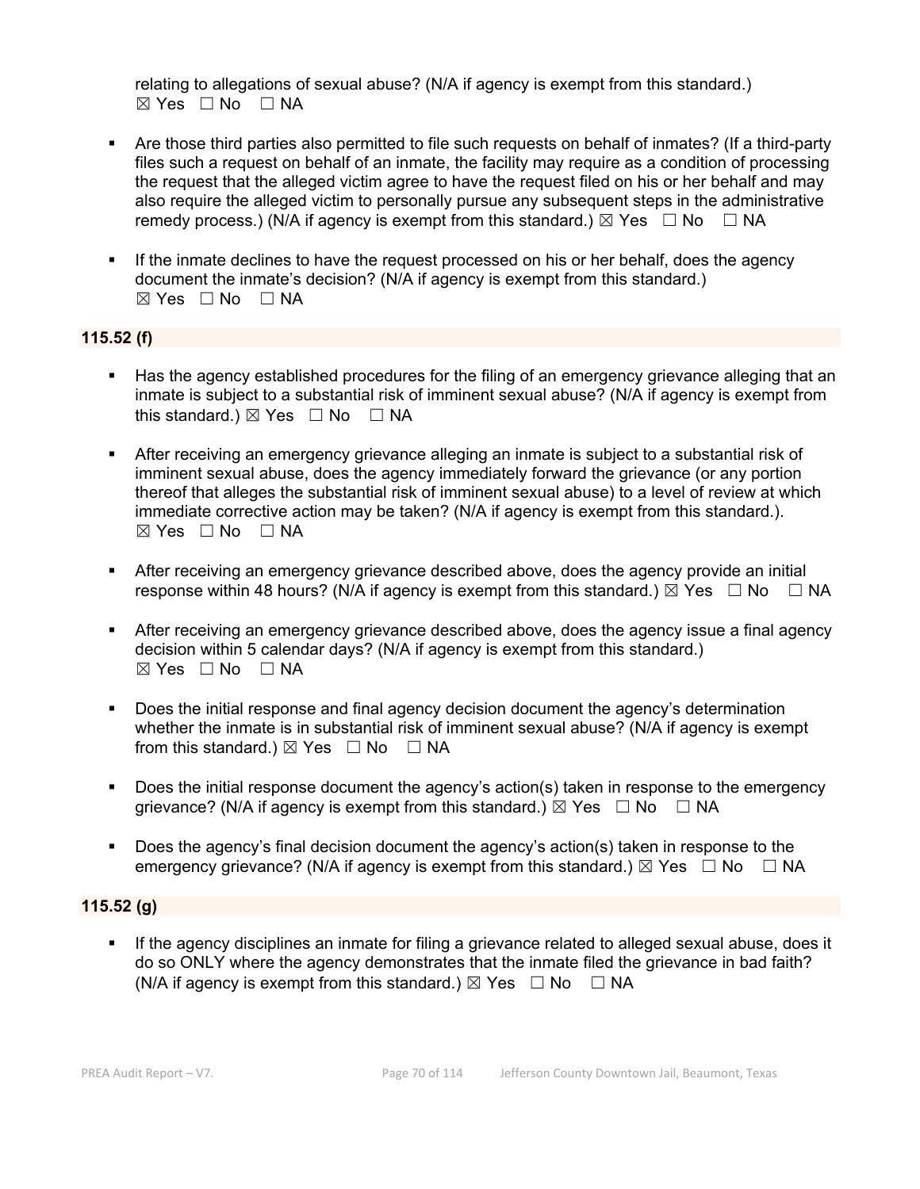relating to allegations of sexual abuse? (N/A if agency is exempt from this standard.)
☒ Yes ☐ No ☐ NA

- Are those third parties also permitted to file such requests on behalf of inmates? (If a third-party files such a request on behalf of an inmate, the facility may require as a condition of processing the request that the alleged victim agree to have the request filed on his or her behalf and may also require the alleged victim to personally pursue any subsequent steps in the administrative remedy process.) (N/A if agency is exempt from this standard.) ☒ Yes ☐ No ☐ NA

- If the inmate declines to have the request processed on his or her behalf, does the agency document the inmate's decision? (N/A if agency is exempt from this standard.)
☒ Yes ☐ No ☐ NA

**115.52 (f)**

- Has the agency established procedures for the filing of an emergency grievance alleging that an inmate is subject to a substantial risk of imminent sexual abuse? (N/A if agency is exempt from this standard.) ☒ Yes ☐ No ☐ NA

- After receiving an emergency grievance alleging an inmate is subject to a substantial risk of imminent sexual abuse, does the agency immediately forward the grievance (or any portion thereof that alleges the substantial risk of imminent sexual abuse) to a level of review at which immediate corrective action may be taken? (N/A if agency is exempt from this standard.).
☒ Yes ☐ No ☐ NA

- After receiving an emergency grievance described above, does the agency provide an initial response within 48 hours? (N/A if agency is exempt from this standard.) ☒ Yes ☐ No ☐ NA

- After receiving an emergency grievance described above, does the agency issue a final agency decision within 5 calendar days? (N/A if agency is exempt from this standard.)
☒ Yes ☐ No ☐ NA

- Does the initial response and final agency decision document the agency's determination whether the inmate is in substantial risk of imminent sexual abuse? (N/A if agency is exempt from this standard.) ☒ Yes ☐ No ☐ NA

- Does the initial response document the agency's action(s) taken in response to the emergency grievance? (N/A if agency is exempt from this standard.) ☒ Yes ☐ No ☐ NA

- Does the agency's final decision document the agency's action(s) taken in response to the emergency grievance? (N/A if agency is exempt from this standard.) ☒ Yes ☐ No ☐ NA

**115.52 (g)**

- If the agency disciplines an inmate for filing a grievance related to alleged sexual abuse, does it do so ONLY where the agency demonstrates that the inmate filed the grievance in bad faith? (N/A if agency is exempt from this standard.) ☒ Yes ☐ No ☐ NA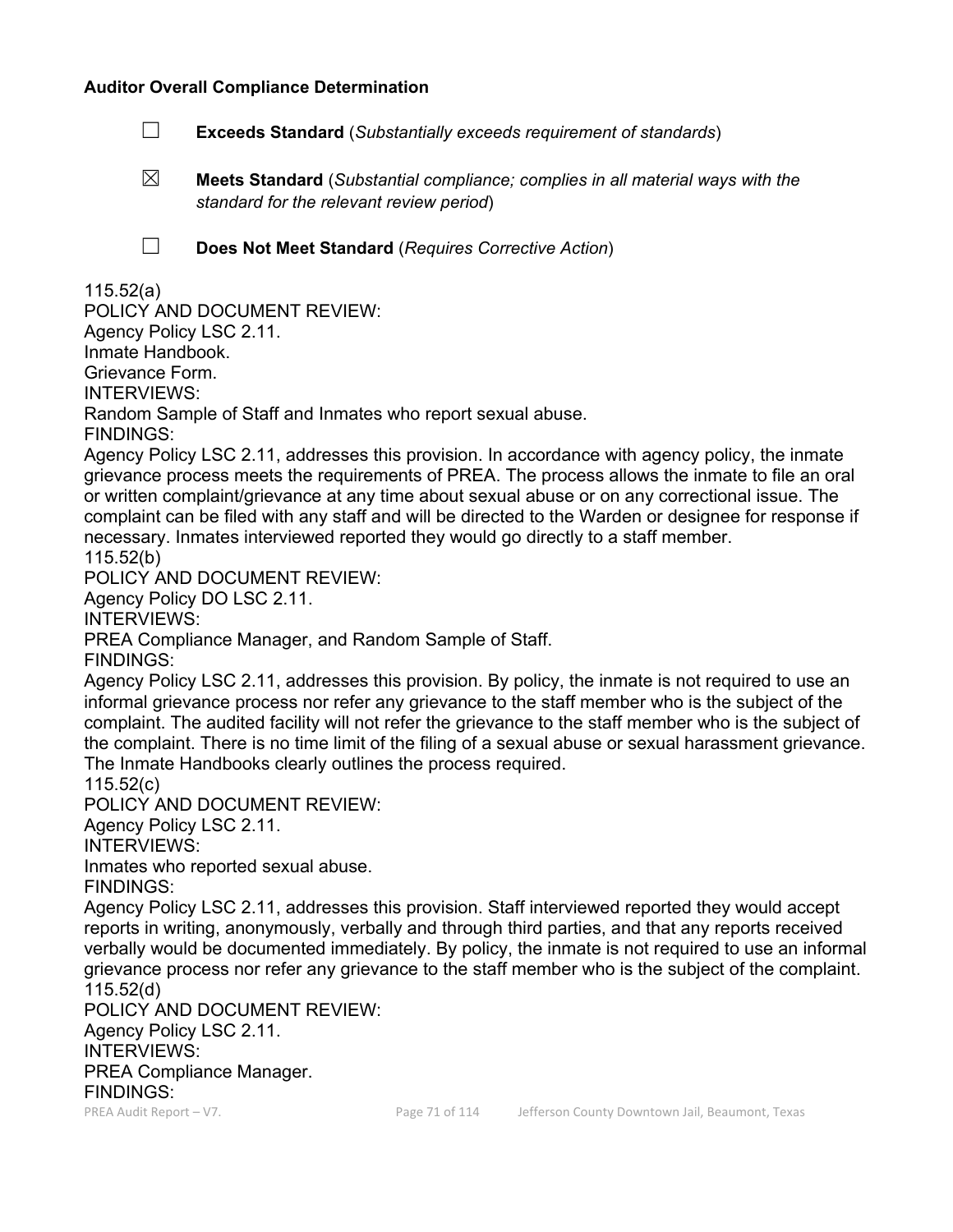**Auditor Overall Compliance Determination**

☐ **Exceeds Standard** (*Substantially exceeds requirement of standards*)

☒ **Meets Standard** (*Substantial compliance; complies in all material ways with the standard for the relevant review period*)

☐ **Does Not Meet Standard** (*Requires Corrective Action*)

115.52(a)
POLICY AND DOCUMENT REVIEW:
Agency Policy LSC 2.11.
Inmate Handbook.
Grievance Form.
INTERVIEWS:
Random Sample of Staff and Inmates who report sexual abuse.
FINDINGS:
Agency Policy LSC 2.11, addresses this provision. In accordance with agency policy, the inmate grievance process meets the requirements of PREA. The process allows the inmate to file an oral or written complaint/grievance at any time about sexual abuse or on any correctional issue. The complaint can be filed with any staff and will be directed to the Warden or designee for response if necessary. Inmates interviewed reported they would go directly to a staff member.
115.52(b)
POLICY AND DOCUMENT REVIEW:
Agency Policy DO LSC 2.11.
INTERVIEWS:
PREA Compliance Manager, and Random Sample of Staff.
FINDINGS:
Agency Policy LSC 2.11, addresses this provision. By policy, the inmate is not required to use an informal grievance process nor refer any grievance to the staff member who is the subject of the complaint. The audited facility will not refer the grievance to the staff member who is the subject of the complaint. There is no time limit of the filing of a sexual abuse or sexual harassment grievance. The Inmate Handbooks clearly outlines the process required.
115.52(c)
POLICY AND DOCUMENT REVIEW:
Agency Policy LSC 2.11.
INTERVIEWS:
Inmates who reported sexual abuse.
FINDINGS:
Agency Policy LSC 2.11, addresses this provision. Staff interviewed reported they would accept reports in writing, anonymously, verbally and through third parties, and that any reports received verbally would be documented immediately. By policy, the inmate is not required to use an informal grievance process nor refer any grievance to the staff member who is the subject of the complaint.
115.52(d)
POLICY AND DOCUMENT REVIEW:
Agency Policy LSC 2.11.
INTERVIEWS:
PREA Compliance Manager.
FINDINGS: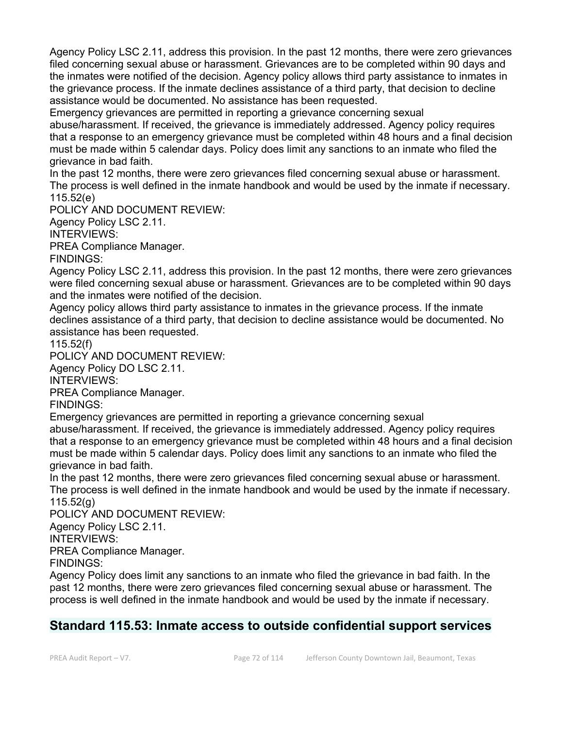Agency Policy LSC 2.11, address this provision. In the past 12 months, there were zero grievances filed concerning sexual abuse or harassment. Grievances are to be completed within 90 days and the inmates were notified of the decision. Agency policy allows third party assistance to inmates in the grievance process. If the inmate declines assistance of a third party, that decision to decline assistance would be documented. No assistance has been requested.

Emergency grievances are permitted in reporting a grievance concerning sexual abuse/harassment. If received, the grievance is immediately addressed. Agency policy requires that a response to an emergency grievance must be completed within 48 hours and a final decision must be made within 5 calendar days. Policy does limit any sanctions to an inmate who filed the grievance in bad faith.

In the past 12 months, there were zero grievances filed concerning sexual abuse or harassment. The process is well defined in the inmate handbook and would be used by the inmate if necessary.

115.52(e)

POLICY AND DOCUMENT REVIEW:

Agency Policy LSC 2.11.

INTERVIEWS:

PREA Compliance Manager.

FINDINGS:

Agency Policy LSC 2.11, address this provision. In the past 12 months, there were zero grievances were filed concerning sexual abuse or harassment. Grievances are to be completed within 90 days and the inmates were notified of the decision.

Agency policy allows third party assistance to inmates in the grievance process. If the inmate declines assistance of a third party, that decision to decline assistance would be documented. No assistance has been requested.

115.52(f)

POLICY AND DOCUMENT REVIEW:

Agency Policy DO LSC 2.11.

INTERVIEWS:

PREA Compliance Manager.

FINDINGS:

Emergency grievances are permitted in reporting a grievance concerning sexual abuse/harassment. If received, the grievance is immediately addressed. Agency policy requires that a response to an emergency grievance must be completed within 48 hours and a final decision must be made within 5 calendar days. Policy does limit any sanctions to an inmate who filed the grievance in bad faith.

In the past 12 months, there were zero grievances filed concerning sexual abuse or harassment. The process is well defined in the inmate handbook and would be used by the inmate if necessary.

115.52(g)

POLICY AND DOCUMENT REVIEW:

Agency Policy LSC 2.11.

INTERVIEWS:

PREA Compliance Manager.

FINDINGS:

Agency Policy does limit any sanctions to an inmate who filed the grievance in bad faith. In the past 12 months, there were zero grievances filed concerning sexual abuse or harassment. The process is well defined in the inmate handbook and would be used by the inmate if necessary.

## Standard 115.53: Inmate access to outside confidential support services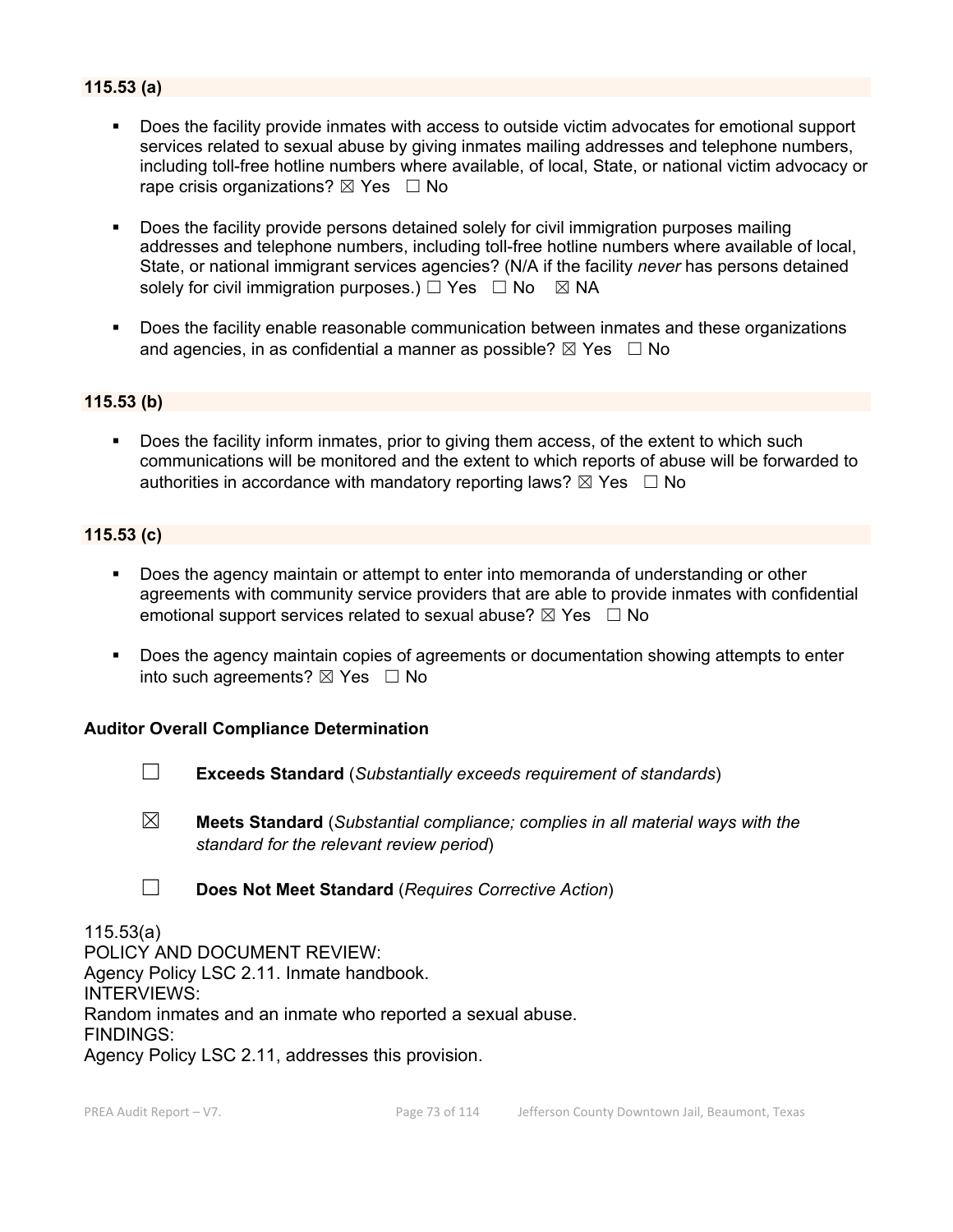**115.53 (a)**

- Does the facility provide inmates with access to outside victim advocates for emotional support services related to sexual abuse by giving inmates mailing addresses and telephone numbers, including toll-free hotline numbers where available, of local, State, or national victim advocacy or rape crisis organizations? ☒ Yes ☐ No
- Does the facility provide persons detained solely for civil immigration purposes mailing addresses and telephone numbers, including toll-free hotline numbers where available of local, State, or national immigrant services agencies? (N/A if the facility *never* has persons detained solely for civil immigration purposes.) ☐ Yes ☐ No ☒ NA
- Does the facility enable reasonable communication between inmates and these organizations and agencies, in as confidential a manner as possible? ☒ Yes ☐ No

**115.53 (b)**

- Does the facility inform inmates, prior to giving them access, of the extent to which such communications will be monitored and the extent to which reports of abuse will be forwarded to authorities in accordance with mandatory reporting laws? ☒ Yes ☐ No

**115.53 (c)**

- Does the agency maintain or attempt to enter into memoranda of understanding or other agreements with community service providers that are able to provide inmates with confidential emotional support services related to sexual abuse? ☒ Yes ☐ No
- Does the agency maintain copies of agreements or documentation showing attempts to enter into such agreements? ☒ Yes ☐ No

**Auditor Overall Compliance Determination**

☐ **Exceeds Standard** (*Substantially exceeds requirement of standards*)

☒ **Meets Standard** (*Substantial compliance; complies in all material ways with the standard for the relevant review period*)

☐ **Does Not Meet Standard** (*Requires Corrective Action*)

115.53(a)
POLICY AND DOCUMENT REVIEW:
Agency Policy LSC 2.11. Inmate handbook.
INTERVIEWS:
Random inmates and an inmate who reported a sexual abuse.
FINDINGS:
Agency Policy LSC 2.11, addresses this provision.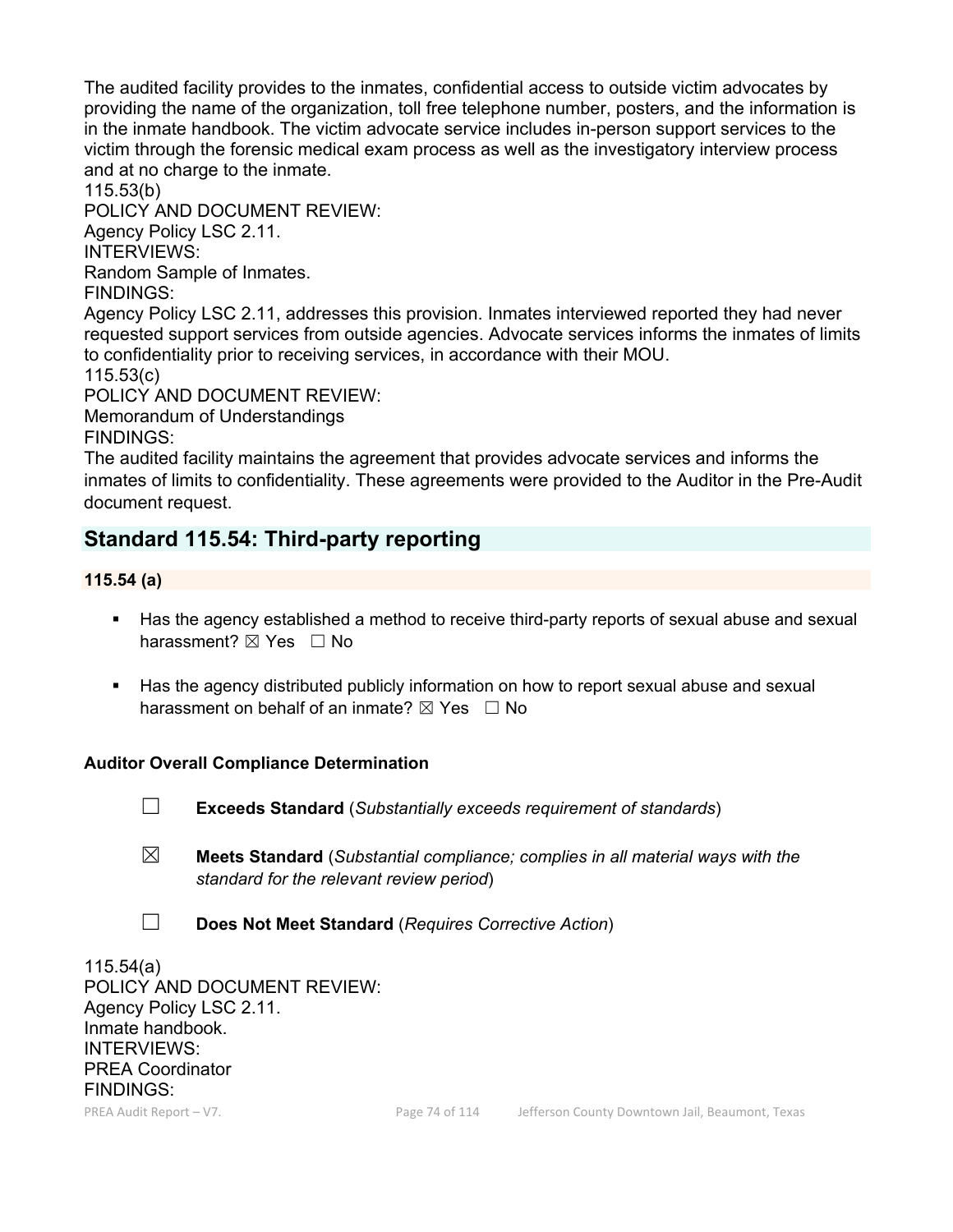The audited facility provides to the inmates, confidential access to outside victim advocates by providing the name of the organization, toll free telephone number, posters, and the information is in the inmate handbook. The victim advocate service includes in-person support services to the victim through the forensic medical exam process as well as the investigatory interview process and at no charge to the inmate.

115.53(b)
POLICY AND DOCUMENT REVIEW:
Agency Policy LSC 2.11.
INTERVIEWS:
Random Sample of Inmates.
FINDINGS:
Agency Policy LSC 2.11, addresses this provision. Inmates interviewed reported they had never requested support services from outside agencies. Advocate services informs the inmates of limits to confidentiality prior to receiving services, in accordance with their MOU.

115.53(c)
POLICY AND DOCUMENT REVIEW:
Memorandum of Understandings
FINDINGS:
The audited facility maintains the agreement that provides advocate services and informs the inmates of limits to confidentiality. These agreements were provided to the Auditor in the Pre-Audit document request.

## Standard 115.54: Third-party reporting

### 115.54 (a)

- Has the agency established a method to receive third-party reports of sexual abuse and sexual harassment? ☒ Yes ☐ No
- Has the agency distributed publicly information on how to report sexual abuse and sexual harassment on behalf of an inmate? ☒ Yes ☐ No

**Auditor Overall Compliance Determination**

☐ **Exceeds Standard** (*Substantially exceeds requirement of standards*)

☒ **Meets Standard** (*Substantial compliance; complies in all material ways with the standard for the relevant review period*)

☐ **Does Not Meet Standard** (*Requires Corrective Action*)

115.54(a)
POLICY AND DOCUMENT REVIEW:
Agency Policy LSC 2.11.
Inmate handbook.
INTERVIEWS:
PREA Coordinator
FINDINGS: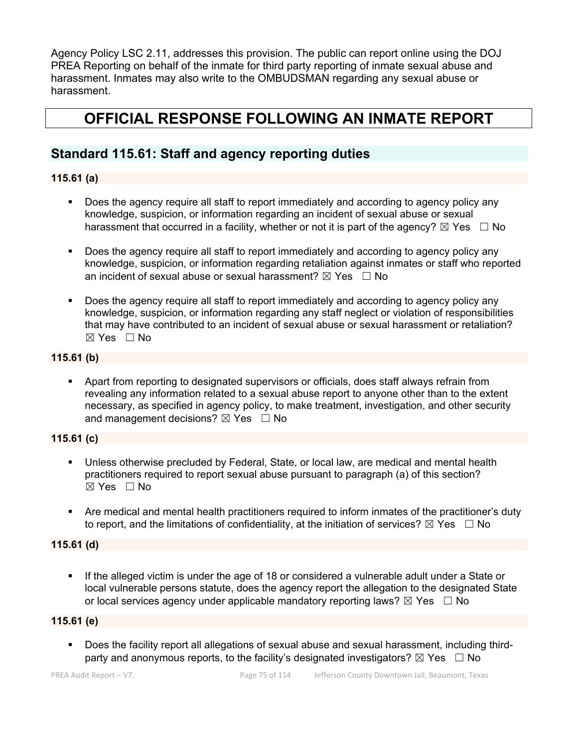Agency Policy LSC 2.11, addresses this provision. The public can report online using the DOJ PREA Reporting on behalf of the inmate for third party reporting of inmate sexual abuse and harassment. Inmates may also write to the OMBUDSMAN regarding any sexual abuse or harassment.

# OFFICIAL RESPONSE FOLLOWING AN INMATE REPORT

## Standard 115.61: Staff and agency reporting duties

### 115.61 (a)

- Does the agency require all staff to report immediately and according to agency policy any knowledge, suspicion, or information regarding an incident of sexual abuse or sexual harassment that occurred in a facility, whether or not it is part of the agency? ☒ Yes ☐ No
- Does the agency require all staff to report immediately and according to agency policy any knowledge, suspicion, or information regarding retaliation against inmates or staff who reported an incident of sexual abuse or sexual harassment? ☒ Yes ☐ No
- Does the agency require all staff to report immediately and according to agency policy any knowledge, suspicion, or information regarding any staff neglect or violation of responsibilities that may have contributed to an incident of sexual abuse or sexual harassment or retaliation? ☒ Yes ☐ No

### 115.61 (b)

- Apart from reporting to designated supervisors or officials, does staff always refrain from revealing any information related to a sexual abuse report to anyone other than to the extent necessary, as specified in agency policy, to make treatment, investigation, and other security and management decisions? ☒ Yes ☐ No

### 115.61 (c)

- Unless otherwise precluded by Federal, State, or local law, are medical and mental health practitioners required to report sexual abuse pursuant to paragraph (a) of this section? ☒ Yes ☐ No
- Are medical and mental health practitioners required to inform inmates of the practitioner's duty to report, and the limitations of confidentiality, at the initiation of services? ☒ Yes ☐ No

### 115.61 (d)

- If the alleged victim is under the age of 18 or considered a vulnerable adult under a State or local vulnerable persons statute, does the agency report the allegation to the designated State or local services agency under applicable mandatory reporting laws? ☒ Yes ☐ No

### 115.61 (e)

- Does the facility report all allegations of sexual abuse and sexual harassment, including third-party and anonymous reports, to the facility's designated investigators? ☒ Yes ☐ No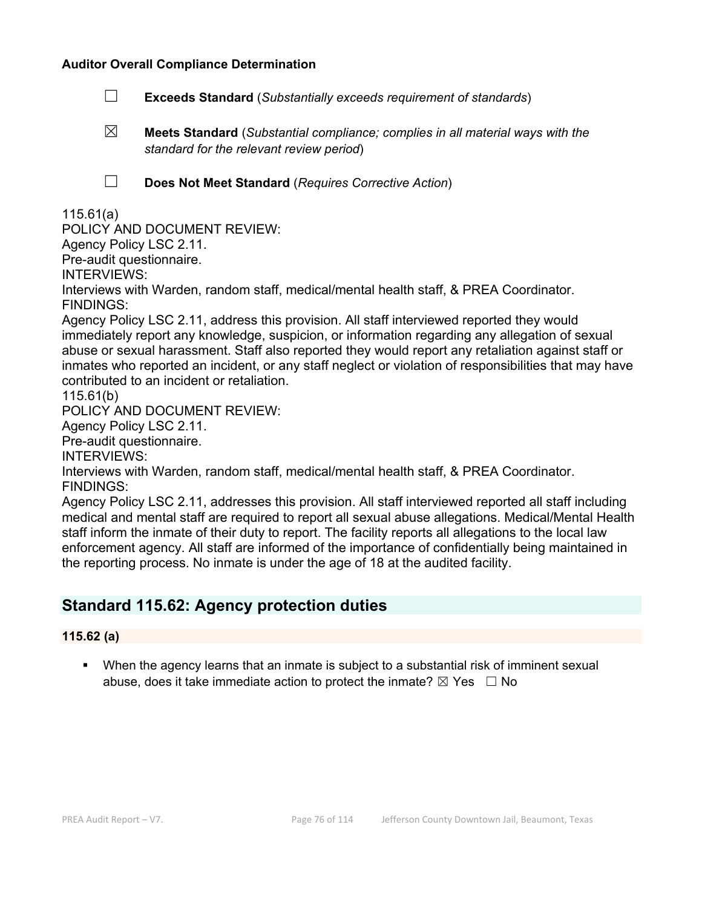**Auditor Overall Compliance Determination**

☐ **Exceeds Standard** (*Substantially exceeds requirement of standards*)

☒ **Meets Standard** (*Substantial compliance; complies in all material ways with the standard for the relevant review period*)

☐ **Does Not Meet Standard** (*Requires Corrective Action*)

115.61(a)
POLICY AND DOCUMENT REVIEW:
Agency Policy LSC 2.11.
Pre-audit questionnaire.
INTERVIEWS:
Interviews with Warden, random staff, medical/mental health staff, & PREA Coordinator.
FINDINGS:
Agency Policy LSC 2.11, address this provision. All staff interviewed reported they would immediately report any knowledge, suspicion, or information regarding any allegation of sexual abuse or sexual harassment. Staff also reported they would report any retaliation against staff or inmates who reported an incident, or any staff neglect or violation of responsibilities that may have contributed to an incident or retaliation.
115.61(b)
POLICY AND DOCUMENT REVIEW:
Agency Policy LSC 2.11.
Pre-audit questionnaire.
INTERVIEWS:
Interviews with Warden, random staff, medical/mental health staff, & PREA Coordinator.
FINDINGS:
Agency Policy LSC 2.11, addresses this provision. All staff interviewed reported all staff including medical and mental staff are required to report all sexual abuse allegations. Medical/Mental Health staff inform the inmate of their duty to report. The facility reports all allegations to the local law enforcement agency. All staff are informed of the importance of confidentially being maintained in the reporting process. No inmate is under the age of 18 at the audited facility.

## Standard 115.62: Agency protection duties

### 115.62 (a)

- When the agency learns that an inmate is subject to a substantial risk of imminent sexual abuse, does it take immediate action to protect the inmate? ☒ Yes ☐ No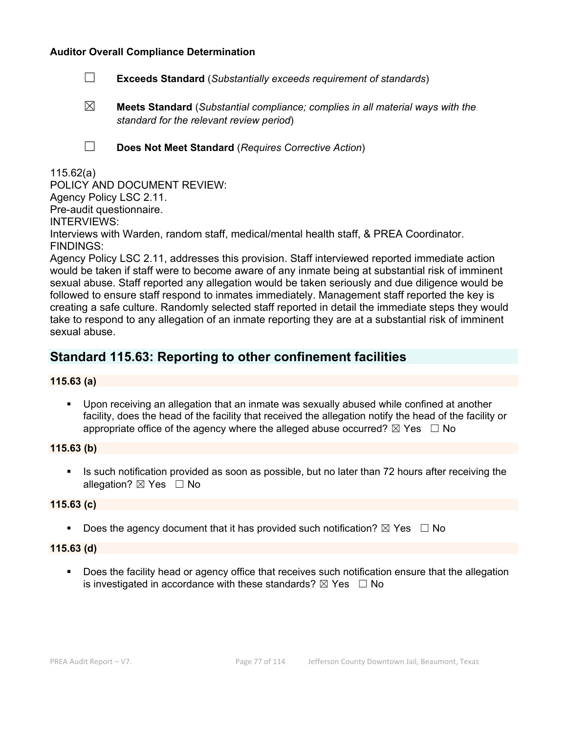**Auditor Overall Compliance Determination**

☐ **Exceeds Standard** (*Substantially exceeds requirement of standards*)

☒ **Meets Standard** (*Substantial compliance; complies in all material ways with the standard for the relevant review period*)

☐ **Does Not Meet Standard** (*Requires Corrective Action*)

115.62(a)
POLICY AND DOCUMENT REVIEW:
Agency Policy LSC 2.11.
Pre-audit questionnaire.
INTERVIEWS:
Interviews with Warden, random staff, medical/mental health staff, & PREA Coordinator.
FINDINGS:
Agency Policy LSC 2.11, addresses this provision. Staff interviewed reported immediate action would be taken if staff were to become aware of any inmate being at substantial risk of imminent sexual abuse. Staff reported any allegation would be taken seriously and due diligence would be followed to ensure staff respond to inmates immediately. Management staff reported the key is creating a safe culture. Randomly selected staff reported in detail the immediate steps they would take to respond to any allegation of an inmate reporting they are at a substantial risk of imminent sexual abuse.

## Standard 115.63: Reporting to other confinement facilities

**115.63 (a)**

- Upon receiving an allegation that an inmate was sexually abused while confined at another facility, does the head of the facility that received the allegation notify the head of the facility or appropriate office of the agency where the alleged abuse occurred? ☒ Yes ☐ No

**115.63 (b)**

- Is such notification provided as soon as possible, but no later than 72 hours after receiving the allegation? ☒ Yes ☐ No

**115.63 (c)**

- Does the agency document that it has provided such notification? ☒ Yes ☐ No

**115.63 (d)**

- Does the facility head or agency office that receives such notification ensure that the allegation is investigated in accordance with these standards? ☒ Yes ☐ No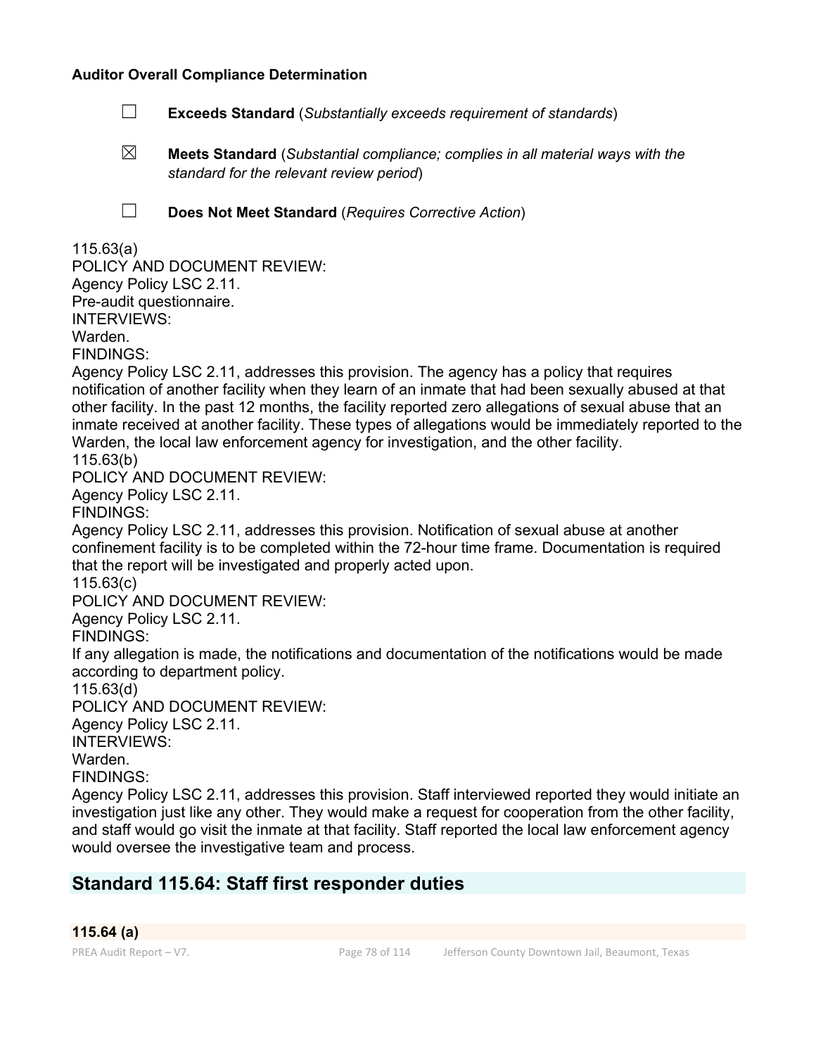**Auditor Overall Compliance Determination**

☐ **Exceeds Standard** (*Substantially exceeds requirement of standards*)

☒ **Meets Standard** (*Substantial compliance; complies in all material ways with the standard for the relevant review period*)

☐ **Does Not Meet Standard** (*Requires Corrective Action*)

115.63(a)
POLICY AND DOCUMENT REVIEW:
Agency Policy LSC 2.11.
Pre-audit questionnaire.
INTERVIEWS:
Warden.
FINDINGS:
Agency Policy LSC 2.11, addresses this provision. The agency has a policy that requires notification of another facility when they learn of an inmate that had been sexually abused at that other facility. In the past 12 months, the facility reported zero allegations of sexual abuse that an inmate received at another facility. These types of allegations would be immediately reported to the Warden, the local law enforcement agency for investigation, and the other facility.
115.63(b)
POLICY AND DOCUMENT REVIEW:
Agency Policy LSC 2.11.
FINDINGS:
Agency Policy LSC 2.11, addresses this provision. Notification of sexual abuse at another confinement facility is to be completed within the 72-hour time frame. Documentation is required that the report will be investigated and properly acted upon.
115.63(c)
POLICY AND DOCUMENT REVIEW:
Agency Policy LSC 2.11.
FINDINGS:
If any allegation is made, the notifications and documentation of the notifications would be made according to department policy.
115.63(d)
POLICY AND DOCUMENT REVIEW:
Agency Policy LSC 2.11.
INTERVIEWS:
Warden.
FINDINGS:
Agency Policy LSC 2.11, addresses this provision. Staff interviewed reported they would initiate an investigation just like any other. They would make a request for cooperation from the other facility, and staff would go visit the inmate at that facility. Staff reported the local law enforcement agency would oversee the investigative team and process.

## Standard 115.64: Staff first responder duties

**115.64 (a)**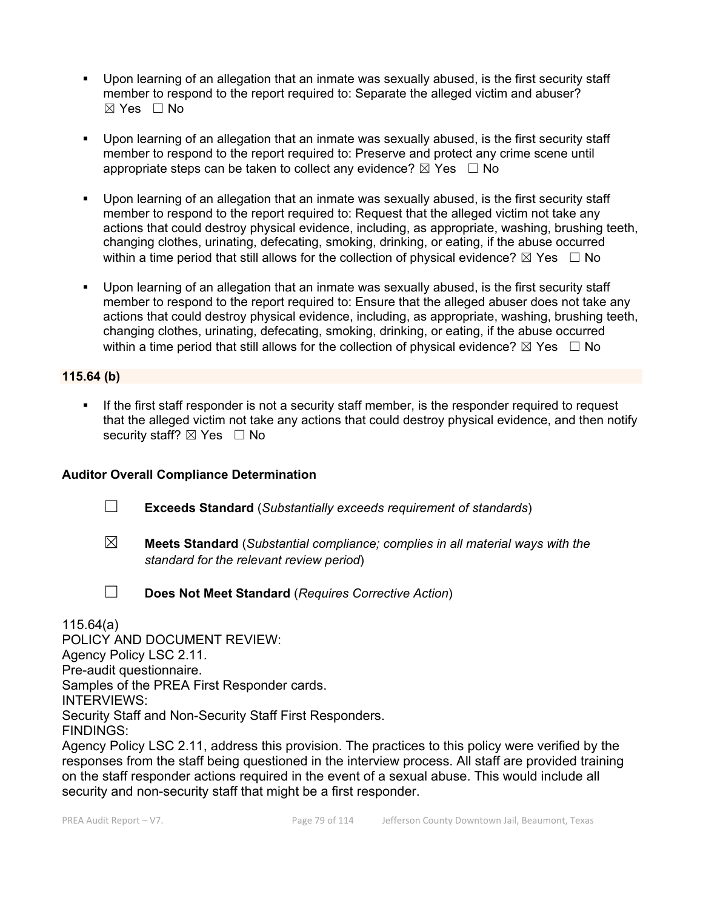- Upon learning of an allegation that an inmate was sexually abused, is the first security staff member to respond to the report required to: Separate the alleged victim and abuser? ☒ Yes ☐ No

- Upon learning of an allegation that an inmate was sexually abused, is the first security staff member to respond to the report required to: Preserve and protect any crime scene until appropriate steps can be taken to collect any evidence? ☒ Yes ☐ No

- Upon learning of an allegation that an inmate was sexually abused, is the first security staff member to respond to the report required to: Request that the alleged victim not take any actions that could destroy physical evidence, including, as appropriate, washing, brushing teeth, changing clothes, urinating, defecating, smoking, drinking, or eating, if the abuse occurred within a time period that still allows for the collection of physical evidence? ☒ Yes ☐ No

- Upon learning of an allegation that an inmate was sexually abused, is the first security staff member to respond to the report required to: Ensure that the alleged abuser does not take any actions that could destroy physical evidence, including, as appropriate, washing, brushing teeth, changing clothes, urinating, defecating, smoking, drinking, or eating, if the abuse occurred within a time period that still allows for the collection of physical evidence? ☒ Yes ☐ No

**115.64 (b)**

- If the first staff responder is not a security staff member, is the responder required to request that the alleged victim not take any actions that could destroy physical evidence, and then notify security staff? ☒ Yes ☐ No

**Auditor Overall Compliance Determination**

☐ **Exceeds Standard** (*Substantially exceeds requirement of standards*)

☒ **Meets Standard** (*Substantial compliance; complies in all material ways with the standard for the relevant review period*)

☐ **Does Not Meet Standard** (*Requires Corrective Action*)

115.64(a)
POLICY AND DOCUMENT REVIEW:
Agency Policy LSC 2.11.
Pre-audit questionnaire.
Samples of the PREA First Responder cards.
INTERVIEWS:
Security Staff and Non-Security Staff First Responders.
FINDINGS:
Agency Policy LSC 2.11, address this provision. The practices to this policy were verified by the responses from the staff being questioned in the interview process. All staff are provided training on the staff responder actions required in the event of a sexual abuse. This would include all security and non-security staff that might be a first responder.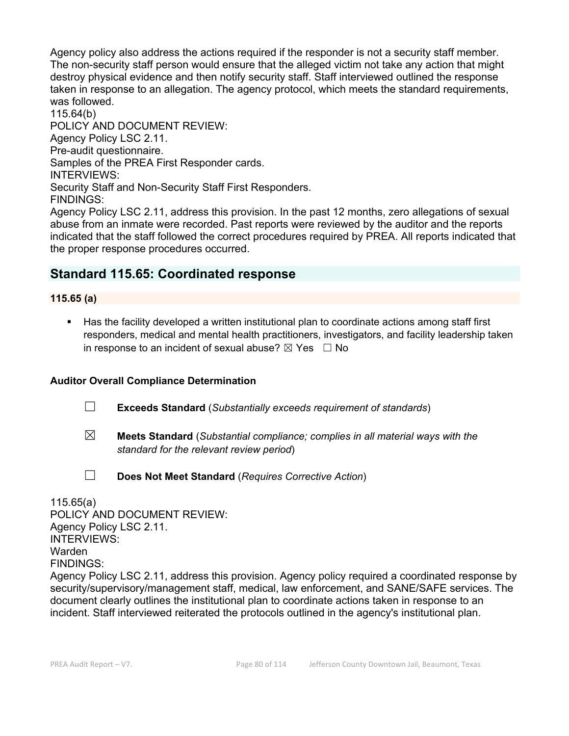Agency policy also address the actions required if the responder is not a security staff member. The non-security staff person would ensure that the alleged victim not take any action that might destroy physical evidence and then notify security staff. Staff interviewed outlined the response taken in response to an allegation. The agency protocol, which meets the standard requirements, was followed.

115.64(b)
POLICY AND DOCUMENT REVIEW:
Agency Policy LSC 2.11.
Pre-audit questionnaire.
Samples of the PREA First Responder cards.
INTERVIEWS:
Security Staff and Non-Security Staff First Responders.
FINDINGS:
Agency Policy LSC 2.11, address this provision. In the past 12 months, zero allegations of sexual abuse from an inmate were recorded. Past reports were reviewed by the auditor and the reports indicated that the staff followed the correct procedures required by PREA. All reports indicated that the proper response procedures occurred.

## Standard 115.65: Coordinated response

### 115.65 (a)

- Has the facility developed a written institutional plan to coordinate actions among staff first responders, medical and mental health practitioners, investigators, and facility leadership taken in response to an incident of sexual abuse? ☒ Yes ☐ No

**Auditor Overall Compliance Determination**

☐ **Exceeds Standard** (*Substantially exceeds requirement of standards*)

☒ **Meets Standard** (*Substantial compliance; complies in all material ways with the standard for the relevant review period*)

☐ **Does Not Meet Standard** (*Requires Corrective Action*)

115.65(a)
POLICY AND DOCUMENT REVIEW:
Agency Policy LSC 2.11.
INTERVIEWS:
Warden
FINDINGS:
Agency Policy LSC 2.11, address this provision. Agency policy required a coordinated response by security/supervisory/management staff, medical, law enforcement, and SANE/SAFE services. The document clearly outlines the institutional plan to coordinate actions taken in response to an incident. Staff interviewed reiterated the protocols outlined in the agency's institutional plan.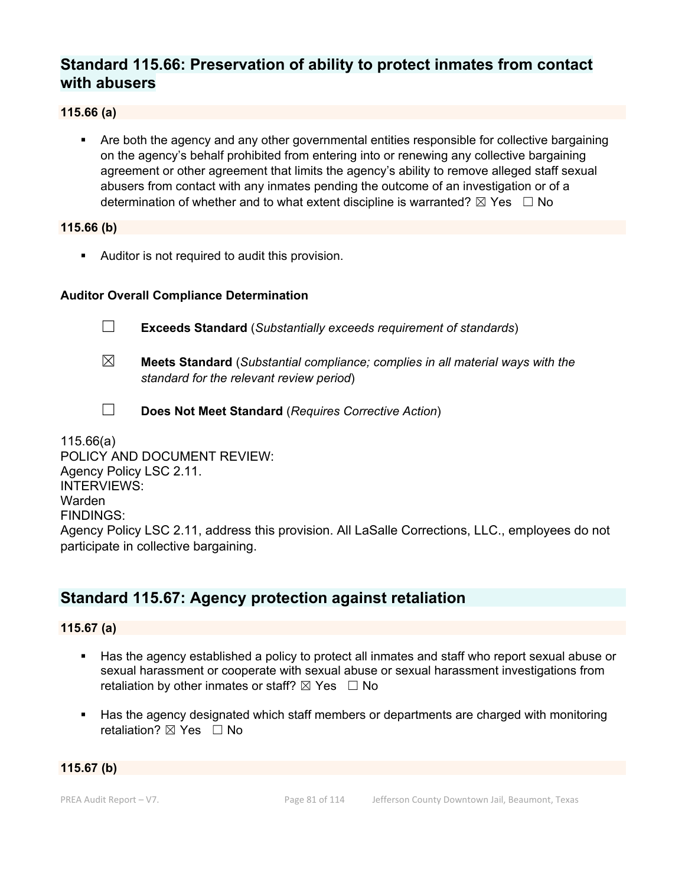## Standard 115.66: Preservation of ability to protect inmates from contact with abusers

**115.66 (a)**

- Are both the agency and any other governmental entities responsible for collective bargaining on the agency's behalf prohibited from entering into or renewing any collective bargaining agreement or other agreement that limits the agency's ability to remove alleged staff sexual abusers from contact with any inmates pending the outcome of an investigation or of a determination of whether and to what extent discipline is warranted? ☒ Yes ☐ No

**115.66 (b)**

- Auditor is not required to audit this provision.

**Auditor Overall Compliance Determination**

☐ **Exceeds Standard** (*Substantially exceeds requirement of standards*)

☒ **Meets Standard** (*Substantial compliance; complies in all material ways with the standard for the relevant review period*)

☐ **Does Not Meet Standard** (*Requires Corrective Action*)

115.66(a)
POLICY AND DOCUMENT REVIEW:
Agency Policy LSC 2.11.
INTERVIEWS:
Warden
FINDINGS:
Agency Policy LSC 2.11, address this provision. All LaSalle Corrections, LLC., employees do not participate in collective bargaining.

## Standard 115.67: Agency protection against retaliation

**115.67 (a)**

- Has the agency established a policy to protect all inmates and staff who report sexual abuse or sexual harassment or cooperate with sexual abuse or sexual harassment investigations from retaliation by other inmates or staff? ☒ Yes ☐ No

- Has the agency designated which staff members or departments are charged with monitoring retaliation? ☒ Yes ☐ No

**115.67 (b)**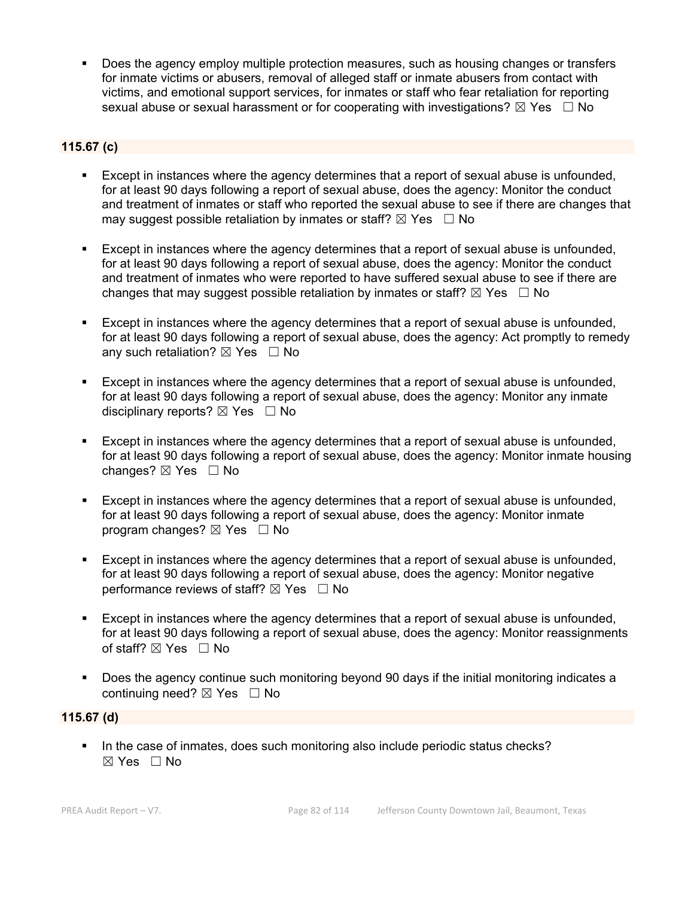- Does the agency employ multiple protection measures, such as housing changes or transfers for inmate victims or abusers, removal of alleged staff or inmate abusers from contact with victims, and emotional support services, for inmates or staff who fear retaliation for reporting sexual abuse or sexual harassment or for cooperating with investigations? ☒ Yes ☐ No

**115.67 (c)**

- Except in instances where the agency determines that a report of sexual abuse is unfounded, for at least 90 days following a report of sexual abuse, does the agency: Monitor the conduct and treatment of inmates or staff who reported the sexual abuse to see if there are changes that may suggest possible retaliation by inmates or staff? ☒ Yes ☐ No

- Except in instances where the agency determines that a report of sexual abuse is unfounded, for at least 90 days following a report of sexual abuse, does the agency: Monitor the conduct and treatment of inmates who were reported to have suffered sexual abuse to see if there are changes that may suggest possible retaliation by inmates or staff? ☒ Yes ☐ No

- Except in instances where the agency determines that a report of sexual abuse is unfounded, for at least 90 days following a report of sexual abuse, does the agency: Act promptly to remedy any such retaliation? ☒ Yes ☐ No

- Except in instances where the agency determines that a report of sexual abuse is unfounded, for at least 90 days following a report of sexual abuse, does the agency: Monitor any inmate disciplinary reports? ☒ Yes ☐ No

- Except in instances where the agency determines that a report of sexual abuse is unfounded, for at least 90 days following a report of sexual abuse, does the agency: Monitor inmate housing changes? ☒ Yes ☐ No

- Except in instances where the agency determines that a report of sexual abuse is unfounded, for at least 90 days following a report of sexual abuse, does the agency: Monitor inmate program changes? ☒ Yes ☐ No

- Except in instances where the agency determines that a report of sexual abuse is unfounded, for at least 90 days following a report of sexual abuse, does the agency: Monitor negative performance reviews of staff? ☒ Yes ☐ No

- Except in instances where the agency determines that a report of sexual abuse is unfounded, for at least 90 days following a report of sexual abuse, does the agency: Monitor reassignments of staff? ☒ Yes ☐ No

- Does the agency continue such monitoring beyond 90 days if the initial monitoring indicates a continuing need? ☒ Yes ☐ No

**115.67 (d)**

- In the case of inmates, does such monitoring also include periodic status checks? ☒ Yes ☐ No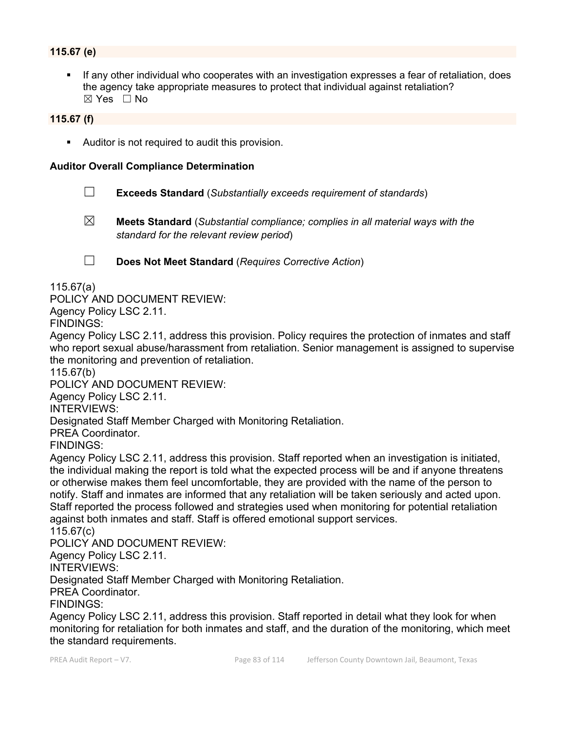**115.67 (e)**

- If any other individual who cooperates with an investigation expresses a fear of retaliation, does the agency take appropriate measures to protect that individual against retaliation?
  ☒ Yes ☐ No

**115.67 (f)**

- Auditor is not required to audit this provision.

**Auditor Overall Compliance Determination**

☐ **Exceeds Standard** (*Substantially exceeds requirement of standards*)

☒ **Meets Standard** (*Substantial compliance; complies in all material ways with the standard for the relevant review period*)

☐ **Does Not Meet Standard** (*Requires Corrective Action*)

115.67(a)
POLICY AND DOCUMENT REVIEW:
Agency Policy LSC 2.11.
FINDINGS:
Agency Policy LSC 2.11, address this provision. Policy requires the protection of inmates and staff who report sexual abuse/harassment from retaliation. Senior management is assigned to supervise the monitoring and prevention of retaliation.
115.67(b)
POLICY AND DOCUMENT REVIEW:
Agency Policy LSC 2.11.
INTERVIEWS:
Designated Staff Member Charged with Monitoring Retaliation.
PREA Coordinator.
FINDINGS:
Agency Policy LSC 2.11, address this provision. Staff reported when an investigation is initiated, the individual making the report is told what the expected process will be and if anyone threatens or otherwise makes them feel uncomfortable, they are provided with the name of the person to notify. Staff and inmates are informed that any retaliation will be taken seriously and acted upon. Staff reported the process followed and strategies used when monitoring for potential retaliation against both inmates and staff. Staff is offered emotional support services.
115.67(c)
POLICY AND DOCUMENT REVIEW:
Agency Policy LSC 2.11.
INTERVIEWS:
Designated Staff Member Charged with Monitoring Retaliation.
PREA Coordinator.
FINDINGS:
Agency Policy LSC 2.11, address this provision. Staff reported in detail what they look for when monitoring for retaliation for both inmates and staff, and the duration of the monitoring, which meet the standard requirements.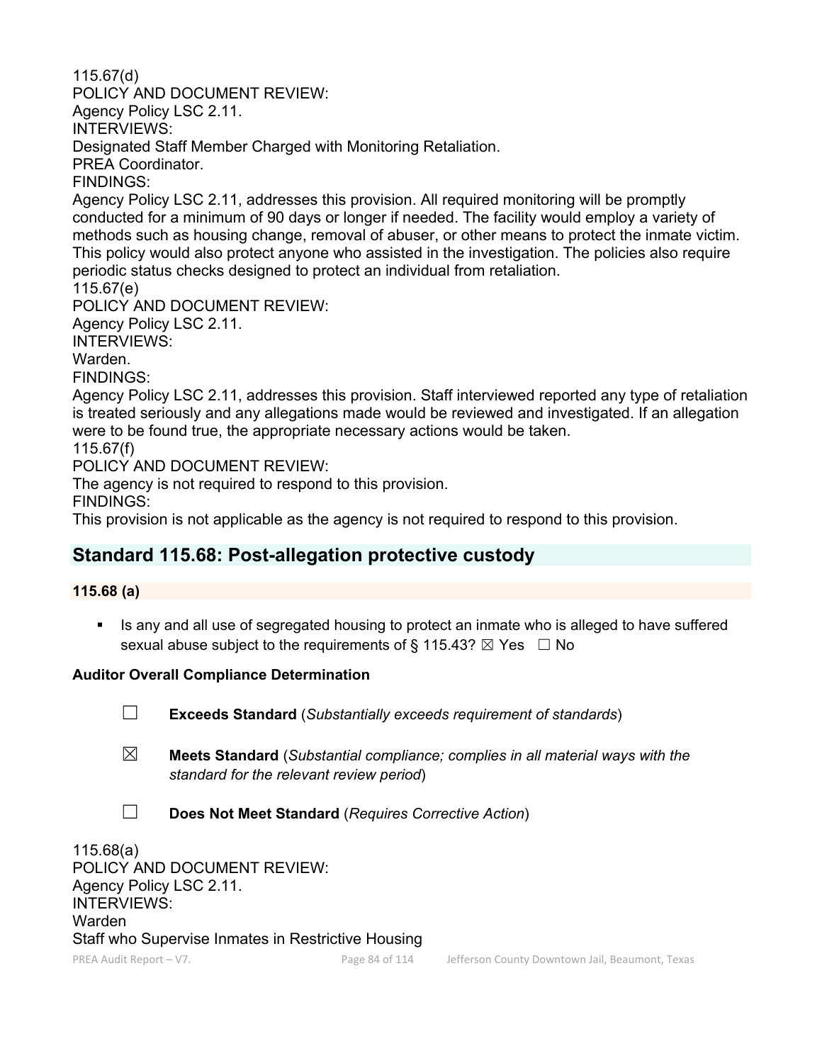115.67(d)
POLICY AND DOCUMENT REVIEW:
Agency Policy LSC 2.11.
INTERVIEWS:
Designated Staff Member Charged with Monitoring Retaliation.
PREA Coordinator.
FINDINGS:
Agency Policy LSC 2.11, addresses this provision. All required monitoring will be promptly conducted for a minimum of 90 days or longer if needed. The facility would employ a variety of methods such as housing change, removal of abuser, or other means to protect the inmate victim. This policy would also protect anyone who assisted in the investigation. The policies also require periodic status checks designed to protect an individual from retaliation.
115.67(e)
POLICY AND DOCUMENT REVIEW:
Agency Policy LSC 2.11.
INTERVIEWS:
Warden.
FINDINGS:
Agency Policy LSC 2.11, addresses this provision. Staff interviewed reported any type of retaliation is treated seriously and any allegations made would be reviewed and investigated. If an allegation were to be found true, the appropriate necessary actions would be taken.
115.67(f)
POLICY AND DOCUMENT REVIEW:
The agency is not required to respond to this provision.
FINDINGS:
This provision is not applicable as the agency is not required to respond to this provision.

## Standard 115.68: Post-allegation protective custody

**115.68 (a)**

- Is any and all use of segregated housing to protect an inmate who is alleged to have suffered sexual abuse subject to the requirements of § 115.43? ☒ Yes ☐ No

**Auditor Overall Compliance Determination**

☐ **Exceeds Standard** (*Substantially exceeds requirement of standards*)

☒ **Meets Standard** (*Substantial compliance; complies in all material ways with the standard for the relevant review period*)

☐ **Does Not Meet Standard** (*Requires Corrective Action*)

115.68(a)
POLICY AND DOCUMENT REVIEW:
Agency Policy LSC 2.11.
INTERVIEWS:
Warden
Staff who Supervise Inmates in Restrictive Housing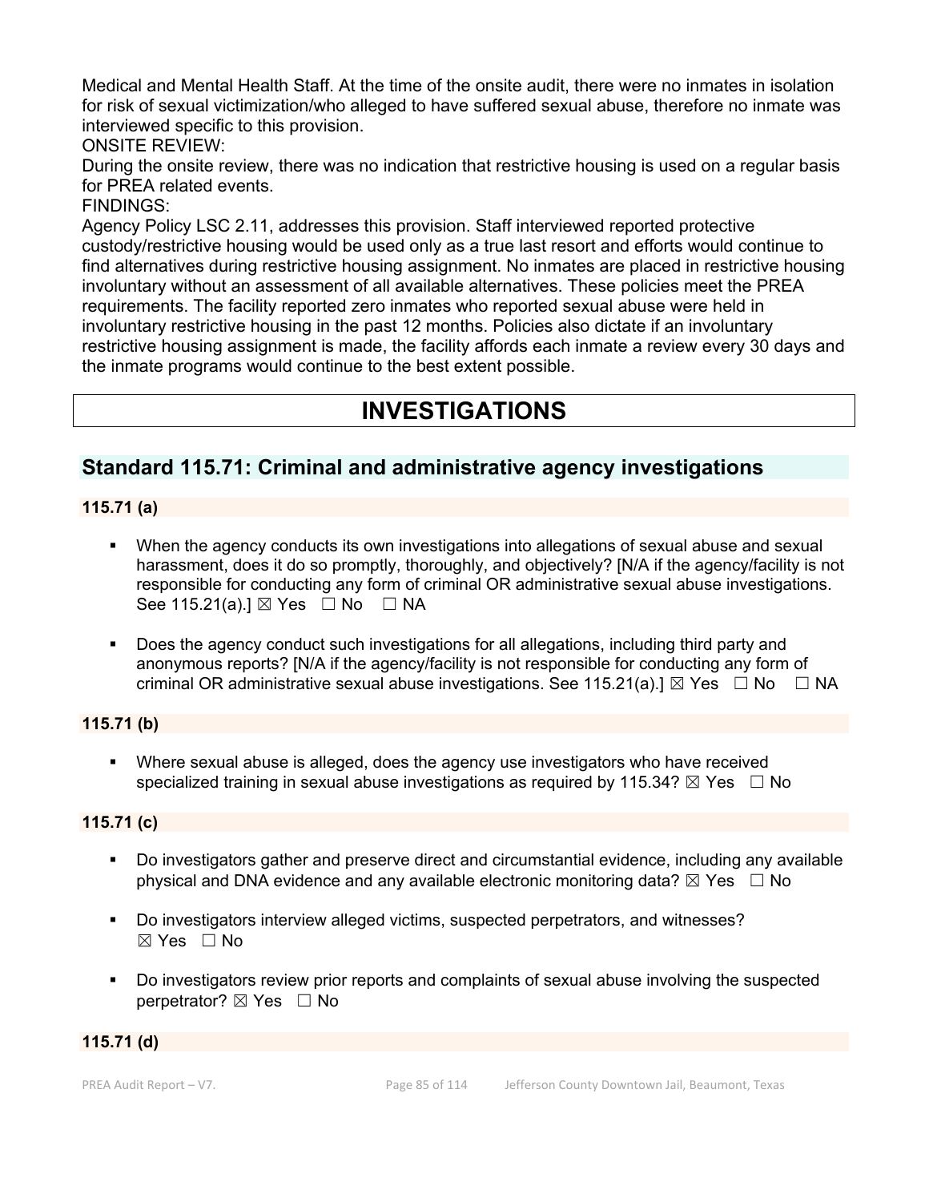Medical and Mental Health Staff. At the time of the onsite audit, there were no inmates in isolation for risk of sexual victimization/who alleged to have suffered sexual abuse, therefore no inmate was interviewed specific to this provision.

ONSITE REVIEW:

During the onsite review, there was no indication that restrictive housing is used on a regular basis for PREA related events.

FINDINGS:

Agency Policy LSC 2.11, addresses this provision. Staff interviewed reported protective custody/restrictive housing would be used only as a true last resort and efforts would continue to find alternatives during restrictive housing assignment. No inmates are placed in restrictive housing involuntary without an assessment of all available alternatives. These policies meet the PREA requirements. The facility reported zero inmates who reported sexual abuse were held in involuntary restrictive housing in the past 12 months. Policies also dictate if an involuntary restrictive housing assignment is made, the facility affords each inmate a review every 30 days and the inmate programs would continue to the best extent possible.

# INVESTIGATIONS

## Standard 115.71: Criminal and administrative agency investigations

### 115.71 (a)

- When the agency conducts its own investigations into allegations of sexual abuse and sexual harassment, does it do so promptly, thoroughly, and objectively? [N/A if the agency/facility is not responsible for conducting any form of criminal OR administrative sexual abuse investigations. See 115.21(a).] ☒ Yes ☐ No ☐ NA

- Does the agency conduct such investigations for all allegations, including third party and anonymous reports? [N/A if the agency/facility is not responsible for conducting any form of criminal OR administrative sexual abuse investigations. See 115.21(a).] ☒ Yes ☐ No ☐ NA

### 115.71 (b)

- Where sexual abuse is alleged, does the agency use investigators who have received specialized training in sexual abuse investigations as required by 115.34? ☒ Yes ☐ No

### 115.71 (c)

- Do investigators gather and preserve direct and circumstantial evidence, including any available physical and DNA evidence and any available electronic monitoring data? ☒ Yes ☐ No

- Do investigators interview alleged victims, suspected perpetrators, and witnesses? ☒ Yes ☐ No

- Do investigators review prior reports and complaints of sexual abuse involving the suspected perpetrator? ☒ Yes ☐ No

### 115.71 (d)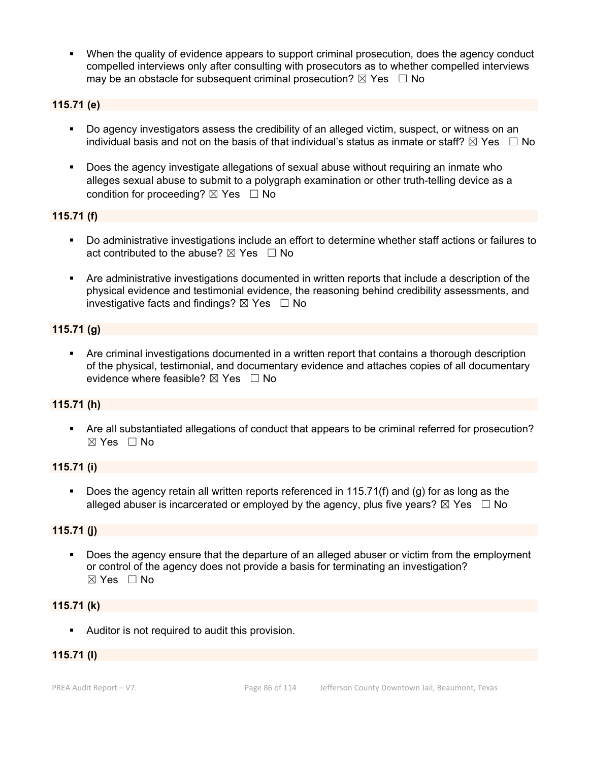- When the quality of evidence appears to support criminal prosecution, does the agency conduct compelled interviews only after consulting with prosecutors as to whether compelled interviews may be an obstacle for subsequent criminal prosecution? ☒ Yes ☐ No

**115.71 (e)**

- Do agency investigators assess the credibility of an alleged victim, suspect, or witness on an individual basis and not on the basis of that individual's status as inmate or staff? ☒ Yes ☐ No
- Does the agency investigate allegations of sexual abuse without requiring an inmate who alleges sexual abuse to submit to a polygraph examination or other truth-telling device as a condition for proceeding? ☒ Yes ☐ No

**115.71 (f)**

- Do administrative investigations include an effort to determine whether staff actions or failures to act contributed to the abuse? ☒ Yes ☐ No
- Are administrative investigations documented in written reports that include a description of the physical evidence and testimonial evidence, the reasoning behind credibility assessments, and investigative facts and findings? ☒ Yes ☐ No

**115.71 (g)**

- Are criminal investigations documented in a written report that contains a thorough description of the physical, testimonial, and documentary evidence and attaches copies of all documentary evidence where feasible? ☒ Yes ☐ No

**115.71 (h)**

- Are all substantiated allegations of conduct that appears to be criminal referred for prosecution? ☒ Yes ☐ No

**115.71 (i)**

- Does the agency retain all written reports referenced in 115.71(f) and (g) for as long as the alleged abuser is incarcerated or employed by the agency, plus five years? ☒ Yes ☐ No

**115.71 (j)**

- Does the agency ensure that the departure of an alleged abuser or victim from the employment or control of the agency does not provide a basis for terminating an investigation? ☒ Yes ☐ No

**115.71 (k)**

- Auditor is not required to audit this provision.

**115.71 (l)**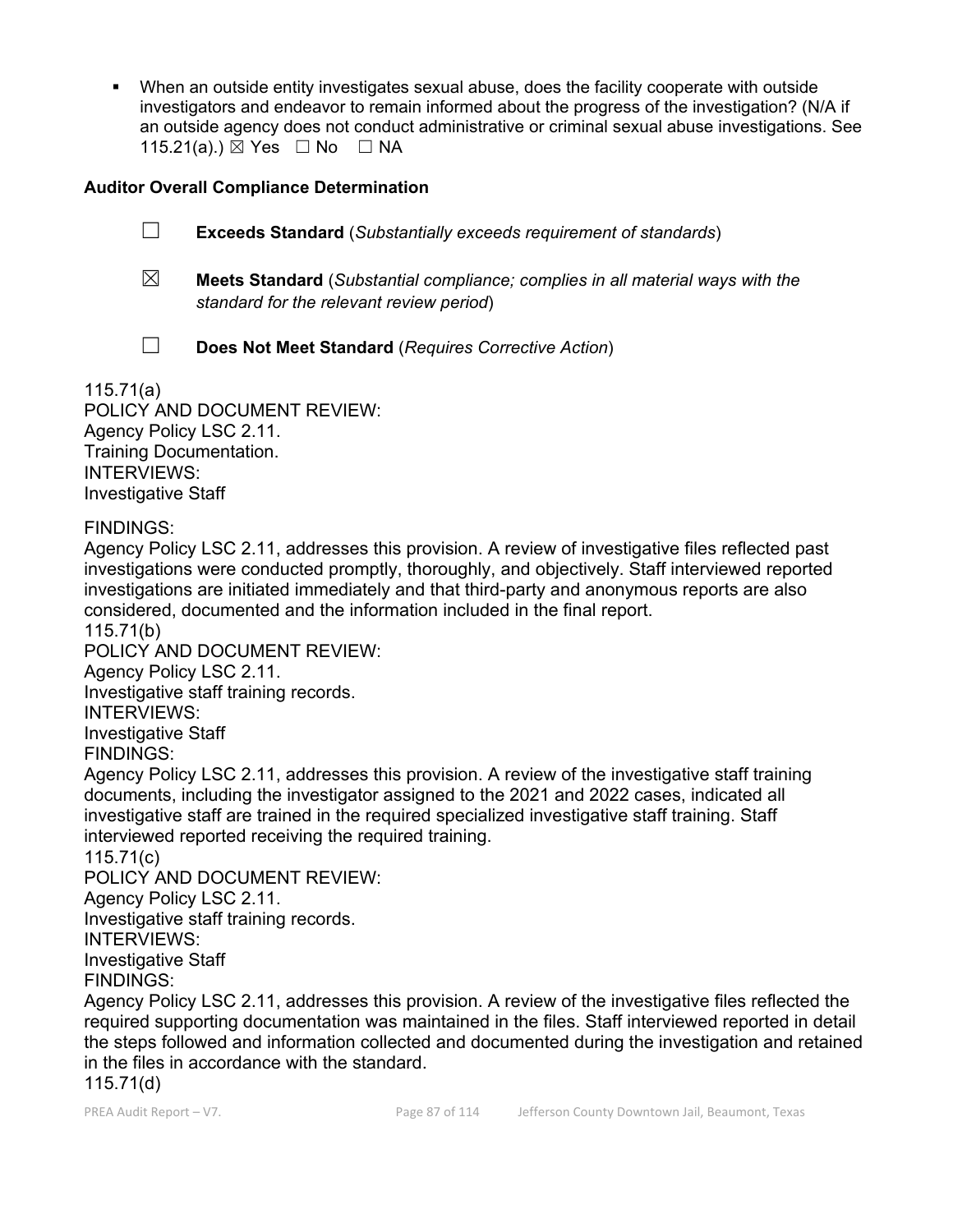- When an outside entity investigates sexual abuse, does the facility cooperate with outside investigators and endeavor to remain informed about the progress of the investigation? (N/A if an outside agency does not conduct administrative or criminal sexual abuse investigations. See 115.21(a).) ☒ Yes ☐ No ☐ NA

**Auditor Overall Compliance Determination**

☐ **Exceeds Standard** (*Substantially exceeds requirement of standards*)

☒ **Meets Standard** (*Substantial compliance; complies in all material ways with the standard for the relevant review period*)

☐ **Does Not Meet Standard** (*Requires Corrective Action*)

115.71(a)
POLICY AND DOCUMENT REVIEW:
Agency Policy LSC 2.11.
Training Documentation.
INTERVIEWS:
Investigative Staff

FINDINGS:
Agency Policy LSC 2.11, addresses this provision. A review of investigative files reflected past investigations were conducted promptly, thoroughly, and objectively. Staff interviewed reported investigations are initiated immediately and that third-party and anonymous reports are also considered, documented and the information included in the final report.
115.71(b)
POLICY AND DOCUMENT REVIEW:
Agency Policy LSC 2.11.
Investigative staff training records.
INTERVIEWS:
Investigative Staff
FINDINGS:
Agency Policy LSC 2.11, addresses this provision. A review of the investigative staff training documents, including the investigator assigned to the 2021 and 2022 cases, indicated all investigative staff are trained in the required specialized investigative staff training. Staff interviewed reported receiving the required training.
115.71(c)
POLICY AND DOCUMENT REVIEW:
Agency Policy LSC 2.11.
Investigative staff training records.
INTERVIEWS:
Investigative Staff
FINDINGS:
Agency Policy LSC 2.11, addresses this provision. A review of the investigative files reflected the required supporting documentation was maintained in the files. Staff interviewed reported in detail the steps followed and information collected and documented during the investigation and retained in the files in accordance with the standard.
115.71(d)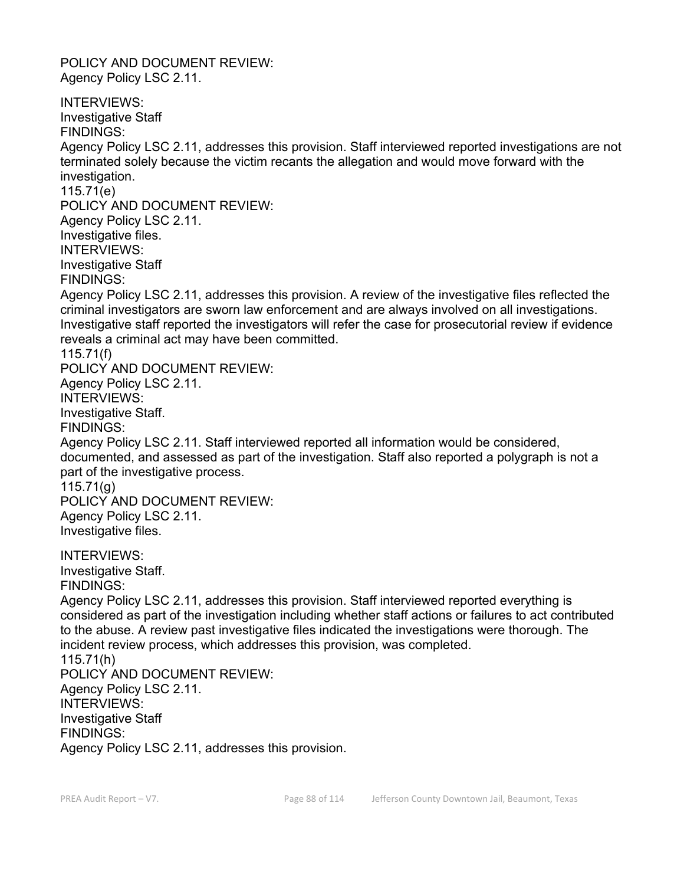POLICY AND DOCUMENT REVIEW:
Agency Policy LSC 2.11.

INTERVIEWS:
Investigative Staff
FINDINGS:
Agency Policy LSC 2.11, addresses this provision. Staff interviewed reported investigations are not terminated solely because the victim recants the allegation and would move forward with the investigation.

115.71(e)
POLICY AND DOCUMENT REVIEW:
Agency Policy LSC 2.11.
Investigative files.
INTERVIEWS:
Investigative Staff
FINDINGS:
Agency Policy LSC 2.11, addresses this provision. A review of the investigative files reflected the criminal investigators are sworn law enforcement and are always involved on all investigations. Investigative staff reported the investigators will refer the case for prosecutorial review if evidence reveals a criminal act may have been committed.

115.71(f)
POLICY AND DOCUMENT REVIEW:
Agency Policy LSC 2.11.
INTERVIEWS:
Investigative Staff.
FINDINGS:
Agency Policy LSC 2.11. Staff interviewed reported all information would be considered, documented, and assessed as part of the investigation. Staff also reported a polygraph is not a part of the investigative process.

115.71(g)
POLICY AND DOCUMENT REVIEW:
Agency Policy LSC 2.11.
Investigative files.

INTERVIEWS:
Investigative Staff.
FINDINGS:
Agency Policy LSC 2.11, addresses this provision. Staff interviewed reported everything is considered as part of the investigation including whether staff actions or failures to act contributed to the abuse. A review past investigative files indicated the investigations were thorough. The incident review process, which addresses this provision, was completed.

115.71(h)
POLICY AND DOCUMENT REVIEW:
Agency Policy LSC 2.11.
INTERVIEWS:
Investigative Staff
FINDINGS:
Agency Policy LSC 2.11, addresses this provision.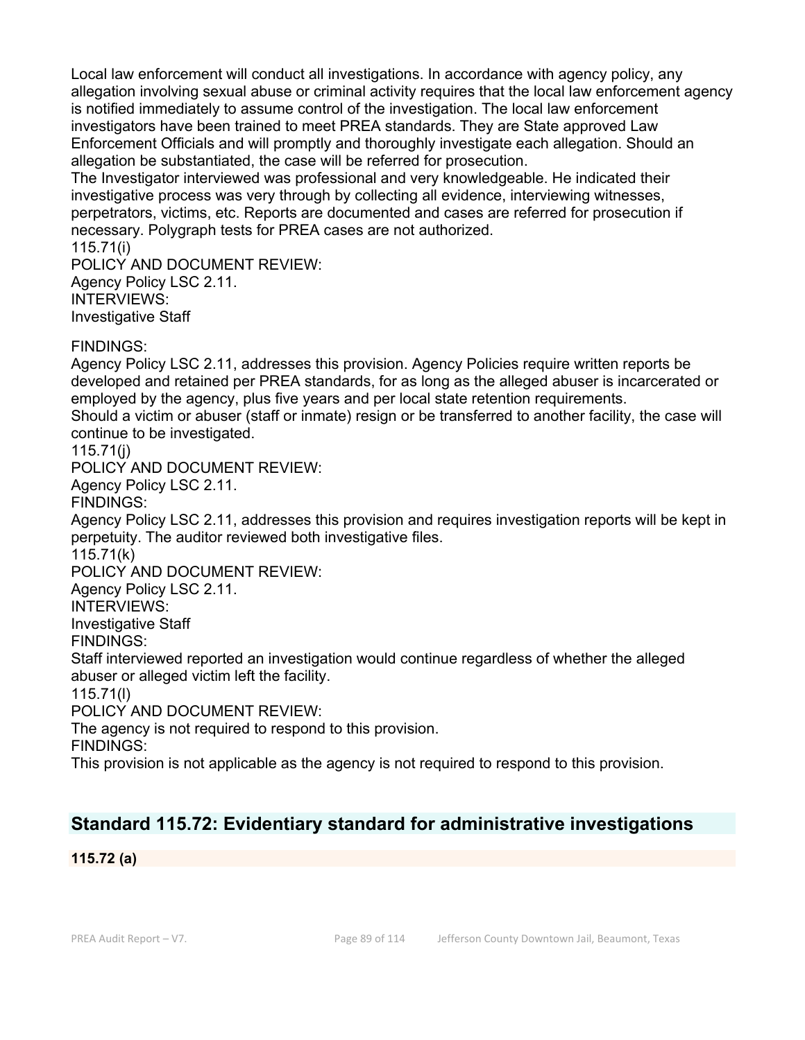Local law enforcement will conduct all investigations. In accordance with agency policy, any allegation involving sexual abuse or criminal activity requires that the local law enforcement agency is notified immediately to assume control of the investigation. The local law enforcement investigators have been trained to meet PREA standards. They are State approved Law Enforcement Officials and will promptly and thoroughly investigate each allegation. Should an allegation be substantiated, the case will be referred for prosecution.
The Investigator interviewed was professional and very knowledgeable. He indicated their investigative process was very through by collecting all evidence, interviewing witnesses, perpetrators, victims, etc. Reports are documented and cases are referred for prosecution if necessary. Polygraph tests for PREA cases are not authorized.
115.71(i)
POLICY AND DOCUMENT REVIEW:
Agency Policy LSC 2.11.
INTERVIEWS:
Investigative Staff

FINDINGS:
Agency Policy LSC 2.11, addresses this provision. Agency Policies require written reports be developed and retained per PREA standards, for as long as the alleged abuser is incarcerated or employed by the agency, plus five years and per local state retention requirements.
Should a victim or abuser (staff or inmate) resign or be transferred to another facility, the case will continue to be investigated.
115.71(j)
POLICY AND DOCUMENT REVIEW:
Agency Policy LSC 2.11.
FINDINGS:
Agency Policy LSC 2.11, addresses this provision and requires investigation reports will be kept in perpetuity. The auditor reviewed both investigative files.
115.71(k)
POLICY AND DOCUMENT REVIEW:
Agency Policy LSC 2.11.
INTERVIEWS:
Investigative Staff
FINDINGS:
Staff interviewed reported an investigation would continue regardless of whether the alleged abuser or alleged victim left the facility.
115.71(l)
POLICY AND DOCUMENT REVIEW:
The agency is not required to respond to this provision.
FINDINGS:
This provision is not applicable as the agency is not required to respond to this provision.

## Standard 115.72: Evidentiary standard for administrative investigations

**115.72 (a)**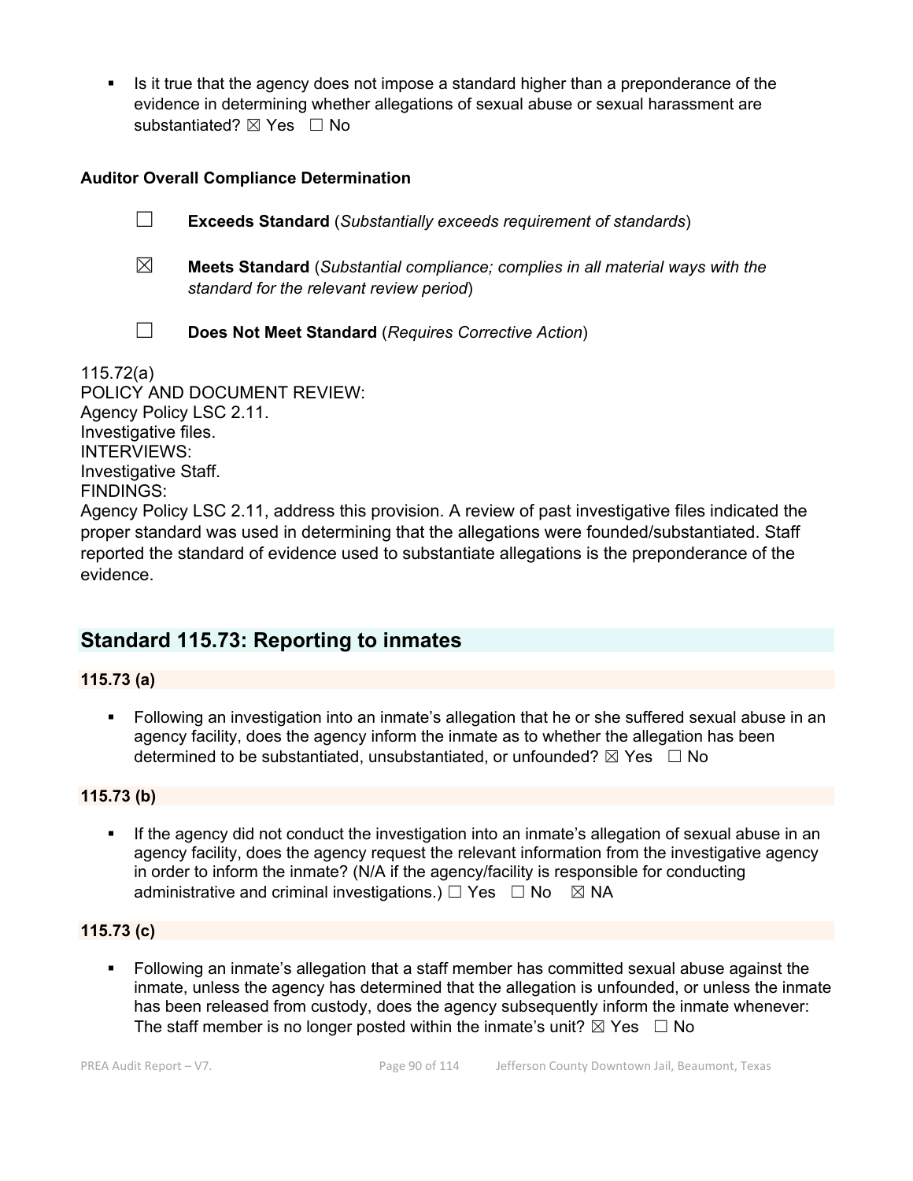- Is it true that the agency does not impose a standard higher than a preponderance of the evidence in determining whether allegations of sexual abuse or sexual harassment are substantiated? ☒ Yes ☐ No

**Auditor Overall Compliance Determination**

☐ **Exceeds Standard** (*Substantially exceeds requirement of standards*)

☒ **Meets Standard** (*Substantial compliance; complies in all material ways with the standard for the relevant review period*)

☐ **Does Not Meet Standard** (*Requires Corrective Action*)

115.72(a)
POLICY AND DOCUMENT REVIEW:
Agency Policy LSC 2.11.
Investigative files.
INTERVIEWS:
Investigative Staff.
FINDINGS:
Agency Policy LSC 2.11, address this provision. A review of past investigative files indicated the proper standard was used in determining that the allegations were founded/substantiated. Staff reported the standard of evidence used to substantiate allegations is the preponderance of the evidence.

## Standard 115.73: Reporting to inmates

### 115.73 (a)

- Following an investigation into an inmate's allegation that he or she suffered sexual abuse in an agency facility, does the agency inform the inmate as to whether the allegation has been determined to be substantiated, unsubstantiated, or unfounded? ☒ Yes ☐ No

### 115.73 (b)

- If the agency did not conduct the investigation into an inmate's allegation of sexual abuse in an agency facility, does the agency request the relevant information from the investigative agency in order to inform the inmate? (N/A if the agency/facility is responsible for conducting administrative and criminal investigations.) ☐ Yes ☐ No ☒ NA

### 115.73 (c)

- Following an inmate's allegation that a staff member has committed sexual abuse against the inmate, unless the agency has determined that the allegation is unfounded, or unless the inmate has been released from custody, does the agency subsequently inform the inmate whenever: The staff member is no longer posted within the inmate's unit? ☒ Yes ☐ No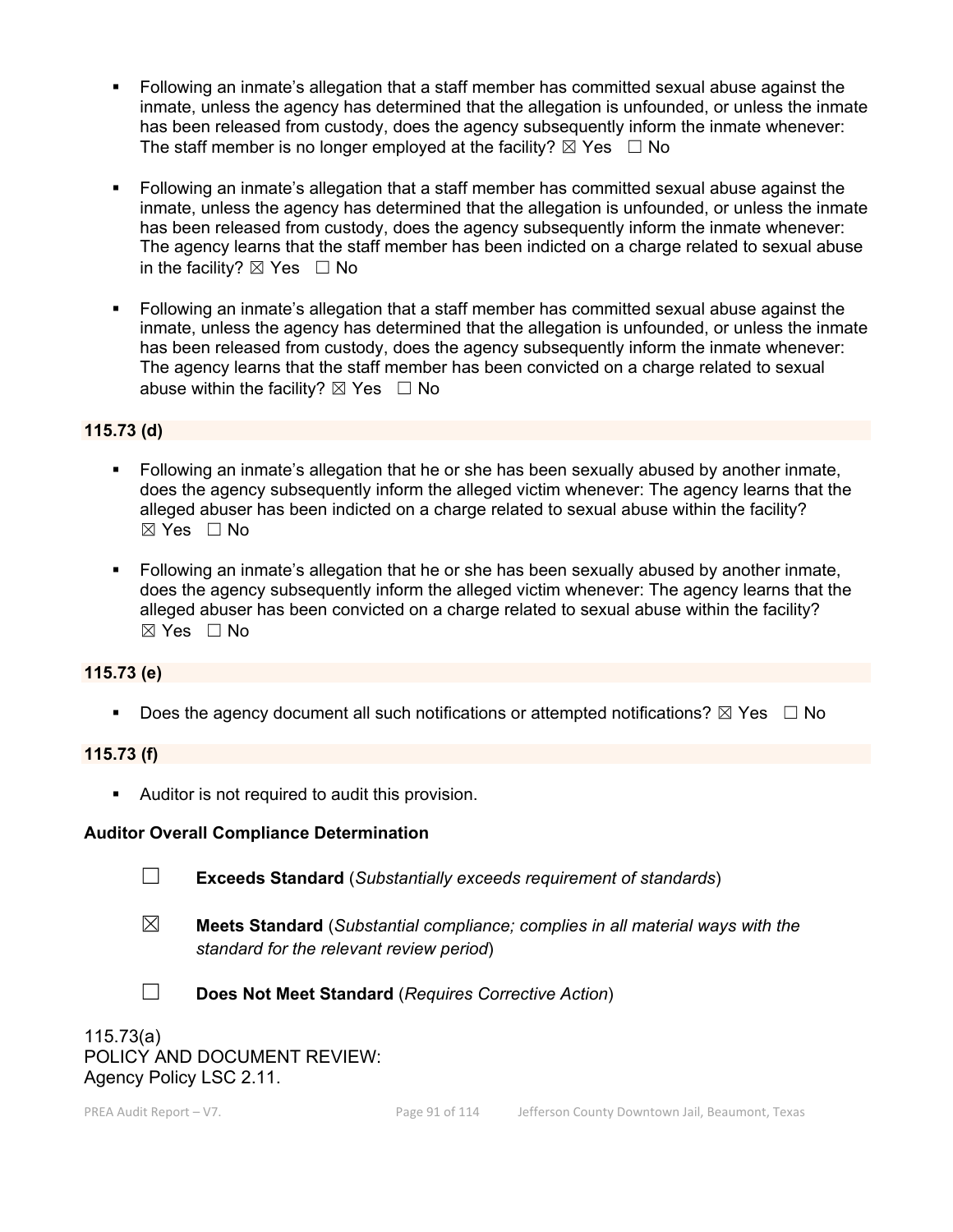- Following an inmate's allegation that a staff member has committed sexual abuse against the inmate, unless the agency has determined that the allegation is unfounded, or unless the inmate has been released from custody, does the agency subsequently inform the inmate whenever: The staff member is no longer employed at the facility? ☒ Yes ☐ No

- Following an inmate's allegation that a staff member has committed sexual abuse against the inmate, unless the agency has determined that the allegation is unfounded, or unless the inmate has been released from custody, does the agency subsequently inform the inmate whenever: The agency learns that the staff member has been indicted on a charge related to sexual abuse in the facility? ☒ Yes ☐ No

- Following an inmate's allegation that a staff member has committed sexual abuse against the inmate, unless the agency has determined that the allegation is unfounded, or unless the inmate has been released from custody, does the agency subsequently inform the inmate whenever: The agency learns that the staff member has been convicted on a charge related to sexual abuse within the facility? ☒ Yes ☐ No

**115.73 (d)**

- Following an inmate's allegation that he or she has been sexually abused by another inmate, does the agency subsequently inform the alleged victim whenever: The agency learns that the alleged abuser has been indicted on a charge related to sexual abuse within the facility? ☒ Yes ☐ No

- Following an inmate's allegation that he or she has been sexually abused by another inmate, does the agency subsequently inform the alleged victim whenever: The agency learns that the alleged abuser has been convicted on a charge related to sexual abuse within the facility? ☒ Yes ☐ No

**115.73 (e)**

- Does the agency document all such notifications or attempted notifications? ☒ Yes ☐ No

**115.73 (f)**

- Auditor is not required to audit this provision.

**Auditor Overall Compliance Determination**

☐ **Exceeds Standard** (*Substantially exceeds requirement of standards*)

☒ **Meets Standard** (*Substantial compliance; complies in all material ways with the standard for the relevant review period*)

☐ **Does Not Meet Standard** (*Requires Corrective Action*)

115.73(a)
POLICY AND DOCUMENT REVIEW:
Agency Policy LSC 2.11.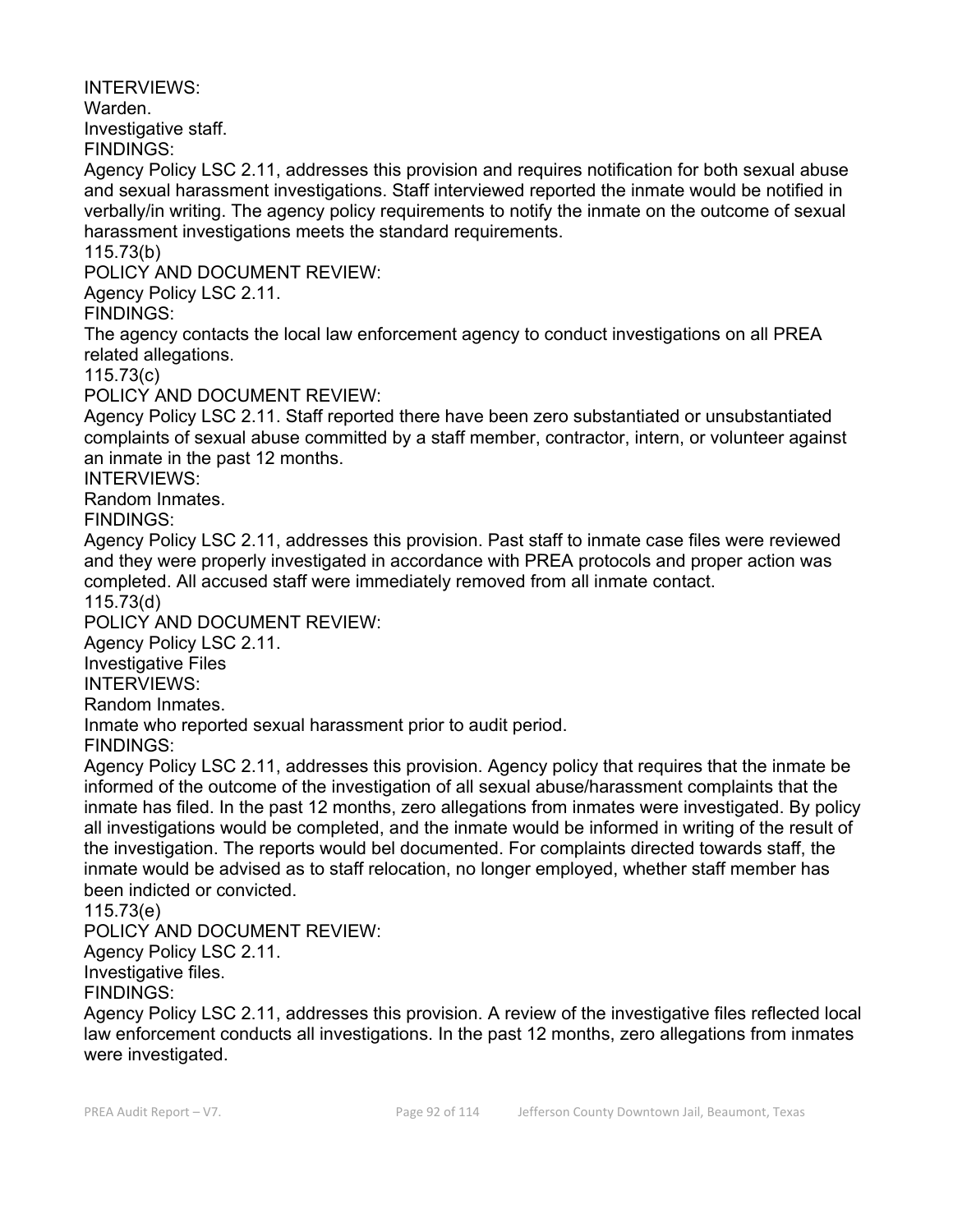INTERVIEWS:
Warden.
Investigative staff.
FINDINGS:
Agency Policy LSC 2.11, addresses this provision and requires notification for both sexual abuse and sexual harassment investigations. Staff interviewed reported the inmate would be notified in verbally/in writing. The agency policy requirements to notify the inmate on the outcome of sexual harassment investigations meets the standard requirements.
115.73(b)
POLICY AND DOCUMENT REVIEW:
Agency Policy LSC 2.11.
FINDINGS:
The agency contacts the local law enforcement agency to conduct investigations on all PREA related allegations.
115.73(c)
POLICY AND DOCUMENT REVIEW:
Agency Policy LSC 2.11. Staff reported there have been zero substantiated or unsubstantiated complaints of sexual abuse committed by a staff member, contractor, intern, or volunteer against an inmate in the past 12 months.
INTERVIEWS:
Random Inmates.
FINDINGS:
Agency Policy LSC 2.11, addresses this provision. Past staff to inmate case files were reviewed and they were properly investigated in accordance with PREA protocols and proper action was completed. All accused staff were immediately removed from all inmate contact.
115.73(d)
POLICY AND DOCUMENT REVIEW:
Agency Policy LSC 2.11.
Investigative Files
INTERVIEWS:
Random Inmates.
Inmate who reported sexual harassment prior to audit period.
FINDINGS:
Agency Policy LSC 2.11, addresses this provision. Agency policy that requires that the inmate be informed of the outcome of the investigation of all sexual abuse/harassment complaints that the inmate has filed. In the past 12 months, zero allegations from inmates were investigated. By policy all investigations would be completed, and the inmate would be informed in writing of the result of the investigation. The reports would bel documented. For complaints directed towards staff, the inmate would be advised as to staff relocation, no longer employed, whether staff member has been indicted or convicted.
115.73(e)
POLICY AND DOCUMENT REVIEW:
Agency Policy LSC 2.11.
Investigative files.
FINDINGS:
Agency Policy LSC 2.11, addresses this provision. A review of the investigative files reflected local law enforcement conducts all investigations. In the past 12 months, zero allegations from inmates were investigated.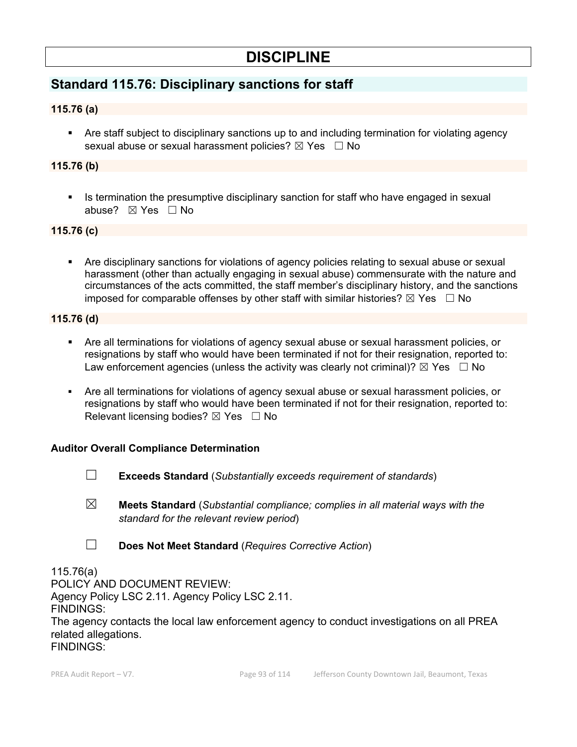# DISCIPLINE

## Standard 115.76: Disciplinary sanctions for staff

### 115.76 (a)

- Are staff subject to disciplinary sanctions up to and including termination for violating agency sexual abuse or sexual harassment policies? ☒ Yes ☐ No

### 115.76 (b)

- Is termination the presumptive disciplinary sanction for staff who have engaged in sexual abuse? ☒ Yes ☐ No

### 115.76 (c)

- Are disciplinary sanctions for violations of agency policies relating to sexual abuse or sexual harassment (other than actually engaging in sexual abuse) commensurate with the nature and circumstances of the acts committed, the staff member's disciplinary history, and the sanctions imposed for comparable offenses by other staff with similar histories? ☒ Yes ☐ No

### 115.76 (d)

- Are all terminations for violations of agency sexual abuse or sexual harassment policies, or resignations by staff who would have been terminated if not for their resignation, reported to: Law enforcement agencies (unless the activity was clearly not criminal)? ☒ Yes ☐ No
- Are all terminations for violations of agency sexual abuse or sexual harassment policies, or resignations by staff who would have been terminated if not for their resignation, reported to: Relevant licensing bodies? ☒ Yes ☐ No

**Auditor Overall Compliance Determination**

☐ **Exceeds Standard** (*Substantially exceeds requirement of standards*)

☒ **Meets Standard** (*Substantial compliance; complies in all material ways with the standard for the relevant review period*)

☐ **Does Not Meet Standard** (*Requires Corrective Action*)

115.76(a)
POLICY AND DOCUMENT REVIEW:
Agency Policy LSC 2.11. Agency Policy LSC 2.11.
FINDINGS:
The agency contacts the local law enforcement agency to conduct investigations on all PREA related allegations.
FINDINGS: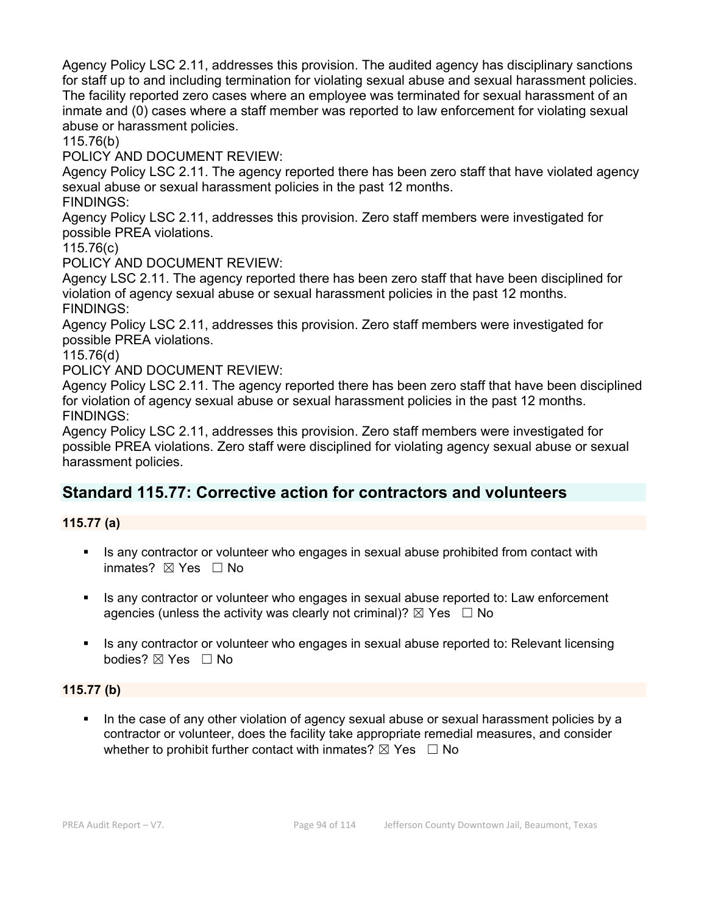Agency Policy LSC 2.11, addresses this provision. The audited agency has disciplinary sanctions for staff up to and including termination for violating sexual abuse and sexual harassment policies. The facility reported zero cases where an employee was terminated for sexual harassment of an inmate and (0) cases where a staff member was reported to law enforcement for violating sexual abuse or harassment policies.

115.76(b)

POLICY AND DOCUMENT REVIEW:

Agency Policy LSC 2.11. The agency reported there has been zero staff that have violated agency sexual abuse or sexual harassment policies in the past 12 months.

FINDINGS:

Agency Policy LSC 2.11, addresses this provision. Zero staff members were investigated for possible PREA violations.

115.76(c)

POLICY AND DOCUMENT REVIEW:

Agency LSC 2.11. The agency reported there has been zero staff that have been disciplined for violation of agency sexual abuse or sexual harassment policies in the past 12 months.

FINDINGS:

Agency Policy LSC 2.11, addresses this provision. Zero staff members were investigated for possible PREA violations.

115.76(d)

POLICY AND DOCUMENT REVIEW:

Agency Policy LSC 2.11. The agency reported there has been zero staff that have been disciplined for violation of agency sexual abuse or sexual harassment policies in the past 12 months.

FINDINGS:

Agency Policy LSC 2.11, addresses this provision. Zero staff members were investigated for possible PREA violations. Zero staff were disciplined for violating agency sexual abuse or sexual harassment policies.

## Standard 115.77: Corrective action for contractors and volunteers

### 115.77 (a)

- Is any contractor or volunteer who engages in sexual abuse prohibited from contact with inmates? ☒ Yes ☐ No
- Is any contractor or volunteer who engages in sexual abuse reported to: Law enforcement agencies (unless the activity was clearly not criminal)? ☒ Yes ☐ No
- Is any contractor or volunteer who engages in sexual abuse reported to: Relevant licensing bodies? ☒ Yes ☐ No

### 115.77 (b)

- In the case of any other violation of agency sexual abuse or sexual harassment policies by a contractor or volunteer, does the facility take appropriate remedial measures, and consider whether to prohibit further contact with inmates? ☒ Yes ☐ No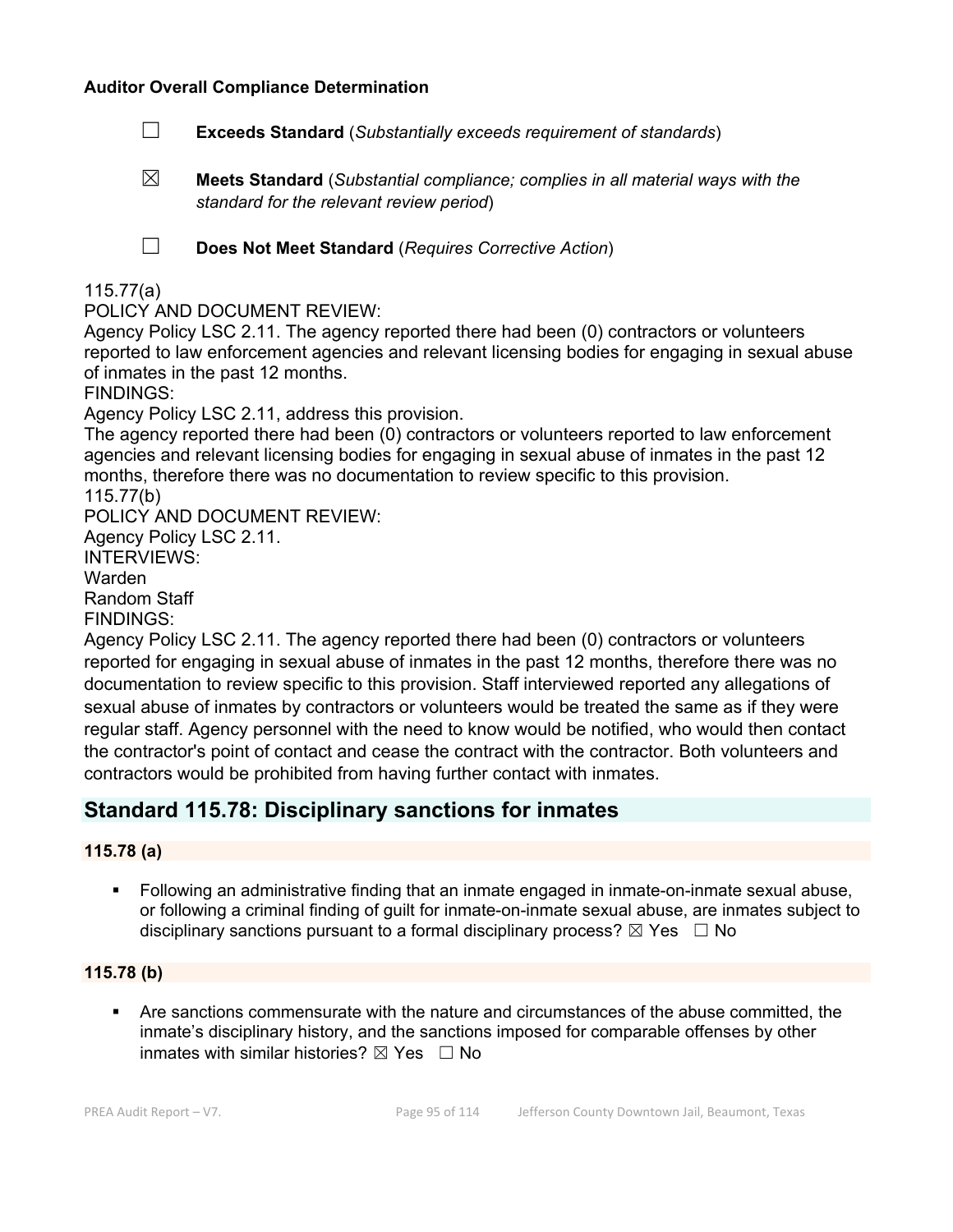**Auditor Overall Compliance Determination**

☐ **Exceeds Standard** (*Substantially exceeds requirement of standards*)

☒ **Meets Standard** (*Substantial compliance; complies in all material ways with the standard for the relevant review period*)

☐ **Does Not Meet Standard** (*Requires Corrective Action*)

115.77(a)
POLICY AND DOCUMENT REVIEW:
Agency Policy LSC 2.11. The agency reported there had been (0) contractors or volunteers reported to law enforcement agencies and relevant licensing bodies for engaging in sexual abuse of inmates in the past 12 months.
FINDINGS:
Agency Policy LSC 2.11, address this provision.
The agency reported there had been (0) contractors or volunteers reported to law enforcement agencies and relevant licensing bodies for engaging in sexual abuse of inmates in the past 12 months, therefore there was no documentation to review specific to this provision.
115.77(b)
POLICY AND DOCUMENT REVIEW:
Agency Policy LSC 2.11.
INTERVIEWS:
Warden
Random Staff
FINDINGS:
Agency Policy LSC 2.11. The agency reported there had been (0) contractors or volunteers reported for engaging in sexual abuse of inmates in the past 12 months, therefore there was no documentation to review specific to this provision. Staff interviewed reported any allegations of sexual abuse of inmates by contractors or volunteers would be treated the same as if they were regular staff. Agency personnel with the need to know would be notified, who would then contact the contractor's point of contact and cease the contract with the contractor. Both volunteers and contractors would be prohibited from having further contact with inmates.

## Standard 115.78: Disciplinary sanctions for inmates

### 115.78 (a)

- Following an administrative finding that an inmate engaged in inmate-on-inmate sexual abuse, or following a criminal finding of guilt for inmate-on-inmate sexual abuse, are inmates subject to disciplinary sanctions pursuant to a formal disciplinary process? ☒ Yes ☐ No

### 115.78 (b)

- Are sanctions commensurate with the nature and circumstances of the abuse committed, the inmate's disciplinary history, and the sanctions imposed for comparable offenses by other inmates with similar histories? ☒ Yes ☐ No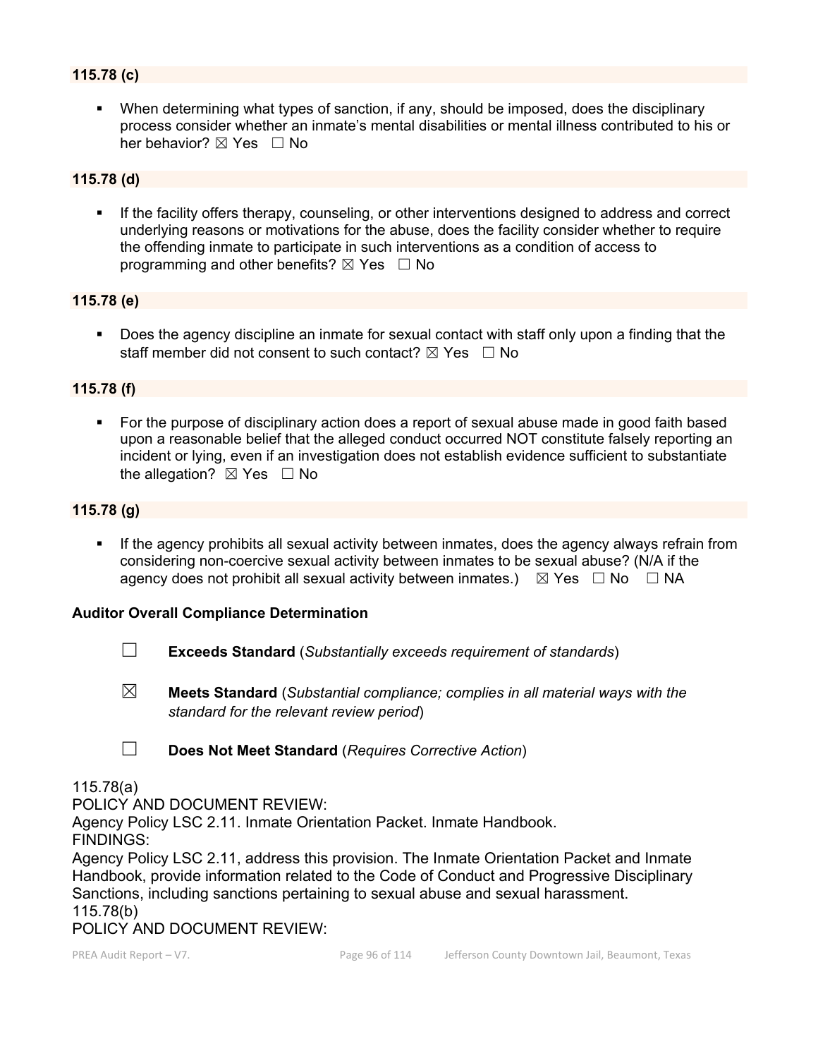**115.78 (c)**

- When determining what types of sanction, if any, should be imposed, does the disciplinary process consider whether an inmate's mental disabilities or mental illness contributed to his or her behavior? ☒ Yes ☐ No

**115.78 (d)**

- If the facility offers therapy, counseling, or other interventions designed to address and correct underlying reasons or motivations for the abuse, does the facility consider whether to require the offending inmate to participate in such interventions as a condition of access to programming and other benefits? ☒ Yes ☐ No

**115.78 (e)**

- Does the agency discipline an inmate for sexual contact with staff only upon a finding that the staff member did not consent to such contact? ☒ Yes ☐ No

**115.78 (f)**

- For the purpose of disciplinary action does a report of sexual abuse made in good faith based upon a reasonable belief that the alleged conduct occurred NOT constitute falsely reporting an incident or lying, even if an investigation does not establish evidence sufficient to substantiate the allegation? ☒ Yes ☐ No

**115.78 (g)**

- If the agency prohibits all sexual activity between inmates, does the agency always refrain from considering non-coercive sexual activity between inmates to be sexual abuse? (N/A if the agency does not prohibit all sexual activity between inmates.) ☒ Yes ☐ No ☐ NA

**Auditor Overall Compliance Determination**

☐ **Exceeds Standard** (*Substantially exceeds requirement of standards*)

☒ **Meets Standard** (*Substantial compliance; complies in all material ways with the standard for the relevant review period*)

☐ **Does Not Meet Standard** (*Requires Corrective Action*)

115.78(a)
POLICY AND DOCUMENT REVIEW:
Agency Policy LSC 2.11. Inmate Orientation Packet. Inmate Handbook.
FINDINGS:
Agency Policy LSC 2.11, address this provision. The Inmate Orientation Packet and Inmate Handbook, provide information related to the Code of Conduct and Progressive Disciplinary Sanctions, including sanctions pertaining to sexual abuse and sexual harassment.
115.78(b)
POLICY AND DOCUMENT REVIEW: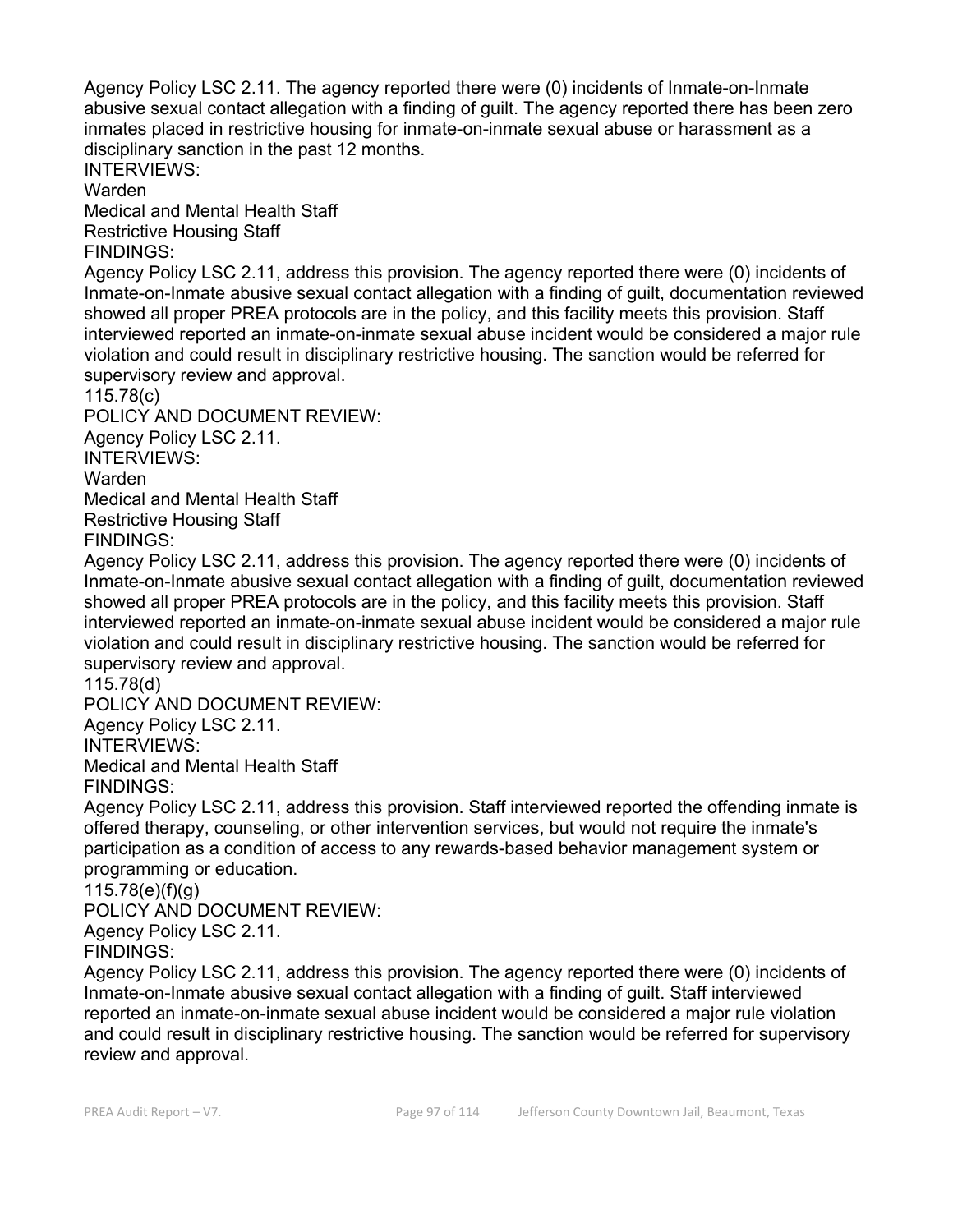Agency Policy LSC 2.11. The agency reported there were (0) incidents of Inmate-on-Inmate abusive sexual contact allegation with a finding of guilt. The agency reported there has been zero inmates placed in restrictive housing for inmate-on-inmate sexual abuse or harassment as a disciplinary sanction in the past 12 months.

INTERVIEWS:

Warden

Medical and Mental Health Staff

Restrictive Housing Staff

FINDINGS:

Agency Policy LSC 2.11, address this provision. The agency reported there were (0) incidents of Inmate-on-Inmate abusive sexual contact allegation with a finding of guilt, documentation reviewed showed all proper PREA protocols are in the policy, and this facility meets this provision. Staff interviewed reported an inmate-on-inmate sexual abuse incident would be considered a major rule violation and could result in disciplinary restrictive housing. The sanction would be referred for supervisory review and approval.

115.78(c)

POLICY AND DOCUMENT REVIEW:

Agency Policy LSC 2.11.

INTERVIEWS:

Warden

Medical and Mental Health Staff

Restrictive Housing Staff

FINDINGS:

Agency Policy LSC 2.11, address this provision. The agency reported there were (0) incidents of Inmate-on-Inmate abusive sexual contact allegation with a finding of guilt, documentation reviewed showed all proper PREA protocols are in the policy, and this facility meets this provision. Staff interviewed reported an inmate-on-inmate sexual abuse incident would be considered a major rule violation and could result in disciplinary restrictive housing. The sanction would be referred for supervisory review and approval.

115.78(d)

POLICY AND DOCUMENT REVIEW:

Agency Policy LSC 2.11.

INTERVIEWS:

Medical and Mental Health Staff

FINDINGS:

Agency Policy LSC 2.11, address this provision. Staff interviewed reported the offending inmate is offered therapy, counseling, or other intervention services, but would not require the inmate's participation as a condition of access to any rewards-based behavior management system or programming or education.

115.78(e)(f)(g)

POLICY AND DOCUMENT REVIEW:

Agency Policy LSC 2.11.

FINDINGS:

Agency Policy LSC 2.11, address this provision. The agency reported there were (0) incidents of Inmate-on-Inmate abusive sexual contact allegation with a finding of guilt. Staff interviewed reported an inmate-on-inmate sexual abuse incident would be considered a major rule violation and could result in disciplinary restrictive housing. The sanction would be referred for supervisory review and approval.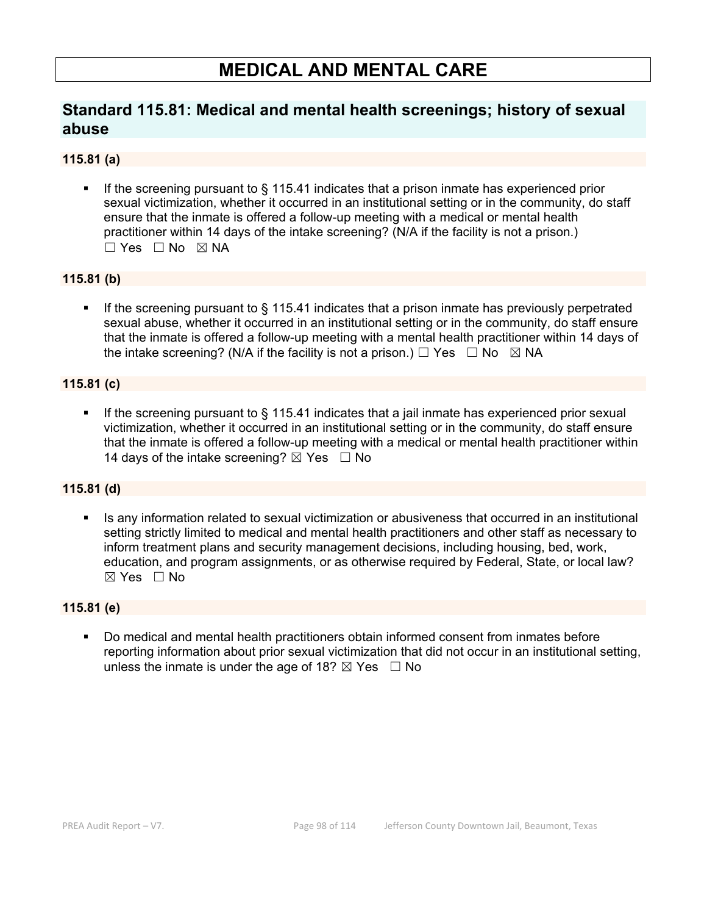# MEDICAL AND MENTAL CARE

## Standard 115.81: Medical and mental health screenings; history of sexual abuse

### 115.81 (a)

- If the screening pursuant to § 115.41 indicates that a prison inmate has experienced prior sexual victimization, whether it occurred in an institutional setting or in the community, do staff ensure that the inmate is offered a follow-up meeting with a medical or mental health practitioner within 14 days of the intake screening? (N/A if the facility is not a prison.) ☐ Yes ☐ No ☒ NA

### 115.81 (b)

- If the screening pursuant to § 115.41 indicates that a prison inmate has previously perpetrated sexual abuse, whether it occurred in an institutional setting or in the community, do staff ensure that the inmate is offered a follow-up meeting with a mental health practitioner within 14 days of the intake screening? (N/A if the facility is not a prison.) ☐ Yes ☐ No ☒ NA

### 115.81 (c)

- If the screening pursuant to § 115.41 indicates that a jail inmate has experienced prior sexual victimization, whether it occurred in an institutional setting or in the community, do staff ensure that the inmate is offered a follow-up meeting with a medical or mental health practitioner within 14 days of the intake screening? ☒ Yes ☐ No

### 115.81 (d)

- Is any information related to sexual victimization or abusiveness that occurred in an institutional setting strictly limited to medical and mental health practitioners and other staff as necessary to inform treatment plans and security management decisions, including housing, bed, work, education, and program assignments, or as otherwise required by Federal, State, or local law? ☒ Yes ☐ No

### 115.81 (e)

- Do medical and mental health practitioners obtain informed consent from inmates before reporting information about prior sexual victimization that did not occur in an institutional setting, unless the inmate is under the age of 18? ☒ Yes ☐ No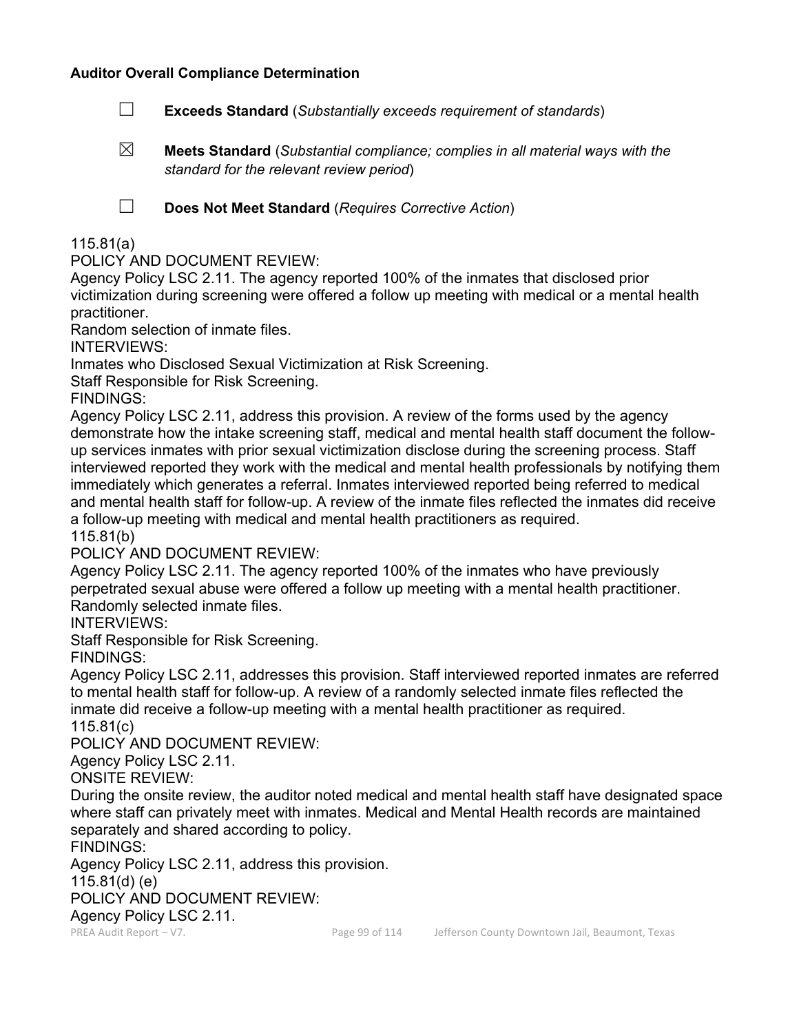**Auditor Overall Compliance Determination**

☐ **Exceeds Standard** (*Substantially exceeds requirement of standards*)

☒ **Meets Standard** (*Substantial compliance; complies in all material ways with the standard for the relevant review period*)

☐ **Does Not Meet Standard** (*Requires Corrective Action*)

115.81(a)
POLICY AND DOCUMENT REVIEW:
Agency Policy LSC 2.11. The agency reported 100% of the inmates that disclosed prior victimization during screening were offered a follow up meeting with medical or a mental health practitioner.
Random selection of inmate files.
INTERVIEWS:
Inmates who Disclosed Sexual Victimization at Risk Screening.
Staff Responsible for Risk Screening.
FINDINGS:
Agency Policy LSC 2.11, address this provision. A review of the forms used by the agency demonstrate how the intake screening staff, medical and mental health staff document the follow-up services inmates with prior sexual victimization disclose during the screening process. Staff interviewed reported they work with the medical and mental health professionals by notifying them immediately which generates a referral. Inmates interviewed reported being referred to medical and mental health staff for follow-up. A review of the inmate files reflected the inmates did receive a follow-up meeting with medical and mental health practitioners as required.
115.81(b)
POLICY AND DOCUMENT REVIEW:
Agency Policy LSC 2.11. The agency reported 100% of the inmates who have previously perpetrated sexual abuse were offered a follow up meeting with a mental health practitioner.
Randomly selected inmate files.
INTERVIEWS:
Staff Responsible for Risk Screening.
FINDINGS:
Agency Policy LSC 2.11, addresses this provision. Staff interviewed reported inmates are referred to mental health staff for follow-up. A review of a randomly selected inmate files reflected the inmate did receive a follow-up meeting with a mental health practitioner as required.
115.81(c)
POLICY AND DOCUMENT REVIEW:
Agency Policy LSC 2.11.
ONSITE REVIEW:
During the onsite review, the auditor noted medical and mental health staff have designated space where staff can privately meet with inmates. Medical and Mental Health records are maintained separately and shared according to policy.
FINDINGS:
Agency Policy LSC 2.11, address this provision.
115.81(d) (e)
POLICY AND DOCUMENT REVIEW:
Agency Policy LSC 2.11.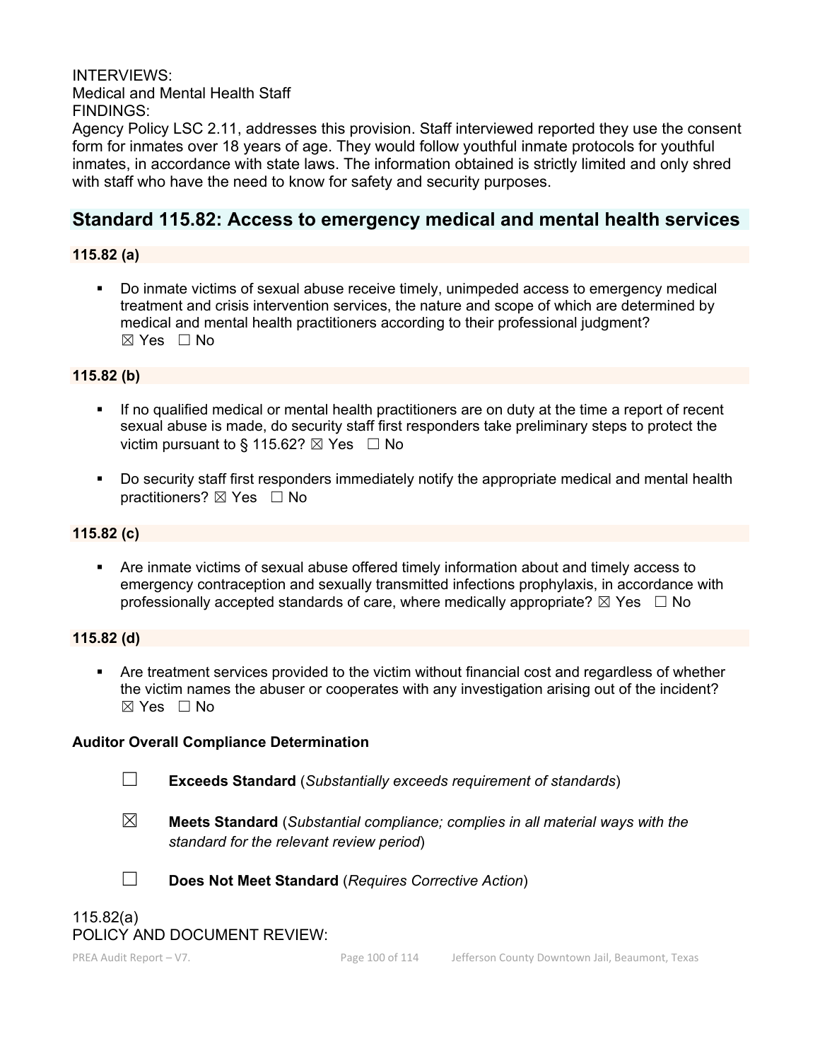INTERVIEWS:
Medical and Mental Health Staff
FINDINGS:
Agency Policy LSC 2.11, addresses this provision. Staff interviewed reported they use the consent form for inmates over 18 years of age. They would follow youthful inmate protocols for youthful inmates, in accordance with state laws. The information obtained is strictly limited and only shred with staff who have the need to know for safety and security purposes.

## Standard 115.82: Access to emergency medical and mental health services

### 115.82 (a)

- Do inmate victims of sexual abuse receive timely, unimpeded access to emergency medical treatment and crisis intervention services, the nature and scope of which are determined by medical and mental health practitioners according to their professional judgment? ☒ Yes ☐ No

### 115.82 (b)

- If no qualified medical or mental health practitioners are on duty at the time a report of recent sexual abuse is made, do security staff first responders take preliminary steps to protect the victim pursuant to § 115.62? ☒ Yes ☐ No
- Do security staff first responders immediately notify the appropriate medical and mental health practitioners? ☒ Yes ☐ No

### 115.82 (c)

- Are inmate victims of sexual abuse offered timely information about and timely access to emergency contraception and sexually transmitted infections prophylaxis, in accordance with professionally accepted standards of care, where medically appropriate? ☒ Yes ☐ No

### 115.82 (d)

- Are treatment services provided to the victim without financial cost and regardless of whether the victim names the abuser or cooperates with any investigation arising out of the incident? ☒ Yes ☐ No

**Auditor Overall Compliance Determination**

☐ **Exceeds Standard** (*Substantially exceeds requirement of standards*)

☒ **Meets Standard** (*Substantial compliance; complies in all material ways with the standard for the relevant review period*)

☐ **Does Not Meet Standard** (*Requires Corrective Action*)

115.82(a)
POLICY AND DOCUMENT REVIEW: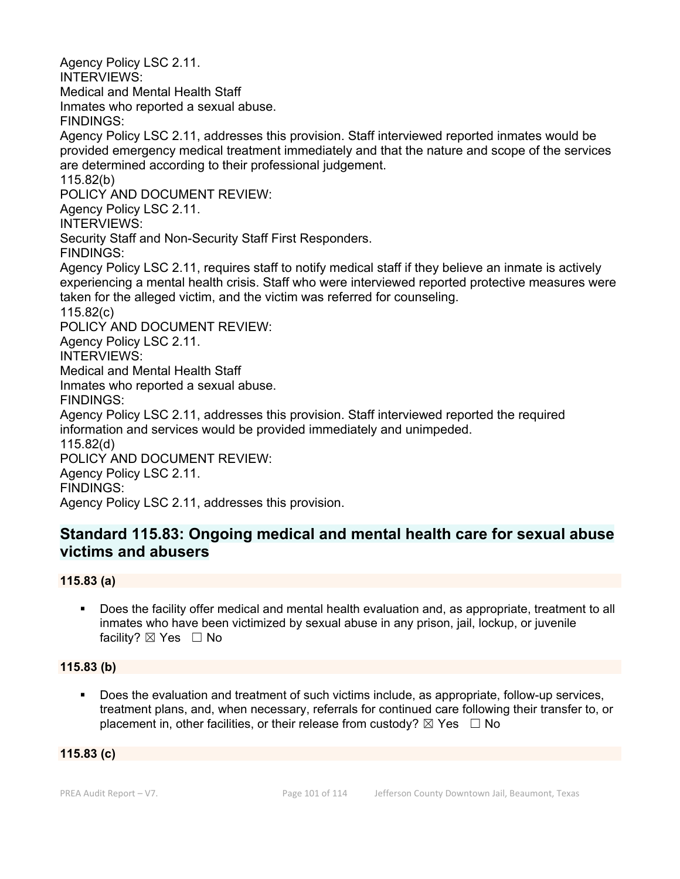Agency Policy LSC 2.11.
INTERVIEWS:
Medical and Mental Health Staff
Inmates who reported a sexual abuse.
FINDINGS:
Agency Policy LSC 2.11, addresses this provision. Staff interviewed reported inmates would be provided emergency medical treatment immediately and that the nature and scope of the services are determined according to their professional judgement.
115.82(b)
POLICY AND DOCUMENT REVIEW:
Agency Policy LSC 2.11.
INTERVIEWS:
Security Staff and Non-Security Staff First Responders.
FINDINGS:
Agency Policy LSC 2.11, requires staff to notify medical staff if they believe an inmate is actively experiencing a mental health crisis. Staff who were interviewed reported protective measures were taken for the alleged victim, and the victim was referred for counseling.
115.82(c)
POLICY AND DOCUMENT REVIEW:
Agency Policy LSC 2.11.
INTERVIEWS:
Medical and Mental Health Staff
Inmates who reported a sexual abuse.
FINDINGS:
Agency Policy LSC 2.11, addresses this provision. Staff interviewed reported the required information and services would be provided immediately and unimpeded.
115.82(d)
POLICY AND DOCUMENT REVIEW:
Agency Policy LSC 2.11.
FINDINGS:
Agency Policy LSC 2.11, addresses this provision.

## Standard 115.83: Ongoing medical and mental health care for sexual abuse victims and abusers

**115.83 (a)**

- Does the facility offer medical and mental health evaluation and, as appropriate, treatment to all inmates who have been victimized by sexual abuse in any prison, jail, lockup, or juvenile facility? ☒ Yes ☐ No

**115.83 (b)**

- Does the evaluation and treatment of such victims include, as appropriate, follow-up services, treatment plans, and, when necessary, referrals for continued care following their transfer to, or placement in, other facilities, or their release from custody? ☒ Yes ☐ No

**115.83 (c)**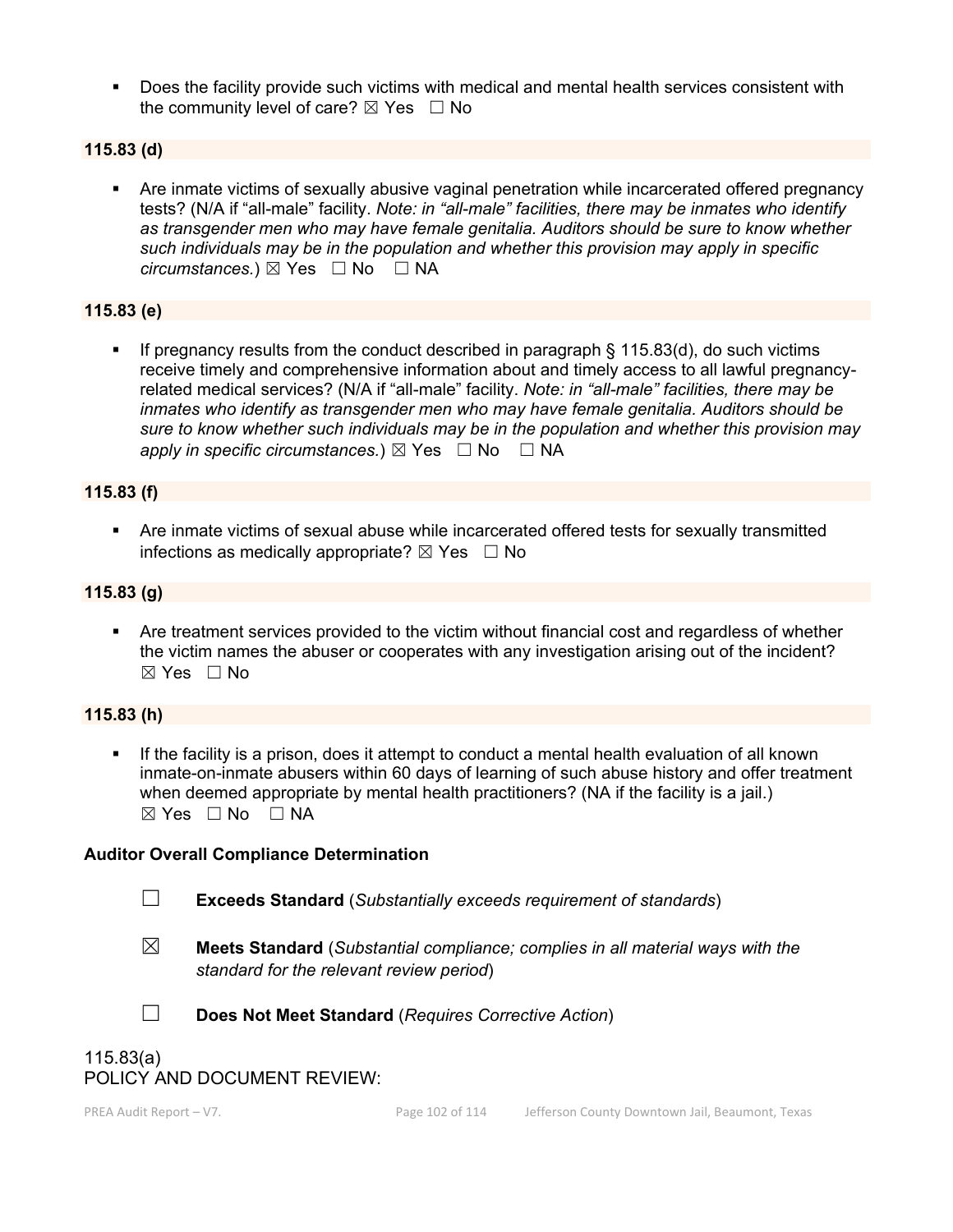- Does the facility provide such victims with medical and mental health services consistent with the community level of care? ☒ Yes ☐ No

**115.83 (d)**

- Are inmate victims of sexually abusive vaginal penetration while incarcerated offered pregnancy tests? (N/A if "all-male" facility. *Note: in "all-male" facilities, there may be inmates who identify as transgender men who may have female genitalia. Auditors should be sure to know whether such individuals may be in the population and whether this provision may apply in specific circumstances.*) ☒ Yes ☐ No ☐ NA

**115.83 (e)**

- If pregnancy results from the conduct described in paragraph § 115.83(d), do such victims receive timely and comprehensive information about and timely access to all lawful pregnancy-related medical services? (N/A if "all-male" facility. *Note: in "all-male" facilities, there may be inmates who identify as transgender men who may have female genitalia. Auditors should be sure to know whether such individuals may be in the population and whether this provision may apply in specific circumstances.*) ☒ Yes ☐ No ☐ NA

**115.83 (f)**

- Are inmate victims of sexual abuse while incarcerated offered tests for sexually transmitted infections as medically appropriate? ☒ Yes ☐ No

**115.83 (g)**

- Are treatment services provided to the victim without financial cost and regardless of whether the victim names the abuser or cooperates with any investigation arising out of the incident? ☒ Yes ☐ No

**115.83 (h)**

- If the facility is a prison, does it attempt to conduct a mental health evaluation of all known inmate-on-inmate abusers within 60 days of learning of such abuse history and offer treatment when deemed appropriate by mental health practitioners? (NA if the facility is a jail.) ☒ Yes ☐ No ☐ NA

**Auditor Overall Compliance Determination**

☐ **Exceeds Standard** (*Substantially exceeds requirement of standards*)

☒ **Meets Standard** (*Substantial compliance; complies in all material ways with the standard for the relevant review period*)

☐ **Does Not Meet Standard** (*Requires Corrective Action*)

115.83(a)
POLICY AND DOCUMENT REVIEW: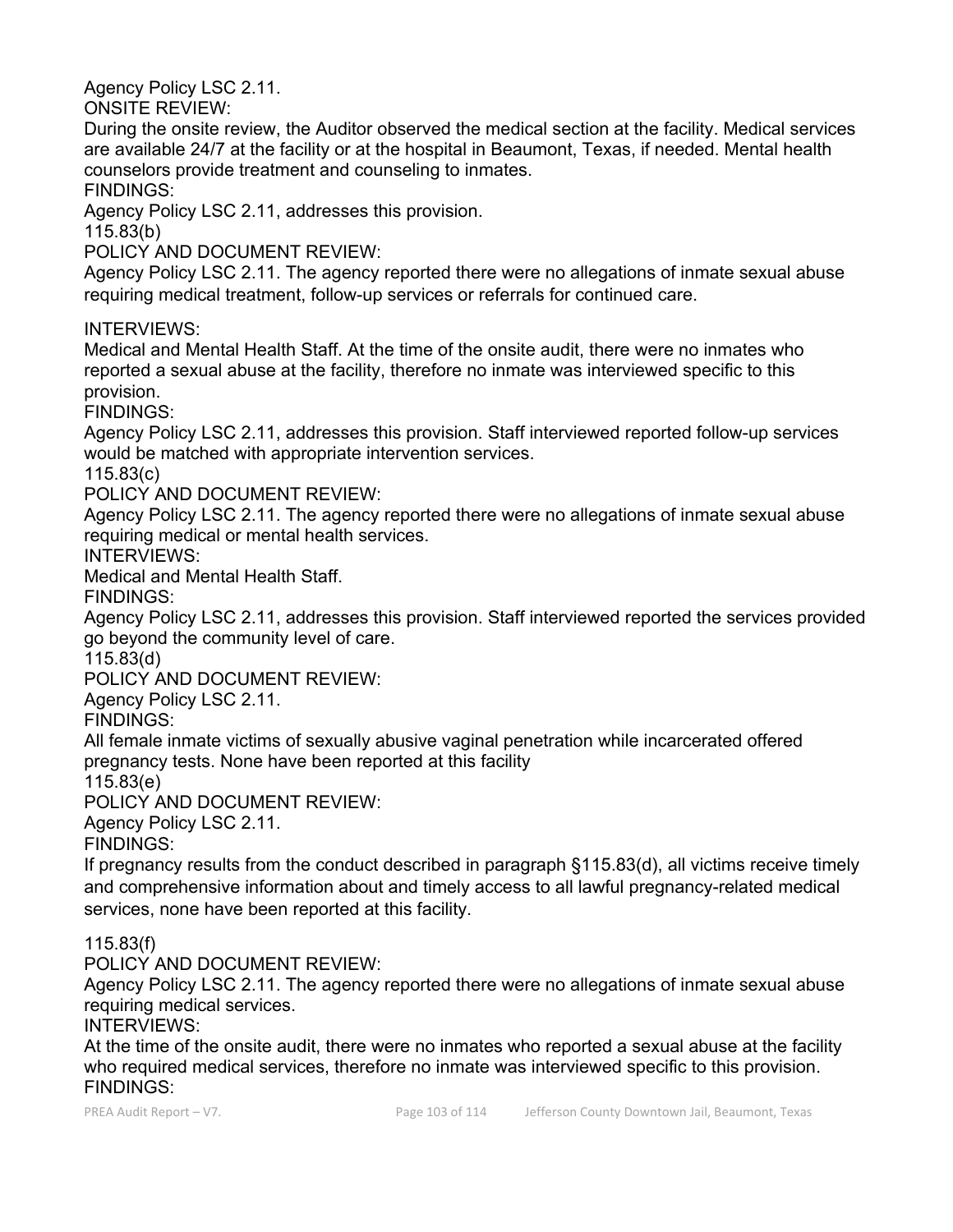Agency Policy LSC 2.11.

ONSITE REVIEW:

During the onsite review, the Auditor observed the medical section at the facility. Medical services are available 24/7 at the facility or at the hospital in Beaumont, Texas, if needed. Mental health counselors provide treatment and counseling to inmates.

FINDINGS:

Agency Policy LSC 2.11, addresses this provision.

115.83(b)

POLICY AND DOCUMENT REVIEW:

Agency Policy LSC 2.11. The agency reported there were no allegations of inmate sexual abuse requiring medical treatment, follow-up services or referrals for continued care.

INTERVIEWS:

Medical and Mental Health Staff. At the time of the onsite audit, there were no inmates who reported a sexual abuse at the facility, therefore no inmate was interviewed specific to this provision.

FINDINGS:

Agency Policy LSC 2.11, addresses this provision. Staff interviewed reported follow-up services would be matched with appropriate intervention services.

115.83(c)

POLICY AND DOCUMENT REVIEW:

Agency Policy LSC 2.11. The agency reported there were no allegations of inmate sexual abuse requiring medical or mental health services.

INTERVIEWS:

Medical and Mental Health Staff.

FINDINGS:

Agency Policy LSC 2.11, addresses this provision. Staff interviewed reported the services provided go beyond the community level of care.

115.83(d)

POLICY AND DOCUMENT REVIEW:

Agency Policy LSC 2.11.

FINDINGS:

All female inmate victims of sexually abusive vaginal penetration while incarcerated offered pregnancy tests. None have been reported at this facility

115.83(e)

POLICY AND DOCUMENT REVIEW:

Agency Policy LSC 2.11.

FINDINGS:

If pregnancy results from the conduct described in paragraph §115.83(d), all victims receive timely and comprehensive information about and timely access to all lawful pregnancy-related medical services, none have been reported at this facility.

115.83(f)

POLICY AND DOCUMENT REVIEW:

Agency Policy LSC 2.11. The agency reported there were no allegations of inmate sexual abuse requiring medical services.

INTERVIEWS:

At the time of the onsite audit, there were no inmates who reported a sexual abuse at the facility who required medical services, therefore no inmate was interviewed specific to this provision.

FINDINGS: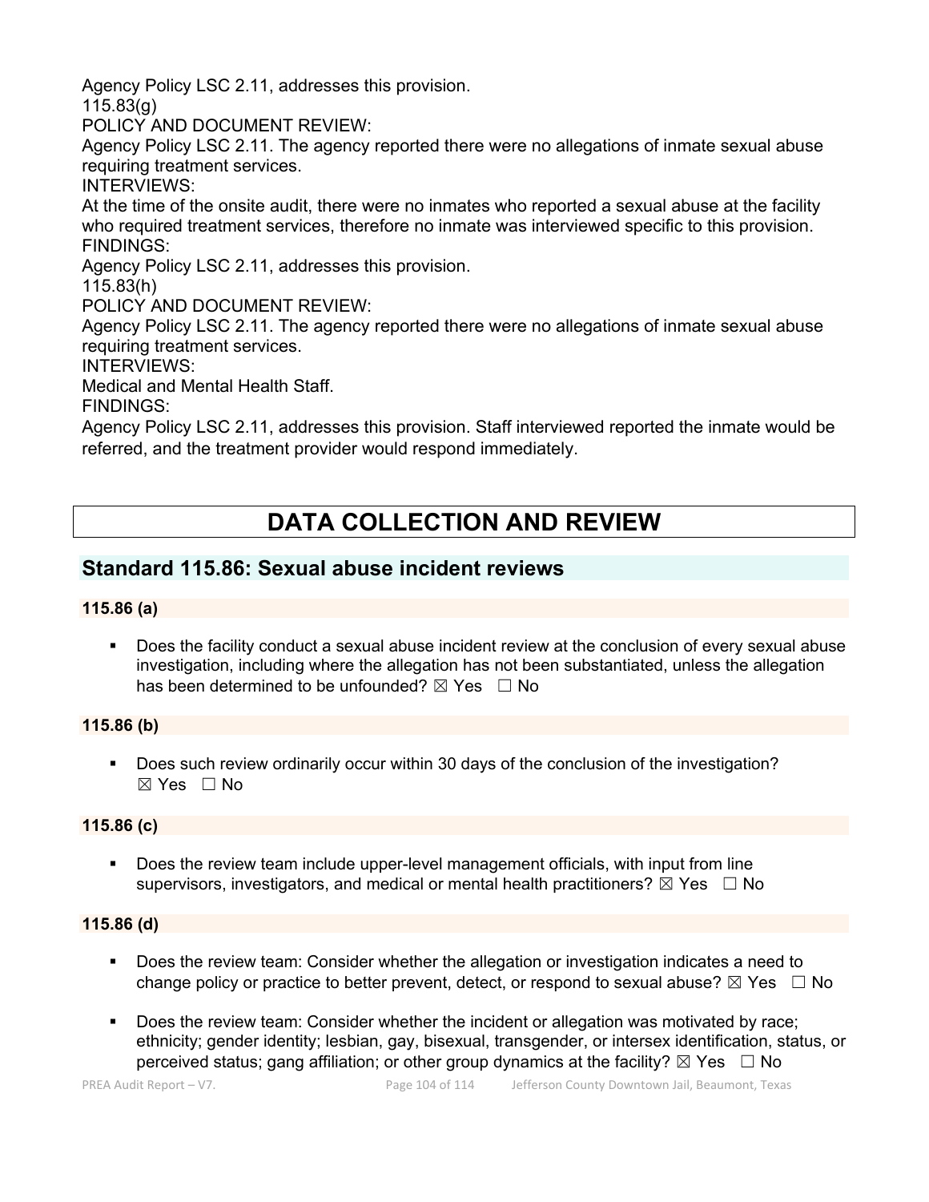Agency Policy LSC 2.11, addresses this provision.

115.83(g)

POLICY AND DOCUMENT REVIEW:

Agency Policy LSC 2.11. The agency reported there were no allegations of inmate sexual abuse requiring treatment services.

INTERVIEWS:

At the time of the onsite audit, there were no inmates who reported a sexual abuse at the facility who required treatment services, therefore no inmate was interviewed specific to this provision.

FINDINGS:

Agency Policy LSC 2.11, addresses this provision.

115.83(h)

POLICY AND DOCUMENT REVIEW:

Agency Policy LSC 2.11. The agency reported there were no allegations of inmate sexual abuse requiring treatment services.

INTERVIEWS:

Medical and Mental Health Staff.

FINDINGS:

Agency Policy LSC 2.11, addresses this provision. Staff interviewed reported the inmate would be referred, and the treatment provider would respond immediately.

# DATA COLLECTION AND REVIEW

## Standard 115.86: Sexual abuse incident reviews

**115.86 (a)**

- Does the facility conduct a sexual abuse incident review at the conclusion of every sexual abuse investigation, including where the allegation has not been substantiated, unless the allegation has been determined to be unfounded? ☒ Yes ☐ No

**115.86 (b)**

- Does such review ordinarily occur within 30 days of the conclusion of the investigation? ☒ Yes ☐ No

**115.86 (c)**

- Does the review team include upper-level management officials, with input from line supervisors, investigators, and medical or mental health practitioners? ☒ Yes ☐ No

**115.86 (d)**

- Does the review team: Consider whether the allegation or investigation indicates a need to change policy or practice to better prevent, detect, or respond to sexual abuse? ☒ Yes ☐ No
- Does the review team: Consider whether the incident or allegation was motivated by race; ethnicity; gender identity; lesbian, gay, bisexual, transgender, or intersex identification, status, or perceived status; gang affiliation; or other group dynamics at the facility? ☒ Yes ☐ No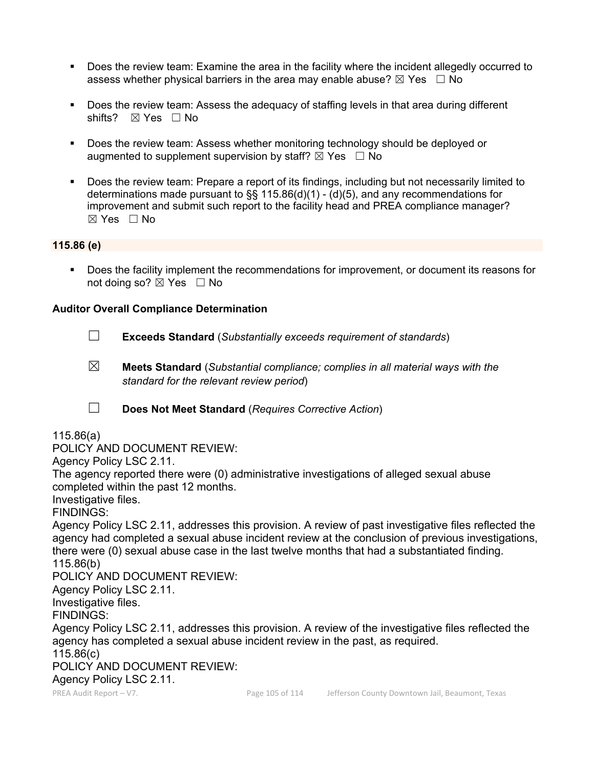- Does the review team: Examine the area in the facility where the incident allegedly occurred to assess whether physical barriers in the area may enable abuse? ☒ Yes ☐ No

- Does the review team: Assess the adequacy of staffing levels in that area during different shifts? ☒ Yes ☐ No

- Does the review team: Assess whether monitoring technology should be deployed or augmented to supplement supervision by staff? ☒ Yes ☐ No

- Does the review team: Prepare a report of its findings, including but not necessarily limited to determinations made pursuant to §§ 115.86(d)(1) - (d)(5), and any recommendations for improvement and submit such report to the facility head and PREA compliance manager? ☒ Yes ☐ No

**115.86 (e)**

- Does the facility implement the recommendations for improvement, or document its reasons for not doing so? ☒ Yes ☐ No

**Auditor Overall Compliance Determination**

☐ **Exceeds Standard** (*Substantially exceeds requirement of standards*)

☒ **Meets Standard** (*Substantial compliance; complies in all material ways with the standard for the relevant review period*)

☐ **Does Not Meet Standard** (*Requires Corrective Action*)

115.86(a)
POLICY AND DOCUMENT REVIEW:
Agency Policy LSC 2.11.
The agency reported there were (0) administrative investigations of alleged sexual abuse completed within the past 12 months.
Investigative files.
FINDINGS:
Agency Policy LSC 2.11, addresses this provision. A review of past investigative files reflected the agency had completed a sexual abuse incident review at the conclusion of previous investigations, there were (0) sexual abuse case in the last twelve months that had a substantiated finding.
115.86(b)
POLICY AND DOCUMENT REVIEW:
Agency Policy LSC 2.11.
Investigative files.
FINDINGS:
Agency Policy LSC 2.11, addresses this provision. A review of the investigative files reflected the agency has completed a sexual abuse incident review in the past, as required.
115.86(c)
POLICY AND DOCUMENT REVIEW:
Agency Policy LSC 2.11.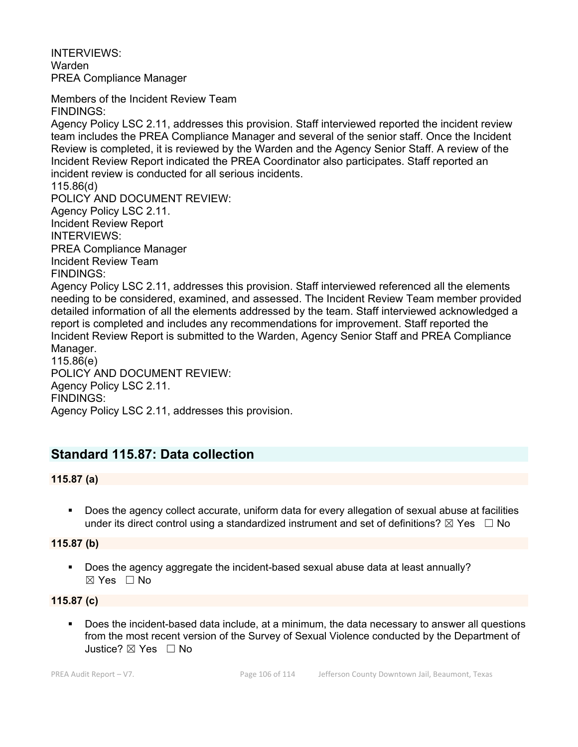INTERVIEWS:
Warden
PREA Compliance Manager

Members of the Incident Review Team
FINDINGS:
Agency Policy LSC 2.11, addresses this provision. Staff interviewed reported the incident review team includes the PREA Compliance Manager and several of the senior staff. Once the Incident Review is completed, it is reviewed by the Warden and the Agency Senior Staff. A review of the Incident Review Report indicated the PREA Coordinator also participates. Staff reported an incident review is conducted for all serious incidents.
115.86(d)
POLICY AND DOCUMENT REVIEW:
Agency Policy LSC 2.11.
Incident Review Report
INTERVIEWS:
PREA Compliance Manager
Incident Review Team
FINDINGS:
Agency Policy LSC 2.11, addresses this provision. Staff interviewed referenced all the elements needing to be considered, examined, and assessed. The Incident Review Team member provided detailed information of all the elements addressed by the team. Staff interviewed acknowledged a report is completed and includes any recommendations for improvement. Staff reported the Incident Review Report is submitted to the Warden, Agency Senior Staff and PREA Compliance Manager.
115.86(e)
POLICY AND DOCUMENT REVIEW:
Agency Policy LSC 2.11.
FINDINGS:
Agency Policy LSC 2.11, addresses this provision.

## Standard 115.87: Data collection

**115.87 (a)**

- Does the agency collect accurate, uniform data for every allegation of sexual abuse at facilities under its direct control using a standardized instrument and set of definitions? ☒ Yes ☐ No

**115.87 (b)**

- Does the agency aggregate the incident-based sexual abuse data at least annually? ☒ Yes ☐ No

**115.87 (c)**

- Does the incident-based data include, at a minimum, the data necessary to answer all questions from the most recent version of the Survey of Sexual Violence conducted by the Department of Justice? ☒ Yes ☐ No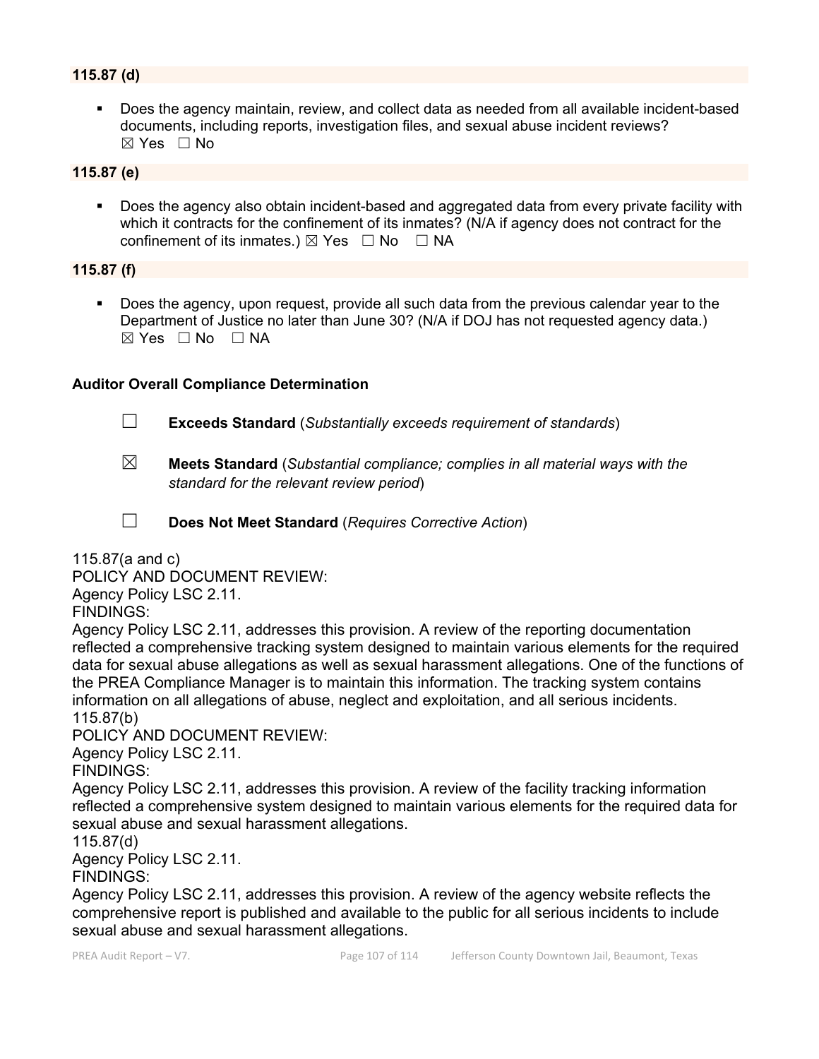**115.87 (d)**

- Does the agency maintain, review, and collect data as needed from all available incident-based documents, including reports, investigation files, and sexual abuse incident reviews?
☒ Yes ☐ No

**115.87 (e)**

- Does the agency also obtain incident-based and aggregated data from every private facility with which it contracts for the confinement of its inmates? (N/A if agency does not contract for the confinement of its inmates.) ☒ Yes ☐ No ☐ NA

**115.87 (f)**

- Does the agency, upon request, provide all such data from the previous calendar year to the Department of Justice no later than June 30? (N/A if DOJ has not requested agency data.)
☒ Yes ☐ No ☐ NA

**Auditor Overall Compliance Determination**

☐ **Exceeds Standard** (*Substantially exceeds requirement of standards*)

☒ **Meets Standard** (*Substantial compliance; complies in all material ways with the standard for the relevant review period*)

☐ **Does Not Meet Standard** (*Requires Corrective Action*)

115.87(a and c)
POLICY AND DOCUMENT REVIEW:
Agency Policy LSC 2.11.
FINDINGS:
Agency Policy LSC 2.11, addresses this provision. A review of the reporting documentation reflected a comprehensive tracking system designed to maintain various elements for the required data for sexual abuse allegations as well as sexual harassment allegations. One of the functions of the PREA Compliance Manager is to maintain this information. The tracking system contains information on all allegations of abuse, neglect and exploitation, and all serious incidents.
115.87(b)
POLICY AND DOCUMENT REVIEW:
Agency Policy LSC 2.11.
FINDINGS:
Agency Policy LSC 2.11, addresses this provision. A review of the facility tracking information reflected a comprehensive system designed to maintain various elements for the required data for sexual abuse and sexual harassment allegations.
115.87(d)
Agency Policy LSC 2.11.
FINDINGS:
Agency Policy LSC 2.11, addresses this provision. A review of the agency website reflects the comprehensive report is published and available to the public for all serious incidents to include sexual abuse and sexual harassment allegations.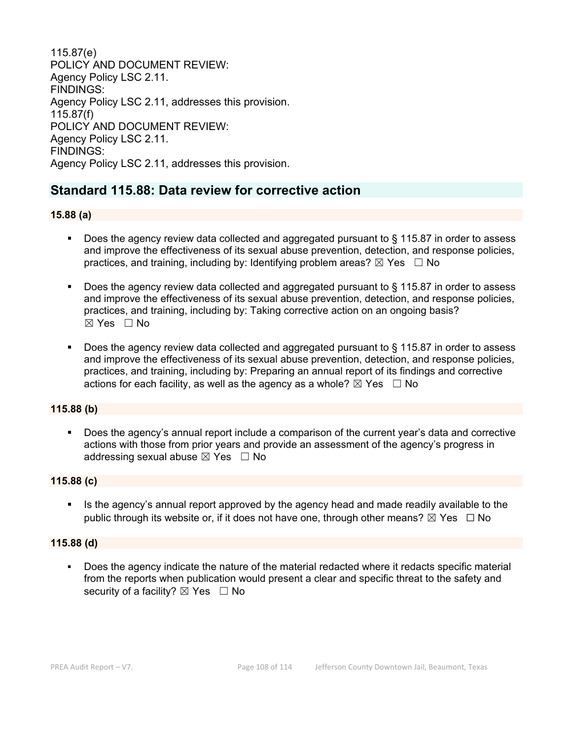115.87(e)
POLICY AND DOCUMENT REVIEW:
Agency Policy LSC 2.11.
FINDINGS:
Agency Policy LSC 2.11, addresses this provision.
115.87(f)
POLICY AND DOCUMENT REVIEW:
Agency Policy LSC 2.11.
FINDINGS:
Agency Policy LSC 2.11, addresses this provision.

## Standard 115.88: Data review for corrective action

**15.88 (a)**

- Does the agency review data collected and aggregated pursuant to § 115.87 in order to assess and improve the effectiveness of its sexual abuse prevention, detection, and response policies, practices, and training, including by: Identifying problem areas? ☒ Yes ☐ No
- Does the agency review data collected and aggregated pursuant to § 115.87 in order to assess and improve the effectiveness of its sexual abuse prevention, detection, and response policies, practices, and training, including by: Taking corrective action on an ongoing basis? ☒ Yes ☐ No
- Does the agency review data collected and aggregated pursuant to § 115.87 in order to assess and improve the effectiveness of its sexual abuse prevention, detection, and response policies, practices, and training, including by: Preparing an annual report of its findings and corrective actions for each facility, as well as the agency as a whole? ☒ Yes ☐ No

**115.88 (b)**

- Does the agency's annual report include a comparison of the current year's data and corrective actions with those from prior years and provide an assessment of the agency's progress in addressing sexual abuse ☒ Yes ☐ No

**115.88 (c)**

- Is the agency's annual report approved by the agency head and made readily available to the public through its website or, if it does not have one, through other means? ☒ Yes ☐ No

**115.88 (d)**

- Does the agency indicate the nature of the material redacted where it redacts specific material from the reports when publication would present a clear and specific threat to the safety and security of a facility? ☒ Yes ☐ No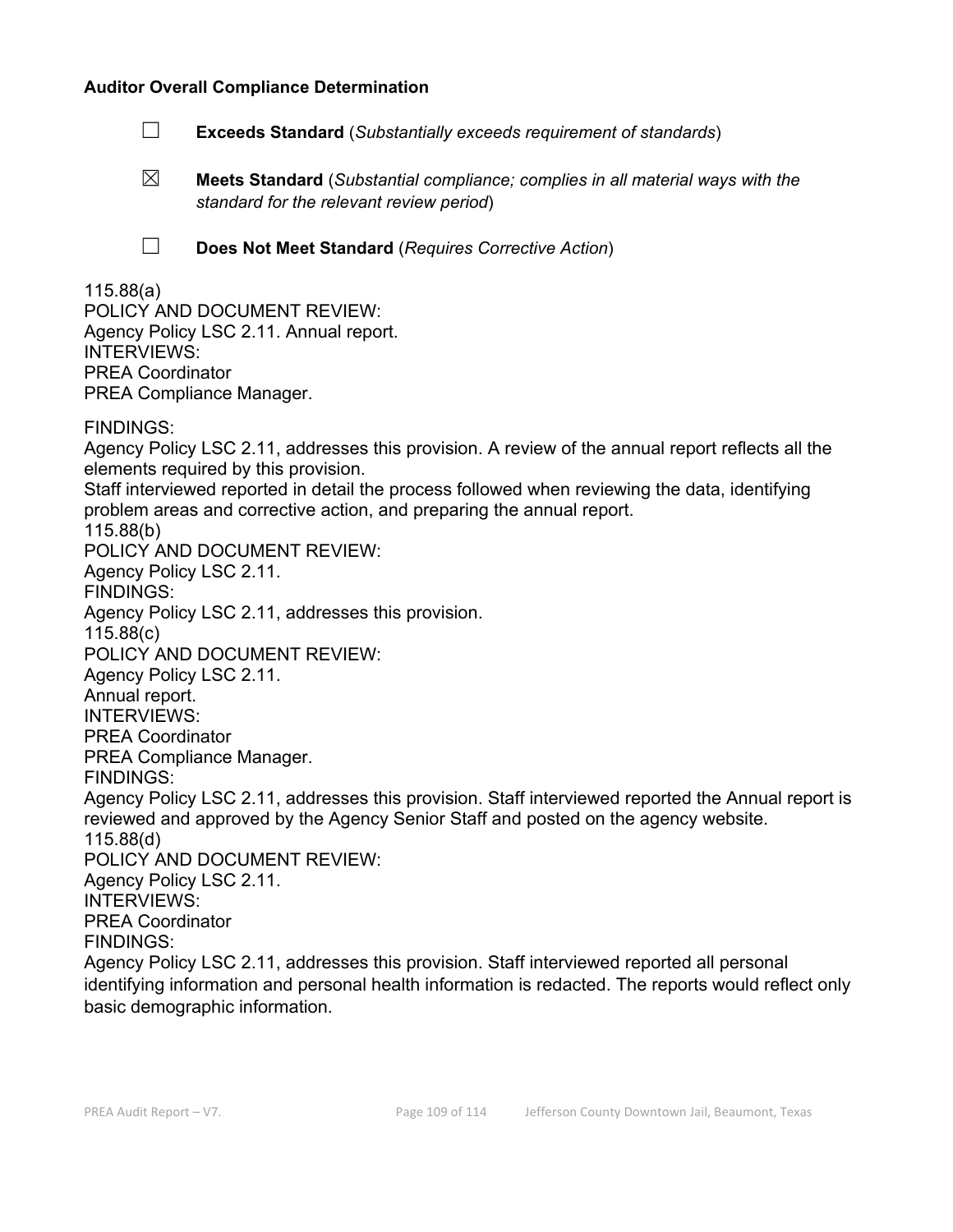**Auditor Overall Compliance Determination**

☐ **Exceeds Standard** (*Substantially exceeds requirement of standards*)

☒ **Meets Standard** (*Substantial compliance; complies in all material ways with the standard for the relevant review period*)

☐ **Does Not Meet Standard** (*Requires Corrective Action*)

115.88(a)
POLICY AND DOCUMENT REVIEW:
Agency Policy LSC 2.11. Annual report.
INTERVIEWS:
PREA Coordinator
PREA Compliance Manager.

FINDINGS:
Agency Policy LSC 2.11, addresses this provision. A review of the annual report reflects all the elements required by this provision.
Staff interviewed reported in detail the process followed when reviewing the data, identifying problem areas and corrective action, and preparing the annual report.
115.88(b)
POLICY AND DOCUMENT REVIEW:
Agency Policy LSC 2.11.
FINDINGS:
Agency Policy LSC 2.11, addresses this provision.
115.88(c)
POLICY AND DOCUMENT REVIEW:
Agency Policy LSC 2.11.
Annual report.
INTERVIEWS:
PREA Coordinator
PREA Compliance Manager.
FINDINGS:
Agency Policy LSC 2.11, addresses this provision. Staff interviewed reported the Annual report is reviewed and approved by the Agency Senior Staff and posted on the agency website.
115.88(d)
POLICY AND DOCUMENT REVIEW:
Agency Policy LSC 2.11.
INTERVIEWS:
PREA Coordinator
FINDINGS:
Agency Policy LSC 2.11, addresses this provision. Staff interviewed reported all personal identifying information and personal health information is redacted. The reports would reflect only basic demographic information.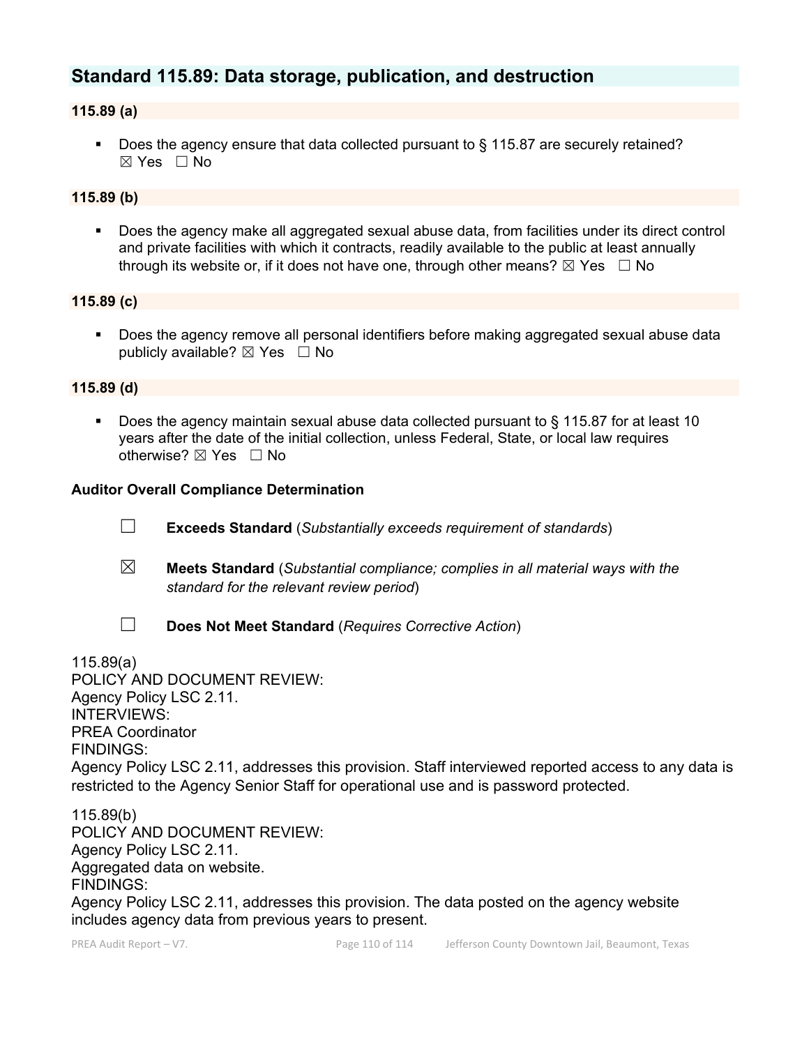## Standard 115.89: Data storage, publication, and destruction

**115.89 (a)**

- Does the agency ensure that data collected pursuant to § 115.87 are securely retained? ☒ Yes ☐ No

**115.89 (b)**

- Does the agency make all aggregated sexual abuse data, from facilities under its direct control and private facilities with which it contracts, readily available to the public at least annually through its website or, if it does not have one, through other means? ☒ Yes ☐ No

**115.89 (c)**

- Does the agency remove all personal identifiers before making aggregated sexual abuse data publicly available? ☒ Yes ☐ No

**115.89 (d)**

- Does the agency maintain sexual abuse data collected pursuant to § 115.87 for at least 10 years after the date of the initial collection, unless Federal, State, or local law requires otherwise? ☒ Yes ☐ No

**Auditor Overall Compliance Determination**

☐ **Exceeds Standard** (*Substantially exceeds requirement of standards*)

☒ **Meets Standard** (*Substantial compliance; complies in all material ways with the standard for the relevant review period*)

☐ **Does Not Meet Standard** (*Requires Corrective Action*)

115.89(a)
POLICY AND DOCUMENT REVIEW:
Agency Policy LSC 2.11.
INTERVIEWS:
PREA Coordinator
FINDINGS:
Agency Policy LSC 2.11, addresses this provision. Staff interviewed reported access to any data is restricted to the Agency Senior Staff for operational use and is password protected.

115.89(b)
POLICY AND DOCUMENT REVIEW:
Agency Policy LSC 2.11.
Aggregated data on website.
FINDINGS:
Agency Policy LSC 2.11, addresses this provision. The data posted on the agency website includes agency data from previous years to present.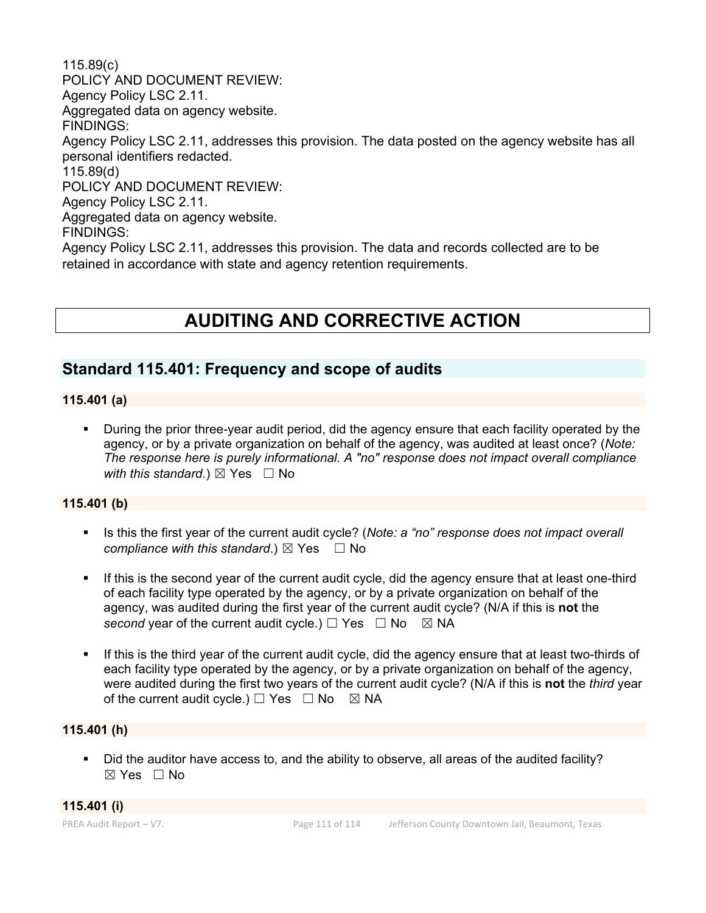115.89(c)
POLICY AND DOCUMENT REVIEW:
Agency Policy LSC 2.11.
Aggregated data on agency website.
FINDINGS:
Agency Policy LSC 2.11, addresses this provision. The data posted on the agency website has all personal identifiers redacted.
115.89(d)
POLICY AND DOCUMENT REVIEW:
Agency Policy LSC 2.11.
Aggregated data on agency website.
FINDINGS:
Agency Policy LSC 2.11, addresses this provision. The data and records collected are to be retained in accordance with state and agency retention requirements.

# AUDITING AND CORRECTIVE ACTION

## Standard 115.401: Frequency and scope of audits

### 115.401 (a)

- During the prior three-year audit period, did the agency ensure that each facility operated by the agency, or by a private organization on behalf of the agency, was audited at least once? (*Note: The response here is purely informational. A "no" response does not impact overall compliance with this standard.*) ☒ Yes ☐ No

### 115.401 (b)

- Is this the first year of the current audit cycle? (*Note: a "no" response does not impact overall compliance with this standard.*) ☒ Yes ☐ No
- If this is the second year of the current audit cycle, did the agency ensure that at least one-third of each facility type operated by the agency, or by a private organization on behalf of the agency, was audited during the first year of the current audit cycle? (N/A if this is **not** the *second* year of the current audit cycle.) ☐ Yes ☐ No ☒ NA
- If this is the third year of the current audit cycle, did the agency ensure that at least two-thirds of each facility type operated by the agency, or by a private organization on behalf of the agency, were audited during the first two years of the current audit cycle? (N/A if this is **not** the *third* year of the current audit cycle.) ☐ Yes ☐ No ☒ NA

### 115.401 (h)

- Did the auditor have access to, and the ability to observe, all areas of the audited facility? ☒ Yes ☐ No

### 115.401 (i)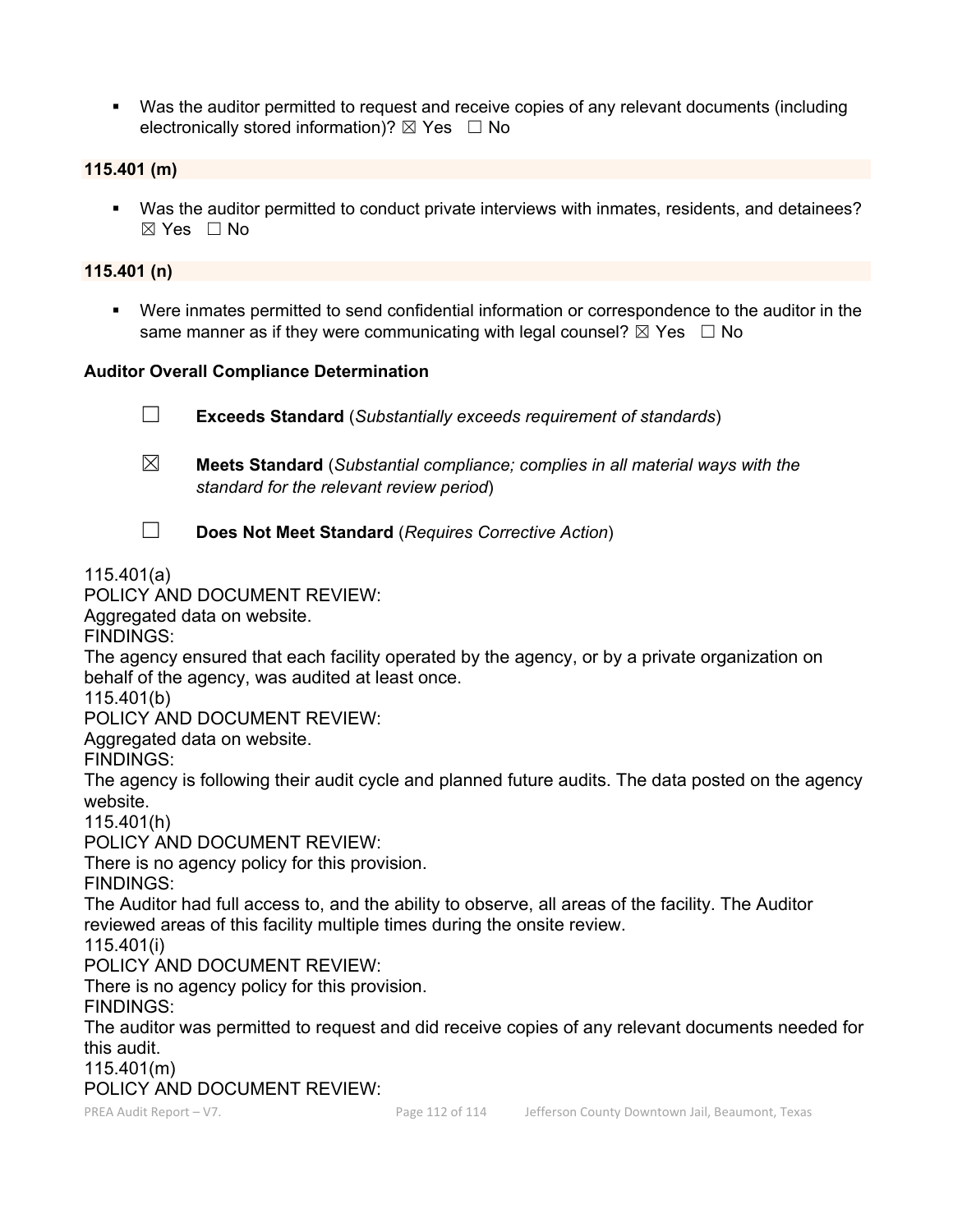- Was the auditor permitted to request and receive copies of any relevant documents (including electronically stored information)? ☒ Yes ☐ No

**115.401 (m)**

- Was the auditor permitted to conduct private interviews with inmates, residents, and detainees? ☒ Yes ☐ No

**115.401 (n)**

- Were inmates permitted to send confidential information or correspondence to the auditor in the same manner as if they were communicating with legal counsel? ☒ Yes ☐ No

**Auditor Overall Compliance Determination**

☐ **Exceeds Standard** (*Substantially exceeds requirement of standards*)

☒ **Meets Standard** (*Substantial compliance; complies in all material ways with the standard for the relevant review period*)

☐ **Does Not Meet Standard** (*Requires Corrective Action*)

115.401(a)
POLICY AND DOCUMENT REVIEW:
Aggregated data on website.
FINDINGS:
The agency ensured that each facility operated by the agency, or by a private organization on behalf of the agency, was audited at least once.
115.401(b)
POLICY AND DOCUMENT REVIEW:
Aggregated data on website.
FINDINGS:
The agency is following their audit cycle and planned future audits. The data posted on the agency website.
115.401(h)
POLICY AND DOCUMENT REVIEW:
There is no agency policy for this provision.
FINDINGS:
The Auditor had full access to, and the ability to observe, all areas of the facility. The Auditor reviewed areas of this facility multiple times during the onsite review.
115.401(i)
POLICY AND DOCUMENT REVIEW:
There is no agency policy for this provision.
FINDINGS:
The auditor was permitted to request and did receive copies of any relevant documents needed for this audit.
115.401(m)
POLICY AND DOCUMENT REVIEW: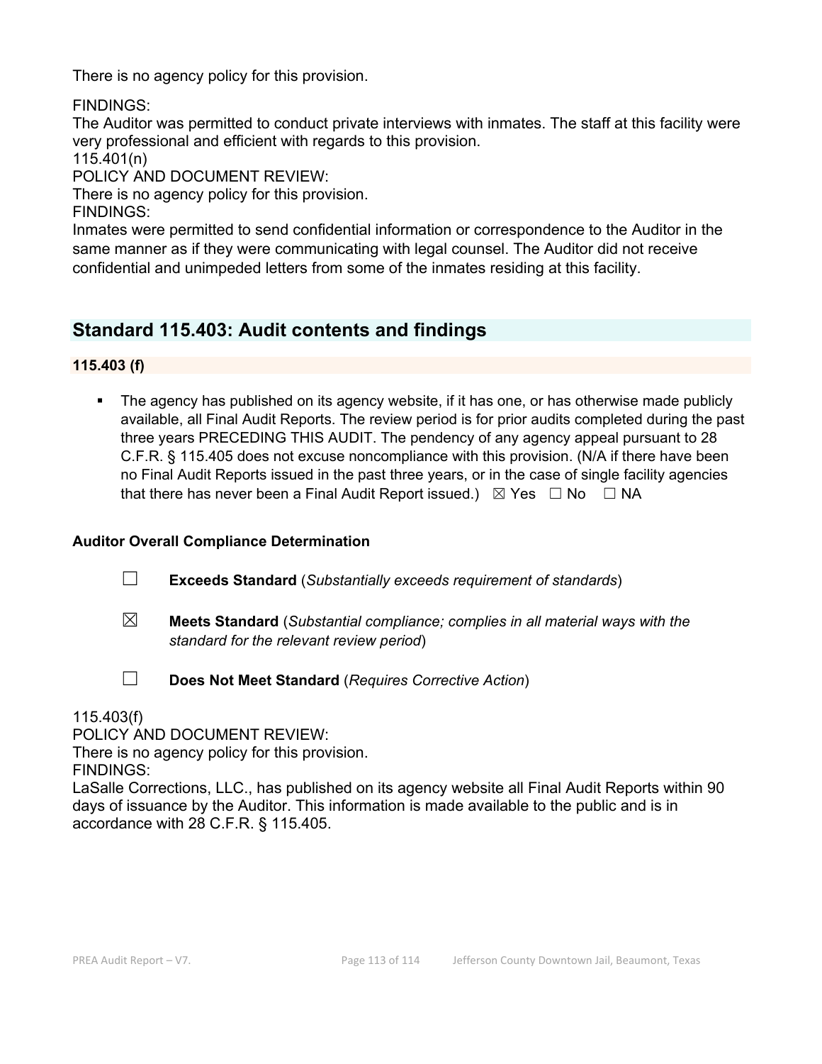There is no agency policy for this provision.

FINDINGS:
The Auditor was permitted to conduct private interviews with inmates. The staff at this facility were very professional and efficient with regards to this provision.
115.401(n)
POLICY AND DOCUMENT REVIEW:
There is no agency policy for this provision.
FINDINGS:
Inmates were permitted to send confidential information or correspondence to the Auditor in the same manner as if they were communicating with legal counsel. The Auditor did not receive confidential and unimpeded letters from some of the inmates residing at this facility.

## Standard 115.403: Audit contents and findings

### 115.403 (f)

- The agency has published on its agency website, if it has one, or has otherwise made publicly available, all Final Audit Reports. The review period is for prior audits completed during the past three years PRECEDING THIS AUDIT. The pendency of any agency appeal pursuant to 28 C.F.R. § 115.405 does not excuse noncompliance with this provision. (N/A if there have been no Final Audit Reports issued in the past three years, or in the case of single facility agencies that there has never been a Final Audit Report issued.) ☒ Yes ☐ No ☐ NA

**Auditor Overall Compliance Determination**

☐ **Exceeds Standard** (*Substantially exceeds requirement of standards*)

☒ **Meets Standard** (*Substantial compliance; complies in all material ways with the standard for the relevant review period*)

☐ **Does Not Meet Standard** (*Requires Corrective Action*)

115.403(f)
POLICY AND DOCUMENT REVIEW:
There is no agency policy for this provision.
FINDINGS:
LaSalle Corrections, LLC., has published on its agency website all Final Audit Reports within 90 days of issuance by the Auditor. This information is made available to the public and is in accordance with 28 C.F.R. § 115.405.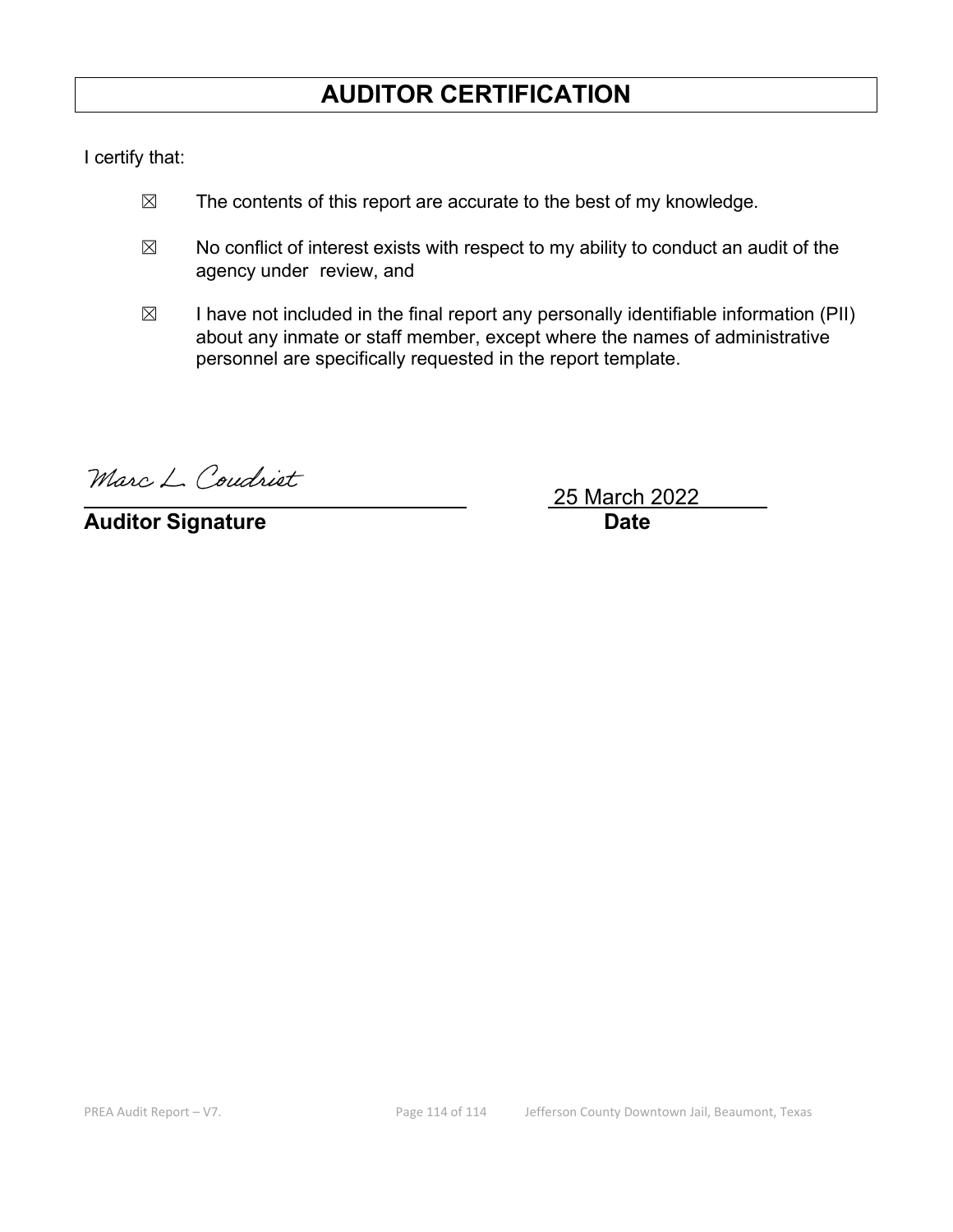# AUDITOR CERTIFICATION

I certify that:

☒ The contents of this report are accurate to the best of my knowledge.

☒ No conflict of interest exists with respect to my ability to conduct an audit of the agency under review, and

☒ I have not included in the final report any personally identifiable information (PII) about any inmate or staff member, except where the names of administrative personnel are specifically requested in the report template.

Marc L. Coudriet

**Auditor Signature**

25 March 2022

**Date**